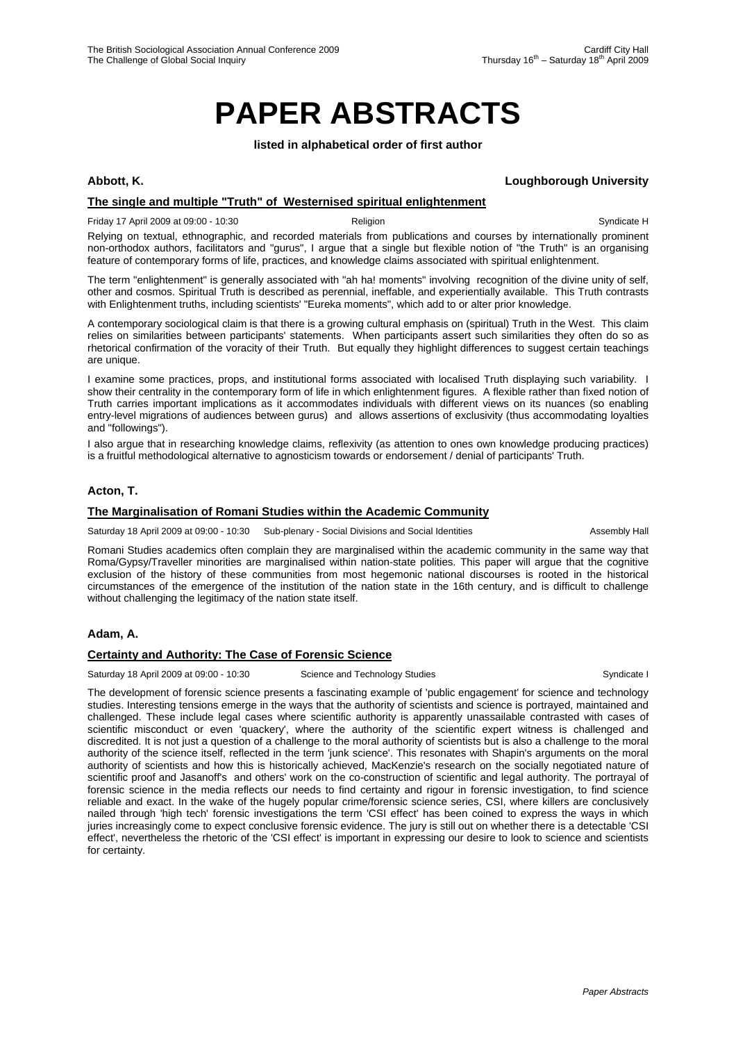# PAPER ABSTRACTS

**listed in alphabetical order of first author**

**Abbott, K.** **Loughborough University**

**The single and multiple "Truth" of Westernised spiritual enlightenment**

Friday 17 April 2009 at 09:00 - 10:30 Religion Syndicate H

Relying on textual, ethnographic, and recorded materials from publications and courses by internationally prominent non-orthodox authors, facilitators and "gurus", I argue that a single but flexible notion of "the Truth" is an organising feature of contemporary forms of life, practices, and knowledge claims associated with spiritual enlightenment.

The term "enlightenment" is generally associated with "ah ha! moments" involving recognition of the divine unity of self, other and cosmos. Spiritual Truth is described as perennial, ineffable, and experientially available. This Truth contrasts with Enlightenment truths, including scientists' "Eureka moments", which add to or alter prior knowledge.

A contemporary sociological claim is that there is a growing cultural emphasis on (spiritual) Truth in the West. This claim relies on similarities between participants' statements. When participants assert such similarities they often do so as rhetorical confirmation of the voracity of their Truth. But equally they highlight differences to suggest certain teachings are unique.

I examine some practices, props, and institutional forms associated with localised Truth displaying such variability. I show their centrality in the contemporary form of life in which enlightenment figures. A flexible rather than fixed notion of Truth carries important implications as it accommodates individuals with different views on its nuances (so enabling entry-level migrations of audiences between gurus) and allows assertions of exclusivity (thus accommodating loyalties and "followings").

I also argue that in researching knowledge claims, reflexivity (as attention to ones own knowledge producing practices) is a fruitful methodological alternative to agnosticism towards or endorsement / denial of participants' Truth.

**Acton, T.**

**The Marginalisation of Romani Studies within the Academic Community**

Saturday 18 April 2009 at 09:00 - 10:30 Sub-plenary - Social Divisions and Social Identities Assembly Hall

Romani Studies academics often complain they are marginalised within the academic community in the same way that Roma/Gypsy/Traveller minorities are marginalised within nation-state polities. This paper will argue that the cognitive exclusion of the history of these communities from most hegemonic national discourses is rooted in the historical circumstances of the emergence of the institution of the nation state in the 16th century, and is difficult to challenge without challenging the legitimacy of the nation state itself.

**Adam, A.**

**Certainty and Authority: The Case of Forensic Science**

Saturday 18 April 2009 at 09:00 - 10:30 Science and Technology Studies Syndicate I

The development of forensic science presents a fascinating example of 'public engagement' for science and technology studies. Interesting tensions emerge in the ways that the authority of scientists and science is portrayed, maintained and challenged. These include legal cases where scientific authority is apparently unassailable contrasted with cases of scientific misconduct or even 'quackery', where the authority of the scientific expert witness is challenged and discredited. It is not just a question of a challenge to the moral authority of scientists but is also a challenge to the moral authority of the science itself, reflected in the term 'junk science'. This resonates with Shapin's arguments on the moral authority of scientists and how this is historically achieved, MacKenzie's research on the socially negotiated nature of scientific proof and Jasanoff's and others' work on the co-construction of scientific and legal authority. The portrayal of forensic science in the media reflects our needs to find certainty and rigour in forensic investigation, to find science reliable and exact. In the wake of the hugely popular crime/forensic science series, CSI, where killers are conclusively nailed through 'high tech' forensic investigations the term 'CSI effect' has been coined to express the ways in which juries increasingly come to expect conclusive forensic evidence. The jury is still out on whether there is a detectable 'CSI effect', nevertheless the rhetoric of the 'CSI effect' is important in expressing our desire to look to science and scientists for certainty.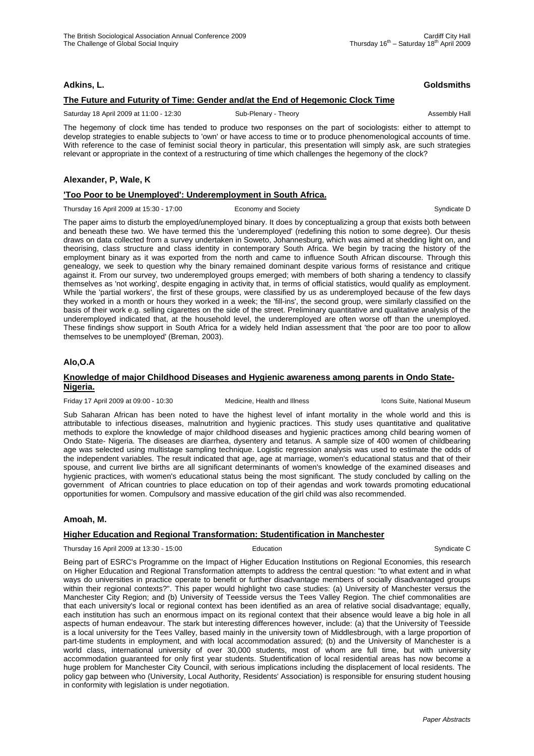**Adkins, L.** **Goldsmiths**

**The Future and Futurity of Time: Gender and/at the End of Hegemonic Clock Time**

Saturday 18 April 2009 at 11:00 - 12:30 | Sub-Plenary - Theory | Assembly Hall

The hegemony of clock time has tended to produce two responses on the part of sociologists: either to attempt to develop strategies to enable subjects to 'own' or have access to time or to produce phenomenological accounts of time. With reference to the case of feminist social theory in particular, this presentation will simply ask, are such strategies relevant or appropriate in the context of a restructuring of time which challenges the hegemony of the clock?

**Alexander, P, Wale, K**

**'Too Poor to be Unemployed': Underemployment in South Africa.**

Thursday 16 April 2009 at 15:30 - 17:00 | Economy and Society | Syndicate D

The paper aims to disturb the employed/unemployed binary. It does by conceptualizing a group that exists both between and beneath these two. We have termed this the 'underemployed' (redefining this notion to some degree). Our thesis draws on data collected from a survey undertaken in Soweto, Johannesburg, which was aimed at shedding light on, and theorising, class structure and class identity in contemporary South Africa. We begin by tracing the history of the employment binary as it was exported from the north and came to influence South African discourse. Through this genealogy, we seek to question why the binary remained dominant despite various forms of resistance and critique against it. From our survey, two underemployed groups emerged; with members of both sharing a tendency to classify themselves as 'not working', despite engaging in activity that, in terms of official statistics, would qualify as employment. While the 'partial workers', the first of these groups, were classified by us as underemployed because of the few days they worked in a month or hours they worked in a week; the 'fill-ins', the second group, were similarly classified on the basis of their work e.g. selling cigarettes on the side of the street. Preliminary quantitative and qualitative analysis of the underemployed indicated that, at the household level, the underemployed are often worse off than the unemployed. These findings show support in South Africa for a widely held Indian assessment that 'the poor are too poor to allow themselves to be unemployed' (Breman, 2003).

**Alo,O.A**

**Knowledge of major Childhood Diseases and Hygienic awareness among parents in Ondo State-Nigeria.**

Friday 17 April 2009 at 09:00 - 10:30 | Medicine, Health and Illness | Icons Suite, National Museum

Sub Saharan African has been noted to have the highest level of infant mortality in the whole world and this is attributable to infectious diseases, malnutrition and hygienic practices. This study uses quantitative and qualitative methods to explore the knowledge of major childhood diseases and hygienic practices among child bearing women of Ondo State- Nigeria. The diseases are diarrhea, dysentery and tetanus. A sample size of 400 women of childbearing age was selected using multistage sampling technique. Logistic regression analysis was used to estimate the odds of the independent variables. The result indicated that age, age at marriage, women's educational status and that of their spouse, and current live births are all significant determinants of women's knowledge of the examined diseases and hygienic practices, with women's educational status being the most significant. The study concluded by calling on the government of African countries to place education on top of their agendas and work towards promoting educational opportunities for women. Compulsory and massive education of the girl child was also recommended.

**Amoah, M.**

**Higher Education and Regional Transformation: Studentification in Manchester**

Thursday 16 April 2009 at 13:30 - 15:00 | Education | Syndicate C

Being part of ESRC's Programme on the Impact of Higher Education Institutions on Regional Economies, this research on Higher Education and Regional Transformation attempts to address the central question: "to what extent and in what ways do universities in practice operate to benefit or further disadvantage members of socially disadvantaged groups within their regional contexts?". This paper would highlight two case studies: (a) University of Manchester versus the Manchester City Region; and (b) University of Teesside versus the Tees Valley Region. The chief commonalities are that each university's local or regional context has been identified as an area of relative social disadvantage; equally, each institution has such an enormous impact on its regional context that their absence would leave a big hole in all aspects of human endeavour. The stark but interesting differences however, include: (a) that the University of Teesside is a local university for the Tees Valley, based mainly in the university town of Middlesbrough, with a large proportion of part-time students in employment, and with local accommodation assured; (b) and the University of Manchester is a world class, international university of over 30,000 students, most of whom are full time, but with university accommodation guaranteed for only first year students. Studentification of local residential areas has now become a huge problem for Manchester City Council, with serious implications including the displacement of local residents. The policy gap between who (University, Local Authority, Residents' Association) is responsible for ensuring student housing in conformity with legislation is under negotiation.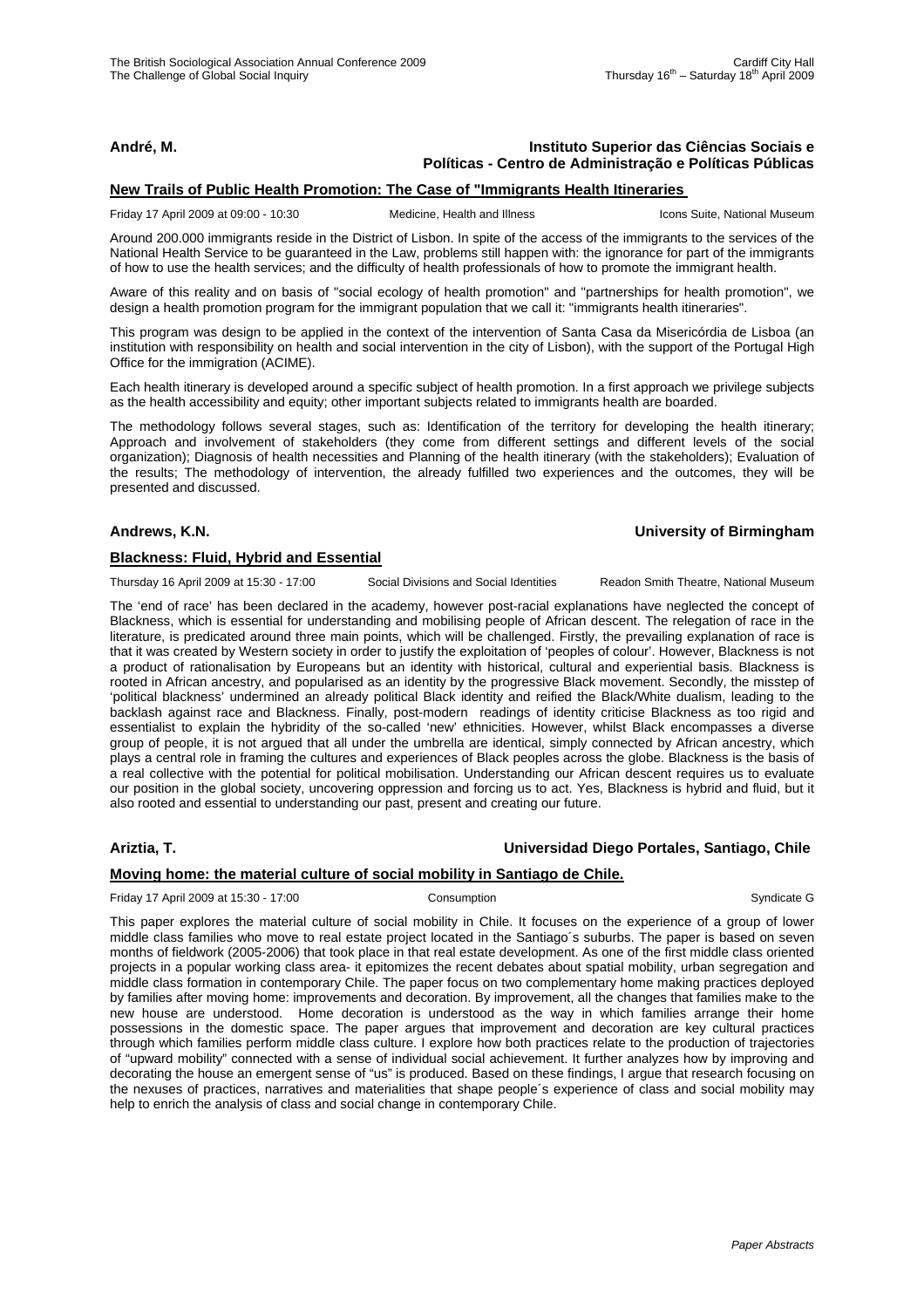**André, M.** **Instituto Superior das Ciências Sociais e Políticas - Centro de Administração e Políticas Públicas**

**New Trails of Public Health Promotion: The Case of "Immigrants Health Itineraries**

Friday 17 April 2009 at 09:00 - 10:30 Medicine, Health and Illness Icons Suite, National Museum

Around 200.000 immigrants reside in the District of Lisbon. In spite of the access of the immigrants to the services of the National Health Service to be guaranteed in the Law, problems still happen with: the ignorance for part of the immigrants of how to use the health services; and the difficulty of health professionals of how to promote the immigrant health.

Aware of this reality and on basis of "social ecology of health promotion" and "partnerships for health promotion", we design a health promotion program for the immigrant population that we call it: "immigrants health itineraries".

This program was design to be applied in the context of the intervention of Santa Casa da Misericórdia de Lisboa (an institution with responsibility on health and social intervention in the city of Lisbon), with the support of the Portugal High Office for the immigration (ACIME).

Each health itinerary is developed around a specific subject of health promotion. In a first approach we privilege subjects as the health accessibility and equity; other important subjects related to immigrants health are boarded.

The methodology follows several stages, such as: Identification of the territory for developing the health itinerary; Approach and involvement of stakeholders (they come from different settings and different levels of the social organization); Diagnosis of health necessities and Planning of the health itinerary (with the stakeholders); Evaluation of the results; The methodology of intervention, the already fulfilled two experiences and the outcomes, they will be presented and discussed.

**Andrews, K.N.** **University of Birmingham**

**Blackness: Fluid, Hybrid and Essential**

Thursday 16 April 2009 at 15:30 - 17:00 Social Divisions and Social Identities Readon Smith Theatre, National Museum

The 'end of race' has been declared in the academy, however post-racial explanations have neglected the concept of Blackness, which is essential for understanding and mobilising people of African descent. The relegation of race in the literature, is predicated around three main points, which will be challenged. Firstly, the prevailing explanation of race is that it was created by Western society in order to justify the exploitation of 'peoples of colour'. However, Blackness is not a product of rationalisation by Europeans but an identity with historical, cultural and experiential basis. Blackness is rooted in African ancestry, and popularised as an identity by the progressive Black movement. Secondly, the misstep of 'political blackness' undermined an already political Black identity and reified the Black/White dualism, leading to the backlash against race and Blackness. Finally, post-modern readings of identity criticise Blackness as too rigid and essentialist to explain the hybridity of the so-called 'new' ethnicities. However, whilst Black encompasses a diverse group of people, it is not argued that all under the umbrella are identical, simply connected by African ancestry, which plays a central role in framing the cultures and experiences of Black peoples across the globe. Blackness is the basis of a real collective with the potential for political mobilisation. Understanding our African descent requires us to evaluate our position in the global society, uncovering oppression and forcing us to act. Yes, Blackness is hybrid and fluid, but it also rooted and essential to understanding our past, present and creating our future.

**Ariztia, T.** **Universidad Diego Portales, Santiago, Chile**

**Moving home: the material culture of social mobility in Santiago de Chile.**

Friday 17 April 2009 at 15:30 - 17:00 Consumption Syndicate G

This paper explores the material culture of social mobility in Chile. It focuses on the experience of a group of lower middle class families who move to real estate project located in the Santiago´s suburbs. The paper is based on seven months of fieldwork (2005-2006) that took place in that real estate development. As one of the first middle class oriented projects in a popular working class area- it epitomizes the recent debates about spatial mobility, urban segregation and middle class formation in contemporary Chile. The paper focus on two complementary home making practices deployed by families after moving home: improvements and decoration. By improvement, all the changes that families make to the new house are understood. Home decoration is understood as the way in which families arrange their home possessions in the domestic space. The paper argues that improvement and decoration are key cultural practices through which families perform middle class culture. I explore how both practices relate to the production of trajectories of "upward mobility" connected with a sense of individual social achievement. It further analyzes how by improving and decorating the house an emergent sense of "us" is produced. Based on these findings, I argue that research focusing on the nexuses of practices, narratives and materialities that shape people´s experience of class and social mobility may help to enrich the analysis of class and social change in contemporary Chile.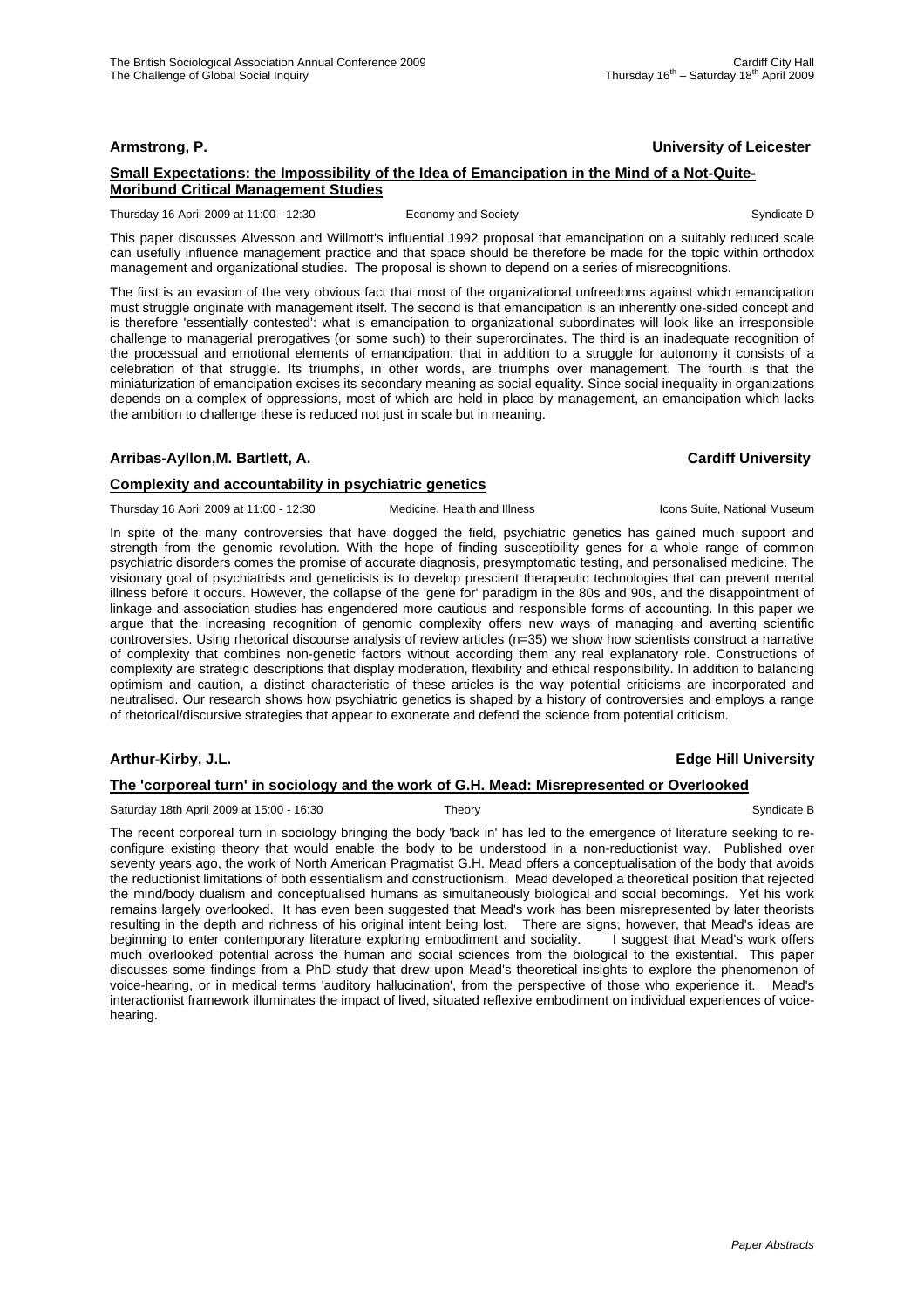**Armstrong, P.** **University of Leicester**

**Small Expectations: the Impossibility of the Idea of Emancipation in the Mind of a Not-Quite-Moribund Critical Management Studies**

Thursday 16 April 2009 at 11:00 - 12:30 Economy and Society Syndicate D

This paper discusses Alvesson and Willmott's influential 1992 proposal that emancipation on a suitably reduced scale can usefully influence management practice and that space should be therefore be made for the topic within orthodox management and organizational studies. The proposal is shown to depend on a series of misrecognitions.

The first is an evasion of the very obvious fact that most of the organizational unfreedoms against which emancipation must struggle originate with management itself. The second is that emancipation is an inherently one-sided concept and is therefore 'essentially contested': what is emancipation to organizational subordinates will look like an irresponsible challenge to managerial prerogatives (or some such) to their superordinates. The third is an inadequate recognition of the processual and emotional elements of emancipation: that in addition to a struggle for autonomy it consists of a celebration of that struggle. Its triumphs, in other words, are triumphs over management. The fourth is that the miniaturization of emancipation excises its secondary meaning as social equality. Since social inequality in organizations depends on a complex of oppressions, most of which are held in place by management, an emancipation which lacks the ambition to challenge these is reduced not just in scale but in meaning.

**Arribas-Ayllon,M. Bartlett, A.** **Cardiff University**

**Complexity and accountability in psychiatric genetics**

Thursday 16 April 2009 at 11:00 - 12:30 Medicine, Health and Illness Icons Suite, National Museum

In spite of the many controversies that have dogged the field, psychiatric genetics has gained much support and strength from the genomic revolution. With the hope of finding susceptibility genes for a whole range of common psychiatric disorders comes the promise of accurate diagnosis, presymptomatic testing, and personalised medicine. The visionary goal of psychiatrists and geneticists is to develop prescient therapeutic technologies that can prevent mental illness before it occurs. However, the collapse of the 'gene for' paradigm in the 80s and 90s, and the disappointment of linkage and association studies has engendered more cautious and responsible forms of accounting. In this paper we argue that the increasing recognition of genomic complexity offers new ways of managing and averting scientific controversies. Using rhetorical discourse analysis of review articles (n=35) we show how scientists construct a narrative of complexity that combines non-genetic factors without according them any real explanatory role. Constructions of complexity are strategic descriptions that display moderation, flexibility and ethical responsibility. In addition to balancing optimism and caution, a distinct characteristic of these articles is the way potential criticisms are incorporated and neutralised. Our research shows how psychiatric genetics is shaped by a history of controversies and employs a range of rhetorical/discursive strategies that appear to exonerate and defend the science from potential criticism.

**Arthur-Kirby, J.L.** **Edge Hill University**

**The 'corporeal turn' in sociology and the work of G.H. Mead: Misrepresented or Overlooked**

Saturday 18th April 2009 at 15:00 - 16:30 Theory Syndicate B

The recent corporeal turn in sociology bringing the body 'back in' has led to the emergence of literature seeking to re-configure existing theory that would enable the body to be understood in a non-reductionist way. Published over seventy years ago, the work of North American Pragmatist G.H. Mead offers a conceptualisation of the body that avoids the reductionist limitations of both essentialism and constructionism. Mead developed a theoretical position that rejected the mind/body dualism and conceptualised humans as simultaneously biological and social becomings. Yet his work remains largely overlooked. It has even been suggested that Mead's work has been misrepresented by later theorists resulting in the depth and richness of his original intent being lost. There are signs, however, that Mead's ideas are beginning to enter contemporary literature exploring embodiment and sociality. I suggest that Mead's work offers much overlooked potential across the human and social sciences from the biological to the existential. This paper discusses some findings from a PhD study that drew upon Mead's theoretical insights to explore the phenomenon of voice-hearing, or in medical terms 'auditory hallucination', from the perspective of those who experience it. Mead's interactionist framework illuminates the impact of lived, situated reflexive embodiment on individual experiences of voice-hearing.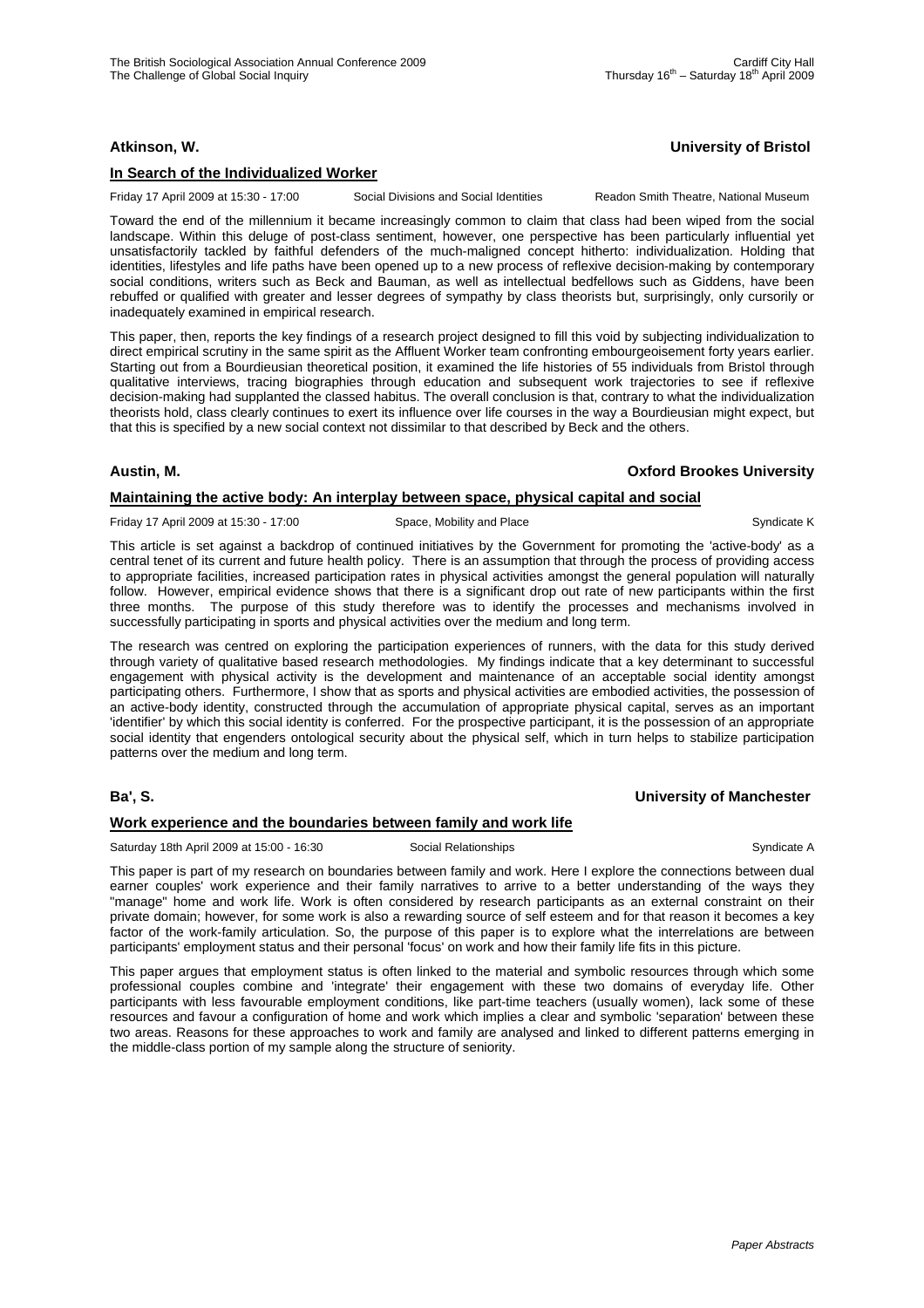**Atkinson, W.** **University of Bristol**

### In Search of the Individualized Worker

Friday 17 April 2009 at 15:30 - 17:00 Social Divisions and Social Identities Readon Smith Theatre, National Museum

Toward the end of the millennium it became increasingly common to claim that class had been wiped from the social landscape. Within this deluge of post-class sentiment, however, one perspective has been particularly influential yet unsatisfactorily tackled by faithful defenders of the much-maligned concept hitherto: individualization. Holding that identities, lifestyles and life paths have been opened up to a new process of reflexive decision-making by contemporary social conditions, writers such as Beck and Bauman, as well as intellectual bedfellows such as Giddens, have been rebuffed or qualified with greater and lesser degrees of sympathy by class theorists but, surprisingly, only cursorily or inadequately examined in empirical research.

This paper, then, reports the key findings of a research project designed to fill this void by subjecting individualization to direct empirical scrutiny in the same spirit as the Affluent Worker team confronting embourgeoisement forty years earlier. Starting out from a Bourdieusian theoretical position, it examined the life histories of 55 individuals from Bristol through qualitative interviews, tracing biographies through education and subsequent work trajectories to see if reflexive decision-making had supplanted the classed habitus. The overall conclusion is that, contrary to what the individualization theorists hold, class clearly continues to exert its influence over life courses in the way a Bourdieusian might expect, but that this is specified by a new social context not dissimilar to that described by Beck and the others.

**Austin, M.** **Oxford Brookes University**

### Maintaining the active body: An interplay between space, physical capital and social

Friday 17 April 2009 at 15:30 - 17:00 Space, Mobility and Place Syndicate K

This article is set against a backdrop of continued initiatives by the Government for promoting the 'active-body' as a central tenet of its current and future health policy. There is an assumption that through the process of providing access to appropriate facilities, increased participation rates in physical activities amongst the general population will naturally follow. However, empirical evidence shows that there is a significant drop out rate of new participants within the first three months. The purpose of this study therefore was to identify the processes and mechanisms involved in successfully participating in sports and physical activities over the medium and long term.

The research was centred on exploring the participation experiences of runners, with the data for this study derived through variety of qualitative based research methodologies. My findings indicate that a key determinant to successful engagement with physical activity is the development and maintenance of an acceptable social identity amongst participating others. Furthermore, I show that as sports and physical activities are embodied activities, the possession of an active-body identity, constructed through the accumulation of appropriate physical capital, serves as an important 'identifier' by which this social identity is conferred. For the prospective participant, it is the possession of an appropriate social identity that engenders ontological security about the physical self, which in turn helps to stabilize participation patterns over the medium and long term.

**Ba', S.** **University of Manchester**

### Work experience and the boundaries between family and work life

Saturday 18th April 2009 at 15:00 - 16:30 Social Relationships Syndicate A

This paper is part of my research on boundaries between family and work. Here I explore the connections between dual earner couples' work experience and their family narratives to arrive to a better understanding of the ways they "manage" home and work life. Work is often considered by research participants as an external constraint on their private domain; however, for some work is also a rewarding source of self esteem and for that reason it becomes a key factor of the work-family articulation. So, the purpose of this paper is to explore what the interrelations are between participants' employment status and their personal 'focus' on work and how their family life fits in this picture.

This paper argues that employment status is often linked to the material and symbolic resources through which some professional couples combine and 'integrate' their engagement with these two domains of everyday life. Other participants with less favourable employment conditions, like part-time teachers (usually women), lack some of these resources and favour a configuration of home and work which implies a clear and symbolic 'separation' between these two areas. Reasons for these approaches to work and family are analysed and linked to different patterns emerging in the middle-class portion of my sample along the structure of seniority.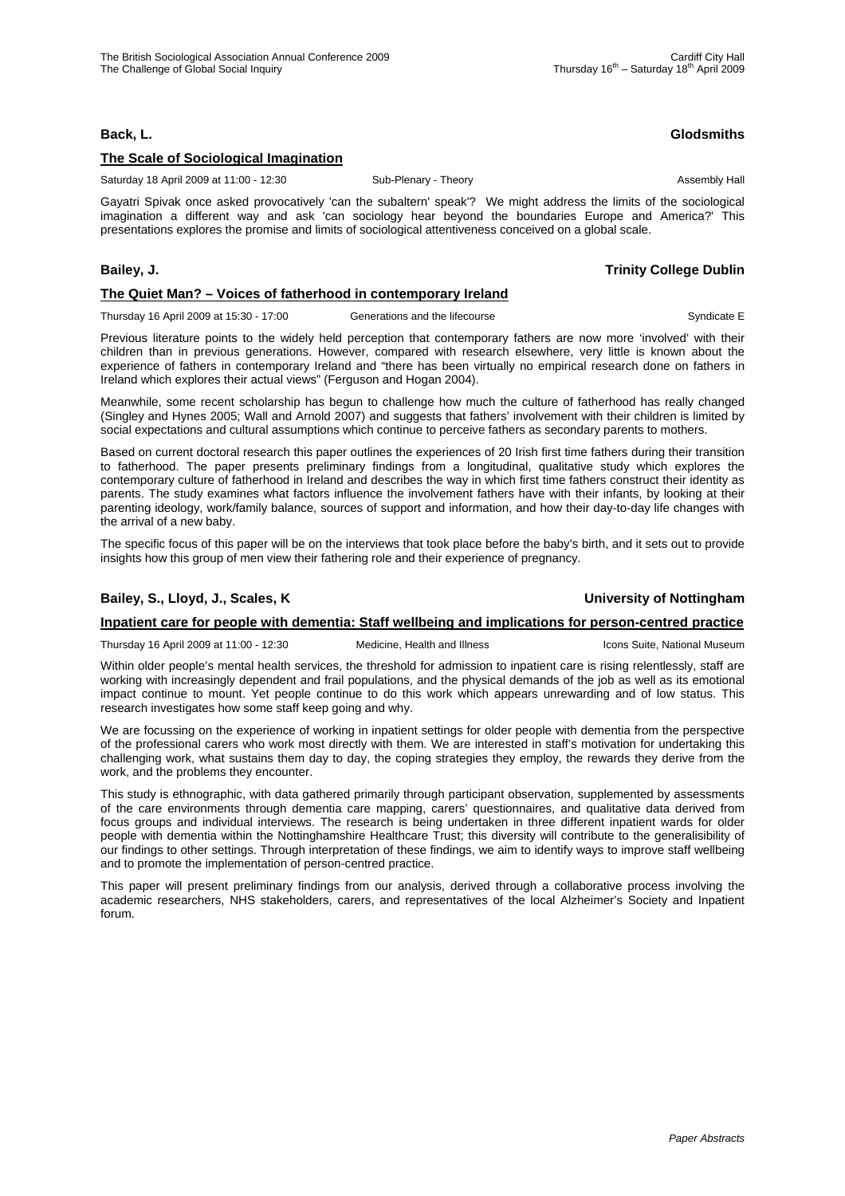**Back, L.** **Glodsmiths**

**The Scale of Sociological Imagination**

Saturday 18 April 2009 at 11:00 - 12:30 | Sub-Plenary - Theory | Assembly Hall

Gayatri Spivak once asked provocatively 'can the subaltern' speak'? We might address the limits of the sociological imagination a different way and ask 'can sociology hear beyond the boundaries Europe and America?' This presentations explores the promise and limits of sociological attentiveness conceived on a global scale.

**Bailey, J.** **Trinity College Dublin**

**The Quiet Man? – Voices of fatherhood in contemporary Ireland**

Thursday 16 April 2009 at 15:30 - 17:00 | Generations and the lifecourse | Syndicate E

Previous literature points to the widely held perception that contemporary fathers are now more 'involved' with their children than in previous generations. However, compared with research elsewhere, very little is known about the experience of fathers in contemporary Ireland and "there has been virtually no empirical research done on fathers in Ireland which explores their actual views" (Ferguson and Hogan 2004).

Meanwhile, some recent scholarship has begun to challenge how much the culture of fatherhood has really changed (Singley and Hynes 2005; Wall and Arnold 2007) and suggests that fathers' involvement with their children is limited by social expectations and cultural assumptions which continue to perceive fathers as secondary parents to mothers.

Based on current doctoral research this paper outlines the experiences of 20 Irish first time fathers during their transition to fatherhood. The paper presents preliminary findings from a longitudinal, qualitative study which explores the contemporary culture of fatherhood in Ireland and describes the way in which first time fathers construct their identity as parents. The study examines what factors influence the involvement fathers have with their infants, by looking at their parenting ideology, work/family balance, sources of support and information, and how their day-to-day life changes with the arrival of a new baby.

The specific focus of this paper will be on the interviews that took place before the baby's birth, and it sets out to provide insights how this group of men view their fathering role and their experience of pregnancy.

**Bailey, S., Lloyd, J., Scales, K** **University of Nottingham**

**Inpatient care for people with dementia: Staff wellbeing and implications for person-centred practice**

Thursday 16 April 2009 at 11:00 - 12:30 | Medicine, Health and Illness | Icons Suite, National Museum

Within older people's mental health services, the threshold for admission to inpatient care is rising relentlessly, staff are working with increasingly dependent and frail populations, and the physical demands of the job as well as its emotional impact continue to mount. Yet people continue to do this work which appears unrewarding and of low status. This research investigates how some staff keep going and why.

We are focussing on the experience of working in inpatient settings for older people with dementia from the perspective of the professional carers who work most directly with them. We are interested in staff's motivation for undertaking this challenging work, what sustains them day to day, the coping strategies they employ, the rewards they derive from the work, and the problems they encounter.

This study is ethnographic, with data gathered primarily through participant observation, supplemented by assessments of the care environments through dementia care mapping, carers' questionnaires, and qualitative data derived from focus groups and individual interviews. The research is being undertaken in three different inpatient wards for older people with dementia within the Nottinghamshire Healthcare Trust; this diversity will contribute to the generalisibility of our findings to other settings. Through interpretation of these findings, we aim to identify ways to improve staff wellbeing and to promote the implementation of person-centred practice.

This paper will present preliminary findings from our analysis, derived through a collaborative process involving the academic researchers, NHS stakeholders, carers, and representatives of the local Alzheimer's Society and Inpatient forum.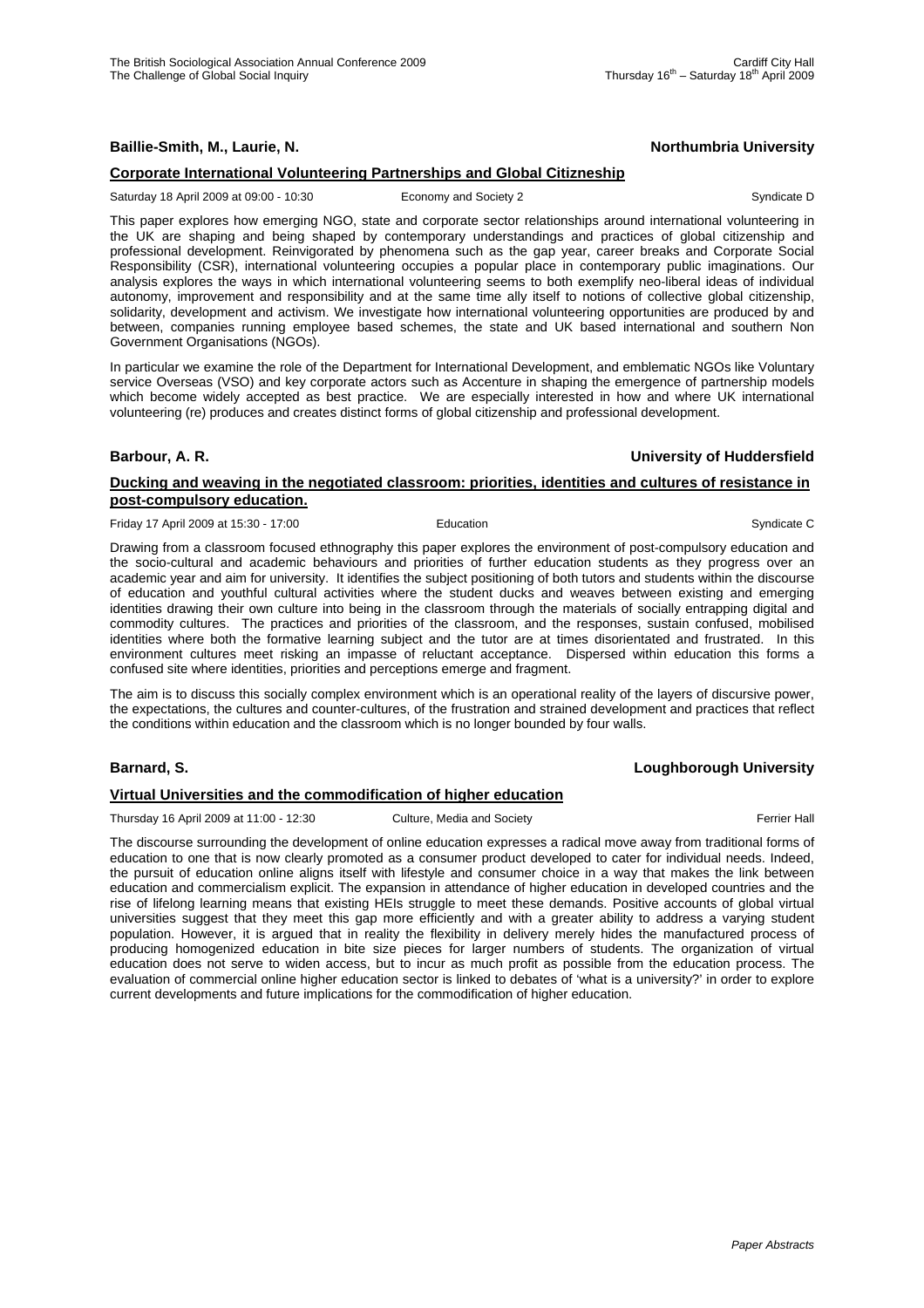**Baillie-Smith, M., Laurie, N.** **Northumbria University**

**Corporate International Volunteering Partnerships and Global Citizneship**

Saturday 18 April 2009 at 09:00 - 10:30 Economy and Society 2 Syndicate D

This paper explores how emerging NGO, state and corporate sector relationships around international volunteering in the UK are shaping and being shaped by contemporary understandings and practices of global citizenship and professional development. Reinvigorated by phenomena such as the gap year, career breaks and Corporate Social Responsibility (CSR), international volunteering occupies a popular place in contemporary public imaginations. Our analysis explores the ways in which international volunteering seems to both exemplify neo-liberal ideas of individual autonomy, improvement and responsibility and at the same time ally itself to notions of collective global citizenship, solidarity, development and activism. We investigate how international volunteering opportunities are produced by and between, companies running employee based schemes, the state and UK based international and southern Non Government Organisations (NGOs).

In particular we examine the role of the Department for International Development, and emblematic NGOs like Voluntary service Overseas (VSO) and key corporate actors such as Accenture in shaping the emergence of partnership models which become widely accepted as best practice. We are especially interested in how and where UK international volunteering (re) produces and creates distinct forms of global citizenship and professional development.

**Barbour, A. R.** **University of Huddersfield**

**Ducking and weaving in the negotiated classroom: priorities, identities and cultures of resistance in post-compulsory education.**

Friday 17 April 2009 at 15:30 - 17:00 Education Syndicate C

Drawing from a classroom focused ethnography this paper explores the environment of post-compulsory education and the socio-cultural and academic behaviours and priorities of further education students as they progress over an academic year and aim for university. It identifies the subject positioning of both tutors and students within the discourse of education and youthful cultural activities where the student ducks and weaves between existing and emerging identities drawing their own culture into being in the classroom through the materials of socially entrapping digital and commodity cultures. The practices and priorities of the classroom, and the responses, sustain confused, mobilised identities where both the formative learning subject and the tutor are at times disorientated and frustrated. In this environment cultures meet risking an impasse of reluctant acceptance. Dispersed within education this forms a confused site where identities, priorities and perceptions emerge and fragment.

The aim is to discuss this socially complex environment which is an operational reality of the layers of discursive power, the expectations, the cultures and counter-cultures, of the frustration and strained development and practices that reflect the conditions within education and the classroom which is no longer bounded by four walls.

**Barnard, S.** **Loughborough University**

**Virtual Universities and the commodification of higher education**

Thursday 16 April 2009 at 11:00 - 12:30 Culture, Media and Society Ferrier Hall

The discourse surrounding the development of online education expresses a radical move away from traditional forms of education to one that is now clearly promoted as a consumer product developed to cater for individual needs. Indeed, the pursuit of education online aligns itself with lifestyle and consumer choice in a way that makes the link between education and commercialism explicit. The expansion in attendance of higher education in developed countries and the rise of lifelong learning means that existing HEIs struggle to meet these demands. Positive accounts of global virtual universities suggest that they meet this gap more efficiently and with a greater ability to address a varying student population. However, it is argued that in reality the flexibility in delivery merely hides the manufactured process of producing homogenized education in bite size pieces for larger numbers of students. The organization of virtual education does not serve to widen access, but to incur as much profit as possible from the education process. The evaluation of commercial online higher education sector is linked to debates of 'what is a university?' in order to explore current developments and future implications for the commodification of higher education.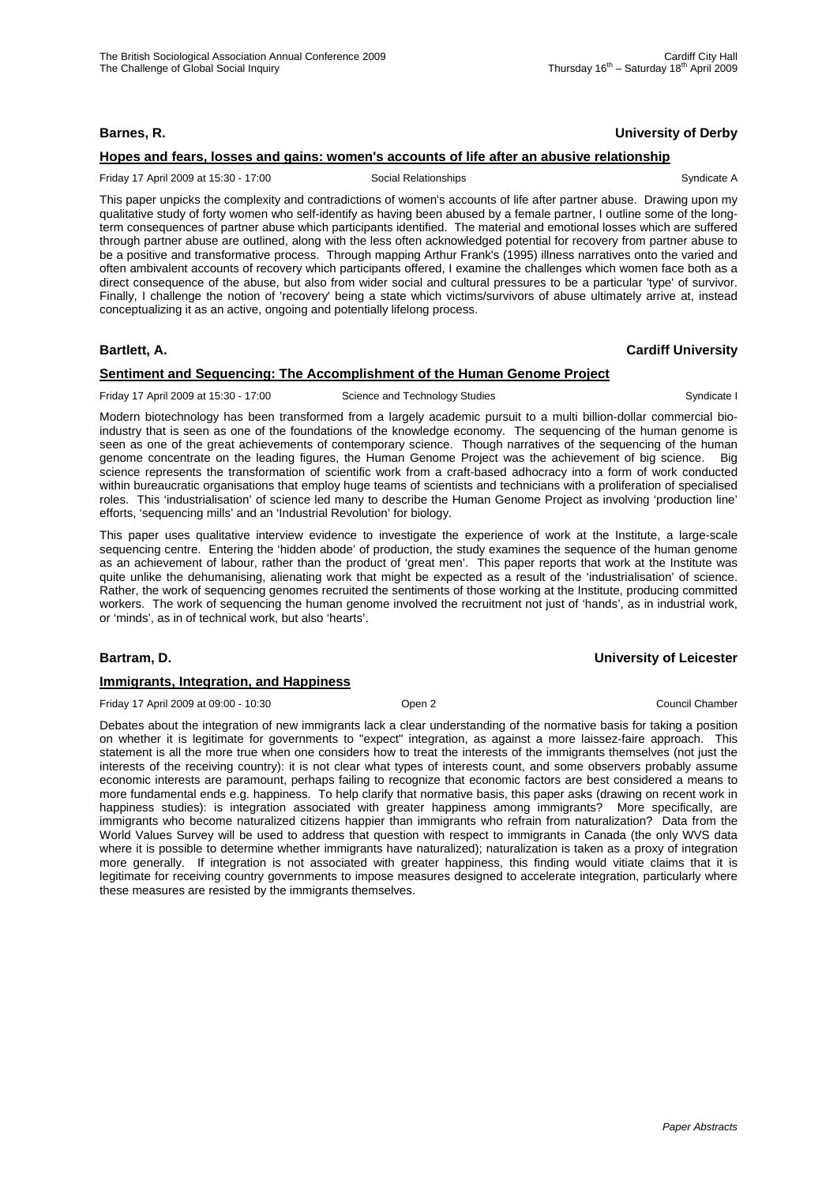**Barnes, R.** **University of Derby**

**Hopes and fears, losses and gains: women's accounts of life after an abusive relationship**

Friday 17 April 2009 at 15:30 - 17:00 | Social Relationships | Syndicate A

This paper unpicks the complexity and contradictions of women's accounts of life after partner abuse. Drawing upon my qualitative study of forty women who self-identify as having been abused by a female partner, I outline some of the long-term consequences of partner abuse which participants identified. The material and emotional losses which are suffered through partner abuse are outlined, along with the less often acknowledged potential for recovery from partner abuse to be a positive and transformative process. Through mapping Arthur Frank's (1995) illness narratives onto the varied and often ambivalent accounts of recovery which participants offered, I examine the challenges which women face both as a direct consequence of the abuse, but also from wider social and cultural pressures to be a particular 'type' of survivor. Finally, I challenge the notion of 'recovery' being a state which victims/survivors of abuse ultimately arrive at, instead conceptualizing it as an active, ongoing and potentially lifelong process.

**Bartlett, A.** **Cardiff University**

**Sentiment and Sequencing: The Accomplishment of the Human Genome Project**

Friday 17 April 2009 at 15:30 - 17:00 | Science and Technology Studies | Syndicate I

Modern biotechnology has been transformed from a largely academic pursuit to a multi billion-dollar commercial bio-industry that is seen as one of the foundations of the knowledge economy. The sequencing of the human genome is seen as one of the great achievements of contemporary science. Though narratives of the sequencing of the human genome concentrate on the leading figures, the Human Genome Project was the achievement of big science. Big science represents the transformation of scientific work from a craft-based adhocracy into a form of work conducted within bureaucratic organisations that employ huge teams of scientists and technicians with a proliferation of specialised roles. This 'industrialisation' of science led many to describe the Human Genome Project as involving 'production line' efforts, 'sequencing mills' and an 'Industrial Revolution' for biology.

This paper uses qualitative interview evidence to investigate the experience of work at the Institute, a large-scale sequencing centre. Entering the 'hidden abode' of production, the study examines the sequence of the human genome as an achievement of labour, rather than the product of 'great men'. This paper reports that work at the Institute was quite unlike the dehumanising, alienating work that might be expected as a result of the 'industrialisation' of science. Rather, the work of sequencing genomes recruited the sentiments of those working at the Institute, producing committed workers. The work of sequencing the human genome involved the recruitment not just of 'hands', as in industrial work, or 'minds', as in of technical work, but also 'hearts'.

**Bartram, D.** **University of Leicester**

**Immigrants, Integration, and Happiness**

Friday 17 April 2009 at 09:00 - 10:30 | Open 2 | Council Chamber

Debates about the integration of new immigrants lack a clear understanding of the normative basis for taking a position on whether it is legitimate for governments to "expect" integration, as against a more laissez-faire approach. This statement is all the more true when one considers how to treat the interests of the immigrants themselves (not just the interests of the receiving country): it is not clear what types of interests count, and some observers probably assume economic interests are paramount, perhaps failing to recognize that economic factors are best considered a means to more fundamental ends e.g. happiness. To help clarify that normative basis, this paper asks (drawing on recent work in happiness studies): is integration associated with greater happiness among immigrants? More specifically, are immigrants who become naturalized citizens happier than immigrants who refrain from naturalization? Data from the World Values Survey will be used to address that question with respect to immigrants in Canada (the only WVS data where it is possible to determine whether immigrants have naturalized); naturalization is taken as a proxy of integration more generally. If integration is not associated with greater happiness, this finding would vitiate claims that it is legitimate for receiving country governments to impose measures designed to accelerate integration, particularly where these measures are resisted by the immigrants themselves.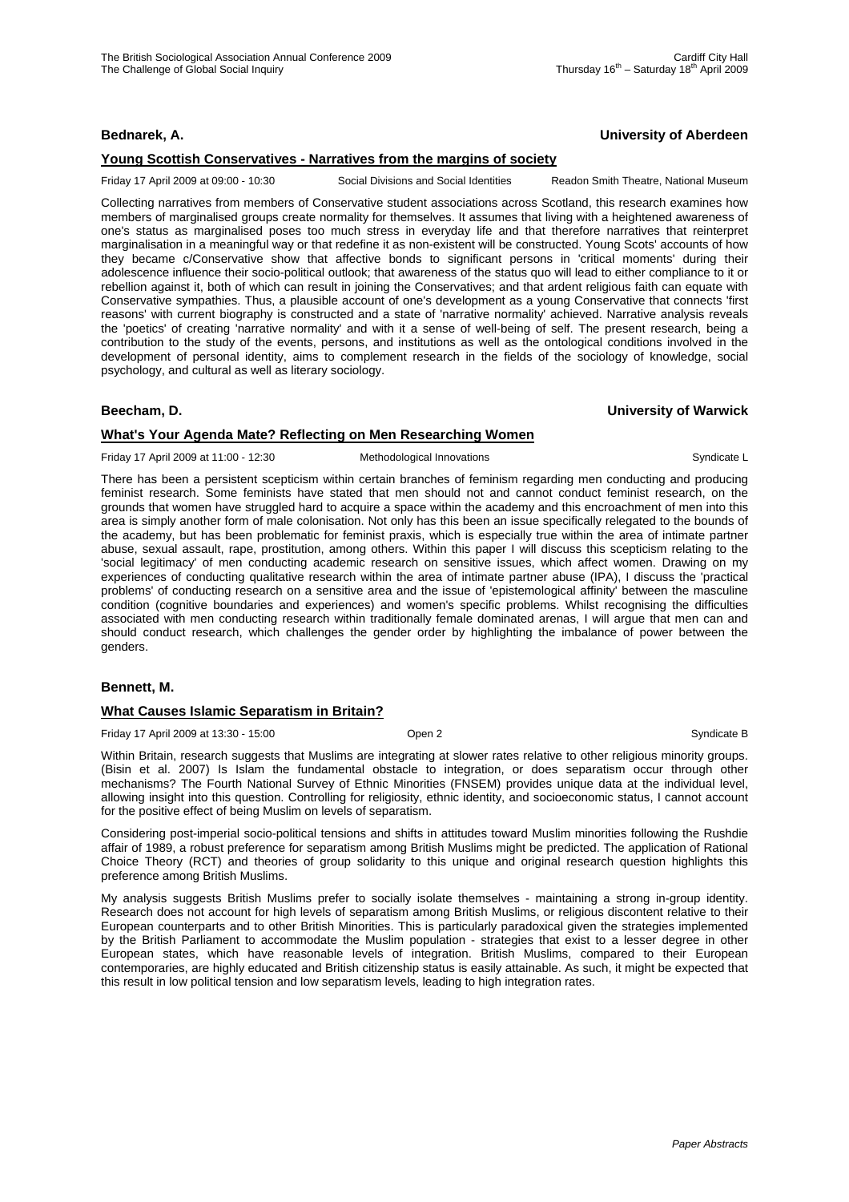**Bednarek, A.** **University of Aberdeen**

**Young Scottish Conservatives - Narratives from the margins of society**

Friday 17 April 2009 at 09:00 - 10:30 Social Divisions and Social Identities Readon Smith Theatre, National Museum

Collecting narratives from members of Conservative student associations across Scotland, this research examines how members of marginalised groups create normality for themselves. It assumes that living with a heightened awareness of one's status as marginalised poses too much stress in everyday life and that therefore narratives that reinterpret marginalisation in a meaningful way or that redefine it as non-existent will be constructed. Young Scots' accounts of how they became c/Conservative show that affective bonds to significant persons in 'critical moments' during their adolescence influence their socio-political outlook; that awareness of the status quo will lead to either compliance to it or rebellion against it, both of which can result in joining the Conservatives; and that ardent religious faith can equate with Conservative sympathies. Thus, a plausible account of one's development as a young Conservative that connects 'first reasons' with current biography is constructed and a state of 'narrative normality' achieved. Narrative analysis reveals the 'poetics' of creating 'narrative normality' and with it a sense of well-being of self. The present research, being a contribution to the study of the events, persons, and institutions as well as the ontological conditions involved in the development of personal identity, aims to complement research in the fields of the sociology of knowledge, social psychology, and cultural as well as literary sociology.

**Beecham, D.** **University of Warwick**

**What's Your Agenda Mate? Reflecting on Men Researching Women**

Friday 17 April 2009 at 11:00 - 12:30 Methodological Innovations Syndicate L

There has been a persistent scepticism within certain branches of feminism regarding men conducting and producing feminist research. Some feminists have stated that men should not and cannot conduct feminist research, on the grounds that women have struggled hard to acquire a space within the academy and this encroachment of men into this area is simply another form of male colonisation. Not only has this been an issue specifically relegated to the bounds of the academy, but has been problematic for feminist praxis, which is especially true within the area of intimate partner abuse, sexual assault, rape, prostitution, among others. Within this paper I will discuss this scepticism relating to the 'social legitimacy' of men conducting academic research on sensitive issues, which affect women. Drawing on my experiences of conducting qualitative research within the area of intimate partner abuse (IPA), I discuss the 'practical problems' of conducting research on a sensitive area and the issue of 'epistemological affinity' between the masculine condition (cognitive boundaries and experiences) and women's specific problems. Whilst recognising the difficulties associated with men conducting research within traditionally female dominated arenas, I will argue that men can and should conduct research, which challenges the gender order by highlighting the imbalance of power between the genders.

**Bennett, M.**

**What Causes Islamic Separatism in Britain?**

Friday 17 April 2009 at 13:30 - 15:00 Open 2 Syndicate B

Within Britain, research suggests that Muslims are integrating at slower rates relative to other religious minority groups. (Bisin et al. 2007) Is Islam the fundamental obstacle to integration, or does separatism occur through other mechanisms? The Fourth National Survey of Ethnic Minorities (FNSEM) provides unique data at the individual level, allowing insight into this question. Controlling for religiosity, ethnic identity, and socioeconomic status, I cannot account for the positive effect of being Muslim on levels of separatism.

Considering post-imperial socio-political tensions and shifts in attitudes toward Muslim minorities following the Rushdie affair of 1989, a robust preference for separatism among British Muslims might be predicted. The application of Rational Choice Theory (RCT) and theories of group solidarity to this unique and original research question highlights this preference among British Muslims.

My analysis suggests British Muslims prefer to socially isolate themselves - maintaining a strong in-group identity. Research does not account for high levels of separatism among British Muslims, or religious discontent relative to their European counterparts and to other British Minorities. This is particularly paradoxical given the strategies implemented by the British Parliament to accommodate the Muslim population - strategies that exist to a lesser degree in other European states, which have reasonable levels of integration. British Muslims, compared to their European contemporaries, are highly educated and British citizenship status is easily attainable. As such, it might be expected that this result in low political tension and low separatism levels, leading to high integration rates.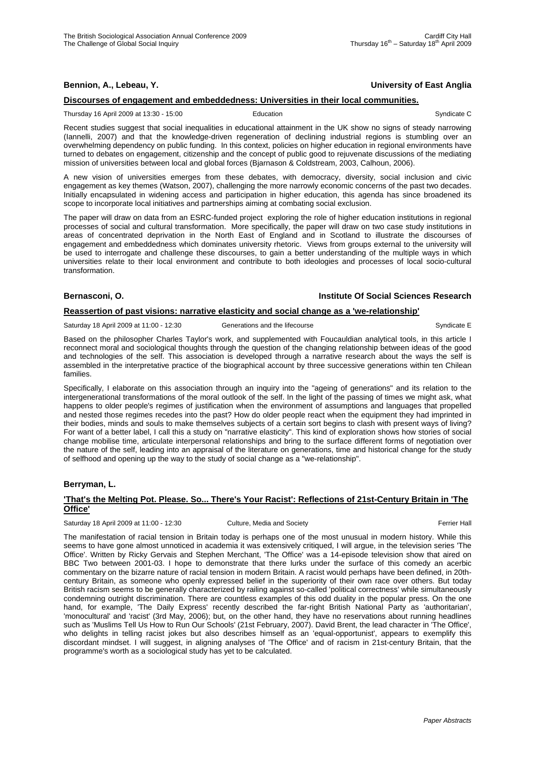**Bennion, A., Lebeau, Y.** **University of East Anglia**

**Discourses of engagement and embeddedness: Universities in their local communities.**

Thursday 16 April 2009 at 13:30 - 15:00 Education Syndicate C

Recent studies suggest that social inequalities in educational attainment in the UK show no signs of steady narrowing (Iannelli, 2007) and that the knowledge-driven regeneration of declining industrial regions is stumbling over an overwhelming dependency on public funding. In this context, policies on higher education in regional environments have turned to debates on engagement, citizenship and the concept of public good to rejuvenate discussions of the mediating mission of universities between local and global forces (Bjarnason & Coldstream, 2003, Calhoun, 2006).

A new vision of universities emerges from these debates, with democracy, diversity, social inclusion and civic engagement as key themes (Watson, 2007), challenging the more narrowly economic concerns of the past two decades. Initially encapsulated in widening access and participation in higher education, this agenda has since broadened its scope to incorporate local initiatives and partnerships aiming at combating social exclusion.

The paper will draw on data from an ESRC-funded project exploring the role of higher education institutions in regional processes of social and cultural transformation. More specifically, the paper will draw on two case study institutions in areas of concentrated deprivation in the North East of England and in Scotland to illustrate the discourses of engagement and embeddedness which dominates university rhetoric. Views from groups external to the university will be used to interrogate and challenge these discourses, to gain a better understanding of the multiple ways in which universities relate to their local environment and contribute to both ideologies and processes of local socio-cultural transformation.

**Bernasconi, O.** **Institute Of Social Sciences Research**

**Reassertion of past visions: narrative elasticity and social change as a 'we-relationship'**

Saturday 18 April 2009 at 11:00 - 12:30 Generations and the lifecourse Syndicate E

Based on the philosopher Charles Taylor's work, and supplemented with Foucauldian analytical tools, in this article I reconnect moral and sociological thoughts through the question of the changing relationship between ideas of the good and technologies of the self. This association is developed through a narrative research about the ways the self is assembled in the interpretative practice of the biographical account by three successive generations within ten Chilean families.

Specifically, I elaborate on this association through an inquiry into the "ageing of generations" and its relation to the intergenerational transformations of the moral outlook of the self. In the light of the passing of times we might ask, what happens to older people's regimes of justification when the environment of assumptions and languages that propelled and nested those regimes recedes into the past? How do older people react when the equipment they had imprinted in their bodies, minds and souls to make themselves subjects of a certain sort begins to clash with present ways of living? For want of a better label, I call this a study on "narrative elasticity". This kind of exploration shows how stories of social change mobilise time, articulate interpersonal relationships and bring to the surface different forms of negotiation over the nature of the self, leading into an appraisal of the literature on generations, time and historical change for the study of selfhood and opening up the way to the study of social change as a "we-relationship".

**Berryman, L.**

**'That's the Melting Pot. Please. So... There's Your Racist': Reflections of 21st-Century Britain in 'The Office'**

Saturday 18 April 2009 at 11:00 - 12:30 Culture, Media and Society Ferrier Hall

The manifestation of racial tension in Britain today is perhaps one of the most unusual in modern history. While this seems to have gone almost unnoticed in academia it was extensively critiqued, I will argue, in the television series 'The Office'. Written by Ricky Gervais and Stephen Merchant, 'The Office' was a 14-episode television show that aired on BBC Two between 2001-03. I hope to demonstrate that there lurks under the surface of this comedy an acerbic commentary on the bizarre nature of racial tension in modern Britain. A racist would perhaps have been defined, in 20th-century Britain, as someone who openly expressed belief in the superiority of their own race over others. But today British racism seems to be generally characterized by railing against so-called 'political correctness' while simultaneously condemning outright discrimination. There are countless examples of this odd duality in the popular press. On the one hand, for example, 'The Daily Express' recently described the far-right British National Party as 'authoritarian', 'monocultural' and 'racist' (3rd May, 2006); but, on the other hand, they have no reservations about running headlines such as 'Muslims Tell Us How to Run Our Schools' (21st February, 2007). David Brent, the lead character in 'The Office', who delights in telling racist jokes but also describes himself as an 'equal-opportunist', appears to exemplify this discordant mindset. I will suggest, in aligning analyses of 'The Office' and of racism in 21st-century Britain, that the programme's worth as a sociological study has yet to be calculated.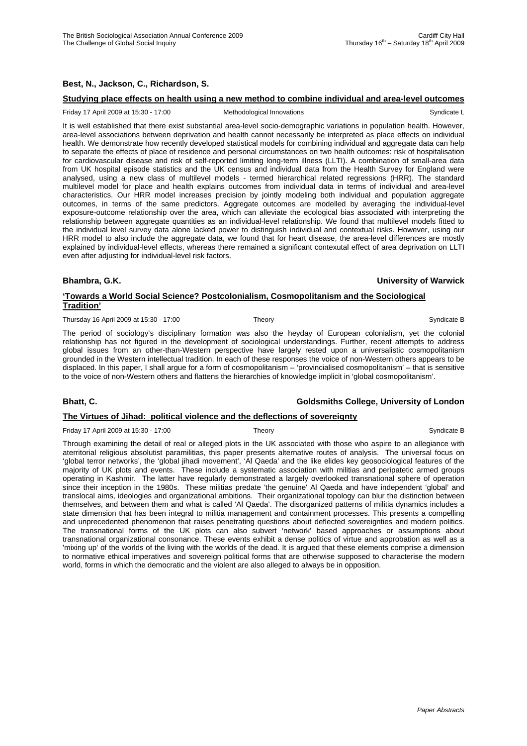**Best, N., Jackson, C., Richardson, S.**

**Studying place effects on health using a new method to combine individual and area-level outcomes**

Friday 17 April 2009 at 15:30 - 17:00 Methodological Innovations Syndicate L

It is well established that there exist substantial area-level socio-demographic variations in population health. However, area-level associations between deprivation and health cannot necessarily be interpreted as place effects on individual health. We demonstrate how recently developed statistical models for combining individual and aggregate data can help to separate the effects of place of residence and personal circumstances on two health outcomes: risk of hospitalisation for cardiovascular disease and risk of self-reported limiting long-term illness (LLTI). A combination of small-area data from UK hospital episode statistics and the UK census and individual data from the Health Survey for England were analysed, using a new class of multilevel models - termed hierarchical related regressions (HRR). The standard multilevel model for place and health explains outcomes from individual data in terms of individual and area-level characteristics. Our HRR model increases precision by jointly modeling both individual and population aggregate outcomes, in terms of the same predictors. Aggregate outcomes are modelled by averaging the individual-level exposure-outcome relationship over the area, which can alleviate the ecological bias associated with interpreting the relationship between aggregate quantities as an individual-level relationship. We found that multilevel models fitted to the individual level survey data alone lacked power to distinguish individual and contextual risks. However, using our HRR model to also include the aggregate data, we found that for heart disease, the area-level differences are mostly explained by individual-level effects, whereas there remained a significant contextual effect of area deprivation on LLTI even after adjusting for individual-level risk factors.

**Bhambra, G.K.** **University of Warwick**

**'Towards a World Social Science? Postcolonialism, Cosmopolitanism and the Sociological Tradition'**

Thursday 16 April 2009 at 15:30 - 17:00 Theory Syndicate B

The period of sociology's disciplinary formation was also the heyday of European colonialism, yet the colonial relationship has not figured in the development of sociological understandings. Further, recent attempts to address global issues from an other-than-Western perspective have largely rested upon a universalistic cosmopolitanism grounded in the Western intellectual tradition. In each of these responses the voice of non-Western others appears to be displaced. In this paper, I shall argue for a form of cosmopolitanism – 'provincialised cosmopolitanism' – that is sensitive to the voice of non-Western others and flattens the hierarchies of knowledge implicit in 'global cosmopolitanism'.

**Bhatt, C.** **Goldsmiths College, University of London**

**The Virtues of Jihad: political violence and the deflections of sovereignty**

Friday 17 April 2009 at 15:30 - 17:00 Theory Syndicate B

Through examining the detail of real or alleged plots in the UK associated with those who aspire to an allegiance with aterritorial religious absolutist paramilitias, this paper presents alternative routes of analysis. The universal focus on 'global terror networks', the 'global jihadi movement', 'Al Qaeda' and the like elides key geosociological features of the majority of UK plots and events. These include a systematic association with militias and peripatetic armed groups operating in Kashmir. The latter have regularly demonstrated a largely overlooked transnational sphere of operation since their inception in the 1980s. These militias predate 'the genuine' Al Qaeda and have independent 'global' and translocal aims, ideologies and organizational ambitions. Their organizational topology can blur the distinction between themselves, and between them and what is called 'Al Qaeda'. The disorganized patterns of militia dynamics includes a state dimension that has been integral to militia management and containment processes. This presents a compelling and unprecedented phenomenon that raises penetrating questions about deflected sovereignties and modern politics. The transnational forms of the UK plots can also subvert 'network' based approaches or assumptions about transnational organizational consonance. These events exhibit a dense politics of virtue and approbation as well as a 'mixing up' of the worlds of the living with the worlds of the dead. It is argued that these elements comprise a dimension to normative ethical imperatives and sovereign political forms that are otherwise supposed to characterise the modern world, forms in which the democratic and the violent are also alleged to always be in opposition.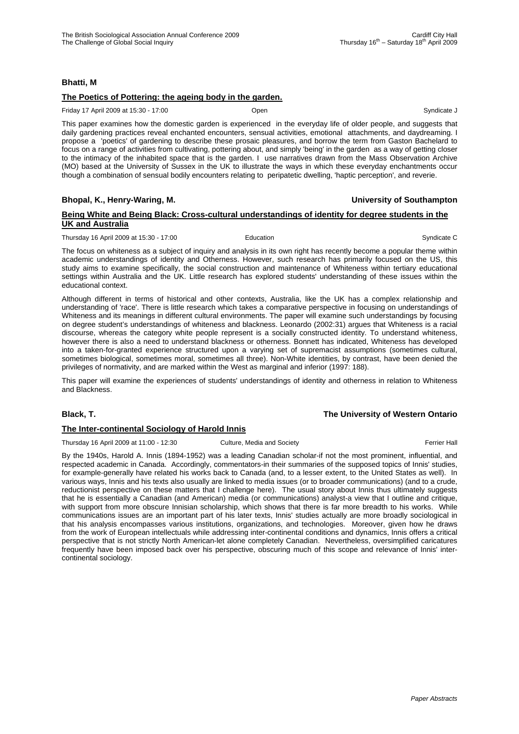**Bhatti, M**

**The Poetics of Pottering: the ageing body in the garden.**

Friday 17 April 2009 at 15:30 - 17:00 Open Syndicate J

This paper examines how the domestic garden is experienced in the everyday life of older people, and suggests that daily gardening practices reveal enchanted encounters, sensual activities, emotional attachments, and daydreaming. I propose a 'poetics' of gardening to describe these prosaic pleasures, and borrow the term from Gaston Bachelard to focus on a range of activities from cultivating, pottering about, and simply 'being' in the garden as a way of getting closer to the intimacy of the inhabited space that is the garden. I use narratives drawn from the Mass Observation Archive (MO) based at the University of Sussex in the UK to illustrate the ways in which these everyday enchantments occur though a combination of sensual bodily encounters relating to peripatetic dwelling, 'haptic perception', and reverie.

**Bhopal, K., Henry-Waring, M.** **University of Southampton**

**Being White and Being Black: Cross-cultural understandings of identity for degree students in the UK and Australia**

Thursday 16 April 2009 at 15:30 - 17:00 Education Syndicate C

The focus on whiteness as a subject of inquiry and analysis in its own right has recently become a popular theme within academic understandings of identity and Otherness. However, such research has primarily focused on the US, this study aims to examine specifically, the social construction and maintenance of Whiteness within tertiary educational settings within Australia and the UK. Little research has explored students' understanding of these issues within the educational context.

Although different in terms of historical and other contexts, Australia, like the UK has a complex relationship and understanding of 'race'. There is little research which takes a comparative perspective in focusing on understandings of Whiteness and its meanings in different cultural environments. The paper will examine such understandings by focusing on degree student's understandings of whiteness and blackness. Leonardo (2002:31) argues that Whiteness is a racial discourse, whereas the category white people represent is a socially constructed identity. To understand whiteness, however there is also a need to understand blackness or otherness. Bonnett has indicated, Whiteness has developed into a taken-for-granted experience structured upon a varying set of supremacist assumptions (sometimes cultural, sometimes biological, sometimes moral, sometimes all three). Non-White identities, by contrast, have been denied the privileges of normativity, and are marked within the West as marginal and inferior (1997: 188).

This paper will examine the experiences of students' understandings of identity and otherness in relation to Whiteness and Blackness.

**Black, T.** **The University of Western Ontario**

**The Inter-continental Sociology of Harold Innis**

Thursday 16 April 2009 at 11:00 - 12:30 Culture, Media and Society Ferrier Hall

By the 1940s, Harold A. Innis (1894-1952) was a leading Canadian scholar-if not the most prominent, influential, and respected academic in Canada. Accordingly, commentators-in their summaries of the supposed topics of Innis' studies, for example-generally have related his works back to Canada (and, to a lesser extent, to the United States as well). In various ways, Innis and his texts also usually are linked to media issues (or to broader communications) (and to a crude, reductionist perspective on these matters that I challenge here). The usual story about Innis thus ultimately suggests that he is essentially a Canadian (and American) media (or communications) analyst-a view that I outline and critique, with support from more obscure Innisian scholarship, which shows that there is far more breadth to his works. While communications issues are an important part of his later texts, Innis' studies actually are more broadly sociological in that his analysis encompasses various institutions, organizations, and technologies. Moreover, given how he draws from the work of European intellectuals while addressing inter-continental conditions and dynamics, Innis offers a critical perspective that is not strictly North American-let alone completely Canadian. Nevertheless, oversimplified caricatures frequently have been imposed back over his perspective, obscuring much of this scope and relevance of Innis' inter-continental sociology.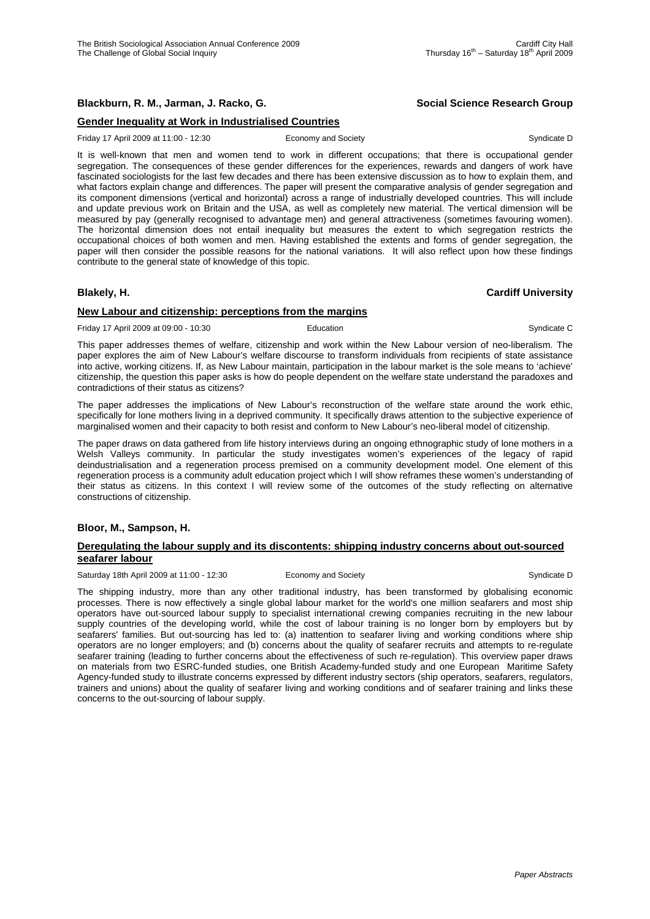**Blackburn, R. M., Jarman, J. Racko, G.** **Social Science Research Group**

**Gender Inequality at Work in Industrialised Countries**

Friday 17 April 2009 at 11:00 - 12:30 Economy and Society Syndicate D

It is well-known that men and women tend to work in different occupations; that there is occupational gender segregation. The consequences of these gender differences for the experiences, rewards and dangers of work have fascinated sociologists for the last few decades and there has been extensive discussion as to how to explain them, and what factors explain change and differences. The paper will present the comparative analysis of gender segregation and its component dimensions (vertical and horizontal) across a range of industrially developed countries. This will include and update previous work on Britain and the USA, as well as completely new material. The vertical dimension will be measured by pay (generally recognised to advantage men) and general attractiveness (sometimes favouring women). The horizontal dimension does not entail inequality but measures the extent to which segregation restricts the occupational choices of both women and men. Having established the extents and forms of gender segregation, the paper will then consider the possible reasons for the national variations. It will also reflect upon how these findings contribute to the general state of knowledge of this topic.

**Blakely, H.** **Cardiff University**

**New Labour and citizenship: perceptions from the margins**

Friday 17 April 2009 at 09:00 - 10:30 Education Syndicate C

This paper addresses themes of welfare, citizenship and work within the New Labour version of neo-liberalism. The paper explores the aim of New Labour's welfare discourse to transform individuals from recipients of state assistance into active, working citizens. If, as New Labour maintain, participation in the labour market is the sole means to 'achieve' citizenship, the question this paper asks is how do people dependent on the welfare state understand the paradoxes and contradictions of their status as citizens?

The paper addresses the implications of New Labour's reconstruction of the welfare state around the work ethic, specifically for lone mothers living in a deprived community. It specifically draws attention to the subjective experience of marginalised women and their capacity to both resist and conform to New Labour's neo-liberal model of citizenship.

The paper draws on data gathered from life history interviews during an ongoing ethnographic study of lone mothers in a Welsh Valleys community. In particular the study investigates women's experiences of the legacy of rapid deindustrialisation and a regeneration process premised on a community development model. One element of this regeneration process is a community adult education project which I will show reframes these women's understanding of their status as citizens. In this context I will review some of the outcomes of the study reflecting on alternative constructions of citizenship.

**Bloor, M., Sampson, H.**

**Deregulating the labour supply and its discontents: shipping industry concerns about out-sourced seafarer labour**

Saturday 18th April 2009 at 11:00 - 12:30 Economy and Society Syndicate D

The shipping industry, more than any other traditional industry, has been transformed by globalising economic processes. There is now effectively a single global labour market for the world's one million seafarers and most ship operators have out-sourced labour supply to specialist international crewing companies recruiting in the new labour supply countries of the developing world, while the cost of labour training is no longer born by employers but by seafarers' families. But out-sourcing has led to: (a) inattention to seafarer living and working conditions where ship operators are no longer employers; and (b) concerns about the quality of seafarer recruits and attempts to re-regulate seafarer training (leading to further concerns about the effectiveness of such re-regulation). This overview paper draws on materials from two ESRC-funded studies, one British Academy-funded study and one European Maritime Safety Agency-funded study to illustrate concerns expressed by different industry sectors (ship operators, seafarers, regulators, trainers and unions) about the quality of seafarer living and working conditions and of seafarer training and links these concerns to the out-sourcing of labour supply.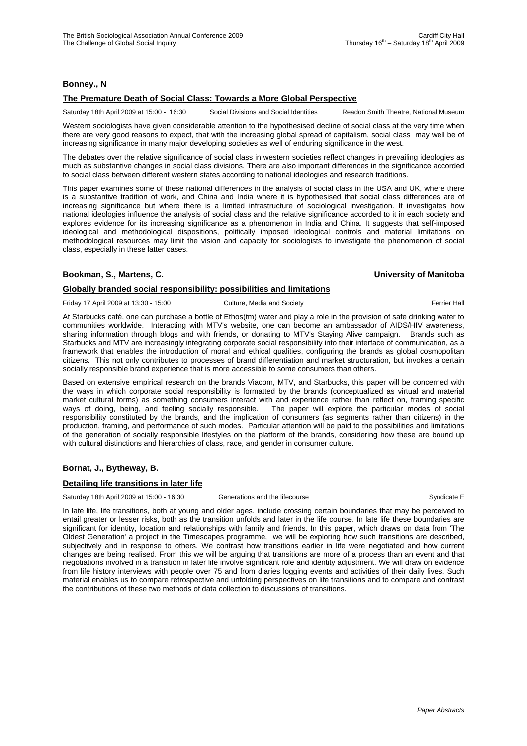**Bonney., N**

**The Premature Death of Social Class: Towards a More Global Perspective**

Saturday 18th April 2009 at 15:00 - 16:30 Social Divisions and Social Identities Readon Smith Theatre, National Museum

Western sociologists have given considerable attention to the hypothesised decline of social class at the very time when there are very good reasons to expect, that with the increasing global spread of capitalism, social class may well be of increasing significance in many major developing societies as well of enduring significance in the west.

The debates over the relative significance of social class in western societies reflect changes in prevailing ideologies as much as substantive changes in social class divisions. There are also important differences in the significance accorded to social class between different western states according to national ideologies and research traditions.

This paper examines some of these national differences in the analysis of social class in the USA and UK, where there is a substantive tradition of work, and China and India where it is hypothesised that social class differences are of increasing significance but where there is a limited infrastructure of sociological investigation. It investigates how national ideologies influence the analysis of social class and the relative significance accorded to it in each society and explores evidence for its increasing significance as a phenomenon in India and China. It suggests that self-imposed ideological and methodological dispositions, politically imposed ideological controls and material limitations on methodological resources may limit the vision and capacity for sociologists to investigate the phenomenon of social class, especially in these latter cases.

**Bookman, S., Martens, C.** **University of Manitoba**

**Globally branded social responsibility: possibilities and limitations**

Friday 17 April 2009 at 13:30 - 15:00 Culture, Media and Society Ferrier Hall

At Starbucks café, one can purchase a bottle of Ethos(tm) water and play a role in the provision of safe drinking water to communities worldwide. Interacting with MTV's website, one can become an ambassador of AIDS/HIV awareness, sharing information through blogs and with friends, or donating to MTV's Staying Alive campaign. Brands such as Starbucks and MTV are increasingly integrating corporate social responsibility into their interface of communication, as a framework that enables the introduction of moral and ethical qualities, configuring the brands as global cosmopolitan citizens. This not only contributes to processes of brand differentiation and market structuration, but invokes a certain socially responsible brand experience that is more accessible to some consumers than others.

Based on extensive empirical research on the brands Viacom, MTV, and Starbucks, this paper will be concerned with the ways in which corporate social responsibility is formatted by the brands (conceptualized as virtual and material market cultural forms) as something consumers interact with and experience rather than reflect on, framing specific ways of doing, being, and feeling socially responsible. The paper will explore the particular modes of social responsibility constituted by the brands, and the implication of consumers (as segments rather than citizens) in the production, framing, and performance of such modes. Particular attention will be paid to the possibilities and limitations of the generation of socially responsible lifestyles on the platform of the brands, considering how these are bound up with cultural distinctions and hierarchies of class, race, and gender in consumer culture.

**Bornat, J., Bytheway, B.**

**Detailing life transitions in later life**

Saturday 18th April 2009 at 15:00 - 16:30 Generations and the lifecourse Syndicate E

In late life, life transitions, both at young and older ages. include crossing certain boundaries that may be perceived to entail greater or lesser risks, both as the transition unfolds and later in the life course. In late life these boundaries are significant for identity, location and relationships with family and friends. In this paper, which draws on data from 'The Oldest Generation' a project in the Timescapes programme, we will be exploring how such transitions are described, subjectively and in response to others. We contrast how transitions earlier in life were negotiated and how current changes are being realised. From this we will be arguing that transitions are more of a process than an event and that negotiations involved in a transition in later life involve significant role and identity adjustment. We will draw on evidence from life history interviews with people over 75 and from diaries logging events and activities of their daily lives. Such material enables us to compare retrospective and unfolding perspectives on life transitions and to compare and contrast the contributions of these two methods of data collection to discussions of transitions.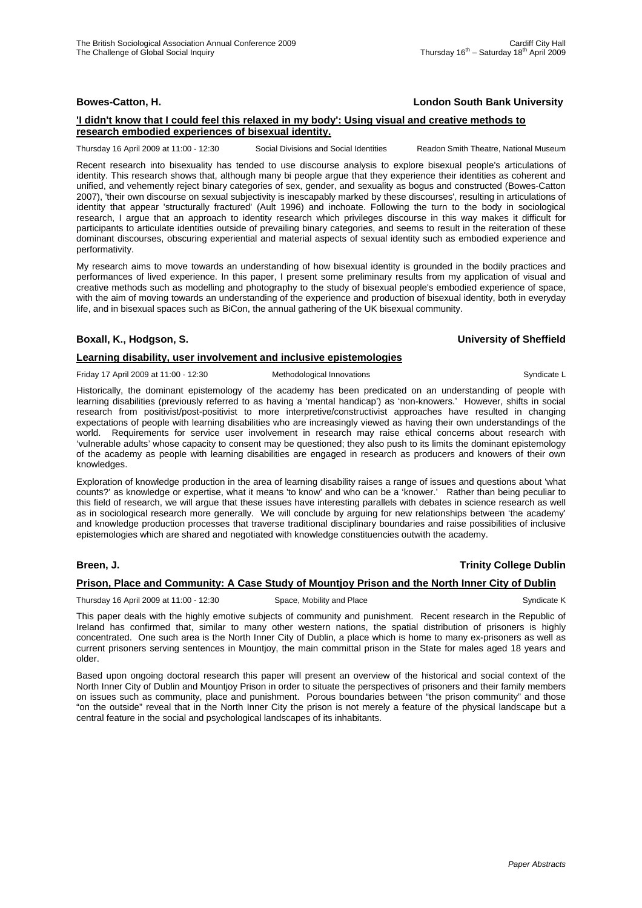**Bowes-Catton, H.** **London South Bank University**

**'I didn't know that I could feel this relaxed in my body': Using visual and creative methods to research embodied experiences of bisexual identity.**

Thursday 16 April 2009 at 11:00 - 12:30 Social Divisions and Social Identities Readon Smith Theatre, National Museum

Recent research into bisexuality has tended to use discourse analysis to explore bisexual people's articulations of identity. This research shows that, although many bi people argue that they experience their identities as coherent and unified, and vehemently reject binary categories of sex, gender, and sexuality as bogus and constructed (Bowes-Catton 2007), 'their own discourse on sexual subjectivity is inescapably marked by these discourses', resulting in articulations of identity that appear 'structurally fractured' (Ault 1996) and inchoate. Following the turn to the body in sociological research, I argue that an approach to identity research which privileges discourse in this way makes it difficult for participants to articulate identities outside of prevailing binary categories, and seems to result in the reiteration of these dominant discourses, obscuring experiential and material aspects of sexual identity such as embodied experience and performativity.

My research aims to move towards an understanding of how bisexual identity is grounded in the bodily practices and performances of lived experience. In this paper, I present some preliminary results from my application of visual and creative methods such as modelling and photography to the study of bisexual people's embodied experience of space, with the aim of moving towards an understanding of the experience and production of bisexual identity, both in everyday life, and in bisexual spaces such as BiCon, the annual gathering of the UK bisexual community.

**Boxall, K., Hodgson, S.** **University of Sheffield**

**Learning disability, user involvement and inclusive epistemologies**

Friday 17 April 2009 at 11:00 - 12:30 Methodological Innovations Syndicate L

Historically, the dominant epistemology of the academy has been predicated on an understanding of people with learning disabilities (previously referred to as having a 'mental handicap') as 'non-knowers.' However, shifts in social research from positivist/post-positivist to more interpretive/constructivist approaches have resulted in changing expectations of people with learning disabilities who are increasingly viewed as having their own understandings of the world. Requirements for service user involvement in research may raise ethical concerns about research with 'vulnerable adults' whose capacity to consent may be questioned; they also push to its limits the dominant epistemology of the academy as people with learning disabilities are engaged in research as producers and knowers of their own knowledges.

Exploration of knowledge production in the area of learning disability raises a range of issues and questions about 'what counts?' as knowledge or expertise, what it means 'to know' and who can be a 'knower.' Rather than being peculiar to this field of research, we will argue that these issues have interesting parallels with debates in science research as well as in sociological research more generally. We will conclude by arguing for new relationships between 'the academy' and knowledge production processes that traverse traditional disciplinary boundaries and raise possibilities of inclusive epistemologies which are shared and negotiated with knowledge constituencies outwith the academy.

**Breen, J.** **Trinity College Dublin**

**Prison, Place and Community: A Case Study of Mountjoy Prison and the North Inner City of Dublin**

Thursday 16 April 2009 at 11:00 - 12:30 Space, Mobility and Place Syndicate K

This paper deals with the highly emotive subjects of community and punishment. Recent research in the Republic of Ireland has confirmed that, similar to many other western nations, the spatial distribution of prisoners is highly concentrated. One such area is the North Inner City of Dublin, a place which is home to many ex-prisoners as well as current prisoners serving sentences in Mountjoy, the main committal prison in the State for males aged 18 years and older.

Based upon ongoing doctoral research this paper will present an overview of the historical and social context of the North Inner City of Dublin and Mountjoy Prison in order to situate the perspectives of prisoners and their family members on issues such as community, place and punishment. Porous boundaries between "the prison community" and those "on the outside" reveal that in the North Inner City the prison is not merely a feature of the physical landscape but a central feature in the social and psychological landscapes of its inhabitants.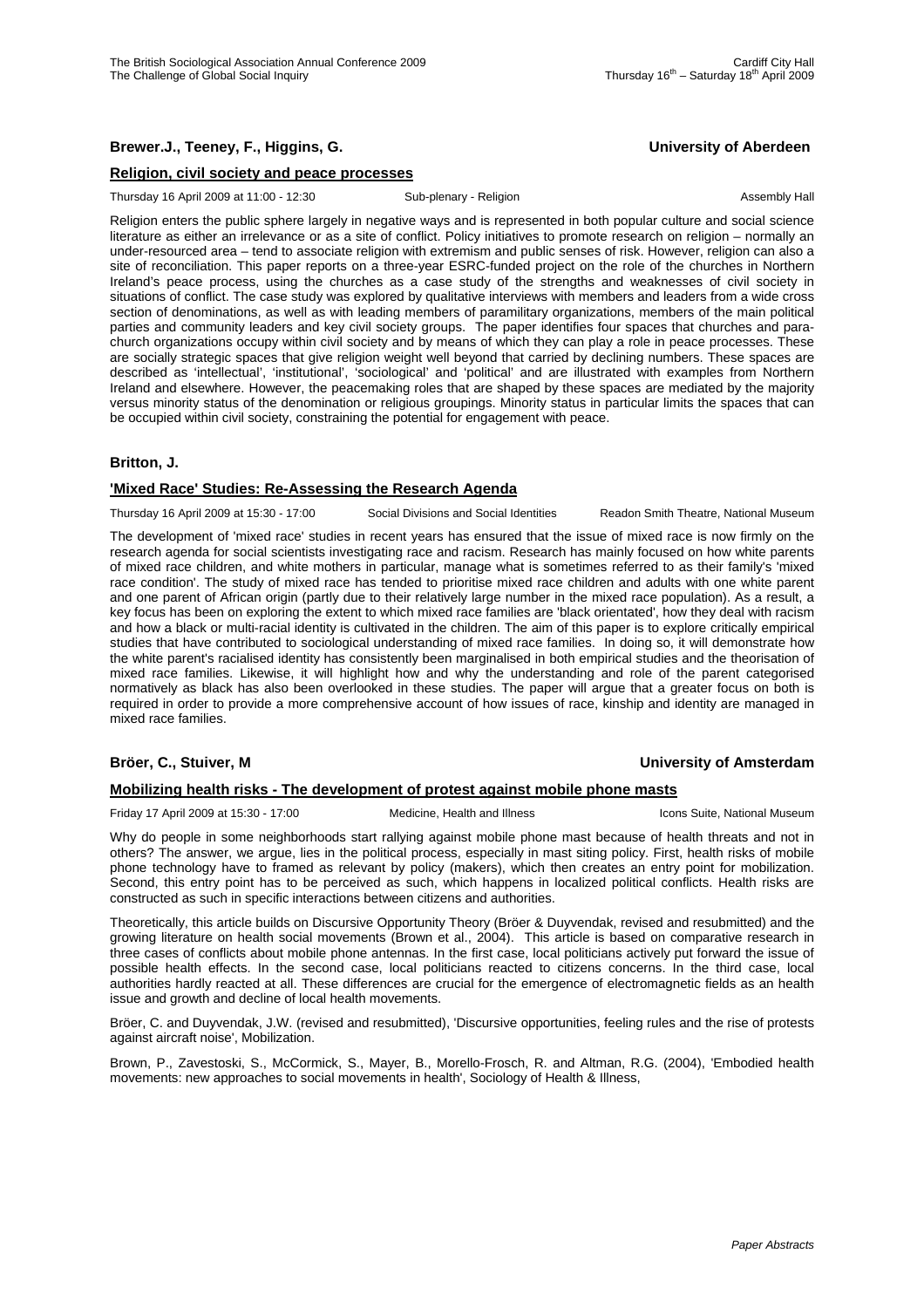**Brewer.J., Teeney, F., Higgins, G.** **University of Aberdeen**

**Religion, civil society and peace processes**

Thursday 16 April 2009 at 11:00 - 12:30 Sub-plenary - Religion Assembly Hall

Religion enters the public sphere largely in negative ways and is represented in both popular culture and social science literature as either an irrelevance or as a site of conflict. Policy initiatives to promote research on religion – normally an under-resourced area – tend to associate religion with extremism and public senses of risk. However, religion can also a site of reconciliation. This paper reports on a three-year ESRC-funded project on the role of the churches in Northern Ireland's peace process, using the churches as a case study of the strengths and weaknesses of civil society in situations of conflict. The case study was explored by qualitative interviews with members and leaders from a wide cross section of denominations, as well as with leading members of paramilitary organizations, members of the main political parties and community leaders and key civil society groups. The paper identifies four spaces that churches and para-church organizations occupy within civil society and by means of which they can play a role in peace processes. These are socially strategic spaces that give religion weight well beyond that carried by declining numbers. These spaces are described as 'intellectual', 'institutional', 'sociological' and 'political' and are illustrated with examples from Northern Ireland and elsewhere. However, the peacemaking roles that are shaped by these spaces are mediated by the majority versus minority status of the denomination or religious groupings. Minority status in particular limits the spaces that can be occupied within civil society, constraining the potential for engagement with peace.

**Britton, J.**

**'Mixed Race' Studies: Re-Assessing the Research Agenda**

Thursday 16 April 2009 at 15:30 - 17:00 Social Divisions and Social Identities Readon Smith Theatre, National Museum

The development of 'mixed race' studies in recent years has ensured that the issue of mixed race is now firmly on the research agenda for social scientists investigating race and racism. Research has mainly focused on how white parents of mixed race children, and white mothers in particular, manage what is sometimes referred to as their family's 'mixed race condition'. The study of mixed race has tended to prioritise mixed race children and adults with one white parent and one parent of African origin (partly due to their relatively large number in the mixed race population). As a result, a key focus has been on exploring the extent to which mixed race families are 'black orientated', how they deal with racism and how a black or multi-racial identity is cultivated in the children. The aim of this paper is to explore critically empirical studies that have contributed to sociological understanding of mixed race families. In doing so, it will demonstrate how the white parent's racialised identity has consistently been marginalised in both empirical studies and the theorisation of mixed race families. Likewise, it will highlight how and why the understanding and role of the parent categorised normatively as black has also been overlooked in these studies. The paper will argue that a greater focus on both is required in order to provide a more comprehensive account of how issues of race, kinship and identity are managed in mixed race families.

**Bröer, C., Stuiver, M** **University of Amsterdam**

**Mobilizing health risks - The development of protest against mobile phone masts**

Friday 17 April 2009 at 15:30 - 17:00 Medicine, Health and Illness Icons Suite, National Museum

Why do people in some neighborhoods start rallying against mobile phone mast because of health threats and not in others? The answer, we argue, lies in the political process, especially in mast siting policy. First, health risks of mobile phone technology have to framed as relevant by policy (makers), which then creates an entry point for mobilization. Second, this entry point has to be perceived as such, which happens in localized political conflicts. Health risks are constructed as such in specific interactions between citizens and authorities.

Theoretically, this article builds on Discursive Opportunity Theory (Bröer & Duyvendak, revised and resubmitted) and the growing literature on health social movements (Brown et al., 2004). This article is based on comparative research in three cases of conflicts about mobile phone antennas. In the first case, local politicians actively put forward the issue of possible health effects. In the second case, local politicians reacted to citizens concerns. In the third case, local authorities hardly reacted at all. These differences are crucial for the emergence of electromagnetic fields as an health issue and growth and decline of local health movements.

Bröer, C. and Duyvendak, J.W. (revised and resubmitted), 'Discursive opportunities, feeling rules and the rise of protests against aircraft noise', Mobilization.

Brown, P., Zavestoski, S., McCormick, S., Mayer, B., Morello-Frosch, R. and Altman, R.G. (2004), 'Embodied health movements: new approaches to social movements in health', Sociology of Health & Illness,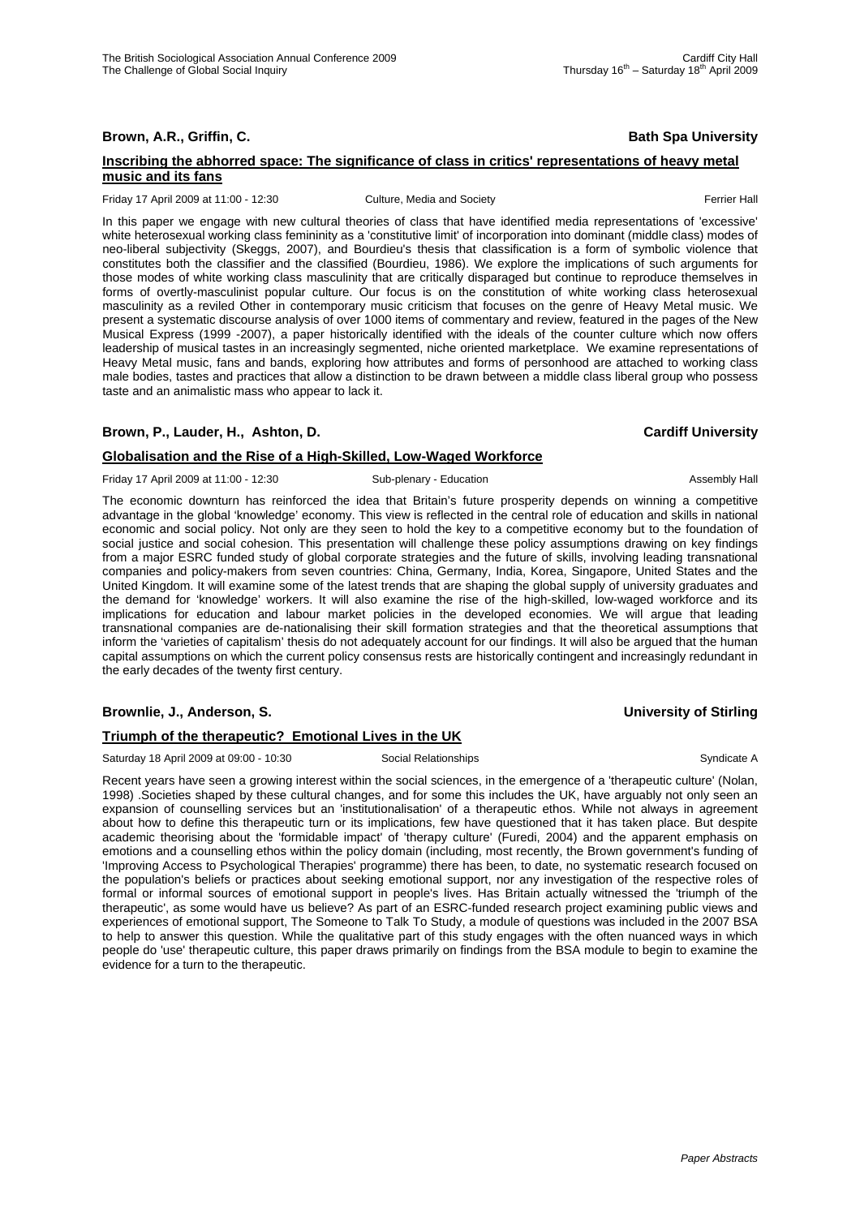**Brown, A.R., Griffin, C.** **Bath Spa University**

**Inscribing the abhorred space: The significance of class in critics' representations of heavy metal music and its fans**

Friday 17 April 2009 at 11:00 - 12:30 Culture, Media and Society Ferrier Hall

In this paper we engage with new cultural theories of class that have identified media representations of 'excessive' white heterosexual working class femininity as a 'constitutive limit' of incorporation into dominant (middle class) modes of neo-liberal subjectivity (Skeggs, 2007), and Bourdieu's thesis that classification is a form of symbolic violence that constitutes both the classifier and the classified (Bourdieu, 1986). We explore the implications of such arguments for those modes of white working class masculinity that are critically disparaged but continue to reproduce themselves in forms of overtly-masculinist popular culture. Our focus is on the constitution of white working class heterosexual masculinity as a reviled Other in contemporary music criticism that focuses on the genre of Heavy Metal music. We present a systematic discourse analysis of over 1000 items of commentary and review, featured in the pages of the New Musical Express (1999 -2007), a paper historically identified with the ideals of the counter culture which now offers leadership of musical tastes in an increasingly segmented, niche oriented marketplace. We examine representations of Heavy Metal music, fans and bands, exploring how attributes and forms of personhood are attached to working class male bodies, tastes and practices that allow a distinction to be drawn between a middle class liberal group who possess taste and an animalistic mass who appear to lack it.

**Brown, P., Lauder, H., Ashton, D.** **Cardiff University**

**Globalisation and the Rise of a High-Skilled, Low-Waged Workforce**

Friday 17 April 2009 at 11:00 - 12:30 Sub-plenary - Education Assembly Hall

The economic downturn has reinforced the idea that Britain's future prosperity depends on winning a competitive advantage in the global 'knowledge' economy. This view is reflected in the central role of education and skills in national economic and social policy. Not only are they seen to hold the key to a competitive economy but to the foundation of social justice and social cohesion. This presentation will challenge these policy assumptions drawing on key findings from a major ESRC funded study of global corporate strategies and the future of skills, involving leading transnational companies and policy-makers from seven countries: China, Germany, India, Korea, Singapore, United States and the United Kingdom. It will examine some of the latest trends that are shaping the global supply of university graduates and the demand for 'knowledge' workers. It will also examine the rise of the high-skilled, low-waged workforce and its implications for education and labour market policies in the developed economies. We will argue that leading transnational companies are de-nationalising their skill formation strategies and that the theoretical assumptions that inform the 'varieties of capitalism' thesis do not adequately account for our findings. It will also be argued that the human capital assumptions on which the current policy consensus rests are historically contingent and increasingly redundant in the early decades of the twenty first century.

**Brownlie, J., Anderson, S.** **University of Stirling**

**Triumph of the therapeutic? Emotional Lives in the UK**

Saturday 18 April 2009 at 09:00 - 10:30 Social Relationships Syndicate A

Recent years have seen a growing interest within the social sciences, in the emergence of a 'therapeutic culture' (Nolan, 1998) .Societies shaped by these cultural changes, and for some this includes the UK, have arguably not only seen an expansion of counselling services but an 'institutionalisation' of a therapeutic ethos. While not always in agreement about how to define this therapeutic turn or its implications, few have questioned that it has taken place. But despite academic theorising about the 'formidable impact' of 'therapy culture' (Furedi, 2004) and the apparent emphasis on emotions and a counselling ethos within the policy domain (including, most recently, the Brown government's funding of 'Improving Access to Psychological Therapies' programme) there has been, to date, no systematic research focused on the population's beliefs or practices about seeking emotional support, nor any investigation of the respective roles of formal or informal sources of emotional support in people's lives. Has Britain actually witnessed the 'triumph of the therapeutic', as some would have us believe? As part of an ESRC-funded research project examining public views and experiences of emotional support, The Someone to Talk To Study, a module of questions was included in the 2007 BSA to help to answer this question. While the qualitative part of this study engages with the often nuanced ways in which people do 'use' therapeutic culture, this paper draws primarily on findings from the BSA module to begin to examine the evidence for a turn to the therapeutic.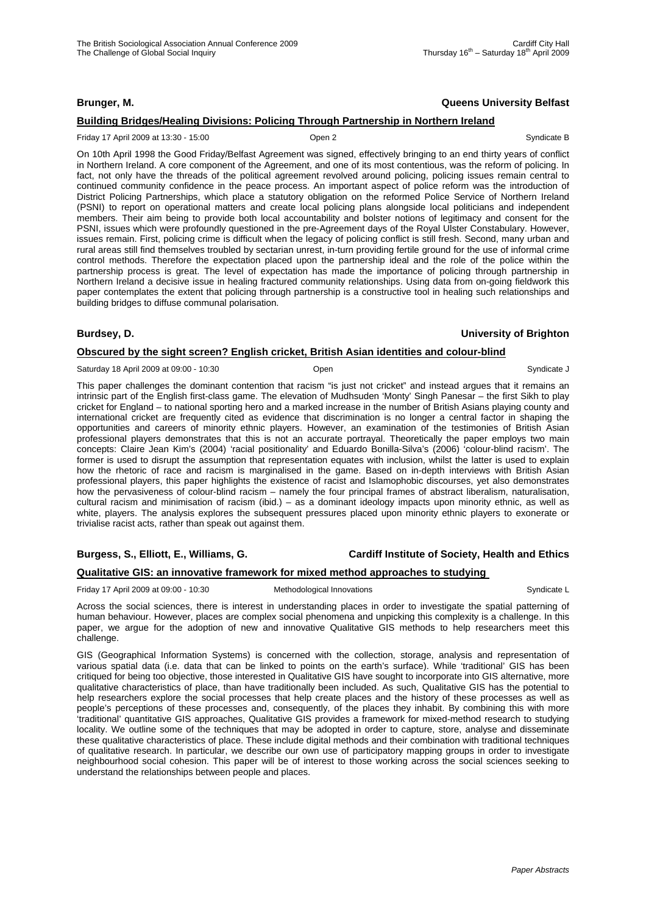**Brunger, M.** **Queens University Belfast**

**Building Bridges/Healing Divisions: Policing Through Partnership in Northern Ireland**

Friday 17 April 2009 at 13:30 - 15:00 Open 2 Syndicate B

On 10th April 1998 the Good Friday/Belfast Agreement was signed, effectively bringing to an end thirty years of conflict in Northern Ireland. A core component of the Agreement, and one of its most contentious, was the reform of policing. In fact, not only have the threads of the political agreement revolved around policing, policing issues remain central to continued community confidence in the peace process. An important aspect of police reform was the introduction of District Policing Partnerships, which place a statutory obligation on the reformed Police Service of Northern Ireland (PSNI) to report on operational matters and create local policing plans alongside local politicians and independent members. Their aim being to provide both local accountability and bolster notions of legitimacy and consent for the PSNI, issues which were profoundly questioned in the pre-Agreement days of the Royal Ulster Constabulary. However, issues remain. First, policing crime is difficult when the legacy of policing conflict is still fresh. Second, many urban and rural areas still find themselves troubled by sectarian unrest, in-turn providing fertile ground for the use of informal crime control methods. Therefore the expectation placed upon the partnership ideal and the role of the police within the partnership process is great. The level of expectation has made the importance of policing through partnership in Northern Ireland a decisive issue in healing fractured community relationships. Using data from on-going fieldwork this paper contemplates the extent that policing through partnership is a constructive tool in healing such relationships and building bridges to diffuse communal polarisation.

**Burdsey, D.** **University of Brighton**

**Obscured by the sight screen? English cricket, British Asian identities and colour-blind**

Saturday 18 April 2009 at 09:00 - 10:30 Open Syndicate J

This paper challenges the dominant contention that racism "is just not cricket" and instead argues that it remains an intrinsic part of the English first-class game. The elevation of Mudhsuden 'Monty' Singh Panesar – the first Sikh to play cricket for England – to national sporting hero and a marked increase in the number of British Asians playing county and international cricket are frequently cited as evidence that discrimination is no longer a central factor in shaping the opportunities and careers of minority ethnic players. However, an examination of the testimonies of British Asian professional players demonstrates that this is not an accurate portrayal. Theoretically the paper employs two main concepts: Claire Jean Kim's (2004) 'racial positionality' and Eduardo Bonilla-Silva's (2006) 'colour-blind racism'. The former is used to disrupt the assumption that representation equates with inclusion, whilst the latter is used to explain how the rhetoric of race and racism is marginalised in the game. Based on in-depth interviews with British Asian professional players, this paper highlights the existence of racist and Islamophobic discourses, yet also demonstrates how the pervasiveness of colour-blind racism – namely the four principal frames of abstract liberalism, naturalisation, cultural racism and minimisation of racism (ibid.) – as a dominant ideology impacts upon minority ethnic, as well as white, players. The analysis explores the subsequent pressures placed upon minority ethnic players to exonerate or trivialise racist acts, rather than speak out against them.

**Burgess, S., Elliott, E., Williams, G.** **Cardiff Institute of Society, Health and Ethics**

**Qualitative GIS: an innovative framework for mixed method approaches to studying**

Friday 17 April 2009 at 09:00 - 10:30 Methodological Innovations Syndicate L

Across the social sciences, there is interest in understanding places in order to investigate the spatial patterning of human behaviour. However, places are complex social phenomena and unpicking this complexity is a challenge. In this paper, we argue for the adoption of new and innovative Qualitative GIS methods to help researchers meet this challenge.

GIS (Geographical Information Systems) is concerned with the collection, storage, analysis and representation of various spatial data (i.e. data that can be linked to points on the earth's surface). While 'traditional' GIS has been critiqued for being too objective, those interested in Qualitative GIS have sought to incorporate into GIS alternative, more qualitative characteristics of place, than have traditionally been included. As such, Qualitative GIS has the potential to help researchers explore the social processes that help create places and the history of these processes as well as people's perceptions of these processes and, consequently, of the places they inhabit. By combining this with more 'traditional' quantitative GIS approaches, Qualitative GIS provides a framework for mixed-method research to studying locality. We outline some of the techniques that may be adopted in order to capture, store, analyse and disseminate these qualitative characteristics of place. These include digital methods and their combination with traditional techniques of qualitative research. In particular, we describe our own use of participatory mapping groups in order to investigate neighbourhood social cohesion. This paper will be of interest to those working across the social sciences seeking to understand the relationships between people and places.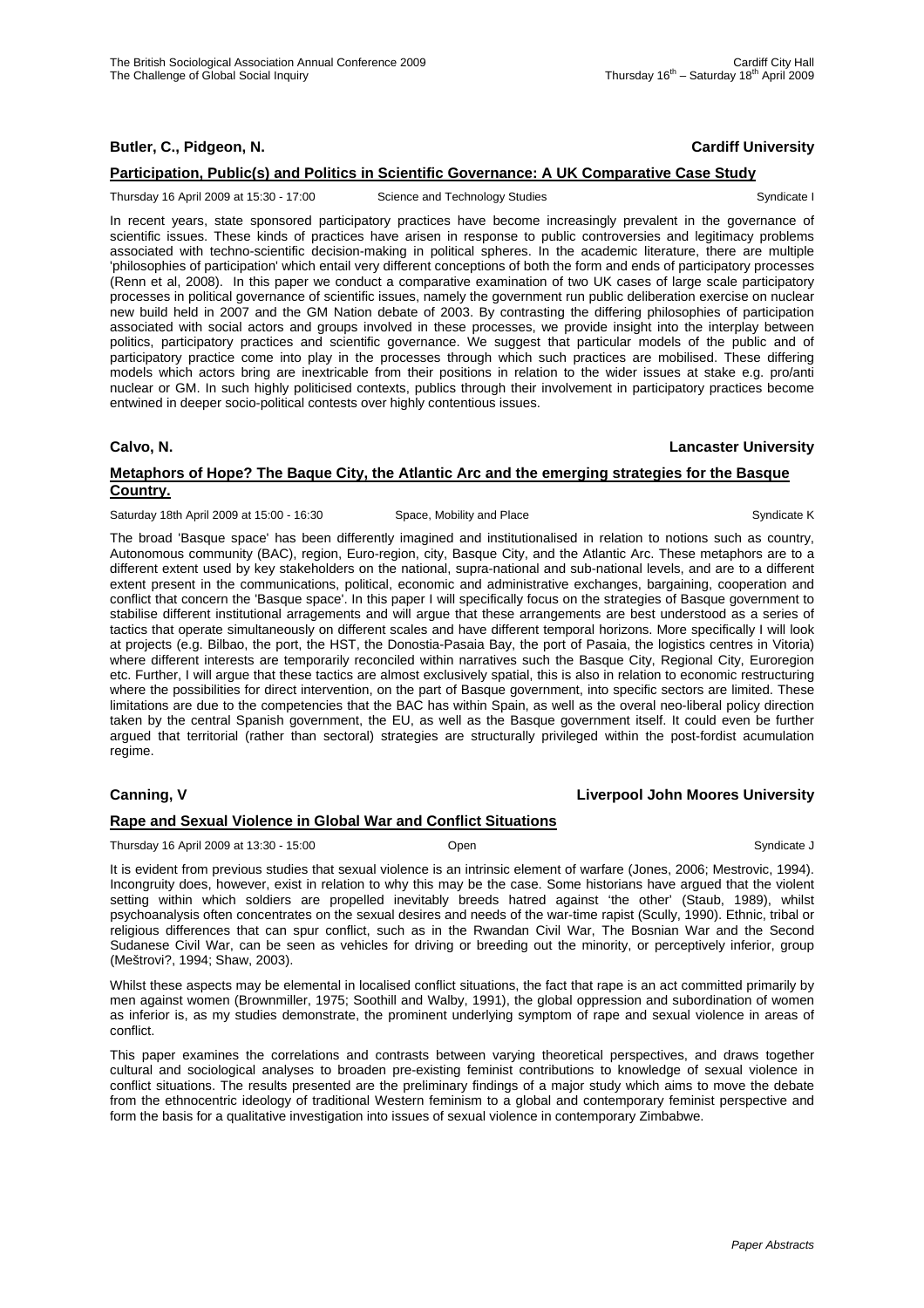**Butler, C., Pidgeon, N.** **Cardiff University**

**Participation, Public(s) and Politics in Scientific Governance: A UK Comparative Case Study**

Thursday 16 April 2009 at 15:30 - 17:00 Science and Technology Studies Syndicate I

In recent years, state sponsored participatory practices have become increasingly prevalent in the governance of scientific issues. These kinds of practices have arisen in response to public controversies and legitimacy problems associated with techno-scientific decision-making in political spheres. In the academic literature, there are multiple 'philosophies of participation' which entail very different conceptions of both the form and ends of participatory processes (Renn et al, 2008). In this paper we conduct a comparative examination of two UK cases of large scale participatory processes in political governance of scientific issues, namely the government run public deliberation exercise on nuclear new build held in 2007 and the GM Nation debate of 2003. By contrasting the differing philosophies of participation associated with social actors and groups involved in these processes, we provide insight into the interplay between politics, participatory practices and scientific governance. We suggest that particular models of the public and of participatory practice come into play in the processes through which such practices are mobilised. These differing models which actors bring are inextricable from their positions in relation to the wider issues at stake e.g. pro/anti nuclear or GM. In such highly politicised contexts, publics through their involvement in participatory practices become entwined in deeper socio-political contests over highly contentious issues.

**Calvo, N.** **Lancaster University**

**Metaphors of Hope? The Baque City, the Atlantic Arc and the emerging strategies for the Basque Country.**

Saturday 18th April 2009 at 15:00 - 16:30 Space, Mobility and Place Syndicate K

The broad 'Basque space' has been differently imagined and institutionalised in relation to notions such as country, Autonomous community (BAC), region, Euro-region, city, Basque City, and the Atlantic Arc. These metaphors are to a different extent used by key stakeholders on the national, supra-national and sub-national levels, and are to a different extent present in the communications, political, economic and administrative exchanges, bargaining, cooperation and conflict that concern the 'Basque space'. In this paper I will specifically focus on the strategies of Basque government to stabilise different institutional arrangements and will argue that these arrangements are best understood as a series of tactics that operate simultaneously on different scales and have different temporal horizons. More specifically I will look at projects (e.g. Bilbao, the port, the HST, the Donostia-Pasaia Bay, the port of Pasaia, the logistics centres in Vitoria) where different interests are temporarily reconciled within narratives such the Basque City, Regional City, Euroregion etc. Further, I will argue that these tactics are almost exclusively spatial, this is also in relation to economic restructuring where the possibilities for direct intervention, on the part of Basque government, into specific sectors are limited. These limitations are due to the competencies that the BAC has within Spain, as well as the overal neo-liberal policy direction taken by the central Spanish government, the EU, as well as the Basque government itself. It could even be further argued that territorial (rather than sectoral) strategies are structurally privileged within the post-fordist acumulation regime.

**Canning, V** **Liverpool John Moores University**

**Rape and Sexual Violence in Global War and Conflict Situations**

Thursday 16 April 2009 at 13:30 - 15:00 Open Syndicate J

It is evident from previous studies that sexual violence is an intrinsic element of warfare (Jones, 2006; Mestrovic, 1994). Incongruity does, however, exist in relation to why this may be the case. Some historians have argued that the violent setting within which soldiers are propelled inevitably breeds hatred against 'the other' (Staub, 1989), whilst psychoanalysis often concentrates on the sexual desires and needs of the war-time rapist (Scully, 1990). Ethnic, tribal or religious differences that can spur conflict, such as in the Rwandan Civil War, The Bosnian War and the Second Sudanese Civil War, can be seen as vehicles for driving or breeding out the minority, or perceptively inferior, group (Meštrovi?, 1994; Shaw, 2003).

Whilst these aspects may be elemental in localised conflict situations, the fact that rape is an act committed primarily by men against women (Brownmiller, 1975; Soothill and Walby, 1991), the global oppression and subordination of women as inferior is, as my studies demonstrate, the prominent underlying symptom of rape and sexual violence in areas of conflict.

This paper examines the correlations and contrasts between varying theoretical perspectives, and draws together cultural and sociological analyses to broaden pre-existing feminist contributions to knowledge of sexual violence in conflict situations. The results presented are the preliminary findings of a major study which aims to move the debate from the ethnocentric ideology of traditional Western feminism to a global and contemporary feminist perspective and form the basis for a qualitative investigation into issues of sexual violence in contemporary Zimbabwe.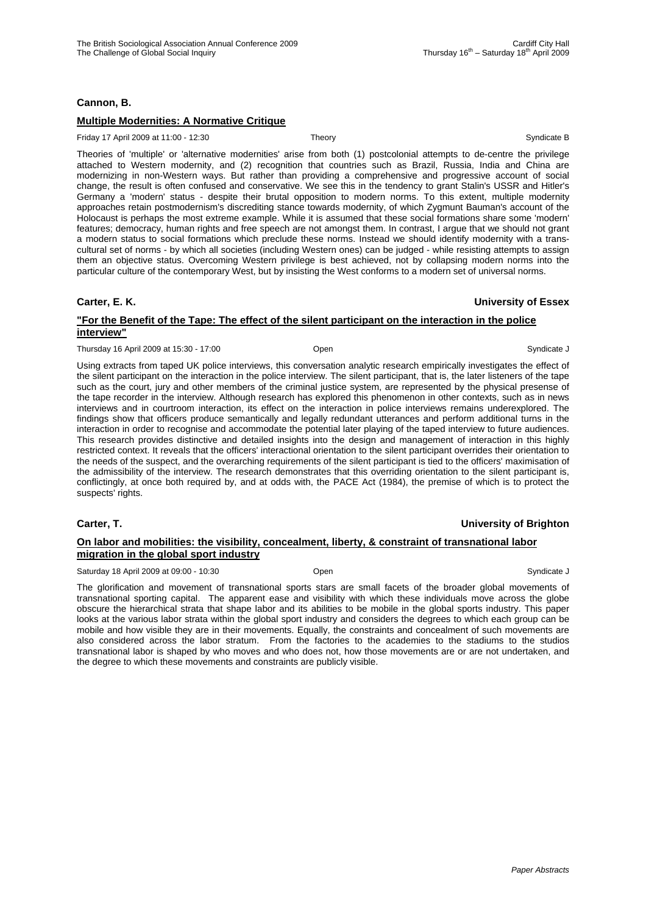**Cannon, B.**

**Multiple Modernities: A Normative Critique**

Friday 17 April 2009 at 11:00 - 12:30 | Theory | Syndicate B

Theories of 'multiple' or 'alternative modernities' arise from both (1) postcolonial attempts to de-centre the privilege attached to Western modernity, and (2) recognition that countries such as Brazil, Russia, India and China are modernizing in non-Western ways. But rather than providing a comprehensive and progressive account of social change, the result is often confused and conservative. We see this in the tendency to grant Stalin's USSR and Hitler's Germany a 'modern' status - despite their brutal opposition to modern norms. To this extent, multiple modernity approaches retain postmodernism's discrediting stance towards modernity, of which Zygmunt Bauman's account of the Holocaust is perhaps the most extreme example. While it is assumed that these social formations share some 'modern' features; democracy, human rights and free speech are not amongst them. In contrast, I argue that we should not grant a modern status to social formations which preclude these norms. Instead we should identify modernity with a trans-cultural set of norms - by which all societies (including Western ones) can be judged - while resisting attempts to assign them an objective status. Overcoming Western privilege is best achieved, not by collapsing modern norms into the particular culture of the contemporary West, but by insisting the West conforms to a modern set of universal norms.

**Carter, E. K.** — **University of Essex**

**"For the Benefit of the Tape: The effect of the silent participant on the interaction in the police interview"**

Thursday 16 April 2009 at 15:30 - 17:00 | Open | Syndicate J

Using extracts from taped UK police interviews, this conversation analytic research empirically investigates the effect of the silent participant on the interaction in the police interview. The silent participant, that is, the later listeners of the tape such as the court, jury and other members of the criminal justice system, are represented by the physical presense of the tape recorder in the interview. Although research has explored this phenomenon in other contexts, such as in news interviews and in courtroom interaction, its effect on the interaction in police interviews remains underexplored. The findings show that officers produce semantically and legally redundant utterances and perform additional turns in the interaction in order to recognise and accommodate the potential later playing of the taped interview to future audiences. This research provides distinctive and detailed insights into the design and management of interaction in this highly restricted context. It reveals that the officers' interactional orientation to the silent participant overrides their orientation to the needs of the suspect, and the overarching requirements of the silent participant is tied to the officers' maximisation of the admissibility of the interview. The research demonstrates that this overriding orientation to the silent participant is, conflictingly, at once both required by, and at odds with, the PACE Act (1984), the premise of which is to protect the suspects' rights.

**Carter, T.** — **University of Brighton**

**On labor and mobilities: the visibility, concealment, liberty, & constraint of transnational labor migration in the global sport industry**

Saturday 18 April 2009 at 09:00 - 10:30 | Open | Syndicate J

The glorification and movement of transnational sports stars are small facets of the broader global movements of transnational sporting capital. The apparent ease and visibility with which these individuals move across the globe obscure the hierarchical strata that shape labor and its abilities to be mobile in the global sports industry. This paper looks at the various labor strata within the global sport industry and considers the degrees to which each group can be mobile and how visible they are in their movements. Equally, the constraints and concealment of such movements are also considered across the labor stratum. From the factories to the academies to the stadiums to the studios transnational labor is shaped by who moves and who does not, how those movements are or are not undertaken, and the degree to which these movements and constraints are publicly visible.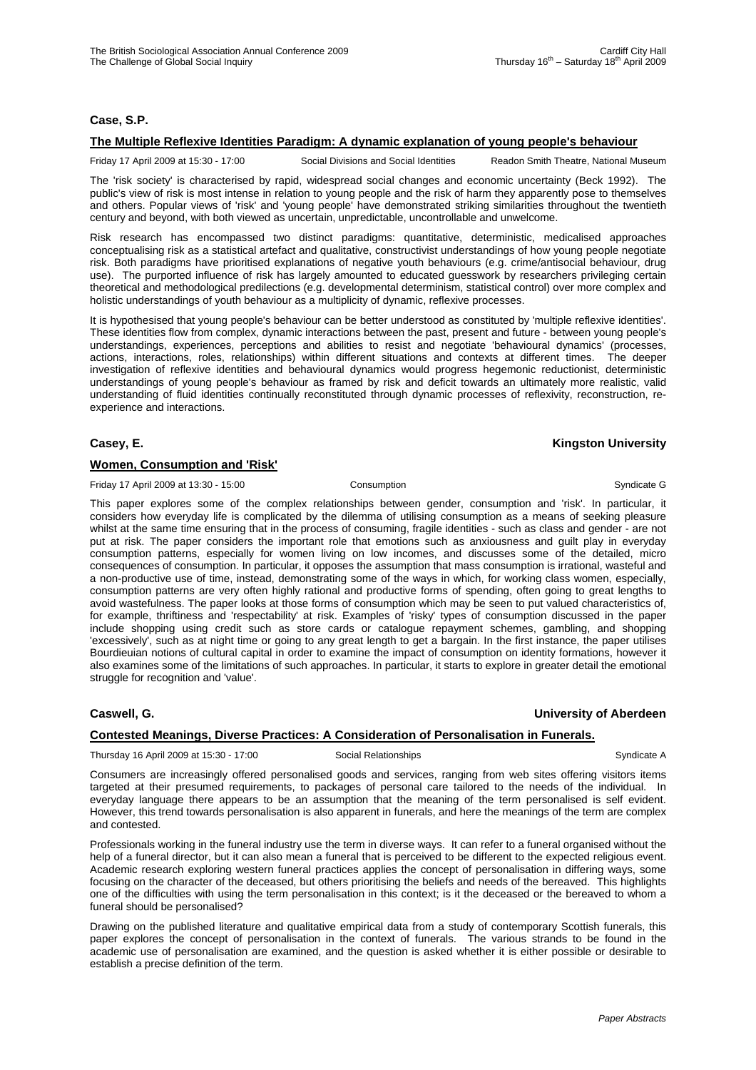**Case, S.P.**

**The Multiple Reflexive Identities Paradigm: A dynamic explanation of young people's behaviour**

Friday 17 April 2009 at 15:30 - 17:00 Social Divisions and Social Identities Readon Smith Theatre, National Museum

The 'risk society' is characterised by rapid, widespread social changes and economic uncertainty (Beck 1992). The public's view of risk is most intense in relation to young people and the risk of harm they apparently pose to themselves and others. Popular views of 'risk' and 'young people' have demonstrated striking similarities throughout the twentieth century and beyond, with both viewed as uncertain, unpredictable, uncontrollable and unwelcome.

Risk research has encompassed two distinct paradigms: quantitative, deterministic, medicalised approaches conceptualising risk as a statistical artefact and qualitative, constructivist understandings of how young people negotiate risk. Both paradigms have prioritised explanations of negative youth behaviours (e.g. crime/antisocial behaviour, drug use). The purported influence of risk has largely amounted to educated guesswork by researchers privileging certain theoretical and methodological predilections (e.g. developmental determinism, statistical control) over more complex and holistic understandings of youth behaviour as a multiplicity of dynamic, reflexive processes.

It is hypothesised that young people's behaviour can be better understood as constituted by 'multiple reflexive identities'. These identities flow from complex, dynamic interactions between the past, present and future - between young people's understandings, experiences, perceptions and abilities to resist and negotiate 'behavioural dynamics' (processes, actions, interactions, roles, relationships) within different situations and contexts at different times. The deeper investigation of reflexive identities and behavioural dynamics would progress hegemonic reductionist, deterministic understandings of young people's behaviour as framed by risk and deficit towards an ultimately more realistic, valid understanding of fluid identities continually reconstituted through dynamic processes of reflexivity, reconstruction, re-experience and interactions.

**Casey, E.** **Kingston University**

**Women, Consumption and 'Risk'**

Friday 17 April 2009 at 13:30 - 15:00 Consumption Syndicate G

This paper explores some of the complex relationships between gender, consumption and 'risk'. In particular, it considers how everyday life is complicated by the dilemma of utilising consumption as a means of seeking pleasure whilst at the same time ensuring that in the process of consuming, fragile identities - such as class and gender - are not put at risk. The paper considers the important role that emotions such as anxiousness and guilt play in everyday consumption patterns, especially for women living on low incomes, and discusses some of the detailed, micro consequences of consumption. In particular, it opposes the assumption that mass consumption is irrational, wasteful and a non-productive use of time, instead, demonstrating some of the ways in which, for working class women, especially, consumption patterns are very often highly rational and productive forms of spending, often going to great lengths to avoid wastefulness. The paper looks at those forms of consumption which may be seen to put valued characteristics of, for example, thriftiness and 'respectability' at risk. Examples of 'risky' types of consumption discussed in the paper include shopping using credit such as store cards or catalogue repayment schemes, gambling, and shopping 'excessively', such as at night time or going to any great length to get a bargain. In the first instance, the paper utilises Bourdieuian notions of cultural capital in order to examine the impact of consumption on identity formations, however it also examines some of the limitations of such approaches. In particular, it starts to explore in greater detail the emotional struggle for recognition and 'value'.

**Caswell, G.** **University of Aberdeen**

**Contested Meanings, Diverse Practices: A Consideration of Personalisation in Funerals.**

Thursday 16 April 2009 at 15:30 - 17:00 Social Relationships Syndicate A

Consumers are increasingly offered personalised goods and services, ranging from web sites offering visitors items targeted at their presumed requirements, to packages of personal care tailored to the needs of the individual. In everyday language there appears to be an assumption that the meaning of the term personalised is self evident. However, this trend towards personalisation is also apparent in funerals, and here the meanings of the term are complex and contested.

Professionals working in the funeral industry use the term in diverse ways. It can refer to a funeral organised without the help of a funeral director, but it can also mean a funeral that is perceived to be different to the expected religious event. Academic research exploring western funeral practices applies the concept of personalisation in differing ways, some focusing on the character of the deceased, but others prioritising the beliefs and needs of the bereaved. This highlights one of the difficulties with using the term personalisation in this context; is it the deceased or the bereaved to whom a funeral should be personalised?

Drawing on the published literature and qualitative empirical data from a study of contemporary Scottish funerals, this paper explores the concept of personalisation in the context of funerals. The various strands to be found in the academic use of personalisation are examined, and the question is asked whether it is either possible or desirable to establish a precise definition of the term.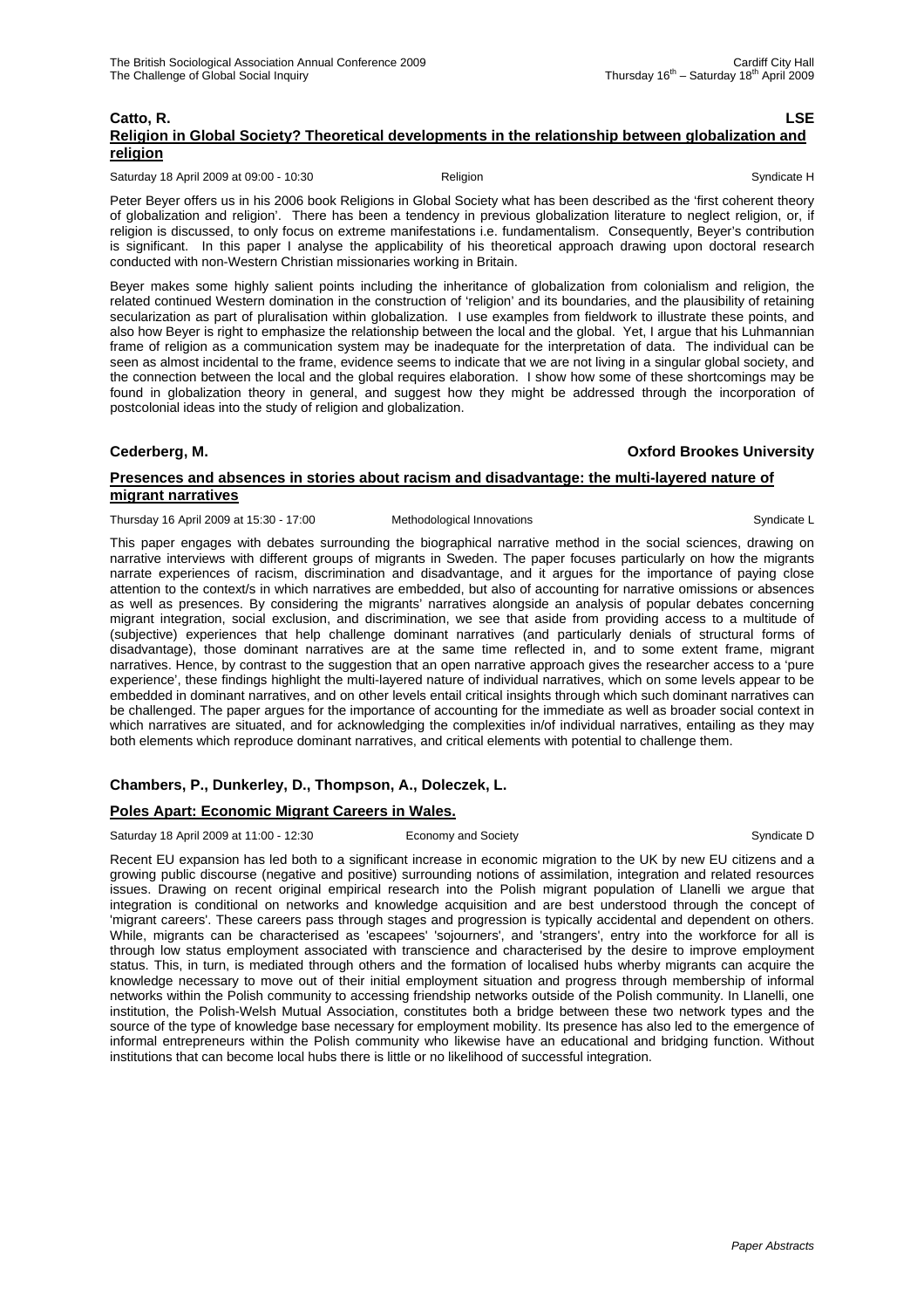**Catto, R.** **LSE**

**Religion in Global Society? Theoretical developments in the relationship between globalization and religion**

Saturday 18 April 2009 at 09:00 - 10:30 Religion Syndicate H

Peter Beyer offers us in his 2006 book Religions in Global Society what has been described as the 'first coherent theory of globalization and religion'. There has been a tendency in previous globalization literature to neglect religion, or, if religion is discussed, to only focus on extreme manifestations i.e. fundamentalism. Consequently, Beyer's contribution is significant. In this paper I analyse the applicability of his theoretical approach drawing upon doctoral research conducted with non-Western Christian missionaries working in Britain.

Beyer makes some highly salient points including the inheritance of globalization from colonialism and religion, the related continued Western domination in the construction of 'religion' and its boundaries, and the plausibility of retaining secularization as part of pluralisation within globalization. I use examples from fieldwork to illustrate these points, and also how Beyer is right to emphasize the relationship between the local and the global. Yet, I argue that his Luhmannian frame of religion as a communication system may be inadequate for the interpretation of data. The individual can be seen as almost incidental to the frame, evidence seems to indicate that we are not living in a singular global society, and the connection between the local and the global requires elaboration. I show how some of these shortcomings may be found in globalization theory in general, and suggest how they might be addressed through the incorporation of postcolonial ideas into the study of religion and globalization.

**Cederberg, M.** **Oxford Brookes University**

**Presences and absences in stories about racism and disadvantage: the multi-layered nature of migrant narratives**

Thursday 16 April 2009 at 15:30 - 17:00 Methodological Innovations Syndicate L

This paper engages with debates surrounding the biographical narrative method in the social sciences, drawing on narrative interviews with different groups of migrants in Sweden. The paper focuses particularly on how the migrants narrate experiences of racism, discrimination and disadvantage, and it argues for the importance of paying close attention to the context/s in which narratives are embedded, but also of accounting for narrative omissions or absences as well as presences. By considering the migrants' narratives alongside an analysis of popular debates concerning migrant integration, social exclusion, and discrimination, we see that aside from providing access to a multitude of (subjective) experiences that help challenge dominant narratives (and particularly denials of structural forms of disadvantage), those dominant narratives are at the same time reflected in, and to some extent frame, migrant narratives. Hence, by contrast to the suggestion that an open narrative approach gives the researcher access to a 'pure experience', these findings highlight the multi-layered nature of individual narratives, which on some levels appear to be embedded in dominant narratives, and on other levels entail critical insights through which such dominant narratives can be challenged. The paper argues for the importance of accounting for the immediate as well as broader social context in which narratives are situated, and for acknowledging the complexities in/of individual narratives, entailing as they may both elements which reproduce dominant narratives, and critical elements with potential to challenge them.

**Chambers, P., Dunkerley, D., Thompson, A., Doleczek, L.**

**Poles Apart: Economic Migrant Careers in Wales.**

Saturday 18 April 2009 at 11:00 - 12:30 Economy and Society Syndicate D

Recent EU expansion has led both to a significant increase in economic migration to the UK by new EU citizens and a growing public discourse (negative and positive) surrounding notions of assimilation, integration and related resources issues. Drawing on recent original empirical research into the Polish migrant population of Llanelli we argue that integration is conditional on networks and knowledge acquisition and are best understood through the concept of 'migrant careers'. These careers pass through stages and progression is typically accidental and dependent on others. While, migrants can be characterised as 'escapees' 'sojourners', and 'strangers', entry into the workforce for all is through low status employment associated with transcience and characterised by the desire to improve employment status. This, in turn, is mediated through others and the formation of localised hubs wherby migrants can acquire the knowledge necessary to move out of their initial employment situation and progress through membership of informal networks within the Polish community to accessing friendship networks outside of the Polish community. In Llanelli, one institution, the Polish-Welsh Mutual Association, constitutes both a bridge between these two network types and the source of the type of knowledge base necessary for employment mobility. Its presence has also led to the emergence of informal entrepreneurs within the Polish community who likewise have an educational and bridging function. Without institutions that can become local hubs there is little or no likelihood of successful integration.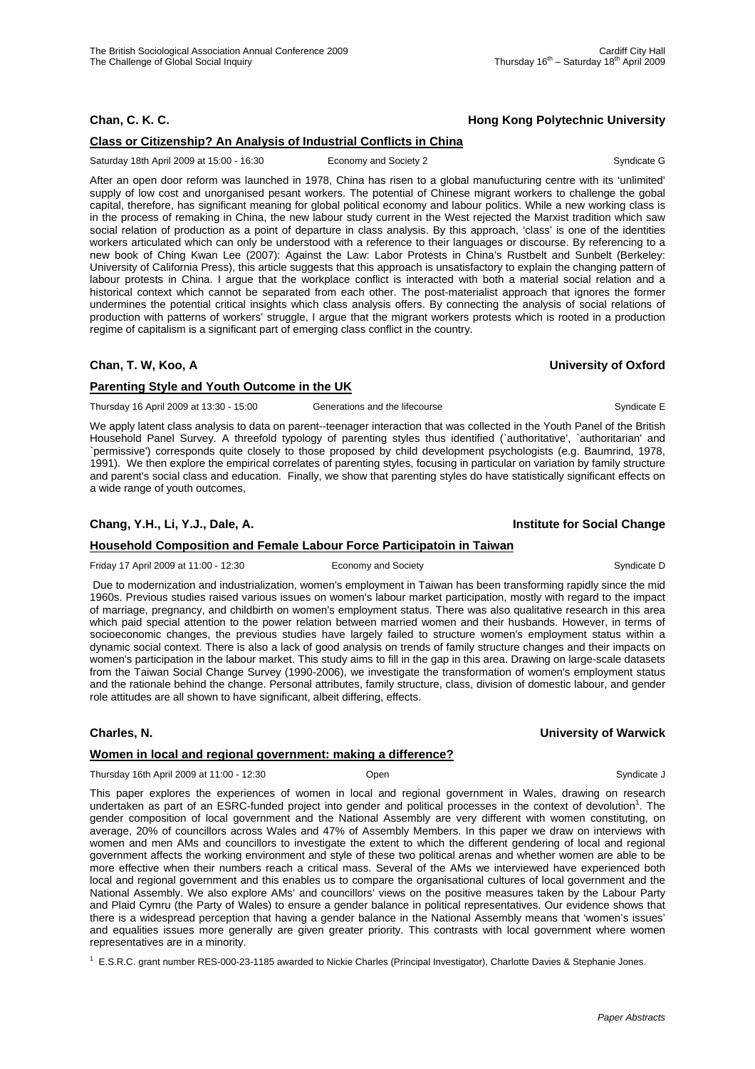**Chan, C. K. C.** **Hong Kong Polytechnic University**

**Class or Citizenship? An Analysis of Industrial Conflicts in China**

Saturday 18th April 2009 at 15:00 - 16:30 Economy and Society 2 Syndicate G

After an open door reform was launched in 1978, China has risen to a global manufucturing centre with its 'unlimited' supply of low cost and unorganised pesant workers. The potential of Chinese migrant workers to challenge the gobal capital, therefore, has significant meaning for global political economy and labour politics. While a new working class is in the process of remaking in China, the new labour study current in the West rejected the Marxist tradition which saw social relation of production as a point of departure in class analysis. By this approach, 'class' is one of the identities workers articulated which can only be understood with a reference to their languages or discourse. By referencing to a new book of Ching Kwan Lee (2007): Against the Law: Labor Protests in China's Rustbelt and Sunbelt (Berkeley: University of California Press), this article suggests that this approach is unsatisfactory to explain the changing pattern of labour protests in China. I argue that the workplace conflict is interacted with both a material social relation and a historical context which cannot be separated from each other. The post-materialist approach that ignores the former undermines the potential critical insights which class analysis offers. By connecting the analysis of social relations of production with patterns of workers' struggle, I argue that the migrant workers protests which is rooted in a production regime of capitalism is a significant part of emerging class conflict in the country.

**Chan, T. W, Koo, A** **University of Oxford**

**Parenting Style and Youth Outcome in the UK**

Thursday 16 April 2009 at 13:30 - 15:00 Generations and the lifecourse Syndicate E

We apply latent class analysis to data on parent--teenager interaction that was collected in the Youth Panel of the British Household Panel Survey. A threefold typology of parenting styles thus identified (`authoritative', `authoritarian' and `permissive') corresponds quite closely to those proposed by child development psychologists (e.g. Baumrind, 1978, 1991). We then explore the empirical correlates of parenting styles, focusing in particular on variation by family structure and parent's social class and education. Finally, we show that parenting styles do have statistically significant effects on a wide range of youth outcomes,

**Chang, Y.H., Li, Y.J., Dale, A.** **Institute for Social Change**

**Household Composition and Female Labour Force Participatoin in Taiwan**

Friday 17 April 2009 at 11:00 - 12:30 Economy and Society Syndicate D

Due to modernization and industrialization, women's employment in Taiwan has been transforming rapidly since the mid 1960s. Previous studies raised various issues on women's labour market participation, mostly with regard to the impact of marriage, pregnancy, and childbirth on women's employment status. There was also qualitative research in this area which paid special attention to the power relation between married women and their husbands. However, in terms of socioeconomic changes, the previous studies have largely failed to structure women's employment status within a dynamic social context. There is also a lack of good analysis on trends of family structure changes and their impacts on women's participation in the labour market. This study aims to fill in the gap in this area. Drawing on large-scale datasets from the Taiwan Social Change Survey (1990-2006), we investigate the transformation of women's employment status and the rationale behind the change. Personal attributes, family structure, class, division of domestic labour, and gender role attitudes are all shown to have significant, albeit differing, effects.

**Charles, N.** **University of Warwick**

**Women in local and regional government: making a difference?**

Thursday 16th April 2009 at 11:00 - 12:30 Open Syndicate J

This paper explores the experiences of women in local and regional government in Wales, drawing on research undertaken as part of an ESRC-funded project into gender and political processes in the context of devolution[1]. The gender composition of local government and the National Assembly are very different with women constituting, on average, 20% of councillors across Wales and 47% of Assembly Members. In this paper we draw on interviews with women and men AMs and councillors to investigate the extent to which the different gendering of local and regional government affects the working environment and style of these two political arenas and whether women are able to be more effective when their numbers reach a critical mass. Several of the AMs we interviewed have experienced both local and regional government and this enables us to compare the organisational cultures of local government and the National Assembly. We also explore AMs' and councillors' views on the positive measures taken by the Labour Party and Plaid Cymru (the Party of Wales) to ensure a gender balance in political representatives. Our evidence shows that there is a widespread perception that having a gender balance in the National Assembly means that 'women's issues' and equalities issues more generally are given greater priority. This contrasts with local government where women representatives are in a minority.

[1] E.S.R.C. grant number RES-000-23-1185 awarded to Nickie Charles (Principal Investigator), Charlotte Davies & Stephanie Jones.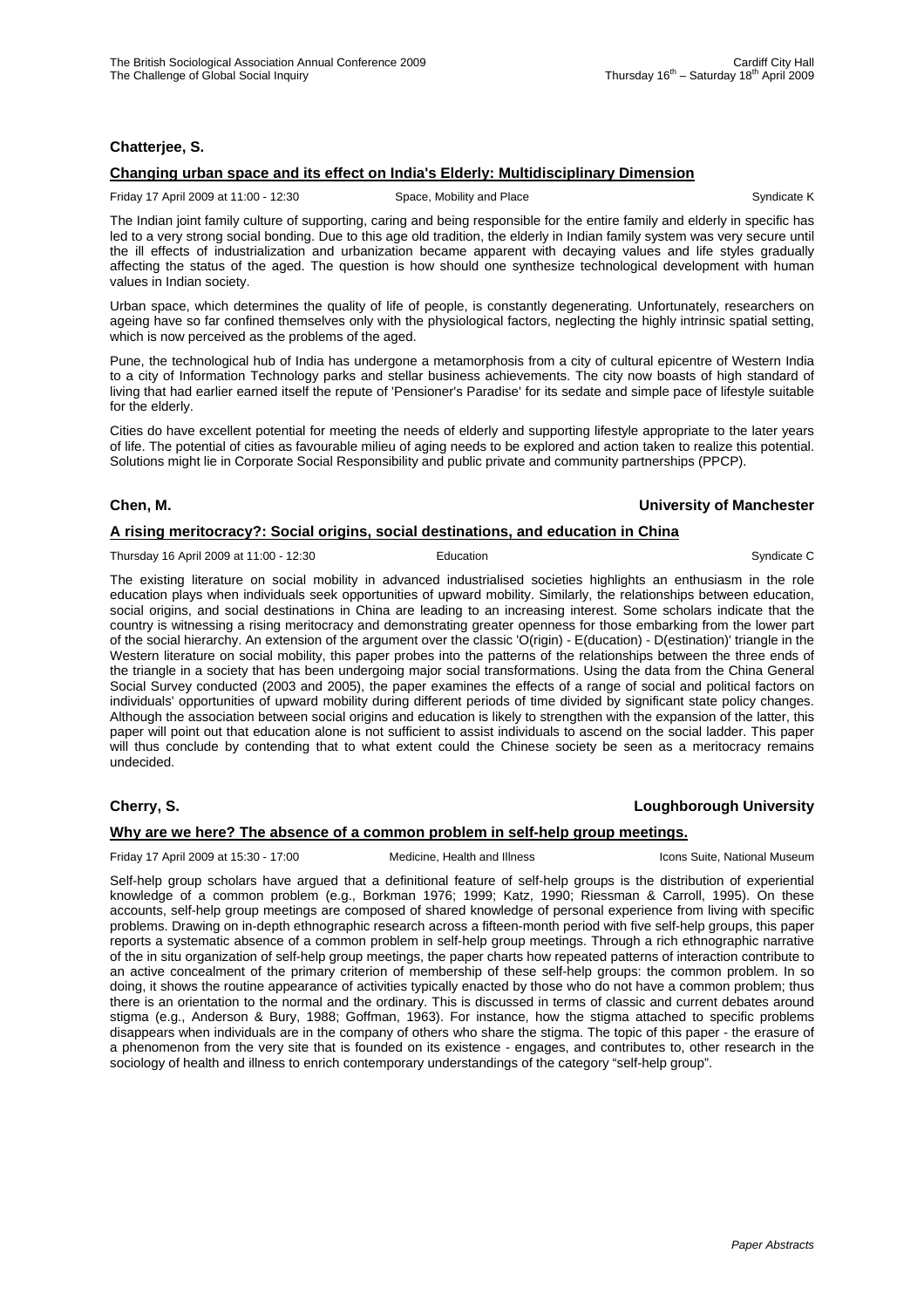**Chatterjee, S.**

**Changing urban space and its effect on India's Elderly: Multidisciplinary Dimension**

Friday 17 April 2009 at 11:00 - 12:30 Space, Mobility and Place Syndicate K

The Indian joint family culture of supporting, caring and being responsible for the entire family and elderly in specific has led to a very strong social bonding. Due to this age old tradition, the elderly in Indian family system was very secure until the ill effects of industrialization and urbanization became apparent with decaying values and life styles gradually affecting the status of the aged. The question is how should one synthesize technological development with human values in Indian society.

Urban space, which determines the quality of life of people, is constantly degenerating. Unfortunately, researchers on ageing have so far confined themselves only with the physiological factors, neglecting the highly intrinsic spatial setting, which is now perceived as the problems of the aged.

Pune, the technological hub of India has undergone a metamorphosis from a city of cultural epicentre of Western India to a city of Information Technology parks and stellar business achievements. The city now boasts of high standard of living that had earlier earned itself the repute of 'Pensioner's Paradise' for its sedate and simple pace of lifestyle suitable for the elderly.

Cities do have excellent potential for meeting the needs of elderly and supporting lifestyle appropriate to the later years of life. The potential of cities as favourable milieu of aging needs to be explored and action taken to realize this potential. Solutions might lie in Corporate Social Responsibility and public private and community partnerships (PPCP).

**Chen, M.** **University of Manchester**

**A rising meritocracy?: Social origins, social destinations, and education in China**

Thursday 16 April 2009 at 11:00 - 12:30 Education Syndicate C

The existing literature on social mobility in advanced industrialised societies highlights an enthusiasm in the role education plays when individuals seek opportunities of upward mobility. Similarly, the relationships between education, social origins, and social destinations in China are leading to an increasing interest. Some scholars indicate that the country is witnessing a rising meritocracy and demonstrating greater openness for those embarking from the lower part of the social hierarchy. An extension of the argument over the classic 'O(rigin) - E(ducation) - D(estination)' triangle in the Western literature on social mobility, this paper probes into the patterns of the relationships between the three ends of the triangle in a society that has been undergoing major social transformations. Using the data from the China General Social Survey conducted (2003 and 2005), the paper examines the effects of a range of social and political factors on individuals' opportunities of upward mobility during different periods of time divided by significant state policy changes. Although the association between social origins and education is likely to strengthen with the expansion of the latter, this paper will point out that education alone is not sufficient to assist individuals to ascend on the social ladder. This paper will thus conclude by contending that to what extent could the Chinese society be seen as a meritocracy remains undecided.

**Cherry, S.** **Loughborough University**

**Why are we here? The absence of a common problem in self-help group meetings.**

Friday 17 April 2009 at 15:30 - 17:00 Medicine, Health and Illness Icons Suite, National Museum

Self-help group scholars have argued that a definitional feature of self-help groups is the distribution of experiential knowledge of a common problem (e.g., Borkman 1976; 1999; Katz, 1990; Riessman & Carroll, 1995). On these accounts, self-help group meetings are composed of shared knowledge of personal experience from living with specific problems. Drawing on in-depth ethnographic research across a fifteen-month period with five self-help groups, this paper reports a systematic absence of a common problem in self-help group meetings. Through a rich ethnographic narrative of the in situ organization of self-help group meetings, the paper charts how repeated patterns of interaction contribute to an active concealment of the primary criterion of membership of these self-help groups: the common problem. In so doing, it shows the routine appearance of activities typically enacted by those who do not have a common problem; thus there is an orientation to the normal and the ordinary. This is discussed in terms of classic and current debates around stigma (e.g., Anderson & Bury, 1988; Goffman, 1963). For instance, how the stigma attached to specific problems disappears when individuals are in the company of others who share the stigma. The topic of this paper - the erasure of a phenomenon from the very site that is founded on its existence - engages, and contributes to, other research in the sociology of health and illness to enrich contemporary understandings of the category "self-help group".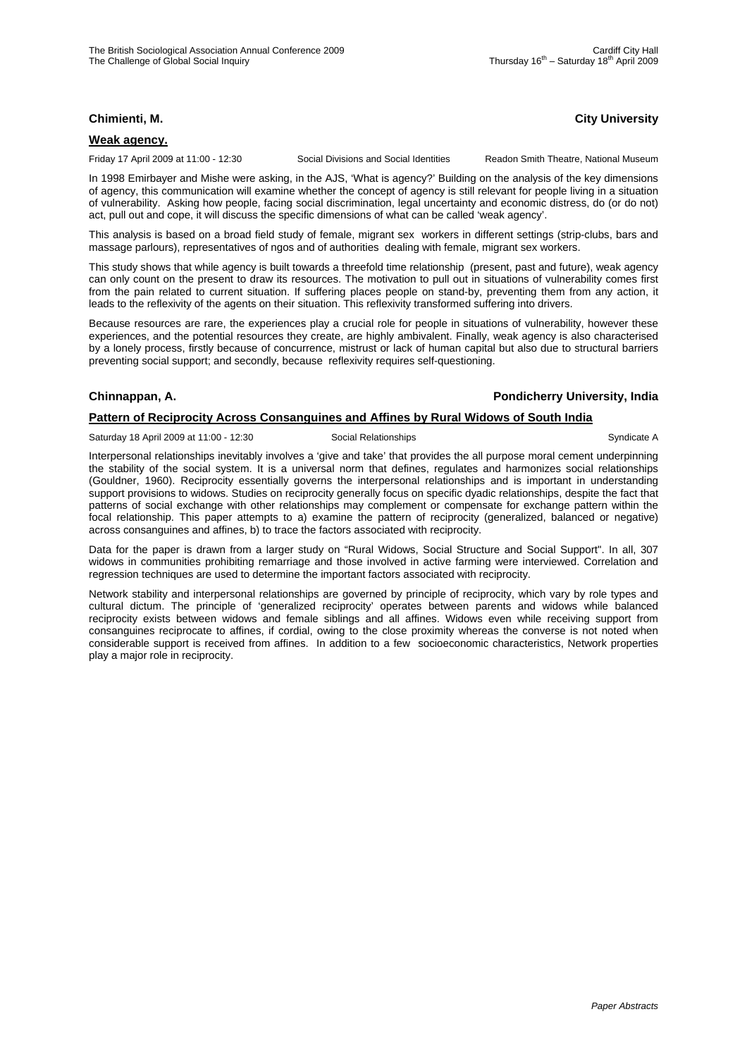**Chimienti, M.** **City University**

**Weak agency.**

Friday 17 April 2009 at 11:00 - 12:30 Social Divisions and Social Identities Readon Smith Theatre, National Museum

In 1998 Emirbayer and Mishe were asking, in the AJS, 'What is agency?' Building on the analysis of the key dimensions of agency, this communication will examine whether the concept of agency is still relevant for people living in a situation of vulnerability. Asking how people, facing social discrimination, legal uncertainty and economic distress, do (or do not) act, pull out and cope, it will discuss the specific dimensions of what can be called 'weak agency'.

This analysis is based on a broad field study of female, migrant sex workers in different settings (strip-clubs, bars and massage parlours), representatives of ngos and of authorities dealing with female, migrant sex workers.

This study shows that while agency is built towards a threefold time relationship (present, past and future), weak agency can only count on the present to draw its resources. The motivation to pull out in situations of vulnerability comes first from the pain related to current situation. If suffering places people on stand-by, preventing them from any action, it leads to the reflexivity of the agents on their situation. This reflexivity transformed suffering into drivers.

Because resources are rare, the experiences play a crucial role for people in situations of vulnerability, however these experiences, and the potential resources they create, are highly ambivalent. Finally, weak agency is also characterised by a lonely process, firstly because of concurrence, mistrust or lack of human capital but also due to structural barriers preventing social support; and secondly, because reflexivity requires self-questioning.

**Chinnappan, A.** **Pondicherry University, India**

**Pattern of Reciprocity Across Consanguines and Affines by Rural Widows of South India**

Saturday 18 April 2009 at 11:00 - 12:30 Social Relationships Syndicate A

Interpersonal relationships inevitably involves a 'give and take' that provides the all purpose moral cement underpinning the stability of the social system. It is a universal norm that defines, regulates and harmonizes social relationships (Gouldner, 1960). Reciprocity essentially governs the interpersonal relationships and is important in understanding support provisions to widows. Studies on reciprocity generally focus on specific dyadic relationships, despite the fact that patterns of social exchange with other relationships may complement or compensate for exchange pattern within the focal relationship. This paper attempts to a) examine the pattern of reciprocity (generalized, balanced or negative) across consanguines and affines, b) to trace the factors associated with reciprocity.

Data for the paper is drawn from a larger study on "Rural Widows, Social Structure and Social Support". In all, 307 widows in communities prohibiting remarriage and those involved in active farming were interviewed. Correlation and regression techniques are used to determine the important factors associated with reciprocity.

Network stability and interpersonal relationships are governed by principle of reciprocity, which vary by role types and cultural dictum. The principle of 'generalized reciprocity' operates between parents and widows while balanced reciprocity exists between widows and female siblings and all affines. Widows even while receiving support from consanguines reciprocate to affines, if cordial, owing to the close proximity whereas the converse is not noted when considerable support is received from affines. In addition to a few socioeconomic characteristics, Network properties play a major role in reciprocity.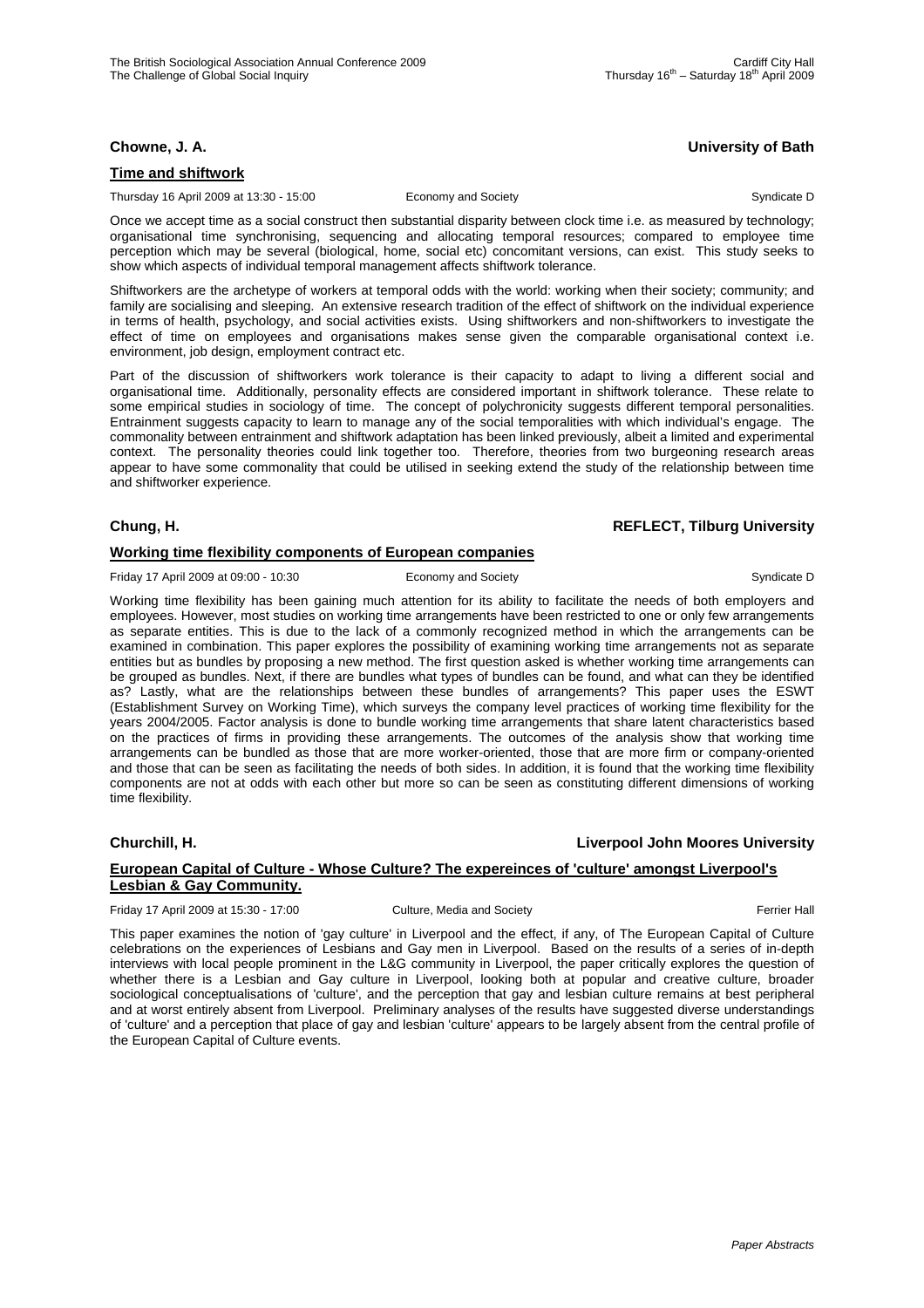**Chowne, J. A.** **University of Bath**

**Time and shiftwork**

Thursday 16 April 2009 at 13:30 - 15:00 Economy and Society Syndicate D

Once we accept time as a social construct then substantial disparity between clock time i.e. as measured by technology; organisational time synchronising, sequencing and allocating temporal resources; compared to employee time perception which may be several (biological, home, social etc) concomitant versions, can exist. This study seeks to show which aspects of individual temporal management affects shiftwork tolerance.

Shiftworkers are the archetype of workers at temporal odds with the world: working when their society; community; and family are socialising and sleeping. An extensive research tradition of the effect of shiftwork on the individual experience in terms of health, psychology, and social activities exists. Using shiftworkers and non-shiftworkers to investigate the effect of time on employees and organisations makes sense given the comparable organisational context i.e. environment, job design, employment contract etc.

Part of the discussion of shiftworkers work tolerance is their capacity to adapt to living a different social and organisational time. Additionally, personality effects are considered important in shiftwork tolerance. These relate to some empirical studies in sociology of time. The concept of polychronicity suggests different temporal personalities. Entrainment suggests capacity to learn to manage any of the social temporalities with which individual's engage. The commonality between entrainment and shiftwork adaptation has been linked previously, albeit a limited and experimental context. The personality theories could link together too. Therefore, theories from two burgeoning research areas appear to have some commonality that could be utilised in seeking extend the study of the relationship between time and shiftworker experience.

**Chung, H.** **REFLECT, Tilburg University**

**Working time flexibility components of European companies**

Friday 17 April 2009 at 09:00 - 10:30 Economy and Society Syndicate D

Working time flexibility has been gaining much attention for its ability to facilitate the needs of both employers and employees. However, most studies on working time arrangements have been restricted to one or only few arrangements as separate entities. This is due to the lack of a commonly recognized method in which the arrangements can be examined in combination. This paper explores the possibility of examining working time arrangements not as separate entities but as bundles by proposing a new method. The first question asked is whether working time arrangements can be grouped as bundles. Next, if there are bundles what types of bundles can be found, and what can they be identified as? Lastly, what are the relationships between these bundles of arrangements? This paper uses the ESWT (Establishment Survey on Working Time), which surveys the company level practices of working time flexibility for the years 2004/2005. Factor analysis is done to bundle working time arrangements that share latent characteristics based on the practices of firms in providing these arrangements. The outcomes of the analysis show that working time arrangements can be bundled as those that are more worker-oriented, those that are more firm or company-oriented and those that can be seen as facilitating the needs of both sides. In addition, it is found that the working time flexibility components are not at odds with each other but more so can be seen as constituting different dimensions of working time flexibility.

**Churchill, H.** **Liverpool John Moores University**

**European Capital of Culture - Whose Culture? The expereinces of 'culture' amongst Liverpool's Lesbian & Gay Community.**

Friday 17 April 2009 at 15:30 - 17:00 Culture, Media and Society Ferrier Hall

This paper examines the notion of 'gay culture' in Liverpool and the effect, if any, of The European Capital of Culture celebrations on the experiences of Lesbians and Gay men in Liverpool. Based on the results of a series of in-depth interviews with local people prominent in the L&G community in Liverpool, the paper critically explores the question of whether there is a Lesbian and Gay culture in Liverpool, looking both at popular and creative culture, broader sociological conceptualisations of 'culture', and the perception that gay and lesbian culture remains at best peripheral and at worst entirely absent from Liverpool. Preliminary analyses of the results have suggested diverse understandings of 'culture' and a perception that place of gay and lesbian 'culture' appears to be largely absent from the central profile of the European Capital of Culture events.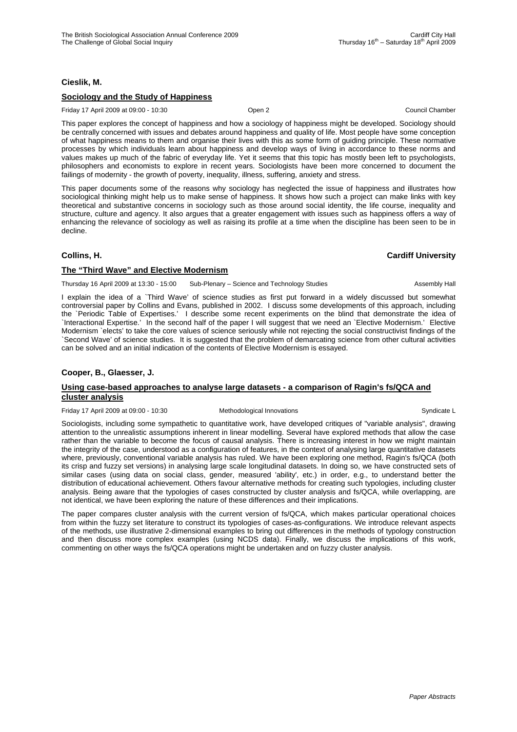**Cieslik, M.**

**Sociology and the Study of Happiness**

Friday 17 April 2009 at 09:00 - 10:30 Open 2 Council Chamber

This paper explores the concept of happiness and how a sociology of happiness might be developed. Sociology should be centrally concerned with issues and debates around happiness and quality of life. Most people have some conception of what happiness means to them and organise their lives with this as some form of guiding principle. These normative processes by which individuals learn about happiness and develop ways of living in accordance to these norms and values makes up much of the fabric of everyday life. Yet it seems that this topic has mostly been left to psychologists, philosophers and economists to explore in recent years. Sociologists have been more concerned to document the failings of modernity - the growth of poverty, inequality, illness, suffering, anxiety and stress.

This paper documents some of the reasons why sociology has neglected the issue of happiness and illustrates how sociological thinking might help us to make sense of happiness. It shows how such a project can make links with key theoretical and substantive concerns in sociology such as those around social identity, the life course, inequality and structure, culture and agency. It also argues that a greater engagement with issues such as happiness offers a way of enhancing the relevance of sociology as well as raising its profile at a time when the discipline has been seen to be in decline.

**Collins, H.** **Cardiff University**

**The "Third Wave" and Elective Modernism**

Thursday 16 April 2009 at 13:30 - 15:00 Sub-Plenary – Science and Technology Studies Assembly Hall

I explain the idea of a `Third Wave' of science studies as first put forward in a widely discussed but somewhat controversial paper by Collins and Evans, published in 2002. I discuss some developments of this approach, including the `Periodic Table of Expertises.' I describe some recent experiments on the blind that demonstrate the idea of `Interactional Expertise.' In the second half of the paper I will suggest that we need an `Elective Modernism.' Elective Modernism `elects' to take the core values of science seriously while not rejecting the social constructivist findings of the `Second Wave' of science studies. It is suggested that the problem of demarcating science from other cultural activities can be solved and an initial indication of the contents of Elective Modernism is essayed.

**Cooper, B., Glaesser, J.**

**Using case-based approaches to analyse large datasets - a comparison of Ragin's fs/QCA and cluster analysis**

Friday 17 April 2009 at 09:00 - 10:30 Methodological Innovations Syndicate L

Sociologists, including some sympathetic to quantitative work, have developed critiques of "variable analysis", drawing attention to the unrealistic assumptions inherent in linear modelling. Several have explored methods that allow the case rather than the variable to become the focus of causal analysis. There is increasing interest in how we might maintain the integrity of the case, understood as a configuration of features, in the context of analysing large quantitative datasets where, previously, conventional variable analysis has ruled. We have been exploring one method, Ragin's fs/QCA (both its crisp and fuzzy set versions) in analysing large scale longitudinal datasets. In doing so, we have constructed sets of similar cases (using data on social class, gender, measured 'ability', etc.) in order, e.g., to understand better the distribution of educational achievement. Others favour alternative methods for creating such typologies, including cluster analysis. Being aware that the typologies of cases constructed by cluster analysis and fs/QCA, while overlapping, are not identical, we have been exploring the nature of these differences and their implications.

The paper compares cluster analysis with the current version of fs/QCA, which makes particular operational choices from within the fuzzy set literature to construct its typologies of cases-as-configurations. We introduce relevant aspects of the methods, use illustrative 2-dimensional examples to bring out differences in the methods of typology construction and then discuss more complex examples (using NCDS data). Finally, we discuss the implications of this work, commenting on other ways the fs/QCA operations might be undertaken and on fuzzy cluster analysis.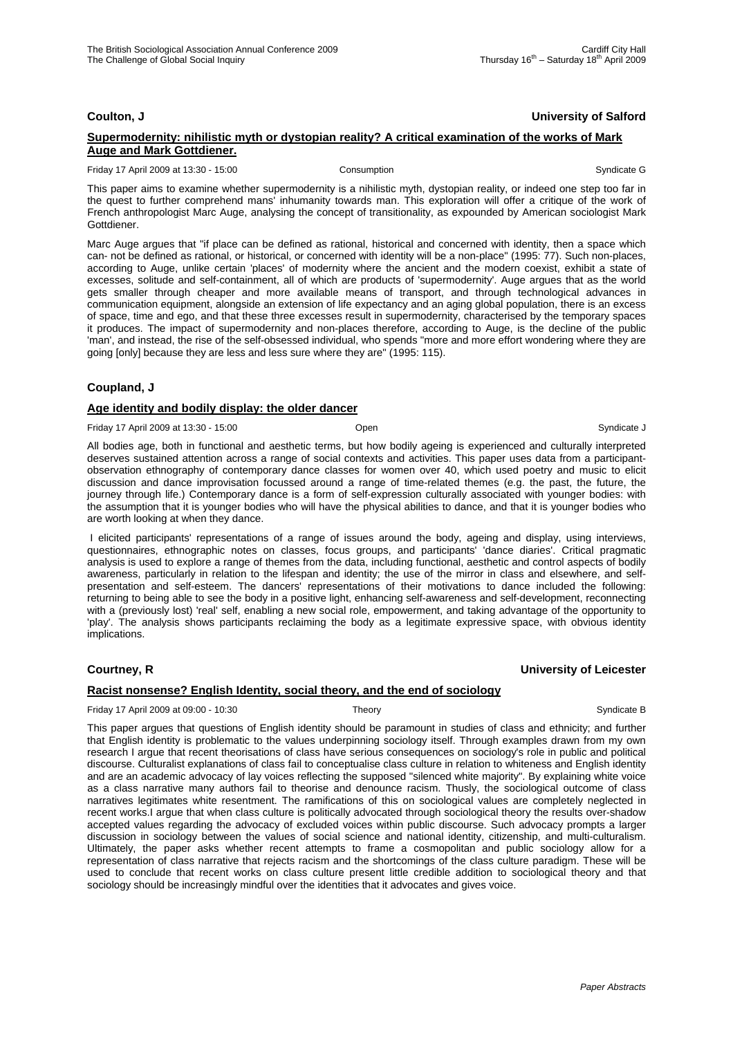**Coulton, J** **University of Salford**

**Supermodernity: nihilistic myth or dystopian reality? A critical examination of the works of Mark Auge and Mark Gottdiener.**

Friday 17 April 2009 at 13:30 - 15:00 Consumption Syndicate G

This paper aims to examine whether supermodernity is a nihilistic myth, dystopian reality, or indeed one step too far in the quest to further comprehend mans' inhumanity towards man. This exploration will offer a critique of the work of French anthropologist Marc Auge, analysing the concept of transitionality, as expounded by American sociologist Mark Gottdiener.

Marc Auge argues that "if place can be defined as rational, historical and concerned with identity, then a space which can- not be defined as rational, or historical, or concerned with identity will be a non-place" (1995: 77). Such non-places, according to Auge, unlike certain 'places' of modernity where the ancient and the modern coexist, exhibit a state of excesses, solitude and self-containment, all of which are products of 'supermodernity'. Auge argues that as the world gets smaller through cheaper and more available means of transport, and through technological advances in communication equipment, alongside an extension of life expectancy and an aging global population, there is an excess of space, time and ego, and that these three excesses result in supermodernity, characterised by the temporary spaces it produces. The impact of supermodernity and non-places therefore, according to Auge, is the decline of the public 'man', and instead, the rise of the self-obsessed individual, who spends "more and more effort wondering where they are going [only] because they are less and less sure where they are" (1995: 115).

**Coupland, J**

**Age identity and bodily display: the older dancer**

Friday 17 April 2009 at 13:30 - 15:00 Open Syndicate J

All bodies age, both in functional and aesthetic terms, but how bodily ageing is experienced and culturally interpreted deserves sustained attention across a range of social contexts and activities. This paper uses data from a participant-observation ethnography of contemporary dance classes for women over 40, which used poetry and music to elicit discussion and dance improvisation focussed around a range of time-related themes (e.g. the past, the future, the journey through life.) Contemporary dance is a form of self-expression culturally associated with younger bodies: with the assumption that it is younger bodies who will have the physical abilities to dance, and that it is younger bodies who are worth looking at when they dance.

I elicited participants' representations of a range of issues around the body, ageing and display, using interviews, questionnaires, ethnographic notes on classes, focus groups, and participants' 'dance diaries'. Critical pragmatic analysis is used to explore a range of themes from the data, including functional, aesthetic and control aspects of bodily awareness, particularly in relation to the lifespan and identity; the use of the mirror in class and elsewhere, and self-presentation and self-esteem. The dancers' representations of their motivations to dance included the following: returning to being able to see the body in a positive light, enhancing self-awareness and self-development, reconnecting with a (previously lost) 'real' self, enabling a new social role, empowerment, and taking advantage of the opportunity to 'play'. The analysis shows participants reclaiming the body as a legitimate expressive space, with obvious identity implications.

**Courtney, R** **University of Leicester**

**Racist nonsense? English Identity, social theory, and the end of sociology**

Friday 17 April 2009 at 09:00 - 10:30 Theory Syndicate B

This paper argues that questions of English identity should be paramount in studies of class and ethnicity; and further that English identity is problematic to the values underpinning sociology itself. Through examples drawn from my own research I argue that recent theorisations of class have serious consequences on sociology's role in public and political discourse. Culturalist explanations of class fail to conceptualise class culture in relation to whiteness and English identity and are an academic advocacy of lay voices reflecting the supposed "silenced white majority". By explaining white voice as a class narrative many authors fail to theorise and denounce racism. Thusly, the sociological outcome of class narratives legitimates white resentment. The ramifications of this on sociological values are completely neglected in recent works.I argue that when class culture is politically advocated through sociological theory the results over-shadow accepted values regarding the advocacy of excluded voices within public discourse. Such advocacy prompts a larger discussion in sociology between the values of social science and national identity, citizenship, and multi-culturalism. Ultimately, the paper asks whether recent attempts to frame a cosmopolitan and public sociology allow for a representation of class narrative that rejects racism and the shortcomings of the class culture paradigm. These will be used to conclude that recent works on class culture present little credible addition to sociological theory and that sociology should be increasingly mindful over the identities that it advocates and gives voice.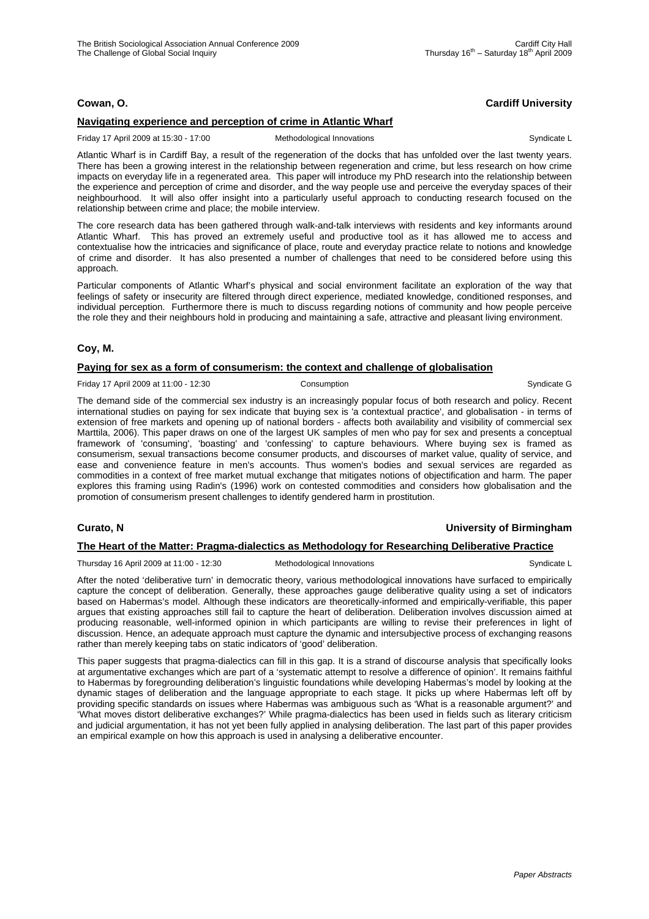**Cowan, O.** **Cardiff University**

**Navigating experience and perception of crime in Atlantic Wharf**

Friday 17 April 2009 at 15:30 - 17:00 Methodological Innovations Syndicate L

Atlantic Wharf is in Cardiff Bay, a result of the regeneration of the docks that has unfolded over the last twenty years. There has been a growing interest in the relationship between regeneration and crime, but less research on how crime impacts on everyday life in a regenerated area. This paper will introduce my PhD research into the relationship between the experience and perception of crime and disorder, and the way people use and perceive the everyday spaces of their neighbourhood. It will also offer insight into a particularly useful approach to conducting research focused on the relationship between crime and place; the mobile interview.

The core research data has been gathered through walk-and-talk interviews with residents and key informants around Atlantic Wharf. This has proved an extremely useful and productive tool as it has allowed me to access and contextualise how the intricacies and significance of place, route and everyday practice relate to notions and knowledge of crime and disorder. It has also presented a number of challenges that need to be considered before using this approach.

Particular components of Atlantic Wharf's physical and social environment facilitate an exploration of the way that feelings of safety or insecurity are filtered through direct experience, mediated knowledge, conditioned responses, and individual perception. Furthermore there is much to discuss regarding notions of community and how people perceive the role they and their neighbours hold in producing and maintaining a safe, attractive and pleasant living environment.

**Coy, M.**

**Paying for sex as a form of consumerism: the context and challenge of globalisation**

Friday 17 April 2009 at 11:00 - 12:30 Consumption Syndicate G

The demand side of the commercial sex industry is an increasingly popular focus of both research and policy. Recent international studies on paying for sex indicate that buying sex is 'a contextual practice', and globalisation - in terms of extension of free markets and opening up of national borders - affects both availability and visibility of commercial sex Marttila, 2006). This paper draws on one of the largest UK samples of men who pay for sex and presents a conceptual framework of 'consuming', 'boasting' and 'confessing' to capture behaviours. Where buying sex is framed as consumerism, sexual transactions become consumer products, and discourses of market value, quality of service, and ease and convenience feature in men's accounts. Thus women's bodies and sexual services are regarded as commodities in a context of free market mutual exchange that mitigates notions of objectification and harm. The paper explores this framing using Radin's (1996) work on contested commodities and considers how globalisation and the promotion of consumerism present challenges to identify gendered harm in prostitution.

**Curato, N** **University of Birmingham**

**The Heart of the Matter: Pragma-dialectics as Methodology for Researching Deliberative Practice**

Thursday 16 April 2009 at 11:00 - 12:30 Methodological Innovations Syndicate L

After the noted 'deliberative turn' in democratic theory, various methodological innovations have surfaced to empirically capture the concept of deliberation. Generally, these approaches gauge deliberative quality using a set of indicators based on Habermas's model. Although these indicators are theoretically-informed and empirically-verifiable, this paper argues that existing approaches still fail to capture the heart of deliberation. Deliberation involves discussion aimed at producing reasonable, well-informed opinion in which participants are willing to revise their preferences in light of discussion. Hence, an adequate approach must capture the dynamic and intersubjective process of exchanging reasons rather than merely keeping tabs on static indicators of 'good' deliberation.

This paper suggests that pragma-dialectics can fill in this gap. It is a strand of discourse analysis that specifically looks at argumentative exchanges which are part of a 'systematic attempt to resolve a difference of opinion'. It remains faithful to Habermas by foregrounding deliberation's linguistic foundations while developing Habermas's model by looking at the dynamic stages of deliberation and the language appropriate to each stage. It picks up where Habermas left off by providing specific standards on issues where Habermas was ambiguous such as 'What is a reasonable argument?' and 'What moves distort deliberative exchanges?' While pragma-dialectics has been used in fields such as literary criticism and judicial argumentation, it has not yet been fully applied in analysing deliberation. The last part of this paper provides an empirical example on how this approach is used in analysing a deliberative encounter.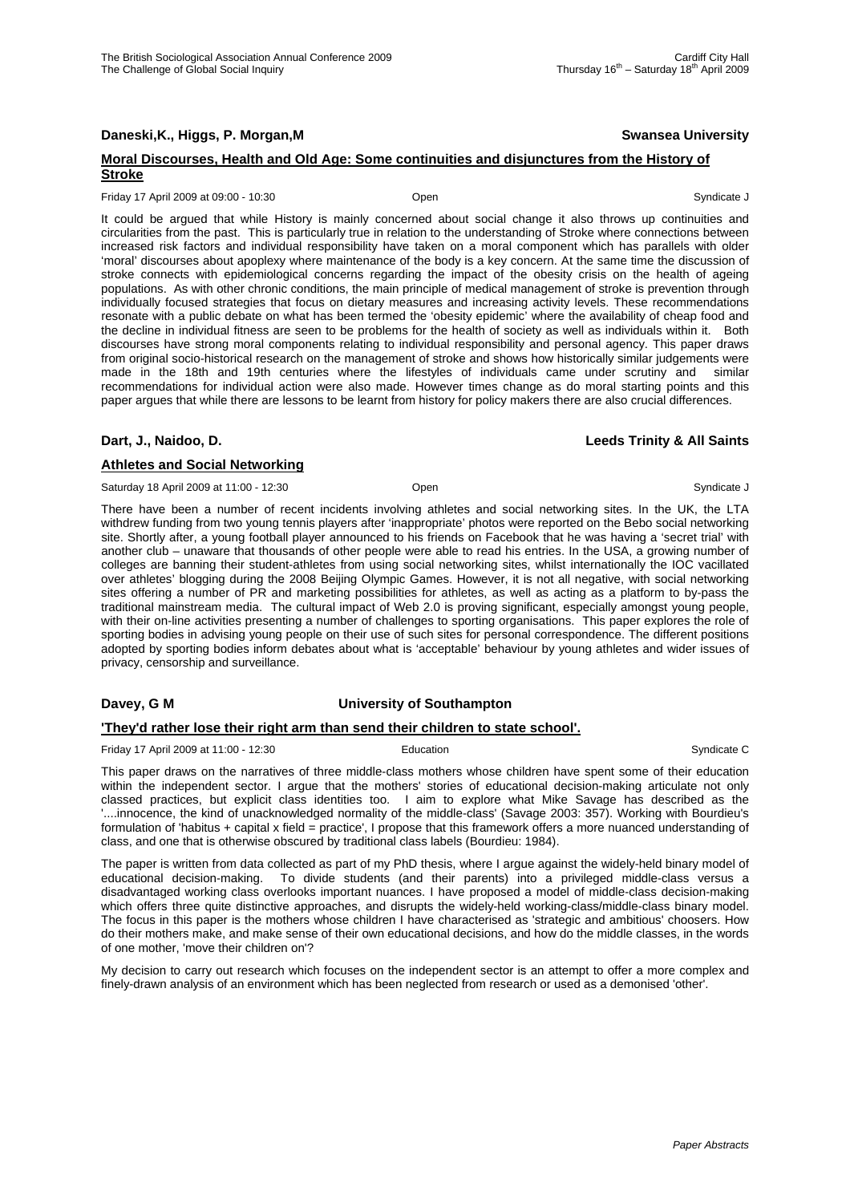**Daneski,K., Higgs, P. Morgan,M** **Swansea University**

**Moral Discourses, Health and Old Age: Some continuities and disjunctures from the History of Stroke**

Friday 17 April 2009 at 09:00 - 10:30 Open Syndicate J

It could be argued that while History is mainly concerned about social change it also throws up continuities and circularities from the past. This is particularly true in relation to the understanding of Stroke where connections between increased risk factors and individual responsibility have taken on a moral component which has parallels with older 'moral' discourses about apoplexy where maintenance of the body is a key concern. At the same time the discussion of stroke connects with epidemiological concerns regarding the impact of the obesity crisis on the health of ageing populations. As with other chronic conditions, the main principle of medical management of stroke is prevention through individually focused strategies that focus on dietary measures and increasing activity levels. These recommendations resonate with a public debate on what has been termed the 'obesity epidemic' where the availability of cheap food and the decline in individual fitness are seen to be problems for the health of society as well as individuals within it. Both discourses have strong moral components relating to individual responsibility and personal agency. This paper draws from original socio-historical research on the management of stroke and shows how historically similar judgements were made in the 18th and 19th centuries where the lifestyles of individuals came under scrutiny and similar recommendations for individual action were also made. However times change as do moral starting points and this paper argues that while there are lessons to be learnt from history for policy makers there are also crucial differences.

**Dart, J., Naidoo, D.** **Leeds Trinity & All Saints**

**Athletes and Social Networking**

Saturday 18 April 2009 at 11:00 - 12:30 Open Syndicate J

There have been a number of recent incidents involving athletes and social networking sites. In the UK, the LTA withdrew funding from two young tennis players after 'inappropriate' photos were reported on the Bebo social networking site. Shortly after, a young football player announced to his friends on Facebook that he was having a 'secret trial' with another club – unaware that thousands of other people were able to read his entries. In the USA, a growing number of colleges are banning their student-athletes from using social networking sites, whilst internationally the IOC vacillated over athletes' blogging during the 2008 Beijing Olympic Games. However, it is not all negative, with social networking sites offering a number of PR and marketing possibilities for athletes, as well as acting as a platform to by-pass the traditional mainstream media. The cultural impact of Web 2.0 is proving significant, especially amongst young people, with their on-line activities presenting a number of challenges to sporting organisations. This paper explores the role of sporting bodies in advising young people on their use of such sites for personal correspondence. The different positions adopted by sporting bodies inform debates about what is 'acceptable' behaviour by young athletes and wider issues of privacy, censorship and surveillance.

**Davey, G M** **University of Southampton**

**'They'd rather lose their right arm than send their children to state school'.**

Friday 17 April 2009 at 11:00 - 12:30 Education Syndicate C

This paper draws on the narratives of three middle-class mothers whose children have spent some of their education within the independent sector. I argue that the mothers' stories of educational decision-making articulate not only classed practices, but explicit class identities too. I aim to explore what Mike Savage has described as the '....innocence, the kind of unacknowledged normality of the middle-class' (Savage 2003: 357). Working with Bourdieu's formulation of 'habitus + capital x field = practice', I propose that this framework offers a more nuanced understanding of class, and one that is otherwise obscured by traditional class labels (Bourdieu: 1984).

The paper is written from data collected as part of my PhD thesis, where I argue against the widely-held binary model of educational decision-making. To divide students (and their parents) into a privileged middle-class versus a disadvantaged working class overlooks important nuances. I have proposed a model of middle-class decision-making which offers three quite distinctive approaches, and disrupts the widely-held working-class/middle-class binary model. The focus in this paper is the mothers whose children I have characterised as 'strategic and ambitious' choosers. How do their mothers make, and make sense of their own educational decisions, and how do the middle classes, in the words of one mother, 'move their children on'?

My decision to carry out research which focuses on the independent sector is an attempt to offer a more complex and finely-drawn analysis of an environment which has been neglected from research or used as a demonised 'other'.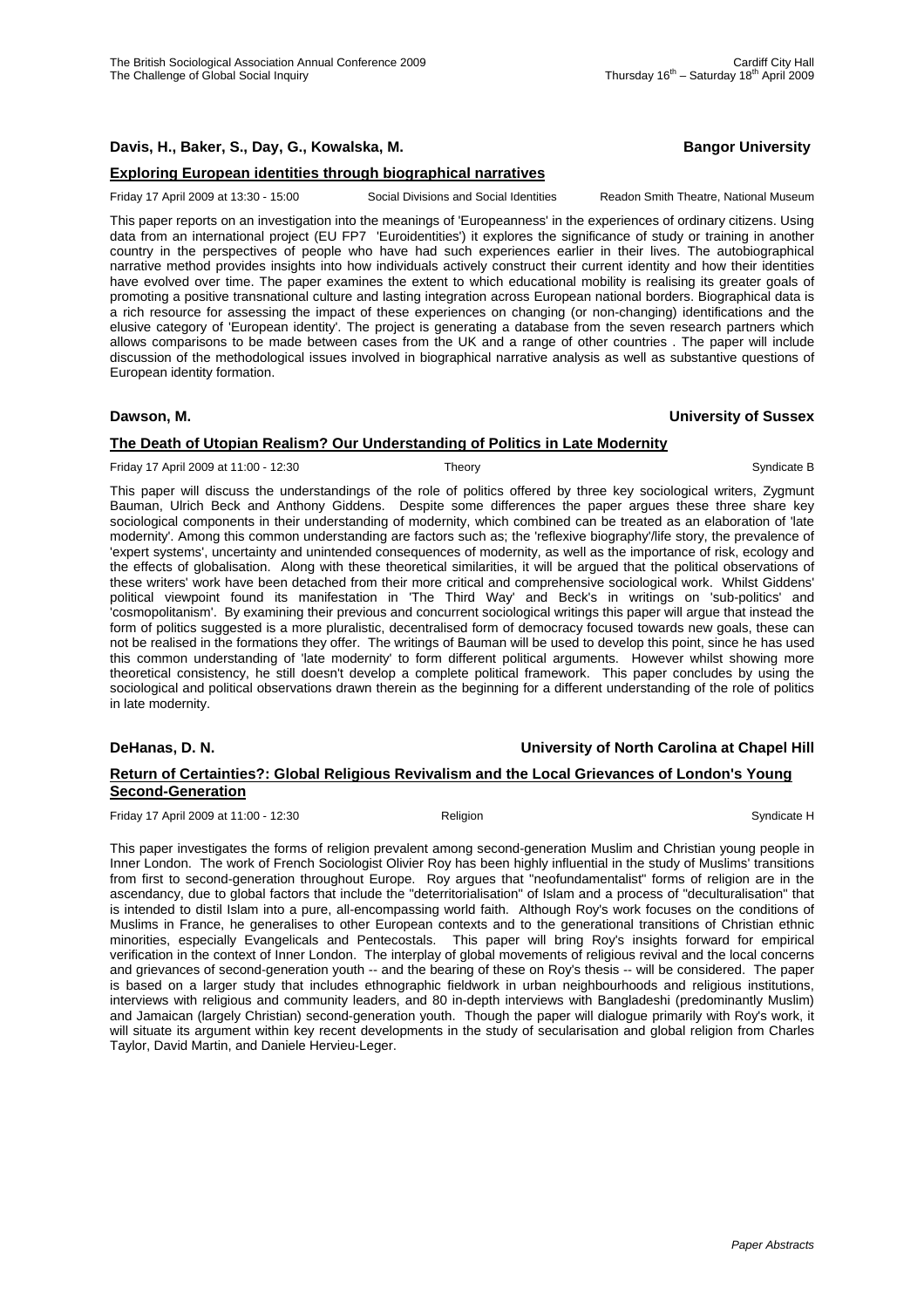**Davis, H., Baker, S., Day, G., Kowalska, M.** **Bangor University**

**Exploring European identities through biographical narratives**

Friday 17 April 2009 at 13:30 - 15:00 Social Divisions and Social Identities Readon Smith Theatre, National Museum

This paper reports on an investigation into the meanings of 'Europeanness' in the experiences of ordinary citizens. Using data from an international project (EU FP7 'Euroidentities') it explores the significance of study or training in another country in the perspectives of people who have had such experiences earlier in their lives. The autobiographical narrative method provides insights into how individuals actively construct their current identity and how their identities have evolved over time. The paper examines the extent to which educational mobility is realising its greater goals of promoting a positive transnational culture and lasting integration across European national borders. Biographical data is a rich resource for assessing the impact of these experiences on changing (or non-changing) identifications and the elusive category of 'European identity'. The project is generating a database from the seven research partners which allows comparisons to be made between cases from the UK and a range of other countries . The paper will include discussion of the methodological issues involved in biographical narrative analysis as well as substantive questions of European identity formation.

**Dawson, M.** **University of Sussex**

**The Death of Utopian Realism? Our Understanding of Politics in Late Modernity**

Friday 17 April 2009 at 11:00 - 12:30 Theory Syndicate B

This paper will discuss the understandings of the role of politics offered by three key sociological writers, Zygmunt Bauman, Ulrich Beck and Anthony Giddens. Despite some differences the paper argues these three share key sociological components in their understanding of modernity, which combined can be treated as an elaboration of 'late modernity'. Among this common understanding are factors such as; the 'reflexive biography'/life story, the prevalence of 'expert systems', uncertainty and unintended consequences of modernity, as well as the importance of risk, ecology and the effects of globalisation. Along with these theoretical similarities, it will be argued that the political observations of these writers' work have been detached from their more critical and comprehensive sociological work. Whilst Giddens' political viewpoint found its manifestation in 'The Third Way' and Beck's in writings on 'sub-politics' and 'cosmopolitanism'. By examining their previous and concurrent sociological writings this paper will argue that instead the form of politics suggested is a more pluralistic, decentralised form of democracy focused towards new goals, these can not be realised in the formations they offer. The writings of Bauman will be used to develop this point, since he has used this common understanding of 'late modernity' to form different political arguments. However whilst showing more theoretical consistency, he still doesn't develop a complete political framework. This paper concludes by using the sociological and political observations drawn therein as the beginning for a different understanding of the role of politics in late modernity.

**DeHanas, D. N.** **University of North Carolina at Chapel Hill**

**Return of Certainties?: Global Religious Revivalism and the Local Grievances of London's Young Second-Generation**

Friday 17 April 2009 at 11:00 - 12:30 Religion Syndicate H

This paper investigates the forms of religion prevalent among second-generation Muslim and Christian young people in Inner London. The work of French Sociologist Olivier Roy has been highly influential in the study of Muslims' transitions from first to second-generation throughout Europe. Roy argues that "neofundamentalist" forms of religion are in the ascendancy, due to global factors that include the "deterritorialisation" of Islam and a process of "deculturalisation" that is intended to distil Islam into a pure, all-encompassing world faith. Although Roy's work focuses on the conditions of Muslims in France, he generalises to other European contexts and to the generational transitions of Christian ethnic minorities, especially Evangelicals and Pentecostals. This paper will bring Roy's insights forward for empirical verification in the context of Inner London. The interplay of global movements of religious revival and the local concerns and grievances of second-generation youth -- and the bearing of these on Roy's thesis -- will be considered. The paper is based on a larger study that includes ethnographic fieldwork in urban neighbourhoods and religious institutions, interviews with religious and community leaders, and 80 in-depth interviews with Bangladeshi (predominantly Muslim) and Jamaican (largely Christian) second-generation youth. Though the paper will dialogue primarily with Roy's work, it will situate its argument within key recent developments in the study of secularisation and global religion from Charles Taylor, David Martin, and Daniele Hervieu-Leger.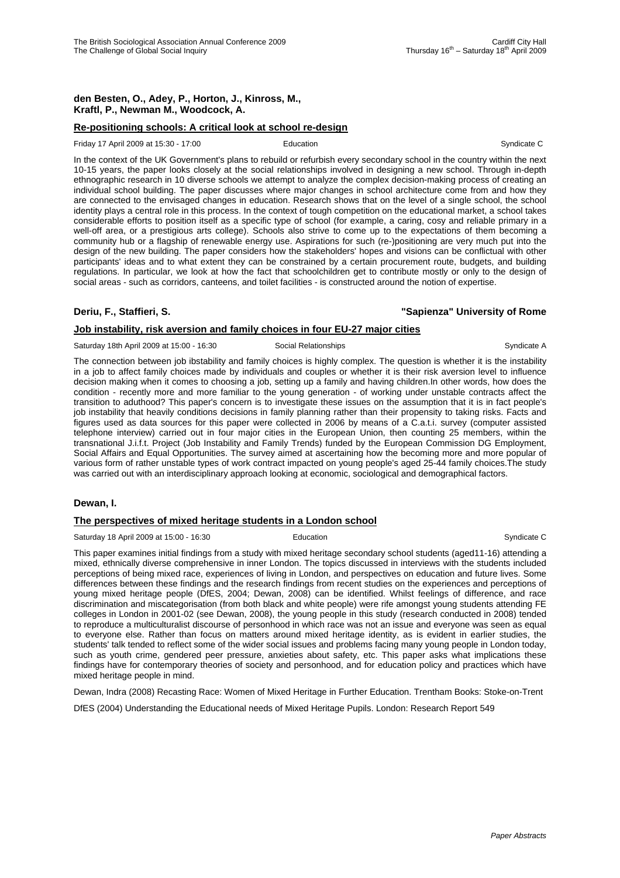**den Besten, O., Adey, P., Horton, J., Kinross, M., Kraftl, P., Newman M., Woodcock, A.**

**Re-positioning schools: A critical look at school re-design**

Friday 17 April 2009 at 15:30 - 17:00 Education Syndicate C

In the context of the UK Government's plans to rebuild or refurbish every secondary school in the country within the next 10-15 years, the paper looks closely at the social relationships involved in designing a new school. Through in-depth ethnographic research in 10 diverse schools we attempt to analyze the complex decision-making process of creating an individual school building. The paper discusses where major changes in school architecture come from and how they are connected to the envisaged changes in education. Research shows that on the level of a single school, the school identity plays a central role in this process. In the context of tough competition on the educational market, a school takes considerable efforts to position itself as a specific type of school (for example, a caring, cosy and reliable primary in a well-off area, or a prestigious arts college). Schools also strive to come up to the expectations of them becoming a community hub or a flagship of renewable energy use. Aspirations for such (re-)positioning are very much put into the design of the new building. The paper considers how the stakeholders' hopes and visions can be conflictual with other participants' ideas and to what extent they can be constrained by a certain procurement route, budgets, and building regulations. In particular, we look at how the fact that schoolchildren get to contribute mostly or only to the design of social areas - such as corridors, canteens, and toilet facilities - is constructed around the notion of expertise.

**Deriu, F., Staffieri, S.** **"Sapienza" University of Rome**

**Job instability, risk aversion and family choices in four EU-27 major cities**

Saturday 18th April 2009 at 15:00 - 16:30 Social Relationships Syndicate A

The connection between job ibstability and family choices is highly complex. The question is whether it is the instability in a job to affect family choices made by individuals and couples or whether it is their risk aversion level to influence decision making when it comes to choosing a job, setting up a family and having children.In other words, how does the condition - recently more and more familiar to the young generation - of working under unstable contracts affect the transition to aduthood? This paper's concern is to investigate these issues on the assumption that it is in fact people's job instability that heavily conditions decisions in family planning rather than their propensity to taking risks. Facts and figures used as data sources for this paper were collected in 2006 by means of a C.a.t.i. survey (computer assisted telephone interview) carried out in four major cities in the European Union, then counting 25 members, within the transnational J.i.f.t. Project (Job Instability and Family Trends) funded by the European Commission DG Employment, Social Affairs and Equal Opportunities. The survey aimed at ascertaining how the becoming more and more popular of various form of rather unstable types of work contract impacted on young people's aged 25-44 family choices.The study was carried out with an interdisciplinary approach looking at economic, sociological and demographical factors.

**Dewan, I.**

**The perspectives of mixed heritage students in a London school**

Saturday 18 April 2009 at 15:00 - 16:30 Education Syndicate C

This paper examines initial findings from a study with mixed heritage secondary school students (aged11-16) attending a mixed, ethnically diverse comprehensive in inner London. The topics discussed in interviews with the students included perceptions of being mixed race, experiences of living in London, and perspectives on education and future lives. Some differences between these findings and the research findings from recent studies on the experiences and perceptions of young mixed heritage people (DfES, 2004; Dewan, 2008) can be identified. Whilst feelings of difference, and race discrimination and miscategorisation (from both black and white people) were rife amongst young students attending FE colleges in London in 2001-02 (see Dewan, 2008), the young people in this study (research conducted in 2008) tended to reproduce a multiculturalist discourse of personhood in which race was not an issue and everyone was seen as equal to everyone else. Rather than focus on matters around mixed heritage identity, as is evident in earlier studies, the students' talk tended to reflect some of the wider social issues and problems facing many young people in London today, such as youth crime, gendered peer pressure, anxieties about safety, etc. This paper asks what implications these findings have for contemporary theories of society and personhood, and for education policy and practices which have mixed heritage people in mind.

Dewan, Indra (2008) Recasting Race: Women of Mixed Heritage in Further Education. Trentham Books: Stoke-on-Trent

DfES (2004) Understanding the Educational needs of Mixed Heritage Pupils. London: Research Report 549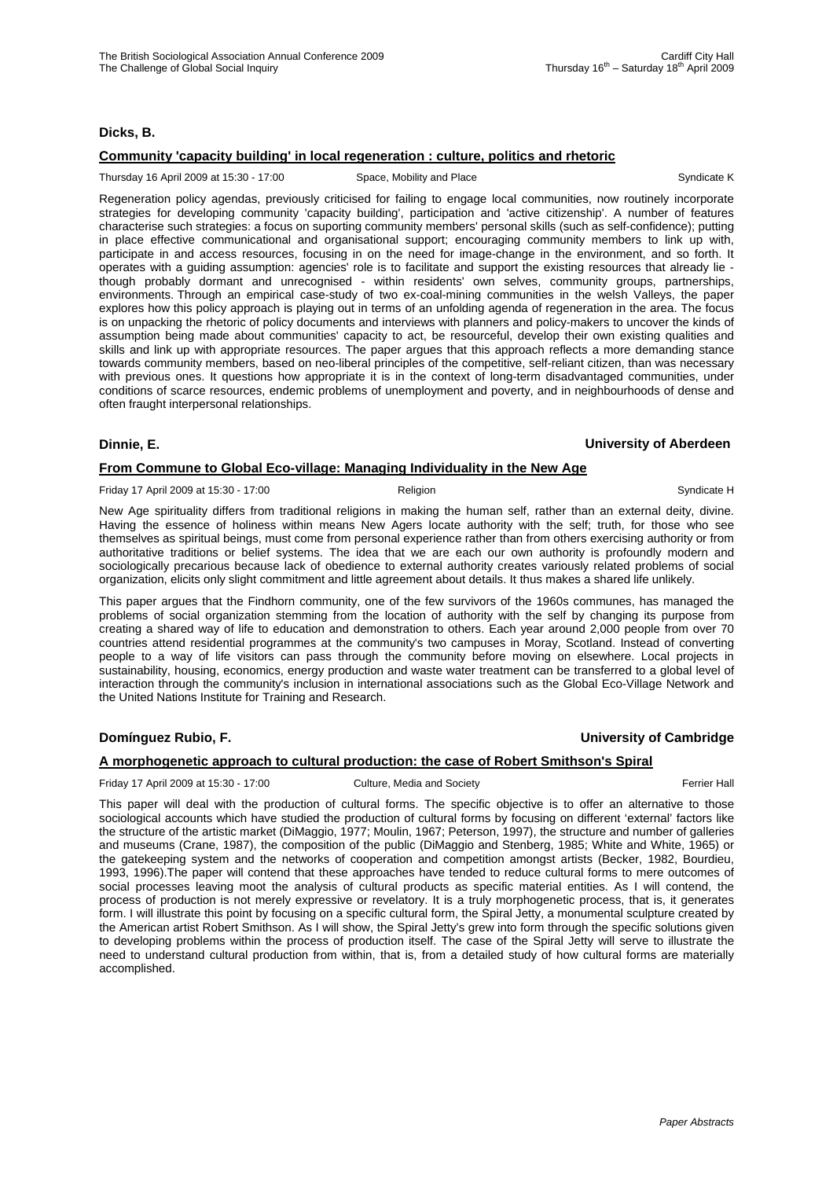**Dicks, B.**

**Community 'capacity building' in local regeneration : culture, politics and rhetoric**

Thursday 16 April 2009 at 15:30 - 17:00 | Space, Mobility and Place | Syndicate K

Regeneration policy agendas, previously criticised for failing to engage local communities, now routinely incorporate strategies for developing community 'capacity building', participation and 'active citizenship'. A number of features characterise such strategies: a focus on suporting community members' personal skills (such as self-confidence); putting in place effective communicational and organisational support; encouraging community members to link up with, participate in and access resources, focusing in on the need for image-change in the environment, and so forth. It operates with a guiding assumption: agencies' role is to facilitate and support the existing resources that already lie - though probably dormant and unrecognised - within residents' own selves, community groups, partnerships, environments. Through an empirical case-study of two ex-coal-mining communities in the welsh Valleys, the paper explores how this policy approach is playing out in terms of an unfolding agenda of regeneration in the area. The focus is on unpacking the rhetoric of policy documents and interviews with planners and policy-makers to uncover the kinds of assumption being made about communities' capacity to act, be resourceful, develop their own existing qualities and skills and link up with appropriate resources. The paper argues that this approach reflects a more demanding stance towards community members, based on neo-liberal principles of the competitive, self-reliant citizen, than was necessary with previous ones. It questions how appropriate it is in the context of long-term disadvantaged communities, under conditions of scarce resources, endemic problems of unemployment and poverty, and in neighbourhoods of dense and often fraught interpersonal relationships.

**Dinnie, E.** | **University of Aberdeen**

**From Commune to Global Eco-village: Managing Individuality in the New Age**

Friday 17 April 2009 at 15:30 - 17:00 | Religion | Syndicate H

New Age spirituality differs from traditional religions in making the human self, rather than an external deity, divine. Having the essence of holiness within means New Agers locate authority with the self; truth, for those who see themselves as spiritual beings, must come from personal experience rather than from others exercising authority or from authoritative traditions or belief systems. The idea that we are each our own authority is profoundly modern and sociologically precarious because lack of obedience to external authority creates variously related problems of social organization, elicits only slight commitment and little agreement about details. It thus makes a shared life unlikely.

This paper argues that the Findhorn community, one of the few survivors of the 1960s communes, has managed the problems of social organization stemming from the location of authority with the self by changing its purpose from creating a shared way of life to education and demonstration to others. Each year around 2,000 people from over 70 countries attend residential programmes at the community's two campuses in Moray, Scotland. Instead of converting people to a way of life visitors can pass through the community before moving on elsewhere. Local projects in sustainability, housing, economics, energy production and waste water treatment can be transferred to a global level of interaction through the community's inclusion in international associations such as the Global Eco-Village Network and the United Nations Institute for Training and Research.

**Domínguez Rubio, F.** | **University of Cambridge**

**A morphogenetic approach to cultural production: the case of Robert Smithson's Spiral**

Friday 17 April 2009 at 15:30 - 17:00 | Culture, Media and Society | Ferrier Hall

This paper will deal with the production of cultural forms. The specific objective is to offer an alternative to those sociological accounts which have studied the production of cultural forms by focusing on different 'external' factors like the structure of the artistic market (DiMaggio, 1977; Moulin, 1967; Peterson, 1997), the structure and number of galleries and museums (Crane, 1987), the composition of the public (DiMaggio and Stenberg, 1985; White and White, 1965) or the gatekeeping system and the networks of cooperation and competition amongst artists (Becker, 1982, Bourdieu, 1993, 1996).The paper will contend that these approaches have tended to reduce cultural forms to mere outcomes of social processes leaving moot the analysis of cultural products as specific material entities. As I will contend, the process of production is not merely expressive or revelatory. It is a truly morphogenetic process, that is, it generates form. I will illustrate this point by focusing on a specific cultural form, the Spiral Jetty, a monumental sculpture created by the American artist Robert Smithson. As I will show, the Spiral Jetty's grew into form through the specific solutions given to developing problems within the process of production itself. The case of the Spiral Jetty will serve to illustrate the need to understand cultural production from within, that is, from a detailed study of how cultural forms are materially accomplished.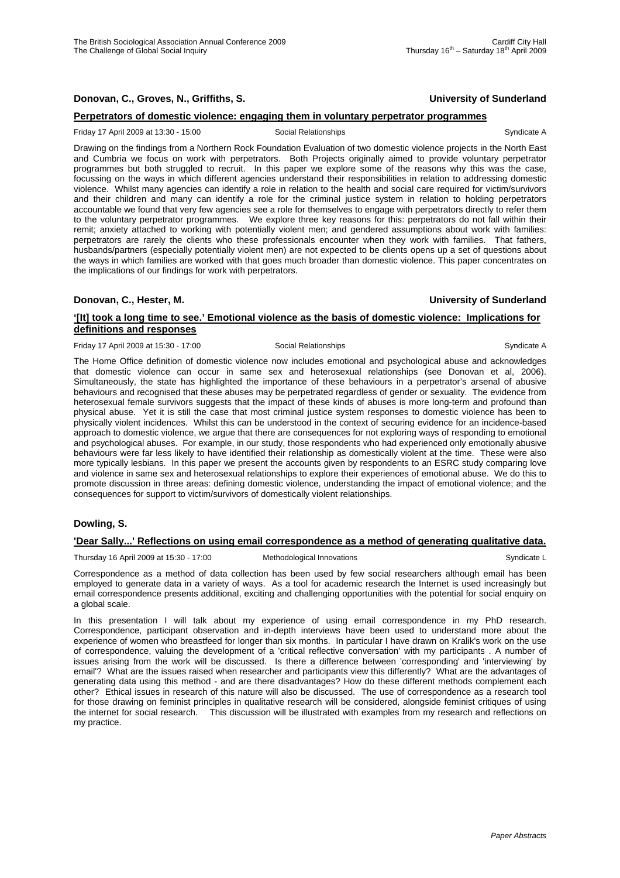**Donovan, C., Groves, N., Griffiths, S.** **University of Sunderland**

**Perpetrators of domestic violence: engaging them in voluntary perpetrator programmes**

Friday 17 April 2009 at 13:30 - 15:00 Social Relationships Syndicate A

Drawing on the findings from a Northern Rock Foundation Evaluation of two domestic violence projects in the North East and Cumbria we focus on work with perpetrators. Both Projects originally aimed to provide voluntary perpetrator programmes but both struggled to recruit. In this paper we explore some of the reasons why this was the case, focussing on the ways in which different agencies understand their responsibilities in relation to addressing domestic violence. Whilst many agencies can identify a role in relation to the health and social care required for victim/survivors and their children and many can identify a role for the criminal justice system in relation to holding perpetrators accountable we found that very few agencies see a role for themselves to engage with perpetrators directly to refer them to the voluntary perpetrator programmes. We explore three key reasons for this: perpetrators do not fall within their remit; anxiety attached to working with potentially violent men; and gendered assumptions about work with families: perpetrators are rarely the clients who these professionals encounter when they work with families. That fathers, husbands/partners (especially potentially violent men) are not expected to be clients opens up a set of questions about the ways in which families are worked with that goes much broader than domestic violence. This paper concentrates on the implications of our findings for work with perpetrators.

**Donovan, C., Hester, M.** **University of Sunderland**

**'[It] took a long time to see.' Emotional violence as the basis of domestic violence: Implications for definitions and responses**

Friday 17 April 2009 at 15:30 - 17:00 Social Relationships Syndicate A

The Home Office definition of domestic violence now includes emotional and psychological abuse and acknowledges that domestic violence can occur in same sex and heterosexual relationships (see Donovan et al, 2006). Simultaneously, the state has highlighted the importance of these behaviours in a perpetrator's arsenal of abusive behaviours and recognised that these abuses may be perpetrated regardless of gender or sexuality. The evidence from heterosexual female survivors suggests that the impact of these kinds of abuses is more long-term and profound than physical abuse. Yet it is still the case that most criminal justice system responses to domestic violence has been to physically violent incidences. Whilst this can be understood in the context of securing evidence for an incidence-based approach to domestic violence, we argue that there are consequences for not exploring ways of responding to emotional and psychological abuses. For example, in our study, those respondents who had experienced only emotionally abusive behaviours were far less likely to have identified their relationship as domestically violent at the time. These were also more typically lesbians. In this paper we present the accounts given by respondents to an ESRC study comparing love and violence in same sex and heterosexual relationships to explore their experiences of emotional abuse. We do this to promote discussion in three areas: defining domestic violence, understanding the impact of emotional violence; and the consequences for support to victim/survivors of domestically violent relationships.

**Dowling, S.**

**'Dear Sally...' Reflections on using email correspondence as a method of generating qualitative data.**

Thursday 16 April 2009 at 15:30 - 17:00 Methodological Innovations Syndicate L

Correspondence as a method of data collection has been used by few social researchers although email has been employed to generate data in a variety of ways. As a tool for academic research the Internet is used increasingly but email correspondence presents additional, exciting and challenging opportunities with the potential for social enquiry on a global scale.

In this presentation I will talk about my experience of using email correspondence in my PhD research. Correspondence, participant observation and in-depth interviews have been used to understand more about the experience of women who breastfeed for longer than six months. In particular I have drawn on Kralik's work on the use of correspondence, valuing the development of a 'critical reflective conversation' with my participants . A number of issues arising from the work will be discussed. Is there a difference between 'corresponding' and 'interviewing' by email'? What are the issues raised when researcher and participants view this differently? What are the advantages of generating data using this method - and are there disadvantages? How do these different methods complement each other? Ethical issues in research of this nature will also be discussed. The use of correspondence as a research tool for those drawing on feminist principles in qualitative research will be considered, alongside feminist critiques of using the internet for social research. This discussion will be illustrated with examples from my research and reflections on my practice.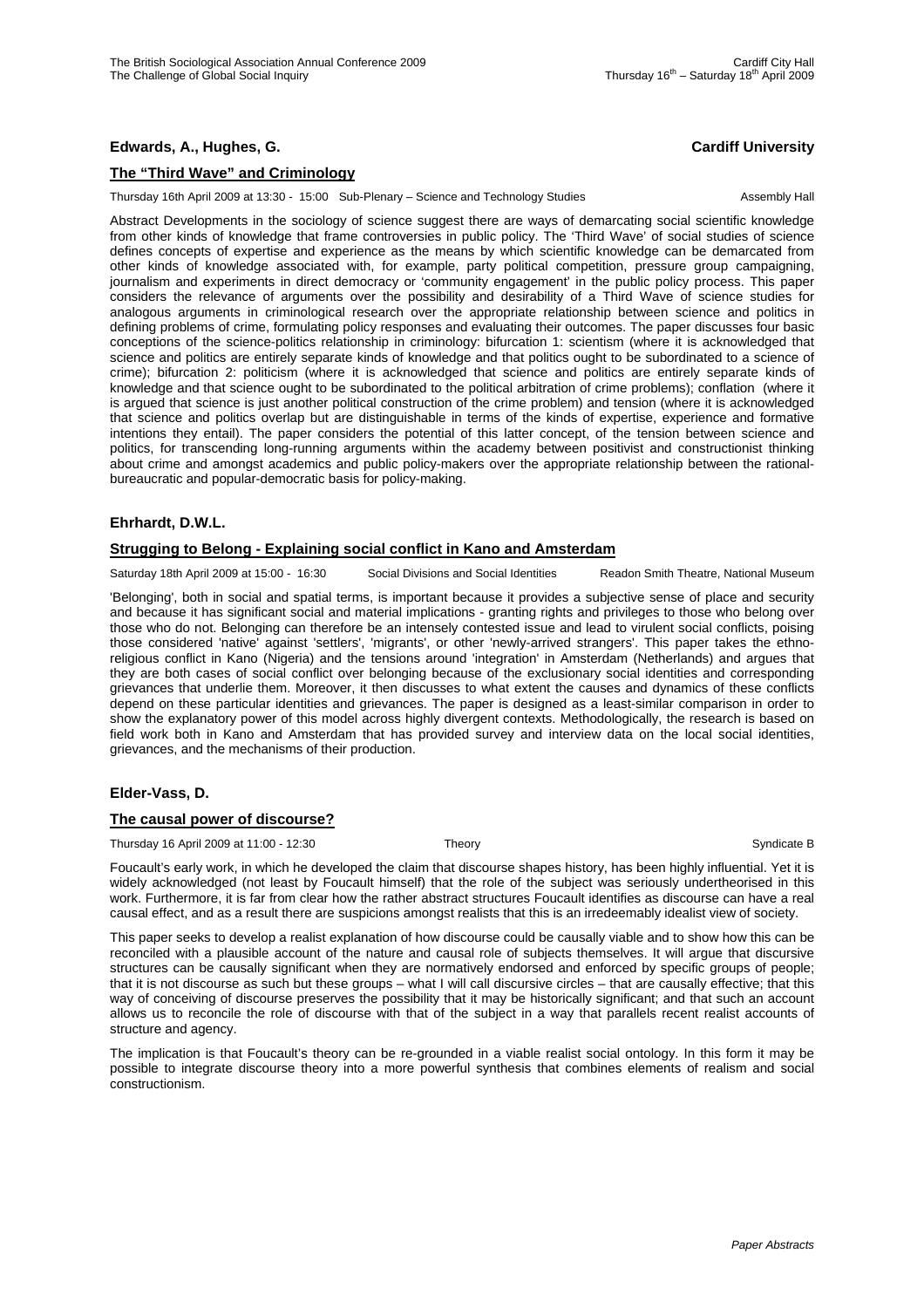**Edwards, A., Hughes, G.** **Cardiff University**

**The "Third Wave" and Criminology**

Thursday 16th April 2009 at 13:30 - 15:00 Sub-Plenary – Science and Technology Studies Assembly Hall

Abstract Developments in the sociology of science suggest there are ways of demarcating social scientific knowledge from other kinds of knowledge that frame controversies in public policy. The 'Third Wave' of social studies of science defines concepts of expertise and experience as the means by which scientific knowledge can be demarcated from other kinds of knowledge associated with, for example, party political competition, pressure group campaigning, journalism and experiments in direct democracy or 'community engagement' in the public policy process. This paper considers the relevance of arguments over the possibility and desirability of a Third Wave of science studies for analogous arguments in criminological research over the appropriate relationship between science and politics in defining problems of crime, formulating policy responses and evaluating their outcomes. The paper discusses four basic conceptions of the science-politics relationship in criminology: bifurcation 1: scientism (where it is acknowledged that science and politics are entirely separate kinds of knowledge and that politics ought to be subordinated to a science of crime); bifurcation 2: politicism (where it is acknowledged that science and politics are entirely separate kinds of knowledge and that science ought to be subordinated to the political arbitration of crime problems); conflation (where it is argued that science is just another political construction of the crime problem) and tension (where it is acknowledged that science and politics overlap but are distinguishable in terms of the kinds of expertise, experience and formative intentions they entail). The paper considers the potential of this latter concept, of the tension between science and politics, for transcending long-running arguments within the academy between positivist and constructionist thinking about crime and amongst academics and public policy-makers over the appropriate relationship between the rational-bureaucratic and popular-democratic basis for policy-making.

**Ehrhardt, D.W.L.**

**Strugging to Belong - Explaining social conflict in Kano and Amsterdam**

Saturday 18th April 2009 at 15:00 - 16:30 Social Divisions and Social Identities Readon Smith Theatre, National Museum

'Belonging', both in social and spatial terms, is important because it provides a subjective sense of place and security and because it has significant social and material implications - granting rights and privileges to those who belong over those who do not. Belonging can therefore be an intensely contested issue and lead to virulent social conflicts, poising those considered 'native' against 'settlers', 'migrants', or other 'newly-arrived strangers'. This paper takes the ethno-religious conflict in Kano (Nigeria) and the tensions around 'integration' in Amsterdam (Netherlands) and argues that they are both cases of social conflict over belonging because of the exclusionary social identities and corresponding grievances that underlie them. Moreover, it then discusses to what extent the causes and dynamics of these conflicts depend on these particular identities and grievances. The paper is designed as a least-similar comparison in order to show the explanatory power of this model across highly divergent contexts. Methodologically, the research is based on field work both in Kano and Amsterdam that has provided survey and interview data on the local social identities, grievances, and the mechanisms of their production.

**Elder-Vass, D.**

**The causal power of discourse?**

Thursday 16 April 2009 at 11:00 - 12:30 Theory Syndicate B

Foucault's early work, in which he developed the claim that discourse shapes history, has been highly influential. Yet it is widely acknowledged (not least by Foucault himself) that the role of the subject was seriously undertheorised in this work. Furthermore, it is far from clear how the rather abstract structures Foucault identifies as discourse can have a real causal effect, and as a result there are suspicions amongst realists that this is an irredeemably idealist view of society.

This paper seeks to develop a realist explanation of how discourse could be causally viable and to show how this can be reconciled with a plausible account of the nature and causal role of subjects themselves. It will argue that discursive structures can be causally significant when they are normatively endorsed and enforced by specific groups of people; that it is not discourse as such but these groups – what I will call discursive circles – that are causally effective; that this way of conceiving of discourse preserves the possibility that it may be historically significant; and that such an account allows us to reconcile the role of discourse with that of the subject in a way that parallels recent realist accounts of structure and agency.

The implication is that Foucault's theory can be re-grounded in a viable realist social ontology. In this form it may be possible to integrate discourse theory into a more powerful synthesis that combines elements of realism and social constructionism.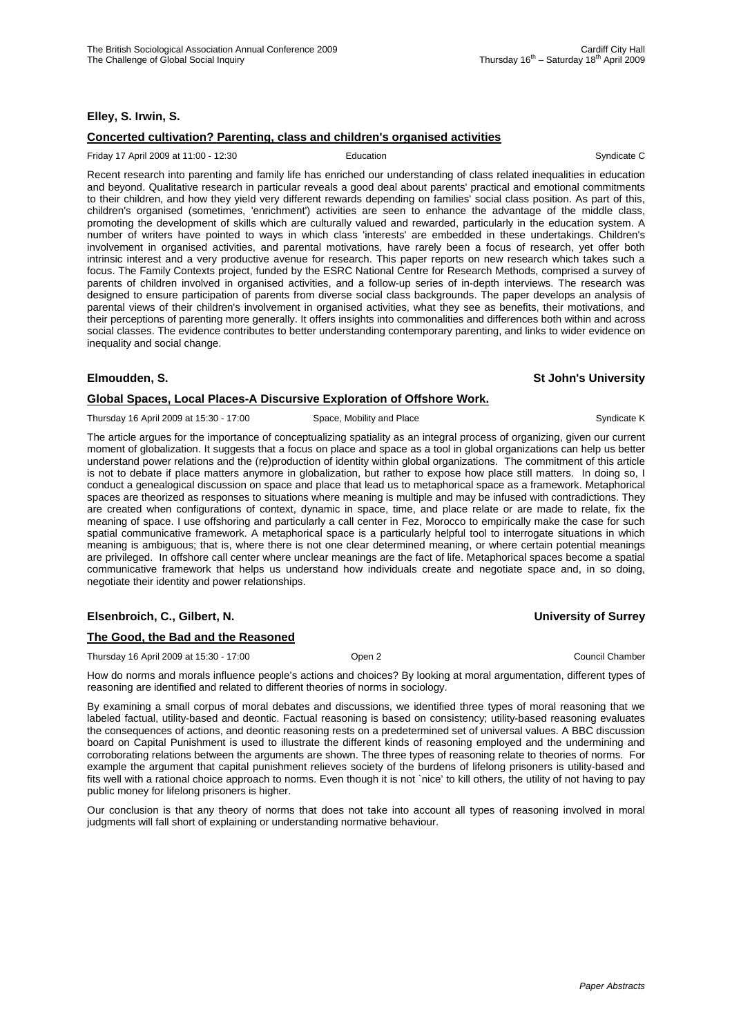**Elley, S. Irwin, S.**

**Concerted cultivation? Parenting, class and children's organised activities**

Friday 17 April 2009 at 11:00 - 12:30 | Education | Syndicate C

Recent research into parenting and family life has enriched our understanding of class related inequalities in education and beyond. Qualitative research in particular reveals a good deal about parents' practical and emotional commitments to their children, and how they yield very different rewards depending on families' social class position. As part of this, children's organised (sometimes, 'enrichment') activities are seen to enhance the advantage of the middle class, promoting the development of skills which are culturally valued and rewarded, particularly in the education system. A number of writers have pointed to ways in which class 'interests' are embedded in these undertakings. Children's involvement in organised activities, and parental motivations, have rarely been a focus of research, yet offer both intrinsic interest and a very productive avenue for research. This paper reports on new research which takes such a focus. The Family Contexts project, funded by the ESRC National Centre for Research Methods, comprised a survey of parents of children involved in organised activities, and a follow-up series of in-depth interviews. The research was designed to ensure participation of parents from diverse social class backgrounds. The paper develops an analysis of parental views of their children's involvement in organised activities, what they see as benefits, their motivations, and their perceptions of parenting more generally. It offers insights into commonalities and differences both within and across social classes. The evidence contributes to better understanding contemporary parenting, and links to wider evidence on inequality and social change.

**Elmoudden, S.** **St John's University**

**Global Spaces, Local Places-A Discursive Exploration of Offshore Work.**

Thursday 16 April 2009 at 15:30 - 17:00 | Space, Mobility and Place | Syndicate K

The article argues for the importance of conceptualizing spatiality as an integral process of organizing, given our current moment of globalization. It suggests that a focus on place and space as a tool in global organizations can help us better understand power relations and the (re)production of identity within global organizations. The commitment of this article is not to debate if place matters anymore in globalization, but rather to expose how place still matters. In doing so, I conduct a genealogical discussion on space and place that lead us to metaphorical space as a framework. Metaphorical spaces are theorized as responses to situations where meaning is multiple and may be infused with contradictions. They are created when configurations of context, dynamic in space, time, and place relate or are made to relate, fix the meaning of space. I use offshoring and particularly a call center in Fez, Morocco to empirically make the case for such spatial communicative framework. A metaphorical space is a particularly helpful tool to interrogate situations in which meaning is ambiguous; that is, where there is not one clear determined meaning, or where certain potential meanings are privileged. In offshore call center where unclear meanings are the fact of life. Metaphorical spaces become a spatial communicative framework that helps us understand how individuals create and negotiate space and, in so doing, negotiate their identity and power relationships.

**Elsenbroich, C., Gilbert, N.** **University of Surrey**

**The Good, the Bad and the Reasoned**

Thursday 16 April 2009 at 15:30 - 17:00 | Open 2 | Council Chamber

How do norms and morals influence people's actions and choices? By looking at moral argumentation, different types of reasoning are identified and related to different theories of norms in sociology.

By examining a small corpus of moral debates and discussions, we identified three types of moral reasoning that we labeled factual, utility-based and deontic. Factual reasoning is based on consistency; utility-based reasoning evaluates the consequences of actions, and deontic reasoning rests on a predetermined set of universal values. A BBC discussion board on Capital Punishment is used to illustrate the different kinds of reasoning employed and the undermining and corroborating relations between the arguments are shown. The three types of reasoning relate to theories of norms. For example the argument that capital punishment relieves society of the burdens of lifelong prisoners is utility-based and fits well with a rational choice approach to norms. Even though it is not `nice' to kill others, the utility of not having to pay public money for lifelong prisoners is higher.

Our conclusion is that any theory of norms that does not take into account all types of reasoning involved in moral judgments will fall short of explaining or understanding normative behaviour.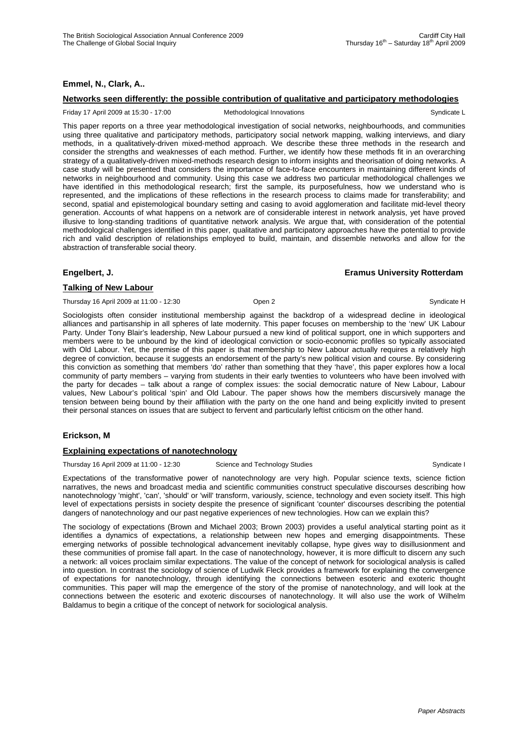**Emmel, N., Clark, A..**

**Networks seen differently: the possible contribution of qualitative and participatory methodologies**

Friday 17 April 2009 at 15:30 - 17:00 Methodological Innovations Syndicate L

This paper reports on a three year methodological investigation of social networks, neighbourhoods, and communities using three qualitative and participatory methods, participatory social network mapping, walking interviews, and diary methods, in a qualitatively-driven mixed-method approach. We describe these three methods in the research and consider the strengths and weaknesses of each method. Further, we identify how these methods fit in an overarching strategy of a qualitatively-driven mixed-methods research design to inform insights and theorisation of doing networks. A case study will be presented that considers the importance of face-to-face encounters in maintaining different kinds of networks in neighbourhood and community. Using this case we address two particular methodological challenges we have identified in this methodological research; first the sample, its purposefulness, how we understand who is represented, and the implications of these reflections in the research process to claims made for transferability; and second, spatial and epistemological boundary setting and casing to avoid agglomeration and facilitate mid-level theory generation. Accounts of what happens on a network are of considerable interest in network analysis, yet have proved illusive to long-standing traditions of quantitative network analysis. We argue that, with consideration of the potential methodological challenges identified in this paper, qualitative and participatory approaches have the potential to provide rich and valid description of relationships employed to build, maintain, and dissemble networks and allow for the abstraction of transferable social theory.

**Engelbert, J.** **Eramus University Rotterdam**

**Talking of New Labour**

Thursday 16 April 2009 at 11:00 - 12:30 Open 2 Syndicate H

Sociologists often consider institutional membership against the backdrop of a widespread decline in ideological alliances and partisanship in all spheres of late modernity. This paper focuses on membership to the 'new' UK Labour Party. Under Tony Blair's leadership, New Labour pursued a new kind of political support, one in which supporters and members were to be unbound by the kind of ideological conviction or socio-economic profiles so typically associated with Old Labour. Yet, the premise of this paper is that membership to New Labour actually requires a relatively high degree of conviction, because it suggests an endorsement of the party's new political vision and course. By considering this conviction as something that members 'do' rather than something that they 'have', this paper explores how a local community of party members – varying from students in their early twenties to volunteers who have been involved with the party for decades – talk about a range of complex issues: the social democratic nature of New Labour, Labour values, New Labour's political 'spin' and Old Labour. The paper shows how the members discursively manage the tension between being bound by their affiliation with the party on the one hand and being explicitly invited to present their personal stances on issues that are subject to fervent and particularly leftist criticism on the other hand.

**Erickson, M**

**Explaining expectations of nanotechnology**

Thursday 16 April 2009 at 11:00 - 12:30 Science and Technology Studies Syndicate I

Expectations of the transformative power of nanotechnology are very high. Popular science texts, science fiction narratives, the news and broadcast media and scientific communities construct speculative discourses describing how nanotechnology 'might', 'can', 'should' or 'will' transform, variously, science, technology and even society itself. This high level of expectations persists in society despite the presence of significant 'counter' discourses describing the potential dangers of nanotechnology and our past negative experiences of new technologies. How can we explain this?

The sociology of expectations (Brown and Michael 2003; Brown 2003) provides a useful analytical starting point as it identifies a dynamics of expectations, a relationship between new hopes and emerging disappointments. These emerging networks of possible technological advancement inevitably collapse, hype gives way to disillusionment and these communities of promise fall apart. In the case of nanotechnology, however, it is more difficult to discern any such a network: all voices proclaim similar expectations. The value of the concept of network for sociological analysis is called into question. In contrast the sociology of science of Ludwik Fleck provides a framework for explaining the convergence of expectations for nanotechnology, through identifying the connections between esoteric and exoteric thought communities. This paper will map the emergence of the story of the promise of nanotechnology, and will look at the connections between the esoteric and exoteric discourses of nanotechnology. It will also use the work of Wilhelm Baldamus to begin a critique of the concept of network for sociological analysis.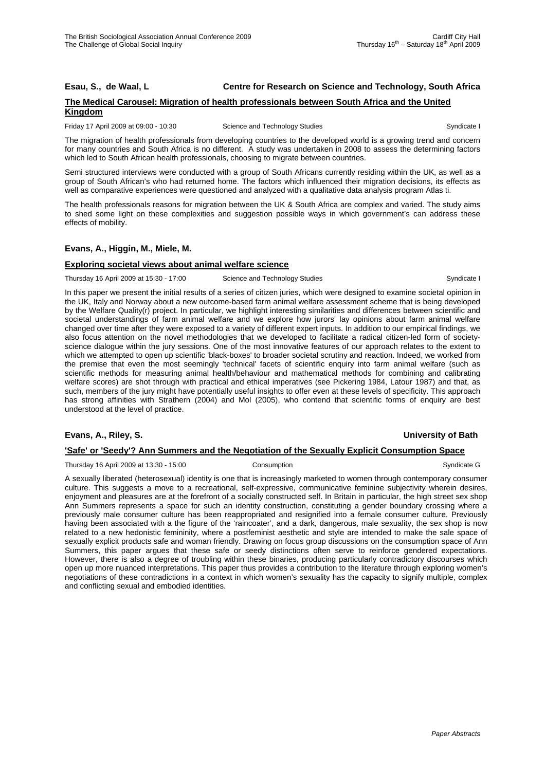**Esau, S., de Waal, L** **Centre for Research on Science and Technology, South Africa**

**The Medical Carousel: Migration of health professionals between South Africa and the United Kingdom**

Friday 17 April 2009 at 09:00 - 10:30 Science and Technology Studies Syndicate I

The migration of health professionals from developing countries to the developed world is a growing trend and concern for many countries and South Africa is no different. A study was undertaken in 2008 to assess the determining factors which led to South African health professionals, choosing to migrate between countries.

Semi structured interviews were conducted with a group of South Africans currently residing within the UK, as well as a group of South African's who had returned home. The factors which influenced their migration decisions, its effects as well as comparative experiences were questioned and analyzed with a qualitative data analysis program Atlas ti.

The health professionals reasons for migration between the UK & South Africa are complex and varied. The study aims to shed some light on these complexities and suggestion possible ways in which government's can address these effects of mobility.

**Evans, A., Higgin, M., Miele, M.**

**Exploring societal views about animal welfare science**

Thursday 16 April 2009 at 15:30 - 17:00 Science and Technology Studies Syndicate I

In this paper we present the initial results of a series of citizen juries, which were designed to examine societal opinion in the UK, Italy and Norway about a new outcome-based farm animal welfare assessment scheme that is being developed by the Welfare Quality(r) project. In particular, we highlight interesting similarities and differences between scientific and societal understandings of farm animal welfare and we explore how jurors' lay opinions about farm animal welfare changed over time after they were exposed to a variety of different expert inputs. In addition to our empirical findings, we also focus attention on the novel methodologies that we developed to facilitate a radical citizen-led form of society-science dialogue within the jury sessions. One of the most innovative features of our approach relates to the extent to which we attempted to open up scientific 'black-boxes' to broader societal scrutiny and reaction. Indeed, we worked from the premise that even the most seemingly 'technical' facets of scientific enquiry into farm animal welfare (such as scientific methods for measuring animal health/behaviour and mathematical methods for combining and calibrating welfare scores) are shot through with practical and ethical imperatives (see Pickering 1984, Latour 1987) and that, as such, members of the jury might have potentially useful insights to offer even at these levels of specificity. This approach has strong affinities with Strathern (2004) and Mol (2005), who contend that scientific forms of enquiry are best understood at the level of practice.

**Evans, A., Riley, S.** **University of Bath**

**'Safe' or 'Seedy'? Ann Summers and the Negotiation of the Sexually Explicit Consumption Space**

Thursday 16 April 2009 at 13:30 - 15:00 Consumption Syndicate G

A sexually liberated (heterosexual) identity is one that is increasingly marketed to women through contemporary consumer culture. This suggests a move to a recreational, self-expressive, communicative feminine subjectivity wherein desires, enjoyment and pleasures are at the forefront of a socially constructed self. In Britain in particular, the high street sex shop Ann Summers represents a space for such an identity construction, constituting a gender boundary crossing where a previously male consumer culture has been reappropriated and resignified into a female consumer culture. Previously having been associated with a the figure of the 'raincoater', and a dark, dangerous, male sexuality, the sex shop is now related to a new hedonistic femininity, where a postfeminist aesthetic and style are intended to make the sale space of sexually explicit products safe and woman friendly. Drawing on focus group discussions on the consumption space of Ann Summers, this paper argues that these safe or seedy distinctions often serve to reinforce gendered expectations. However, there is also a degree of troubling within these binaries, producing particularly contradictory discourses which open up more nuanced interpretations. This paper thus provides a contribution to the literature through exploring women's negotiations of these contradictions in a context in which women's sexuality has the capacity to signify multiple, complex and conflicting sexual and embodied identities.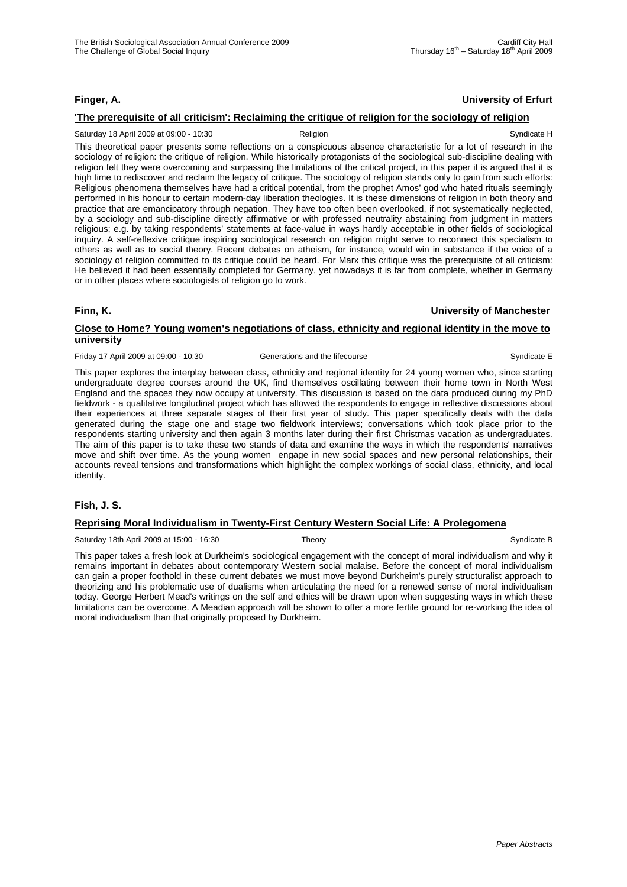**Finger, A.** **University of Erfurt**

**'The prerequisite of all criticism': Reclaiming the critique of religion for the sociology of religion**

Saturday 18 April 2009 at 09:00 - 10:30 Religion Syndicate H

This theoretical paper presents some reflections on a conspicuous absence characteristic for a lot of research in the sociology of religion: the critique of religion. While historically protagonists of the sociological sub-discipline dealing with religion felt they were overcoming and surpassing the limitations of the critical project, in this paper it is argued that it is high time to rediscover and reclaim the legacy of critique. The sociology of religion stands only to gain from such efforts: Religious phenomena themselves have had a critical potential, from the prophet Amos' god who hated rituals seemingly performed in his honour to certain modern-day liberation theologies. It is these dimensions of religion in both theory and practice that are emancipatory through negation. They have too often been overlooked, if not systematically neglected, by a sociology and sub-discipline directly affirmative or with professed neutrality abstaining from judgment in matters religious; e.g. by taking respondents' statements at face-value in ways hardly acceptable in other fields of sociological inquiry. A self-reflexive critique inspiring sociological research on religion might serve to reconnect this specialism to others as well as to social theory. Recent debates on atheism, for instance, would win in substance if the voice of a sociology of religion committed to its critique could be heard. For Marx this critique was the prerequisite of all criticism: He believed it had been essentially completed for Germany, yet nowadays it is far from complete, whether in Germany or in other places where sociologists of religion go to work.

**Finn, K.** **University of Manchester**

**Close to Home? Young women's negotiations of class, ethnicity and regional identity in the move to university**

Friday 17 April 2009 at 09:00 - 10:30 Generations and the lifecourse Syndicate E

This paper explores the interplay between class, ethnicity and regional identity for 24 young women who, since starting undergraduate degree courses around the UK, find themselves oscillating between their home town in North West England and the spaces they now occupy at university. This discussion is based on the data produced during my PhD fieldwork - a qualitative longitudinal project which has allowed the respondents to engage in reflective discussions about their experiences at three separate stages of their first year of study. This paper specifically deals with the data generated during the stage one and stage two fieldwork interviews; conversations which took place prior to the respondents starting university and then again 3 months later during their first Christmas vacation as undergraduates. The aim of this paper is to take these two stands of data and examine the ways in which the respondents' narratives move and shift over time. As the young women engage in new social spaces and new personal relationships, their accounts reveal tensions and transformations which highlight the complex workings of social class, ethnicity, and local identity.

**Fish, J. S.**

**Reprising Moral Individualism in Twenty-First Century Western Social Life: A Prolegomena**

Saturday 18th April 2009 at 15:00 - 16:30 Theory Syndicate B

This paper takes a fresh look at Durkheim's sociological engagement with the concept of moral individualism and why it remains important in debates about contemporary Western social malaise. Before the concept of moral individualism can gain a proper foothold in these current debates we must move beyond Durkheim's purely structuralist approach to theorizing and his problematic use of dualisms when articulating the need for a renewed sense of moral individualism today. George Herbert Mead's writings on the self and ethics will be drawn upon when suggesting ways in which these limitations can be overcome. A Meadian approach will be shown to offer a more fertile ground for re-working the idea of moral individualism than that originally proposed by Durkheim.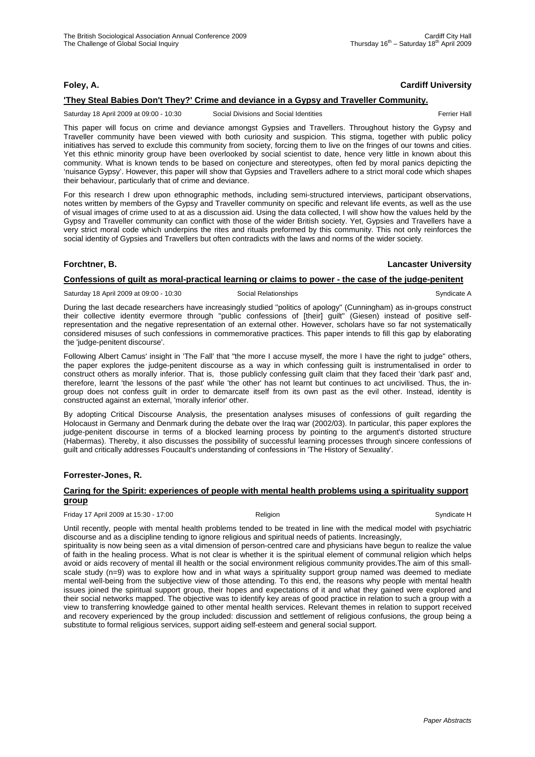**Foley, A.** **Cardiff University**

**'They Steal Babies Don't They?' Crime and deviance in a Gypsy and Traveller Community.**

Saturday 18 April 2009 at 09:00 - 10:30 Social Divisions and Social Identities Ferrier Hall

This paper will focus on crime and deviance amongst Gypsies and Travellers. Throughout history the Gypsy and Traveller community have been viewed with both curiosity and suspicion. This stigma, together with public policy initiatives has served to exclude this community from society, forcing them to live on the fringes of our towns and cities. Yet this ethnic minority group have been overlooked by social scientist to date, hence very little in known about this community. What is known tends to be based on conjecture and stereotypes, often fed by moral panics depicting the 'nuisance Gypsy'. However, this paper will show that Gypsies and Travellers adhere to a strict moral code which shapes their behaviour, particularly that of crime and deviance.

For this research I drew upon ethnographic methods, including semi-structured interviews, participant observations, notes written by members of the Gypsy and Traveller community on specific and relevant life events, as well as the use of visual images of crime used to at as a discussion aid. Using the data collected, I will show how the values held by the Gypsy and Traveller community can conflict with those of the wider British society. Yet, Gypsies and Travellers have a very strict moral code which underpins the rites and rituals preformed by this community. This not only reinforces the social identity of Gypsies and Travellers but often contradicts with the laws and norms of the wider society.

**Forchtner, B.** **Lancaster University**

**Confessions of guilt as moral-practical learning or claims to power - the case of the judge-penitent**

Saturday 18 April 2009 at 09:00 - 10:30 Social Relationships Syndicate A

During the last decade researchers have increasingly studied "politics of apology" (Cunningham) as in-groups construct their collective identity evermore through "public confessions of [their] guilt" (Giesen) instead of positive self-representation and the negative representation of an external other. However, scholars have so far not systematically considered misuses of such confessions in commemorative practices. This paper intends to fill this gap by elaborating the 'judge-penitent discourse'.

Following Albert Camus' insight in 'The Fall' that "the more I accuse myself, the more I have the right to judge" others, the paper explores the judge-penitent discourse as a way in which confessing guilt is instrumentalised in order to construct others as morally inferior. That is, those publicly confessing guilt claim that they faced their 'dark past' and, therefore, learnt 'the lessons of the past' while 'the other' has not learnt but continues to act uncivilised. Thus, the in-group does not confess guilt in order to demarcate itself from its own past as the evil other. Instead, identity is constructed against an external, 'morally inferior' other.

By adopting Critical Discourse Analysis, the presentation analyses misuses of confessions of guilt regarding the Holocaust in Germany and Denmark during the debate over the Iraq war (2002/03). In particular, this paper explores the judge-penitent discourse in terms of a blocked learning process by pointing to the argument's distorted structure (Habermas). Thereby, it also discusses the possibility of successful learning processes through sincere confessions of guilt and critically addresses Foucault's understanding of confessions in 'The History of Sexuality'.

**Forrester-Jones, R.**

**Caring for the Spirit: experiences of people with mental health problems using a spirituality support group**

Friday 17 April 2009 at 15:30 - 17:00 Religion Syndicate H

Until recently, people with mental health problems tended to be treated in line with the medical model with psychiatric discourse and as a discipline tending to ignore religious and spiritual needs of patients. Increasingly, spirituality is now being seen as a vital dimension of person-centred care and physicians have begun to realize the value of faith in the healing process. What is not clear is whether it is the spiritual element of communal religion which helps avoid or aids recovery of mental ill health or the social environment religious community provides.The aim of this small-scale study (n=9) was to explore how and in what ways a spirituality support group named was deemed to mediate mental well-being from the subjective view of those attending. To this end, the reasons why people with mental health issues joined the spiritual support group, their hopes and expectations of it and what they gained were explored and their social networks mapped. The objective was to identify key areas of good practice in relation to such a group with a view to transferring knowledge gained to other mental health services. Relevant themes in relation to support received and recovery experienced by the group included: discussion and settlement of religious confusions, the group being a substitute to formal religious services, support aiding self-esteem and general social support.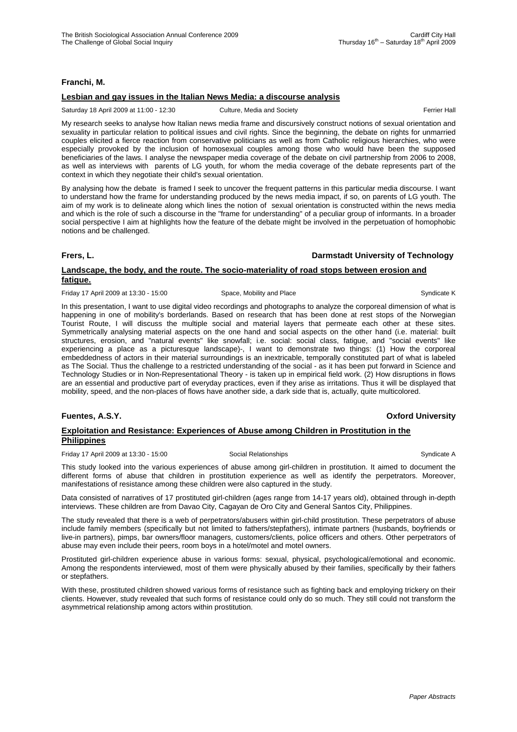**Franchi, M.**

**Lesbian and gay issues in the Italian News Media: a discourse analysis**

Saturday 18 April 2009 at 11:00 - 12:30 | Culture, Media and Society | Ferrier Hall

My research seeks to analyse how Italian news media frame and discursively construct notions of sexual orientation and sexuality in particular relation to political issues and civil rights. Since the beginning, the debate on rights for unmarried couples elicited a fierce reaction from conservative politicians as well as from Catholic religious hierarchies, who were especially provoked by the inclusion of homosexual couples among those who would have been the supposed beneficiaries of the laws. I analyse the newspaper media coverage of the debate on civil partnership from 2006 to 2008, as well as interviews with parents of LG youth, for whom the media coverage of the debate represents part of the context in which they negotiate their child's sexual orientation.

By analysing how the debate is framed I seek to uncover the frequent patterns in this particular media discourse. I want to understand how the frame for understanding produced by the news media impact, if so, on parents of LG youth. The aim of my work is to delineate along which lines the notion of sexual orientation is constructed within the news media and which is the role of such a discourse in the "frame for understanding" of a peculiar group of informants. In a broader social perspective I aim at highlights how the feature of the debate might be involved in the perpetuation of homophobic notions and be challenged.

**Frers, L.** — **Darmstadt University of Technology**

**Landscape, the body, and the route. The socio-materiality of road stops between erosion and fatigue.**

Friday 17 April 2009 at 13:30 - 15:00 | Space, Mobility and Place | Syndicate K

In this presentation, I want to use digital video recordings and photographs to analyze the corporeal dimension of what is happening in one of mobility's borderlands. Based on research that has been done at rest stops of the Norwegian Tourist Route, I will discuss the multiple social and material layers that permeate each other at these sites. Symmetrically analysing material aspects on the one hand and social aspects on the other hand (i.e. material: built structures, erosion, and "natural events" like snowfall; i.e. social: social class, fatigue, and "social events" like experiencing a place as a picturesque landscape)-, I want to demonstrate two things: (1) How the corporeal embeddedness of actors in their material surroundings is an inextricable, temporally constituted part of what is labeled as The Social. Thus the challenge to a restricted understanding of the social - as it has been put forward in Science and Technology Studies or in Non-Representational Theory - is taken up in empirical field work. (2) How disruptions in flows are an essential and productive part of everyday practices, even if they arise as irritations. Thus it will be displayed that mobility, speed, and the non-places of flows have another side, a dark side that is, actually, quite multicolored.

**Fuentes, A.S.Y.** — **Oxford University**

**Exploitation and Resistance: Experiences of Abuse among Children in Prostitution in the Philippines**

Friday 17 April 2009 at 13:30 - 15:00 | Social Relationships | Syndicate A

This study looked into the various experiences of abuse among girl-children in prostitution. It aimed to document the different forms of abuse that children in prostitution experience as well as identify the perpetrators. Moreover, manifestations of resistance among these children were also captured in the study.

Data consisted of narratives of 17 prostituted girl-children (ages range from 14-17 years old), obtained through in-depth interviews. These children are from Davao City, Cagayan de Oro City and General Santos City, Philippines.

The study revealed that there is a web of perpetrators/abusers within girl-child prostitution. These perpetrators of abuse include family members (specifically but not limited to fathers/stepfathers), intimate partners (husbands, boyfriends or live-in partners), pimps, bar owners/floor managers, customers/clients, police officers and others. Other perpetrators of abuse may even include their peers, room boys in a hotel/motel and motel owners.

Prostituted girl-children experience abuse in various forms: sexual, physical, psychological/emotional and economic. Among the respondents interviewed, most of them were physically abused by their families, specifically by their fathers or stepfathers.

With these, prostituted children showed various forms of resistance such as fighting back and employing trickery on their clients. However, study revealed that such forms of resistance could only do so much. They still could not transform the asymmetrical relationship among actors within prostitution.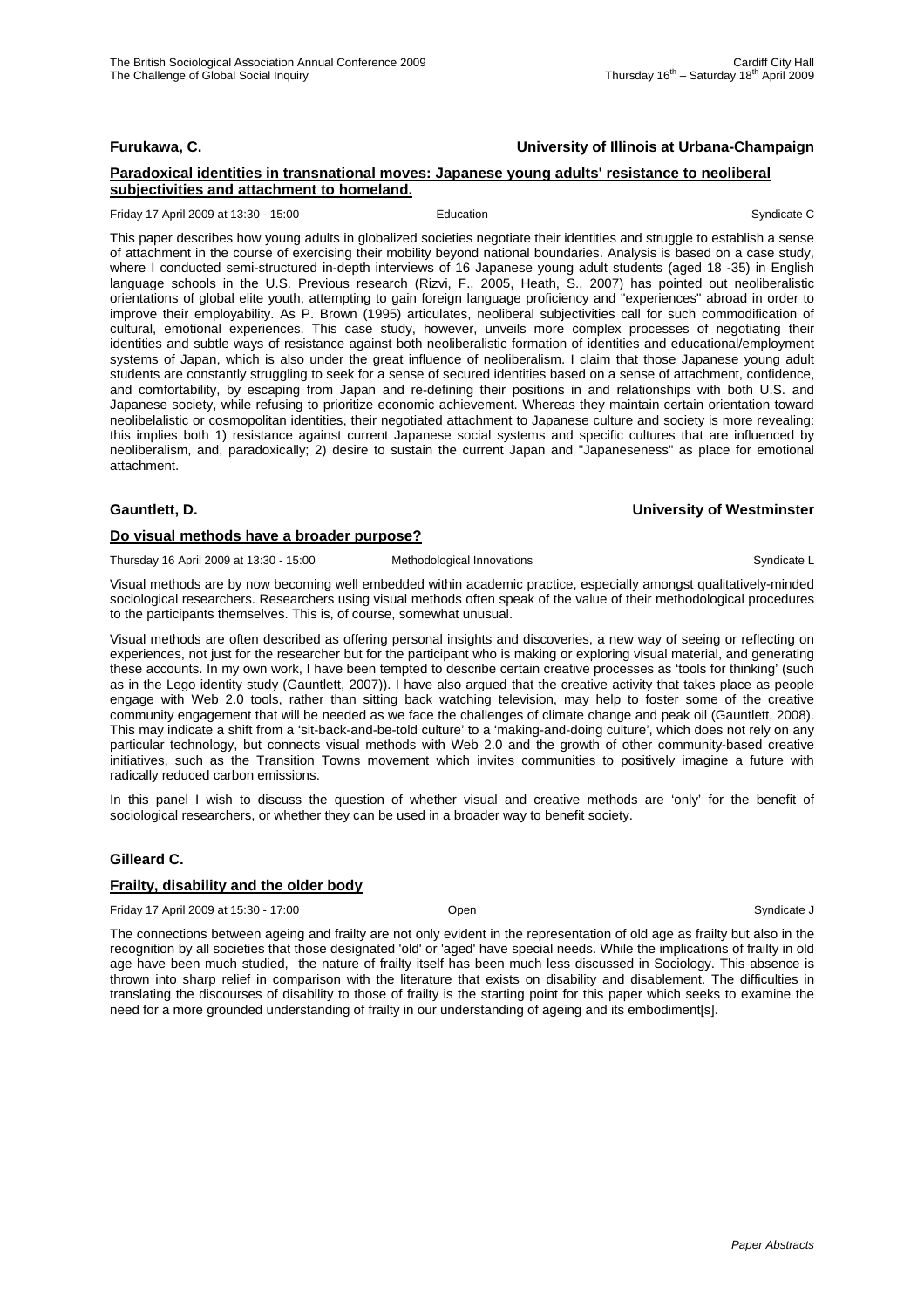**Furukawa, C.** **University of Illinois at Urbana-Champaign**

**Paradoxical identities in transnational moves: Japanese young adults' resistance to neoliberal subjectivities and attachment to homeland.**

Friday 17 April 2009 at 13:30 - 15:00 Education Syndicate C

This paper describes how young adults in globalized societies negotiate their identities and struggle to establish a sense of attachment in the course of exercising their mobility beyond national boundaries. Analysis is based on a case study, where I conducted semi-structured in-depth interviews of 16 Japanese young adult students (aged 18 -35) in English language schools in the U.S. Previous research (Rizvi, F., 2005, Heath, S., 2007) has pointed out neoliberalistic orientations of global elite youth, attempting to gain foreign language proficiency and "experiences" abroad in order to improve their employability. As P. Brown (1995) articulates, neoliberal subjectivities call for such commodification of cultural, emotional experiences. This case study, however, unveils more complex processes of negotiating their identities and subtle ways of resistance against both neoliberalistic formation of identities and educational/employment systems of Japan, which is also under the great influence of neoliberalism. I claim that those Japanese young adult students are constantly struggling to seek for a sense of secured identities based on a sense of attachment, confidence, and comfortability, by escaping from Japan and re-defining their positions in and relationships with both U.S. and Japanese society, while refusing to prioritize economic achievement. Whereas they maintain certain orientation toward neolibelalistic or cosmopolitan identities, their negotiated attachment to Japanese culture and society is more revealing: this implies both 1) resistance against current Japanese social systems and specific cultures that are influenced by neoliberalism, and, paradoxically; 2) desire to sustain the current Japan and "Japaneseness" as place for emotional attachment.

**Gauntlett, D.** **University of Westminster**

**Do visual methods have a broader purpose?**

Thursday 16 April 2009 at 13:30 - 15:00 Methodological Innovations Syndicate L

Visual methods are by now becoming well embedded within academic practice, especially amongst qualitatively-minded sociological researchers. Researchers using visual methods often speak of the value of their methodological procedures to the participants themselves. This is, of course, somewhat unusual.

Visual methods are often described as offering personal insights and discoveries, a new way of seeing or reflecting on experiences, not just for the researcher but for the participant who is making or exploring visual material, and generating these accounts. In my own work, I have been tempted to describe certain creative processes as 'tools for thinking' (such as in the Lego identity study (Gauntlett, 2007)). I have also argued that the creative activity that takes place as people engage with Web 2.0 tools, rather than sitting back watching television, may help to foster some of the creative community engagement that will be needed as we face the challenges of climate change and peak oil (Gauntlett, 2008). This may indicate a shift from a 'sit-back-and-be-told culture' to a 'making-and-doing culture', which does not rely on any particular technology, but connects visual methods with Web 2.0 and the growth of other community-based creative initiatives, such as the Transition Towns movement which invites communities to positively imagine a future with radically reduced carbon emissions.

In this panel I wish to discuss the question of whether visual and creative methods are 'only' for the benefit of sociological researchers, or whether they can be used in a broader way to benefit society.

**Gilleard C.**

**Frailty, disability and the older body**

Friday 17 April 2009 at 15:30 - 17:00 Open Syndicate J

The connections between ageing and frailty are not only evident in the representation of old age as frailty but also in the recognition by all societies that those designated 'old' or 'aged' have special needs. While the implications of frailty in old age have been much studied, the nature of frailty itself has been much less discussed in Sociology. This absence is thrown into sharp relief in comparison with the literature that exists on disability and disablement. The difficulties in translating the discourses of disability to those of frailty is the starting point for this paper which seeks to examine the need for a more grounded understanding of frailty in our understanding of ageing and its embodiment[s].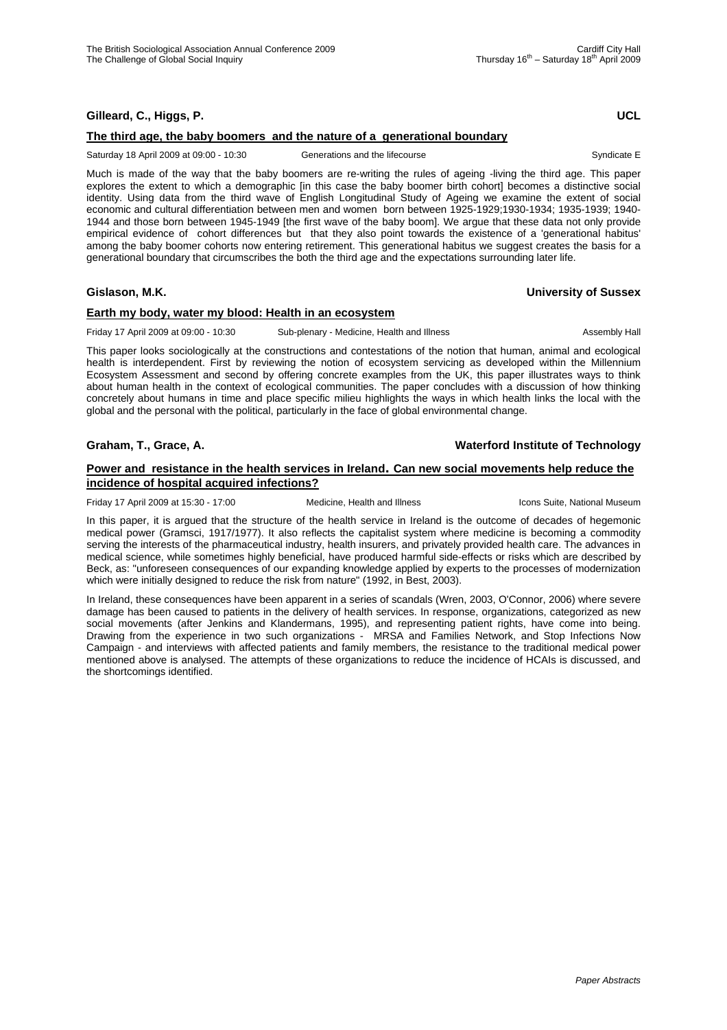**Gilleard, C., Higgs, P.** **UCL**

## The third age, the baby boomers and the nature of a generational boundary

Saturday 18 April 2009 at 09:00 - 10:30 Generations and the lifecourse Syndicate E

Much is made of the way that the baby boomers are re-writing the rules of ageing -living the third age. This paper explores the extent to which a demographic [in this case the baby boomer birth cohort] becomes a distinctive social identity. Using data from the third wave of English Longitudinal Study of Ageing we examine the extent of social economic and cultural differentiation between men and women born between 1925-1929;1930-1934; 1935-1939; 1940-1944 and those born between 1945-1949 [the first wave of the baby boom]. We argue that these data not only provide empirical evidence of cohort differences but that they also point towards the existence of a 'generational habitus' among the baby boomer cohorts now entering retirement. This generational habitus we suggest creates the basis for a generational boundary that circumscribes the both the third age and the expectations surrounding later life.

**Gislason, M.K.** **University of Sussex**

## Earth my body, water my blood: Health in an ecosystem

Friday 17 April 2009 at 09:00 - 10:30 Sub-plenary - Medicine, Health and Illness Assembly Hall

This paper looks sociologically at the constructions and contestations of the notion that human, animal and ecological health is interdependent. First by reviewing the notion of ecosystem servicing as developed within the Millennium Ecosystem Assessment and second by offering concrete examples from the UK, this paper illustrates ways to think about human health in the context of ecological communities. The paper concludes with a discussion of how thinking concretely about humans in time and place specific milieu highlights the ways in which health links the local with the global and the personal with the political, particularly in the face of global environmental change.

**Graham, T., Grace, A.** **Waterford Institute of Technology**

## Power and resistance in the health services in Ireland. Can new social movements help reduce the incidence of hospital acquired infections?

Friday 17 April 2009 at 15:30 - 17:00 Medicine, Health and Illness Icons Suite, National Museum

In this paper, it is argued that the structure of the health service in Ireland is the outcome of decades of hegemonic medical power (Gramsci, 1917/1977). It also reflects the capitalist system where medicine is becoming a commodity serving the interests of the pharmaceutical industry, health insurers, and privately provided health care. The advances in medical science, while sometimes highly beneficial, have produced harmful side-effects or risks which are described by Beck, as: "unforeseen consequences of our expanding knowledge applied by experts to the processes of modernization which were initially designed to reduce the risk from nature" (1992, in Best, 2003).

In Ireland, these consequences have been apparent in a series of scandals (Wren, 2003, O'Connor, 2006) where severe damage has been caused to patients in the delivery of health services. In response, organizations, categorized as new social movements (after Jenkins and Klandermans, 1995), and representing patient rights, have come into being. Drawing from the experience in two such organizations - MRSA and Families Network, and Stop Infections Now Campaign - and interviews with affected patients and family members, the resistance to the traditional medical power mentioned above is analysed. The attempts of these organizations to reduce the incidence of HCAIs is discussed, and the shortcomings identified.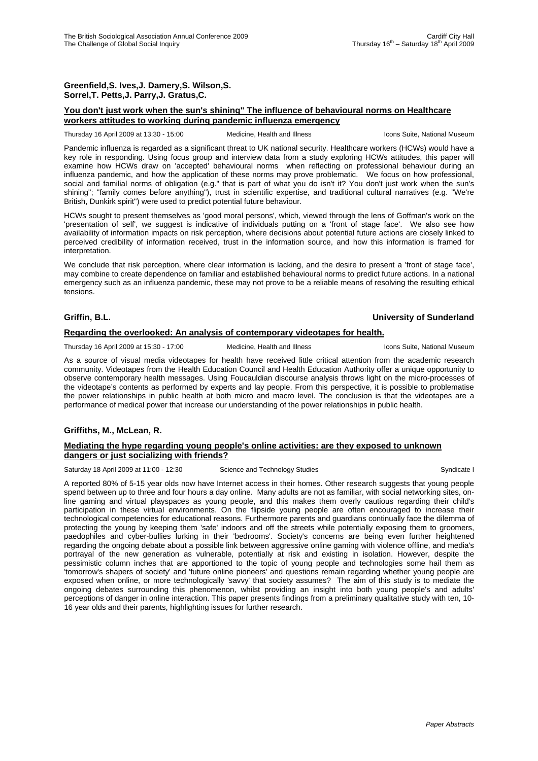**Greenfield,S. Ives,J. Damery,S. Wilson,S. Sorrel,T. Petts,J. Parry,J. Gratus,C.**

**You don't just work when the sun's shining" The influence of behavioural norms on Healthcare workers attitudes to working during pandemic influenza emergency**

Thursday 16 April 2009 at 13:30 - 15:00 Medicine, Health and Illness Icons Suite, National Museum

Pandemic influenza is regarded as a significant threat to UK national security. Healthcare workers (HCWs) would have a key role in responding. Using focus group and interview data from a study exploring HCWs attitudes, this paper will examine how HCWs draw on 'accepted' behavioural norms when reflecting on professional behaviour during an influenza pandemic, and how the application of these norms may prove problematic. We focus on how professional, social and familial norms of obligation (e.g." that is part of what you do isn't it? You don't just work when the sun's shining"; "family comes before anything"), trust in scientific expertise, and traditional cultural narratives (e.g. "We're British, Dunkirk spirit") were used to predict potential future behaviour.

HCWs sought to present themselves as 'good moral persons', which, viewed through the lens of Goffman's work on the 'presentation of self', we suggest is indicative of individuals putting on a 'front of stage face'. We also see how availability of information impacts on risk perception, where decisions about potential future actions are closely linked to perceived credibility of information received, trust in the information source, and how this information is framed for interpretation.

We conclude that risk perception, where clear information is lacking, and the desire to present a 'front of stage face', may combine to create dependence on familiar and established behavioural norms to predict future actions. In a national emergency such as an influenza pandemic, these may not prove to be a reliable means of resolving the resulting ethical tensions.

**Griffin, B.L.** **University of Sunderland**

**Regarding the overlooked: An analysis of contemporary videotapes for health.**

Thursday 16 April 2009 at 15:30 - 17:00 Medicine, Health and Illness Icons Suite, National Museum

As a source of visual media videotapes for health have received little critical attention from the academic research community. Videotapes from the Health Education Council and Health Education Authority offer a unique opportunity to observe contemporary health messages. Using Foucauldian discourse analysis throws light on the micro-processes of the videotape's contents as performed by experts and lay people. From this perspective, it is possible to problematise the power relationships in public health at both micro and macro level. The conclusion is that the videotapes are a performance of medical power that increase our understanding of the power relationships in public health.

**Griffiths, M., McLean, R.**

**Mediating the hype regarding young people's online activities: are they exposed to unknown dangers or just socializing with friends?**

Saturday 18 April 2009 at 11:00 - 12:30 Science and Technology Studies Syndicate I

A reported 80% of 5-15 year olds now have Internet access in their homes. Other research suggests that young people spend between up to three and four hours a day online. Many adults are not as familiar, with social networking sites, on-line gaming and virtual playspaces as young people, and this makes them overly cautious regarding their child's participation in these virtual environments. On the flipside young people are often encouraged to increase their technological competencies for educational reasons. Furthermore parents and guardians continually face the dilemma of protecting the young by keeping them 'safe' indoors and off the streets while potentially exposing them to groomers, paedophiles and cyber-bullies lurking in their 'bedrooms'. Society's concerns are being even further heightened regarding the ongoing debate about a possible link between aggressive online gaming with violence offline, and media's portrayal of the new generation as vulnerable, potentially at risk and existing in isolation. However, despite the pessimistic column inches that are apportioned to the topic of young people and technologies some hail them as 'tomorrow's shapers of society' and 'future online pioneers' and questions remain regarding whether young people are exposed when online, or more technologically 'savvy' that society assumes? The aim of this study is to mediate the ongoing debates surrounding this phenomenon, whilst providing an insight into both young people's and adults' perceptions of danger in online interaction. This paper presents findings from a preliminary qualitative study with ten, 10-16 year olds and their parents, highlighting issues for further research.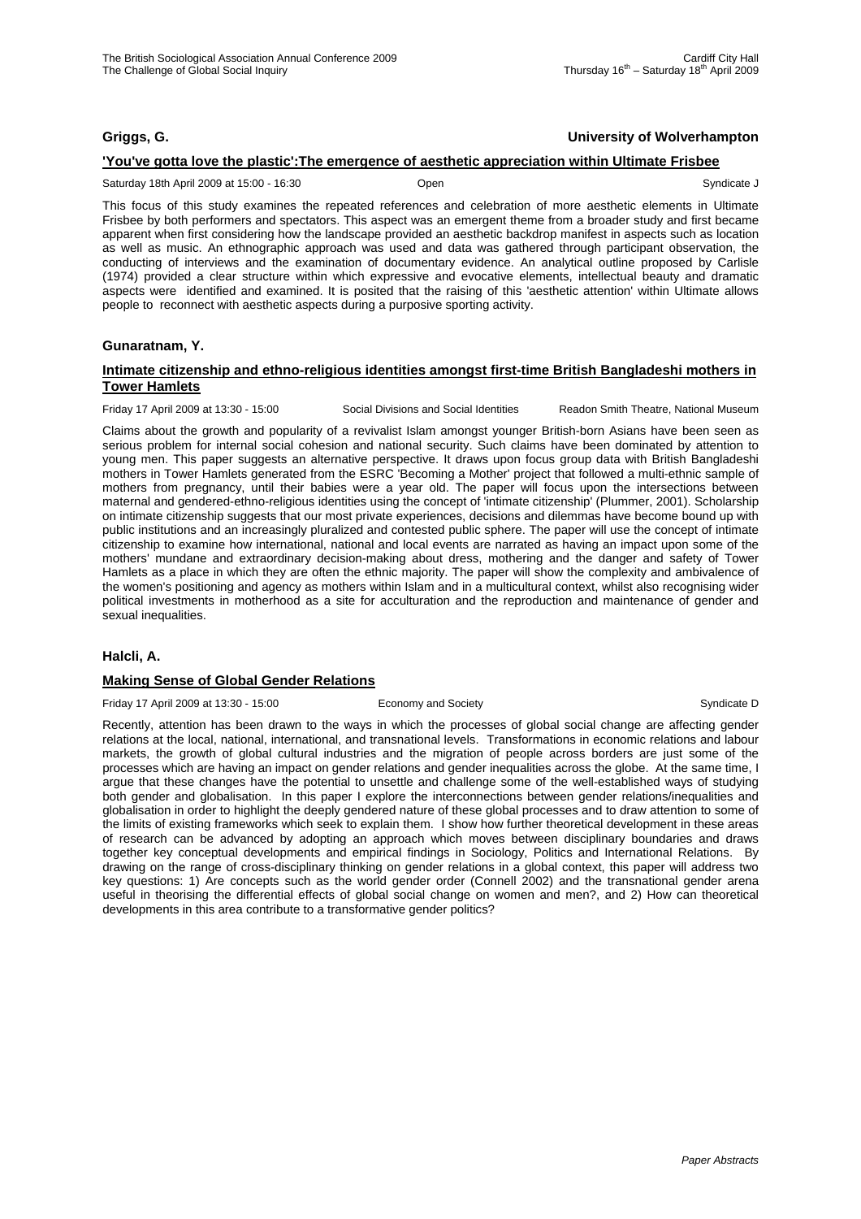**Griggs, G.** **University of Wolverhampton**

**'You've gotta love the plastic':The emergence of aesthetic appreciation within Ultimate Frisbee**

Saturday 18th April 2009 at 15:00 - 16:30 Open Syndicate J

This focus of this study examines the repeated references and celebration of more aesthetic elements in Ultimate Frisbee by both performers and spectators. This aspect was an emergent theme from a broader study and first became apparent when first considering how the landscape provided an aesthetic backdrop manifest in aspects such as location as well as music. An ethnographic approach was used and data was gathered through participant observation, the conducting of interviews and the examination of documentary evidence. An analytical outline proposed by Carlisle (1974) provided a clear structure within which expressive and evocative elements, intellectual beauty and dramatic aspects were identified and examined. It is posited that the raising of this 'aesthetic attention' within Ultimate allows people to reconnect with aesthetic aspects during a purposive sporting activity.

**Gunaratnam, Y.**

**Intimate citizenship and ethno-religious identities amongst first-time British Bangladeshi mothers in Tower Hamlets**

Friday 17 April 2009 at 13:30 - 15:00 Social Divisions and Social Identities Readon Smith Theatre, National Museum

Claims about the growth and popularity of a revivalist Islam amongst younger British-born Asians have been seen as serious problem for internal social cohesion and national security. Such claims have been dominated by attention to young men. This paper suggests an alternative perspective. It draws upon focus group data with British Bangladeshi mothers in Tower Hamlets generated from the ESRC 'Becoming a Mother' project that followed a multi-ethnic sample of mothers from pregnancy, until their babies were a year old. The paper will focus upon the intersections between maternal and gendered-ethno-religious identities using the concept of 'intimate citizenship' (Plummer, 2001). Scholarship on intimate citizenship suggests that our most private experiences, decisions and dilemmas have become bound up with public institutions and an increasingly pluralized and contested public sphere. The paper will use the concept of intimate citizenship to examine how international, national and local events are narrated as having an impact upon some of the mothers' mundane and extraordinary decision-making about dress, mothering and the danger and safety of Tower Hamlets as a place in which they are often the ethnic majority. The paper will show the complexity and ambivalence of the women's positioning and agency as mothers within Islam and in a multicultural context, whilst also recognising wider political investments in motherhood as a site for acculturation and the reproduction and maintenance of gender and sexual inequalities.

**Halcli, A.**

**Making Sense of Global Gender Relations**

Friday 17 April 2009 at 13:30 - 15:00 Economy and Society Syndicate D

Recently, attention has been drawn to the ways in which the processes of global social change are affecting gender relations at the local, national, international, and transnational levels. Transformations in economic relations and labour markets, the growth of global cultural industries and the migration of people across borders are just some of the processes which are having an impact on gender relations and gender inequalities across the globe. At the same time, I argue that these changes have the potential to unsettle and challenge some of the well-established ways of studying both gender and globalisation. In this paper I explore the interconnections between gender relations/inequalities and globalisation in order to highlight the deeply gendered nature of these global processes and to draw attention to some of the limits of existing frameworks which seek to explain them. I show how further theoretical development in these areas of research can be advanced by adopting an approach which moves between disciplinary boundaries and draws together key conceptual developments and empirical findings in Sociology, Politics and International Relations. By drawing on the range of cross-disciplinary thinking on gender relations in a global context, this paper will address two key questions: 1) Are concepts such as the world gender order (Connell 2002) and the transnational gender arena useful in theorising the differential effects of global social change on women and men?, and 2) How can theoretical developments in this area contribute to a transformative gender politics?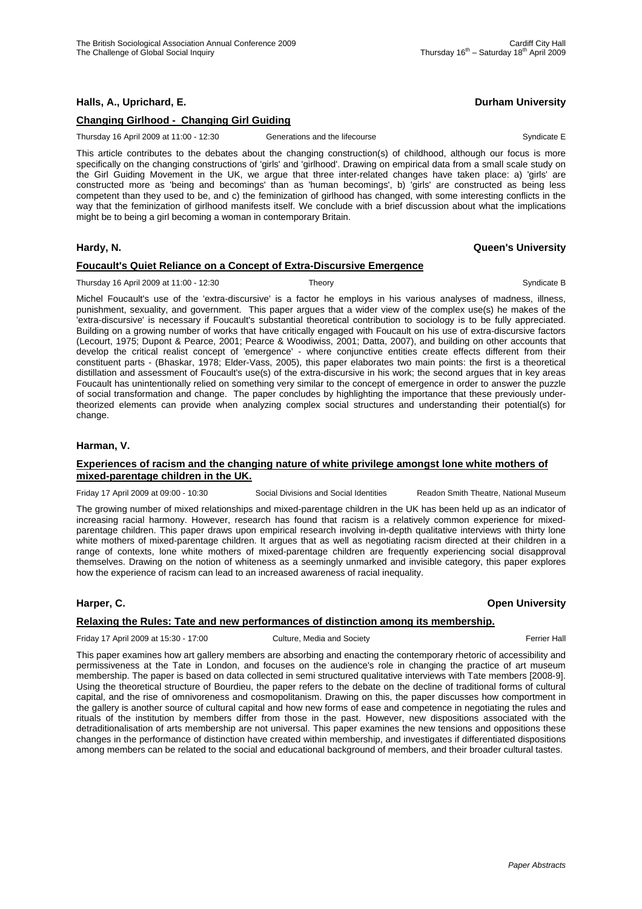**Halls, A., Uprichard, E.** **Durham University**

### Changing Girlhood - Changing Girl Guiding

Thursday 16 April 2009 at 11:00 - 12:30 Generations and the lifecourse Syndicate E

This article contributes to the debates about the changing construction(s) of childhood, although our focus is more specifically on the changing constructions of 'girls' and 'girlhood'. Drawing on empirical data from a small scale study on the Girl Guiding Movement in the UK, we argue that three inter-related changes have taken place: a) 'girls' are constructed more as 'being and becomings' than as 'human becomings', b) 'girls' are constructed as being less competent than they used to be, and c) the feminization of girlhood has changed, with some interesting conflicts in the way that the feminization of girlhood manifests itself. We conclude with a brief discussion about what the implications might be to being a girl becoming a woman in contemporary Britain.

**Hardy, N.** **Queen's University**

### Foucault's Quiet Reliance on a Concept of Extra-Discursive Emergence

Thursday 16 April 2009 at 11:00 - 12:30 Theory Syndicate B

Michel Foucault's use of the 'extra-discursive' is a factor he employs in his various analyses of madness, illness, punishment, sexuality, and government. This paper argues that a wider view of the complex use(s) he makes of the 'extra-discursive' is necessary if Foucault's substantial theoretical contribution to sociology is to be fully appreciated. Building on a growing number of works that have critically engaged with Foucault on his use of extra-discursive factors (Lecourt, 1975; Dupont & Pearce, 2001; Pearce & Woodiwiss, 2001; Datta, 2007), and building on other accounts that develop the critical realist concept of 'emergence' - where conjunctive entities create effects different from their constituent parts - (Bhaskar, 1978; Elder-Vass, 2005), this paper elaborates two main points: the first is a theoretical distillation and assessment of Foucault's use(s) of the extra-discursive in his work; the second argues that in key areas Foucault has unintentionally relied on something very similar to the concept of emergence in order to answer the puzzle of social transformation and change. The paper concludes by highlighting the importance that these previously under-theorized elements can provide when analyzing complex social structures and understanding their potential(s) for change.

**Harman, V.**

### Experiences of racism and the changing nature of white privilege amongst lone white mothers of mixed-parentage children in the UK.

Friday 17 April 2009 at 09:00 - 10:30 Social Divisions and Social Identities Readon Smith Theatre, National Museum

The growing number of mixed relationships and mixed-parentage children in the UK has been held up as an indicator of increasing racial harmony. However, research has found that racism is a relatively common experience for mixed-parentage children. This paper draws upon empirical research involving in-depth qualitative interviews with thirty lone white mothers of mixed-parentage children. It argues that as well as negotiating racism directed at their children in a range of contexts, lone white mothers of mixed-parentage children are frequently experiencing social disapproval themselves. Drawing on the notion of whiteness as a seemingly unmarked and invisible category, this paper explores how the experience of racism can lead to an increased awareness of racial inequality.

**Harper, C.** **Open University**

### Relaxing the Rules: Tate and new performances of distinction among its membership.

Friday 17 April 2009 at 15:30 - 17:00 Culture, Media and Society Ferrier Hall

This paper examines how art gallery members are absorbing and enacting the contemporary rhetoric of accessibility and permissiveness at the Tate in London, and focuses on the audience's role in changing the practice of art museum membership. The paper is based on data collected in semi structured qualitative interviews with Tate members [2008-9]. Using the theoretical structure of Bourdieu, the paper refers to the debate on the decline of traditional forms of cultural capital, and the rise of omnivoreness and cosmopolitanism. Drawing on this, the paper discusses how comportment in the gallery is another source of cultural capital and how new forms of ease and competence in negotiating the rules and rituals of the institution by members differ from those in the past. However, new dispositions associated with the detraditionalisation of arts membership are not universal. This paper examines the new tensions and oppositions these changes in the performance of distinction have created within membership, and investigates if differentiated dispositions among members can be related to the social and educational background of members, and their broader cultural tastes.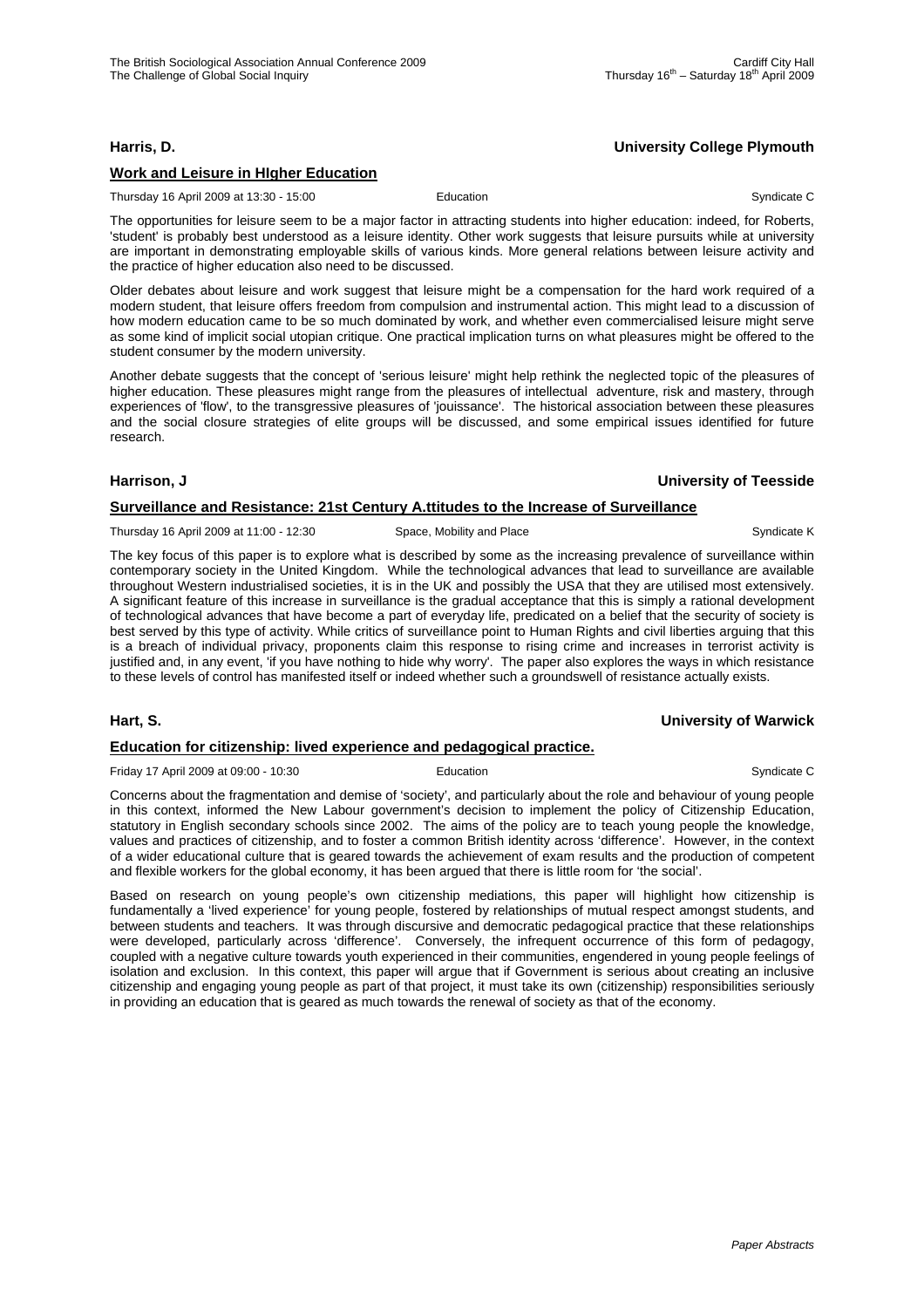**Harris, D.** **University College Plymouth**

**Work and Leisure in HIgher Education**

Thursday 16 April 2009 at 13:30 - 15:00 Education Syndicate C

The opportunities for leisure seem to be a major factor in attracting students into higher education: indeed, for Roberts, 'student' is probably best understood as a leisure identity. Other work suggests that leisure pursuits while at university are important in demonstrating employable skills of various kinds. More general relations between leisure activity and the practice of higher education also need to be discussed.

Older debates about leisure and work suggest that leisure might be a compensation for the hard work required of a modern student, that leisure offers freedom from compulsion and instrumental action. This might lead to a discussion of how modern education came to be so much dominated by work, and whether even commercialised leisure might serve as some kind of implicit social utopian critique. One practical implication turns on what pleasures might be offered to the student consumer by the modern university.

Another debate suggests that the concept of 'serious leisure' might help rethink the neglected topic of the pleasures of higher education. These pleasures might range from the pleasures of intellectual adventure, risk and mastery, through experiences of 'flow', to the transgressive pleasures of 'jouissance'. The historical association between these pleasures and the social closure strategies of elite groups will be discussed, and some empirical issues identified for future research.

**Harrison, J** **University of Teesside**

**Surveillance and Resistance: 21st Century A.ttitudes to the Increase of Surveillance**

Thursday 16 April 2009 at 11:00 - 12:30 Space, Mobility and Place Syndicate K

The key focus of this paper is to explore what is described by some as the increasing prevalence of surveillance within contemporary society in the United Kingdom. While the technological advances that lead to surveillance are available throughout Western industrialised societies, it is in the UK and possibly the USA that they are utilised most extensively. A significant feature of this increase in surveillance is the gradual acceptance that this is simply a rational development of technological advances that have become a part of everyday life, predicated on a belief that the security of society is best served by this type of activity. While critics of surveillance point to Human Rights and civil liberties arguing that this is a breach of individual privacy, proponents claim this response to rising crime and increases in terrorist activity is justified and, in any event, 'if you have nothing to hide why worry'. The paper also explores the ways in which resistance to these levels of control has manifested itself or indeed whether such a groundswell of resistance actually exists.

**Hart, S.** **University of Warwick**

**Education for citizenship: lived experience and pedagogical practice.**

Friday 17 April 2009 at 09:00 - 10:30 Education Syndicate C

Concerns about the fragmentation and demise of 'society', and particularly about the role and behaviour of young people in this context, informed the New Labour government's decision to implement the policy of Citizenship Education, statutory in English secondary schools since 2002. The aims of the policy are to teach young people the knowledge, values and practices of citizenship, and to foster a common British identity across 'difference'. However, in the context of a wider educational culture that is geared towards the achievement of exam results and the production of competent and flexible workers for the global economy, it has been argued that there is little room for 'the social'.

Based on research on young people's own citizenship mediations, this paper will highlight how citizenship is fundamentally a 'lived experience' for young people, fostered by relationships of mutual respect amongst students, and between students and teachers. It was through discursive and democratic pedagogical practice that these relationships were developed, particularly across 'difference'. Conversely, the infrequent occurrence of this form of pedagogy, coupled with a negative culture towards youth experienced in their communities, engendered in young people feelings of isolation and exclusion. In this context, this paper will argue that if Government is serious about creating an inclusive citizenship and engaging young people as part of that project, it must take its own (citizenship) responsibilities seriously in providing an education that is geared as much towards the renewal of society as that of the economy.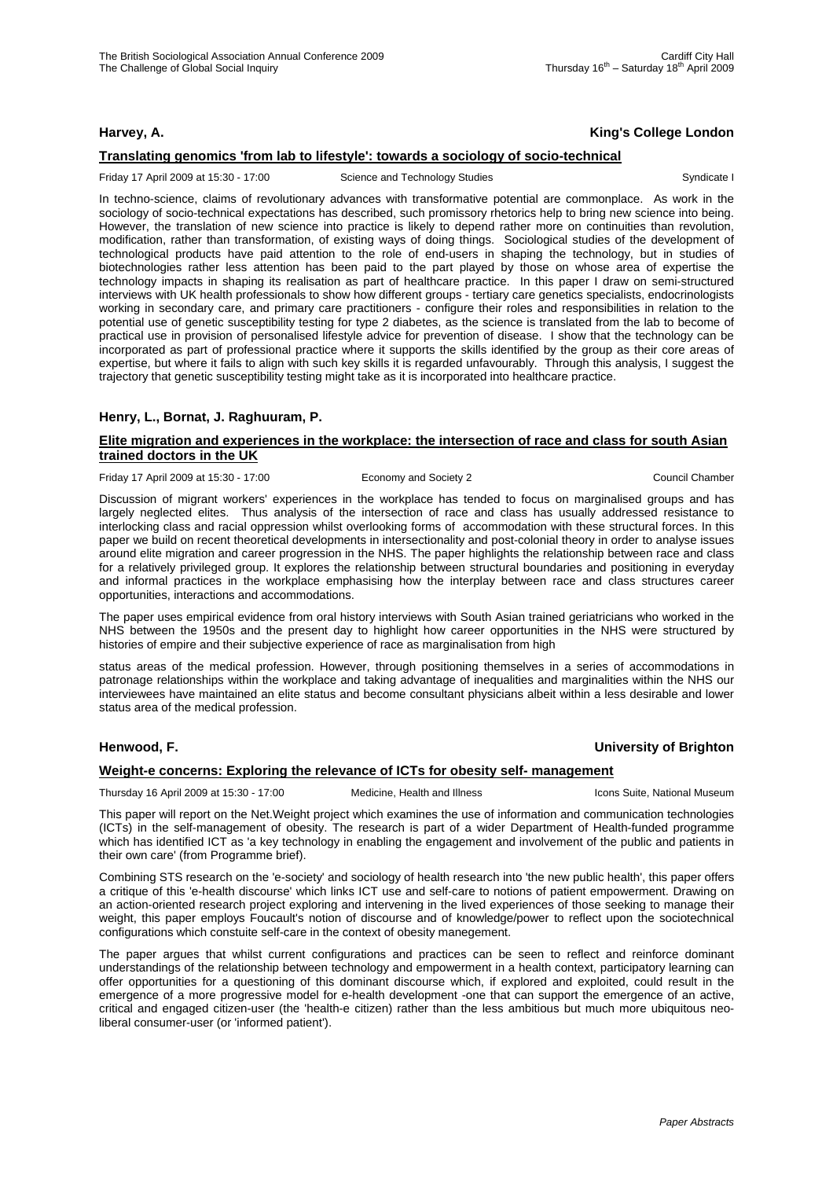**Harvey, A.** **King's College London**

**Translating genomics 'from lab to lifestyle': towards a sociology of socio-technical**

Friday 17 April 2009 at 15:30 - 17:00 Science and Technology Studies Syndicate I

In techno-science, claims of revolutionary advances with transformative potential are commonplace. As work in the sociology of socio-technical expectations has described, such promissory rhetorics help to bring new science into being. However, the translation of new science into practice is likely to depend rather more on continuities than revolution, modification, rather than transformation, of existing ways of doing things. Sociological studies of the development of technological products have paid attention to the role of end-users in shaping the technology, but in studies of biotechnologies rather less attention has been paid to the part played by those on whose area of expertise the technology impacts in shaping its realisation as part of healthcare practice. In this paper I draw on semi-structured interviews with UK health professionals to show how different groups - tertiary care genetics specialists, endocrinologists working in secondary care, and primary care practitioners - configure their roles and responsibilities in relation to the potential use of genetic susceptibility testing for type 2 diabetes, as the science is translated from the lab to become of practical use in provision of personalised lifestyle advice for prevention of disease. I show that the technology can be incorporated as part of professional practice where it supports the skills identified by the group as their core areas of expertise, but where it fails to align with such key skills it is regarded unfavourably. Through this analysis, I suggest the trajectory that genetic susceptibility testing might take as it is incorporated into healthcare practice.

**Henry, L., Bornat, J. Raghuuram, P.**

**Elite migration and experiences in the workplace: the intersection of race and class for south Asian trained doctors in the UK**

Friday 17 April 2009 at 15:30 - 17:00 Economy and Society 2 Council Chamber

Discussion of migrant workers' experiences in the workplace has tended to focus on marginalised groups and has largely neglected elites. Thus analysis of the intersection of race and class has usually addressed resistance to interlocking class and racial oppression whilst overlooking forms of accommodation with these structural forces. In this paper we build on recent theoretical developments in intersectionality and post-colonial theory in order to analyse issues around elite migration and career progression in the NHS. The paper highlights the relationship between race and class for a relatively privileged group. It explores the relationship between structural boundaries and positioning in everyday and informal practices in the workplace emphasising how the interplay between race and class structures career opportunities, interactions and accommodations.

The paper uses empirical evidence from oral history interviews with South Asian trained geriatricians who worked in the NHS between the 1950s and the present day to highlight how career opportunities in the NHS were structured by histories of empire and their subjective experience of race as marginalisation from high

status areas of the medical profession. However, through positioning themselves in a series of accommodations in patronage relationships within the workplace and taking advantage of inequalities and marginalities within the NHS our interviewees have maintained an elite status and become consultant physicians albeit within a less desirable and lower status area of the medical profession.

**Henwood, F.** **University of Brighton**

**Weight-e concerns: Exploring the relevance of ICTs for obesity self- management**

Thursday 16 April 2009 at 15:30 - 17:00 Medicine, Health and Illness Icons Suite, National Museum

This paper will report on the Net.Weight project which examines the use of information and communication technologies (ICTs) in the self-management of obesity. The research is part of a wider Department of Health-funded programme which has identified ICT as 'a key technology in enabling the engagement and involvement of the public and patients in their own care' (from Programme brief).

Combining STS research on the 'e-society' and sociology of health research into 'the new public health', this paper offers a critique of this 'e-health discourse' which links ICT use and self-care to notions of patient empowerment. Drawing on an action-oriented research project exploring and intervening in the lived experiences of those seeking to manage their weight, this paper employs Foucault's notion of discourse and of knowledge/power to reflect upon the sociotechnical configurations which constuite self-care in the context of obesity manegement.

The paper argues that whilst current configurations and practices can be seen to reflect and reinforce dominant understandings of the relationship between technology and empowerment in a health context, participatory learning can offer opportunities for a questioning of this dominant discourse which, if explored and exploited, could result in the emergence of a more progressive model for e-health development -one that can support the emergence of an active, critical and engaged citizen-user (the 'health-e citizen) rather than the less ambitious but much more ubiquitous neo-liberal consumer-user (or 'informed patient').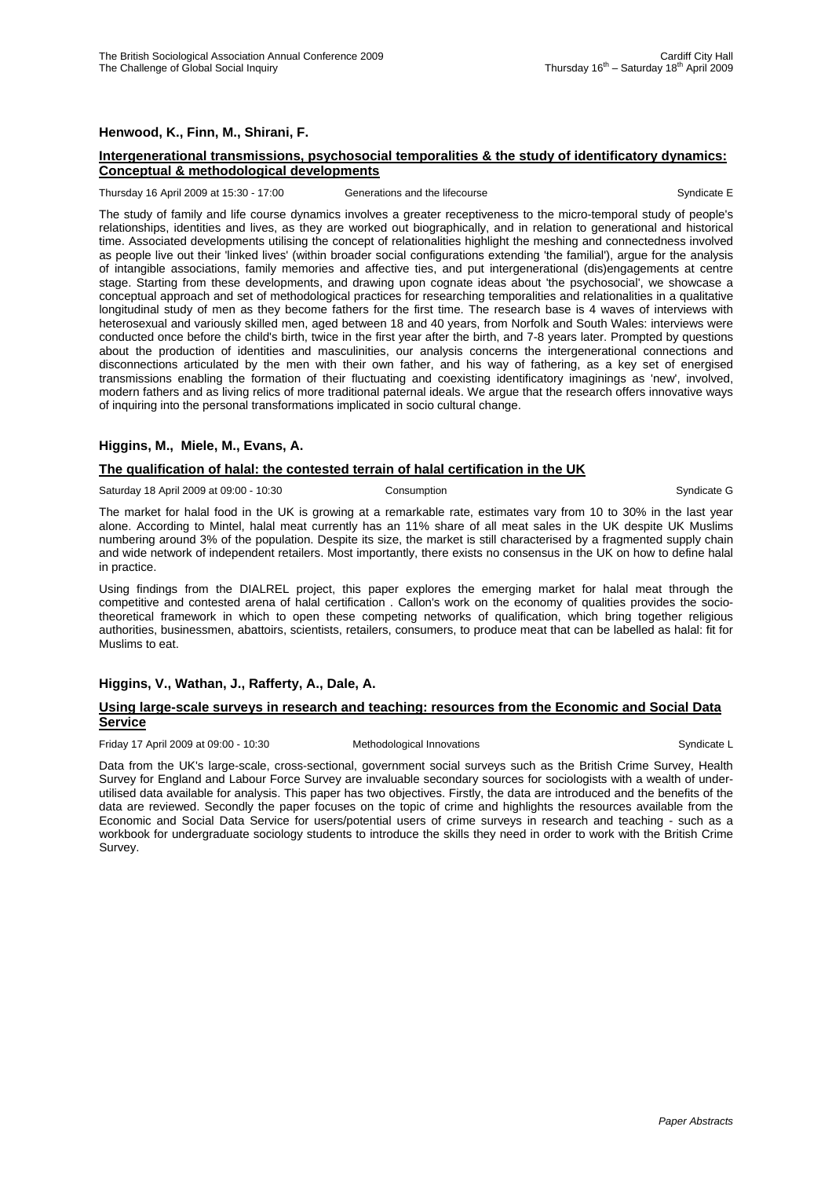**Henwood, K., Finn, M., Shirani, F.**

**Intergenerational transmissions, psychosocial temporalities & the study of identificatory dynamics: Conceptual & methodological developments**

Thursday 16 April 2009 at 15:30 - 17:00 Generations and the lifecourse Syndicate E

The study of family and life course dynamics involves a greater receptiveness to the micro-temporal study of people's relationships, identities and lives, as they are worked out biographically, and in relation to generational and historical time. Associated developments utilising the concept of relationalities highlight the meshing and connectedness involved as people live out their 'linked lives' (within broader social configurations extending 'the familial'), argue for the analysis of intangible associations, family memories and affective ties, and put intergenerational (dis)engagements at centre stage. Starting from these developments, and drawing upon cognate ideas about 'the psychosocial', we showcase a conceptual approach and set of methodological practices for researching temporalities and relationalities in a qualitative longitudinal study of men as they become fathers for the first time. The research base is 4 waves of interviews with heterosexual and variously skilled men, aged between 18 and 40 years, from Norfolk and South Wales: interviews were conducted once before the child's birth, twice in the first year after the birth, and 7-8 years later. Prompted by questions about the production of identities and masculinities, our analysis concerns the intergenerational connections and disconnections articulated by the men with their own father, and his way of fathering, as a key set of energised transmissions enabling the formation of their fluctuating and coexisting identificatory imaginings as 'new', involved, modern fathers and as living relics of more traditional paternal ideals. We argue that the research offers innovative ways of inquiring into the personal transformations implicated in socio cultural change.

**Higgins, M., Miele, M., Evans, A.**

**The qualification of halal: the contested terrain of halal certification in the UK**

Saturday 18 April 2009 at 09:00 - 10:30 Consumption Syndicate G

The market for halal food in the UK is growing at a remarkable rate, estimates vary from 10 to 30% in the last year alone. According to Mintel, halal meat currently has an 11% share of all meat sales in the UK despite UK Muslims numbering around 3% of the population. Despite its size, the market is still characterised by a fragmented supply chain and wide network of independent retailers. Most importantly, there exists no consensus in the UK on how to define halal in practice.

Using findings from the DIALREL project, this paper explores the emerging market for halal meat through the competitive and contested arena of halal certification . Callon's work on the economy of qualities provides the socio-theoretical framework in which to open these competing networks of qualification, which bring together religious authorities, businessmen, abattoirs, scientists, retailers, consumers, to produce meat that can be labelled as halal: fit for Muslims to eat.

**Higgins, V., Wathan, J., Rafferty, A., Dale, A.**

**Using large-scale surveys in research and teaching: resources from the Economic and Social Data Service**

Friday 17 April 2009 at 09:00 - 10:30 Methodological Innovations Syndicate L

Data from the UK's large-scale, cross-sectional, government social surveys such as the British Crime Survey, Health Survey for England and Labour Force Survey are invaluable secondary sources for sociologists with a wealth of under-utilised data available for analysis. This paper has two objectives. Firstly, the data are introduced and the benefits of the data are reviewed. Secondly the paper focuses on the topic of crime and highlights the resources available from the Economic and Social Data Service for users/potential users of crime surveys in research and teaching - such as a workbook for undergraduate sociology students to introduce the skills they need in order to work with the British Crime Survey.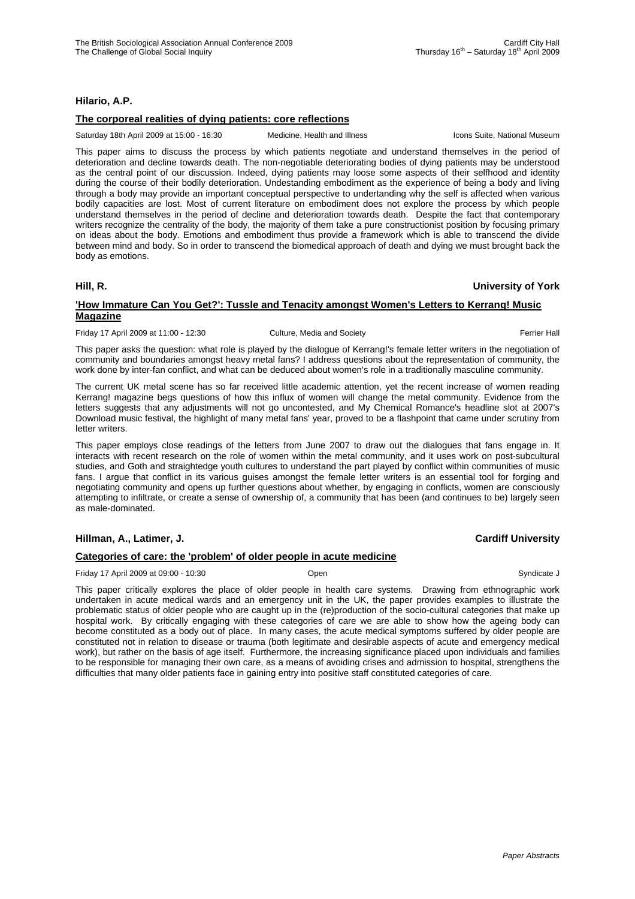**Hilario, A.P.**

**The corporeal realities of dying patients: core reflections**

Saturday 18th April 2009 at 15:00 - 16:30 | Medicine, Health and Illness | Icons Suite, National Museum

This paper aims to discuss the process by which patients negotiate and understand themselves in the period of deterioration and decline towards death. The non-negotiable deteriorating bodies of dying patients may be understood as the central point of our discussion. Indeed, dying patients may loose some aspects of their selfhood and identity during the course of their bodily deterioration. Undestanding embodiment as the experience of being a body and living through a body may provide an important conceptual perspective to undertanding why the self is affected when various bodily capacities are lost. Most of current literature on embodiment does not explore the process by which people understand themselves in the period of decline and deterioration towards death. Despite the fact that contemporary writers recognize the centrality of the body, the majority of them take a pure constructionist position by focusing primary on ideas about the body. Emotions and embodiment thus provide a framework which is able to transcend the divide between mind and body. So in order to transcend the biomedical approach of death and dying we must brought back the body as emotions.

**Hill, R.** **University of York**

**'How Immature Can You Get?': Tussle and Tenacity amongst Women's Letters to Kerrang! Music Magazine**

Friday 17 April 2009 at 11:00 - 12:30 | Culture, Media and Society | Ferrier Hall

This paper asks the question: what role is played by the dialogue of Kerrang!'s female letter writers in the negotiation of community and boundaries amongst heavy metal fans? I address questions about the representation of community, the work done by inter-fan conflict, and what can be deduced about women's role in a traditionally masculine community.

The current UK metal scene has so far received little academic attention, yet the recent increase of women reading Kerrang! magazine begs questions of how this influx of women will change the metal community. Evidence from the letters suggests that any adjustments will not go uncontested, and My Chemical Romance's headline slot at 2007's Download music festival, the highlight of many metal fans' year, proved to be a flashpoint that came under scrutiny from letter writers.

This paper employs close readings of the letters from June 2007 to draw out the dialogues that fans engage in. It interacts with recent research on the role of women within the metal community, and it uses work on post-subcultural studies, and Goth and straightedge youth cultures to understand the part played by conflict within communities of music fans. I argue that conflict in its various guises amongst the female letter writers is an essential tool for forging and negotiating community and opens up further questions about whether, by engaging in conflicts, women are consciously attempting to infiltrate, or create a sense of ownership of, a community that has been (and continues to be) largely seen as male-dominated.

**Hillman, A., Latimer, J.** **Cardiff University**

**Categories of care: the 'problem' of older people in acute medicine**

Friday 17 April 2009 at 09:00 - 10:30 | Open | Syndicate J

This paper critically explores the place of older people in health care systems. Drawing from ethnographic work undertaken in acute medical wards and an emergency unit in the UK, the paper provides examples to illustrate the problematic status of older people who are caught up in the (re)production of the socio-cultural categories that make up hospital work. By critically engaging with these categories of care we are able to show how the ageing body can become constituted as a body out of place. In many cases, the acute medical symptoms suffered by older people are constituted not in relation to disease or trauma (both legitimate and desirable aspects of acute and emergency medical work), but rather on the basis of age itself. Furthermore, the increasing significance placed upon individuals and families to be responsible for managing their own care, as a means of avoiding crises and admission to hospital, strengthens the difficulties that many older patients face in gaining entry into positive staff constituted categories of care.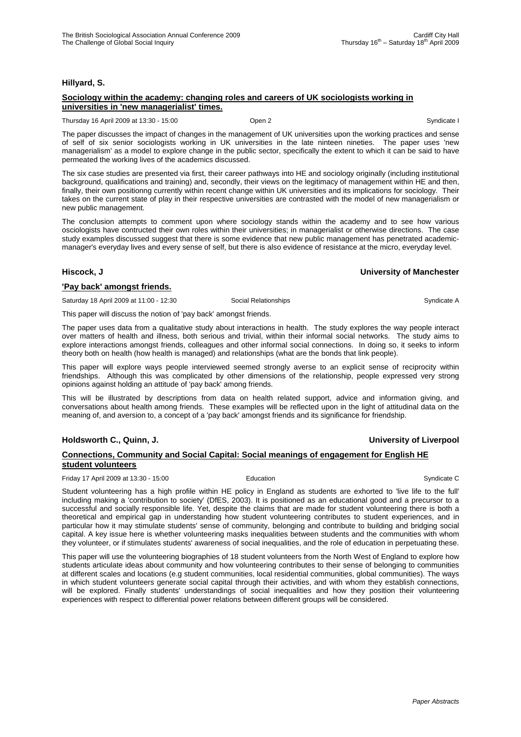**Hillyard, S.**

**Sociology within the academy: changing roles and careers of UK sociologists working in universities in 'new managerialist' times.**

Thursday 16 April 2009 at 13:30 - 15:00 | Open 2 | Syndicate I

The paper discusses the impact of changes in the management of UK universities upon the working practices and sense of self of six senior sociologists working in UK universities in the late ninteen nineties. The paper uses 'new managerialism' as a model to explore change in the public sector, specifically the extent to which it can be said to have permeated the working lives of the academics discussed.

The six case studies are presented via first, their career pathways into HE and sociology originally (including institutional background, qualifications and training) and, secondly, their views on the legitimacy of management within HE and then, finally, their own positionng currently within recent change within UK universities and its implications for sociology. Their takes on the current state of play in their respective universities are contrasted with the model of new managerialism or new public management.

The conclusion attempts to comment upon where sociology stands within the academy and to see how various osciologists have contructed their own roles within their universities; in managerialist or otherwise directions. The case study examples discussed suggest that there is some evidence that new public management has penetrated academic-manager's everyday lives and every sense of self, but there is also evidence of resistance at the micro, everyday level.

**Hiscock, J** | **University of Manchester**

**'Pay back' amongst friends.**

Saturday 18 April 2009 at 11:00 - 12:30 | Social Relationships | Syndicate A

This paper will discuss the notion of 'pay back' amongst friends.

The paper uses data from a qualitative study about interactions in health. The study explores the way people interact over matters of health and illness, both serious and trivial, within their informal social networks. The study aims to explore interactions amongst friends, colleagues and other informal social connections. In doing so, it seeks to inform theory both on health (how health is managed) and relationships (what are the bonds that link people).

This paper will explore ways people interviewed seemed strongly averse to an explicit sense of reciprocity within friendships. Although this was complicated by other dimensions of the relationship, people expressed very strong opinions against holding an attitude of 'pay back' among friends.

This will be illustrated by descriptions from data on health related support, advice and information giving, and conversations about health among friends. These examples will be reflected upon in the light of attitudinal data on the meaning of, and aversion to, a concept of a 'pay back' amongst friends and its significance for friendship.

**Holdsworth C., Quinn, J.** | **University of Liverpool**

**Connections, Community and Social Capital: Social meanings of engagement for English HE student volunteers**

Friday 17 April 2009 at 13:30 - 15:00 | Education | Syndicate C

Student volunteering has a high profile within HE policy in England as students are exhorted to 'live life to the full' including making a 'contribution to society' (DfES, 2003). It is positioned as an educational good and a precursor to a successful and socially responsible life. Yet, despite the claims that are made for student volunteering there is both a theoretical and empirical gap in understanding how student volunteering contributes to student experiences, and in particular how it may stimulate students' sense of community, belonging and contribute to building and bridging social capital. A key issue here is whether volunteering masks inequalities between students and the communities with whom they volunteer, or if stimulates students' awareness of social inequalities, and the role of education in perpetuating these.

This paper will use the volunteering biographies of 18 student volunteers from the North West of England to explore how students articulate ideas about community and how volunteering contributes to their sense of belonging to communities at different scales and locations (e.g student communities, local residential communities, global communities). The ways in which student volunteers generate social capital through their activities, and with whom they establish connections, will be explored. Finally students' understandings of social inequalities and how they position their volunteering experiences with respect to differential power relations between different groups will be considered.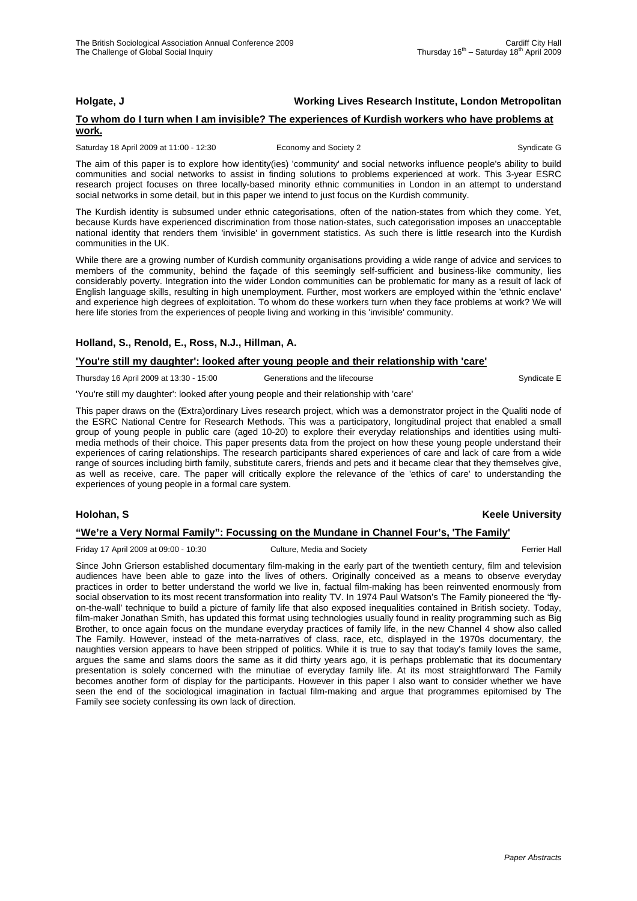**Holgate, J** **Working Lives Research Institute, London Metropolitan**

**To whom do I turn when I am invisible? The experiences of Kurdish workers who have problems at work.**

Saturday 18 April 2009 at 11:00 - 12:30 Economy and Society 2 Syndicate G

The aim of this paper is to explore how identity(ies) 'community' and social networks influence people's ability to build communities and social networks to assist in finding solutions to problems experienced at work. This 3-year ESRC research project focuses on three locally-based minority ethnic communities in London in an attempt to understand social networks in some detail, but in this paper we intend to just focus on the Kurdish community.

The Kurdish identity is subsumed under ethnic categorisations, often of the nation-states from which they come. Yet, because Kurds have experienced discrimination from those nation-states, such categorisation imposes an unacceptable national identity that renders them 'invisible' in government statistics. As such there is little research into the Kurdish communities in the UK.

While there are a growing number of Kurdish community organisations providing a wide range of advice and services to members of the community, behind the façade of this seemingly self-sufficient and business-like community, lies considerably poverty. Integration into the wider London communities can be problematic for many as a result of lack of English language skills, resulting in high unemployment. Further, most workers are employed within the 'ethnic enclave' and experience high degrees of exploitation. To whom do these workers turn when they face problems at work? We will here life stories from the experiences of people living and working in this 'invisible' community.

**Holland, S., Renold, E., Ross, N.J., Hillman, A.**

**'You're still my daughter': looked after young people and their relationship with 'care'**

Thursday 16 April 2009 at 13:30 - 15:00 Generations and the lifecourse Syndicate E

'You're still my daughter': looked after young people and their relationship with 'care'

This paper draws on the (Extra)ordinary Lives research project, which was a demonstrator project in the Qualiti node of the ESRC National Centre for Research Methods. This was a participatory, longitudinal project that enabled a small group of young people in public care (aged 10-20) to explore their everyday relationships and identities using multi-media methods of their choice. This paper presents data from the project on how these young people understand their experiences of caring relationships. The research participants shared experiences of care and lack of care from a wide range of sources including birth family, substitute carers, friends and pets and it became clear that they themselves give, as well as receive, care. The paper will critically explore the relevance of the 'ethics of care' to understanding the experiences of young people in a formal care system.

**Holohan, S** **Keele University**

**"We're a Very Normal Family": Focussing on the Mundane in Channel Four's, 'The Family'**

Friday 17 April 2009 at 09:00 - 10:30 Culture, Media and Society Ferrier Hall

Since John Grierson established documentary film-making in the early part of the twentieth century, film and television audiences have been able to gaze into the lives of others. Originally conceived as a means to observe everyday practices in order to better understand the world we live in, factual film-making has been reinvented enormously from social observation to its most recent transformation into reality TV. In 1974 Paul Watson's The Family pioneered the 'fly-on-the-wall' technique to build a picture of family life that also exposed inequalities contained in British society. Today, film-maker Jonathan Smith, has updated this format using technologies usually found in reality programming such as Big Brother, to once again focus on the mundane everyday practices of family life, in the new Channel 4 show also called The Family. However, instead of the meta-narratives of class, race, etc, displayed in the 1970s documentary, the naughties version appears to have been stripped of politics. While it is true to say that today's family loves the same, argues the same and slams doors the same as it did thirty years ago, it is perhaps problematic that its documentary presentation is solely concerned with the minutiae of everyday family life. At its most straightforward The Family becomes another form of display for the participants. However in this paper I also want to consider whether we have seen the end of the sociological imagination in factual film-making and argue that programmes epitomised by The Family see society confessing its own lack of direction.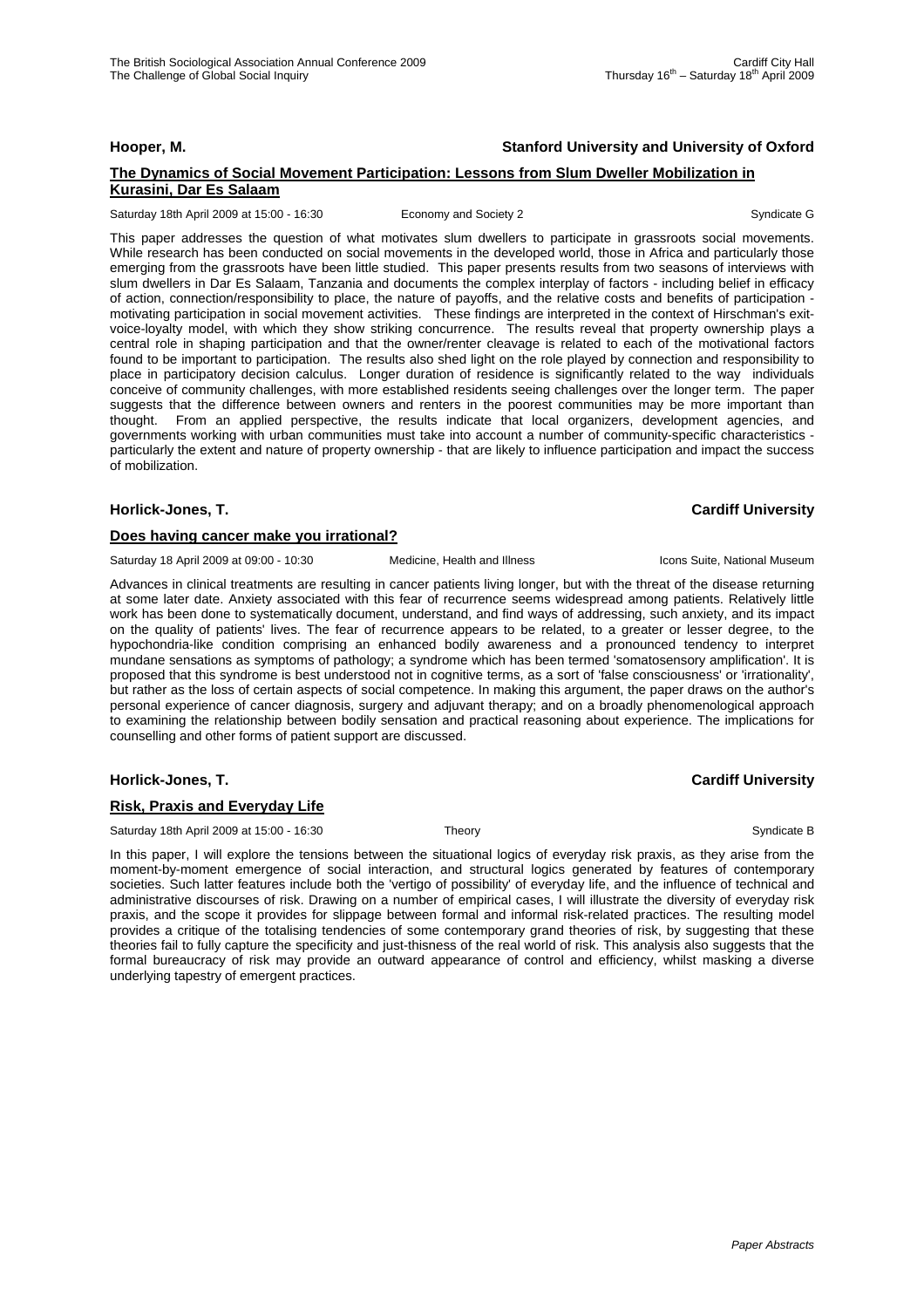**Hooper, M.** **Stanford University and University of Oxford**

**The Dynamics of Social Movement Participation: Lessons from Slum Dweller Mobilization in Kurasini, Dar Es Salaam**

Saturday 18th April 2009 at 15:00 - 16:30 Economy and Society 2 Syndicate G

This paper addresses the question of what motivates slum dwellers to participate in grassroots social movements. While research has been conducted on social movements in the developed world, those in Africa and particularly those emerging from the grassroots have been little studied. This paper presents results from two seasons of interviews with slum dwellers in Dar Es Salaam, Tanzania and documents the complex interplay of factors - including belief in efficacy of action, connection/responsibility to place, the nature of payoffs, and the relative costs and benefits of participation - motivating participation in social movement activities. These findings are interpreted in the context of Hirschman's exit-voice-loyalty model, with which they show striking concurrence. The results reveal that property ownership plays a central role in shaping participation and that the owner/renter cleavage is related to each of the motivational factors found to be important to participation. The results also shed light on the role played by connection and responsibility to place in participatory decision calculus. Longer duration of residence is significantly related to the way individuals conceive of community challenges, with more established residents seeing challenges over the longer term. The paper suggests that the difference between owners and renters in the poorest communities may be more important than thought. From an applied perspective, the results indicate that local organizers, development agencies, and governments working with urban communities must take into account a number of community-specific characteristics - particularly the extent and nature of property ownership - that are likely to influence participation and impact the success of mobilization.

**Horlick-Jones, T.** **Cardiff University**

**Does having cancer make you irrational?**

Saturday 18 April 2009 at 09:00 - 10:30 Medicine, Health and Illness Icons Suite, National Museum

Advances in clinical treatments are resulting in cancer patients living longer, but with the threat of the disease returning at some later date. Anxiety associated with this fear of recurrence seems widespread among patients. Relatively little work has been done to systematically document, understand, and find ways of addressing, such anxiety, and its impact on the quality of patients' lives. The fear of recurrence appears to be related, to a greater or lesser degree, to the hypochondria-like condition comprising an enhanced bodily awareness and a pronounced tendency to interpret mundane sensations as symptoms of pathology; a syndrome which has been termed 'somatosensory amplification'. It is proposed that this syndrome is best understood not in cognitive terms, as a sort of 'false consciousness' or 'irrationality', but rather as the loss of certain aspects of social competence. In making this argument, the paper draws on the author's personal experience of cancer diagnosis, surgery and adjuvant therapy; and on a broadly phenomenological approach to examining the relationship between bodily sensation and practical reasoning about experience. The implications for counselling and other forms of patient support are discussed.

**Horlick-Jones, T.** **Cardiff University**

**Risk, Praxis and Everyday Life**

Saturday 18th April 2009 at 15:00 - 16:30 Theory Syndicate B

In this paper, I will explore the tensions between the situational logics of everyday risk praxis, as they arise from the moment-by-moment emergence of social interaction, and structural logics generated by features of contemporary societies. Such latter features include both the 'vertigo of possibility' of everyday life, and the influence of technical and administrative discourses of risk. Drawing on a number of empirical cases, I will illustrate the diversity of everyday risk praxis, and the scope it provides for slippage between formal and informal risk-related practices. The resulting model provides a critique of the totalising tendencies of some contemporary grand theories of risk, by suggesting that these theories fail to fully capture the specificity and just-thisness of the real world of risk. This analysis also suggests that the formal bureaucracy of risk may provide an outward appearance of control and efficiency, whilst masking a diverse underlying tapestry of emergent practices.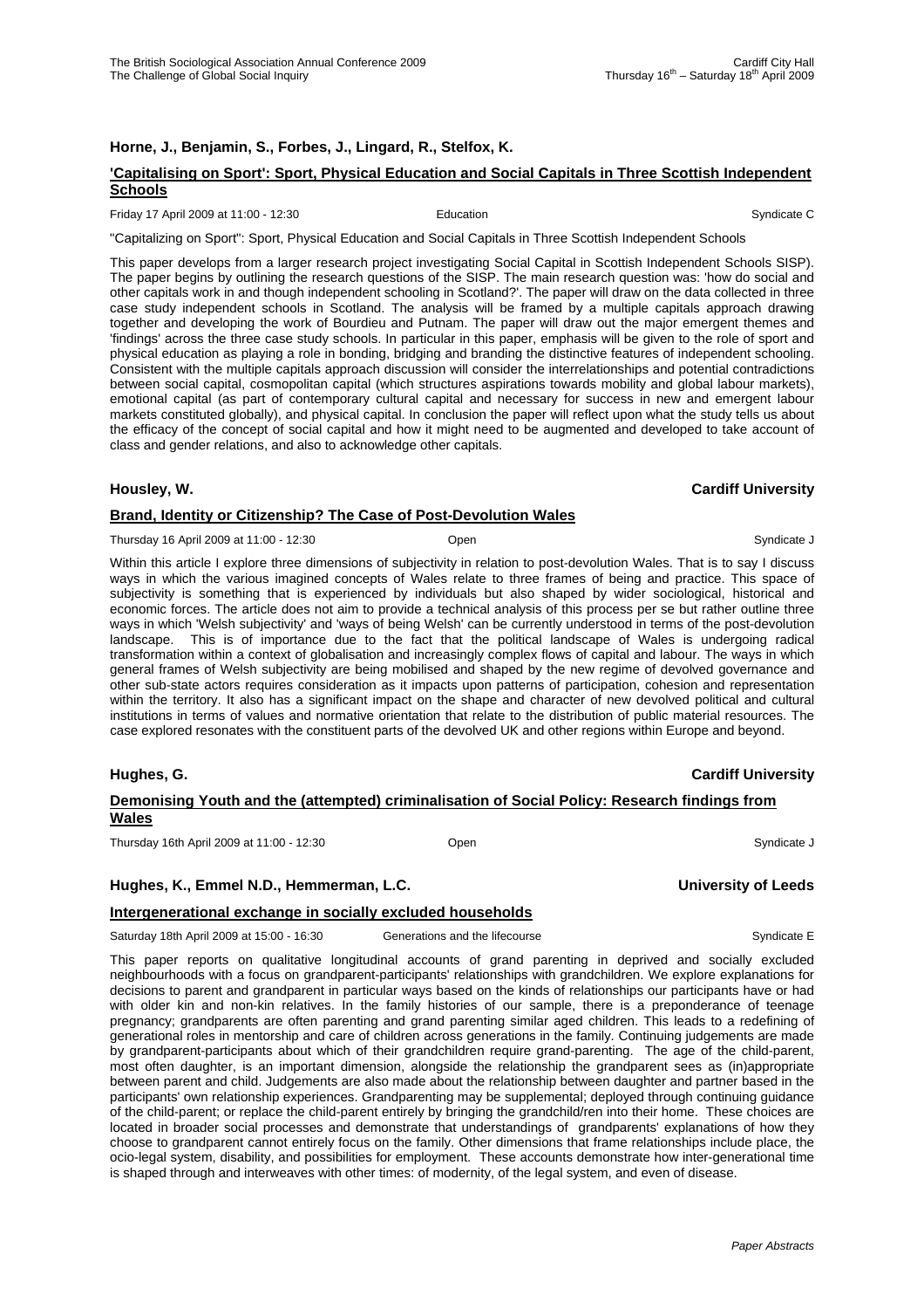**Horne, J., Benjamin, S., Forbes, J., Lingard, R., Stelfox, K.**

**'Capitalising on Sport': Sport, Physical Education and Social Capitals in Three Scottish Independent Schools**

Friday 17 April 2009 at 11:00 - 12:30 | Education | Syndicate C

"Capitalizing on Sport": Sport, Physical Education and Social Capitals in Three Scottish Independent Schools

This paper develops from a larger research project investigating Social Capital in Scottish Independent Schools SISP). The paper begins by outlining the research questions of the SISP. The main research question was: 'how do social and other capitals work in and though independent schooling in Scotland?'. The paper will draw on the data collected in three case study independent schools in Scotland. The analysis will be framed by a multiple capitals approach drawing together and developing the work of Bourdieu and Putnam. The paper will draw out the major emergent themes and 'findings' across the three case study schools. In particular in this paper, emphasis will be given to the role of sport and physical education as playing a role in bonding, bridging and branding the distinctive features of independent schooling. Consistent with the multiple capitals approach discussion will consider the interrelationships and potential contradictions between social capital, cosmopolitan capital (which structures aspirations towards mobility and global labour markets), emotional capital (as part of contemporary cultural capital and necessary for success in new and emergent labour markets constituted globally), and physical capital. In conclusion the paper will reflect upon what the study tells us about the efficacy of the concept of social capital and how it might need to be augmented and developed to take account of class and gender relations, and also to acknowledge other capitals.

**Housley, W.** — **Cardiff University**

**Brand, Identity or Citizenship? The Case of Post-Devolution Wales**

Thursday 16 April 2009 at 11:00 - 12:30 | Open | Syndicate J

Within this article I explore three dimensions of subjectivity in relation to post-devolution Wales. That is to say I discuss ways in which the various imagined concepts of Wales relate to three frames of being and practice. This space of subjectivity is something that is experienced by individuals but also shaped by wider sociological, historical and economic forces. The article does not aim to provide a technical analysis of this process per se but rather outline three ways in which 'Welsh subjectivity' and 'ways of being Welsh' can be currently understood in terms of the post-devolution landscape. This is of importance due to the fact that the political landscape of Wales is undergoing radical transformation within a context of globalisation and increasingly complex flows of capital and labour. The ways in which general frames of Welsh subjectivity are being mobilised and shaped by the new regime of devolved governance and other sub-state actors requires consideration as it impacts upon patterns of participation, cohesion and representation within the territory. It also has a significant impact on the shape and character of new devolved political and cultural institutions in terms of values and normative orientation that relate to the distribution of public material resources. The case explored resonates with the constituent parts of the devolved UK and other regions within Europe and beyond.

**Hughes, G.** — **Cardiff University**

**Demonising Youth and the (attempted) criminalisation of Social Policy: Research findings from Wales**

Thursday 16th April 2009 at 11:00 - 12:30 | Open | Syndicate J

**Hughes, K., Emmel N.D., Hemmerman, L.C.** — **University of Leeds**

**Intergenerational exchange in socially excluded households**

Saturday 18th April 2009 at 15:00 - 16:30 | Generations and the lifecourse | Syndicate E

This paper reports on qualitative longitudinal accounts of grand parenting in deprived and socially excluded neighbourhoods with a focus on grandparent-participants' relationships with grandchildren. We explore explanations for decisions to parent and grandparent in particular ways based on the kinds of relationships our participants have or had with older kin and non-kin relatives. In the family histories of our sample, there is a preponderance of teenage pregnancy; grandparents are often parenting and grand parenting similar aged children. This leads to a redefining of generational roles in mentorship and care of children across generations in the family. Continuing judgements are made by grandparent-participants about which of their grandchildren require grand-parenting. The age of the child-parent, most often daughter, is an important dimension, alongside the relationship the grandparent sees as (in)appropriate between parent and child. Judgements are also made about the relationship between daughter and partner based in the participants' own relationship experiences. Grandparenting may be supplemental; deployed through continuing guidance of the child-parent; or replace the child-parent entirely by bringing the grandchild/ren into their home. These choices are located in broader social processes and demonstrate that understandings of grandparents' explanations of how they choose to grandparent cannot entirely focus on the family. Other dimensions that frame relationships include place, the ocio-legal system, disability, and possibilities for employment. These accounts demonstrate how inter-generational time is shaped through and interweaves with other times: of modernity, of the legal system, and even of disease.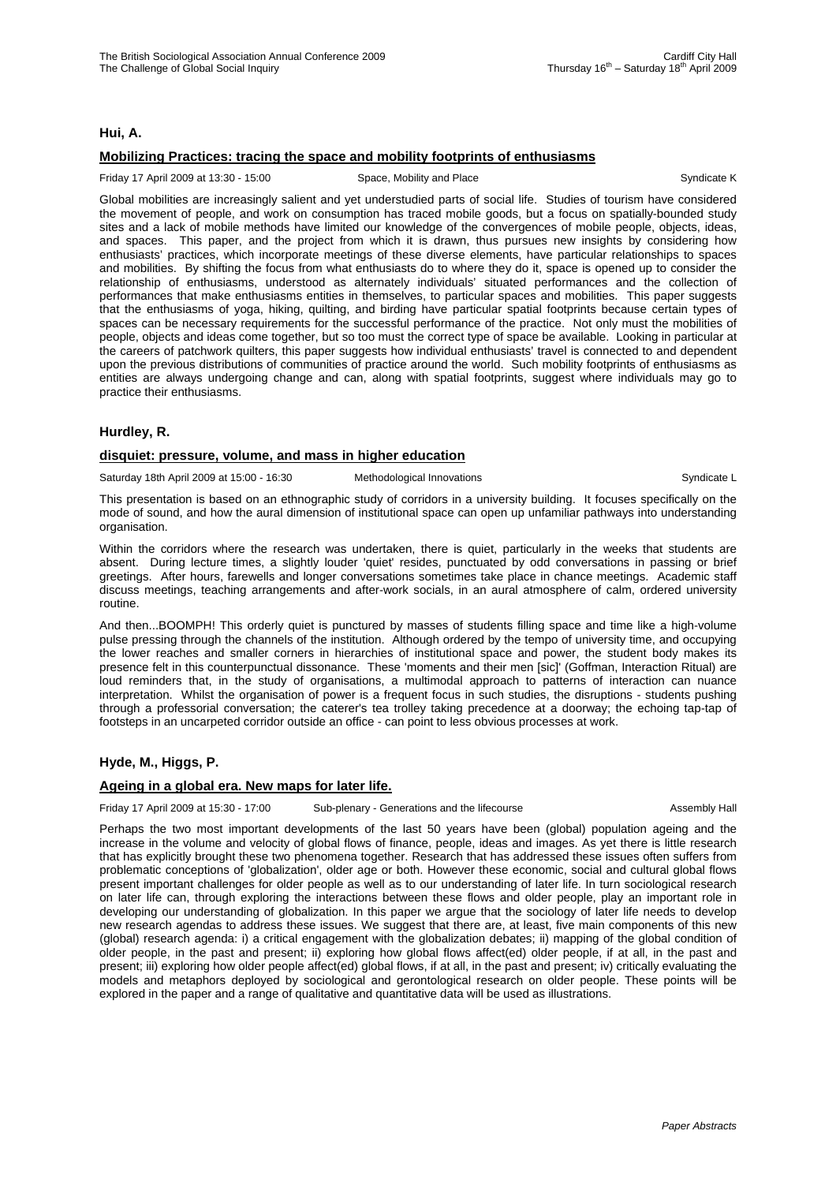**Hui, A.**

**Mobilizing Practices: tracing the space and mobility footprints of enthusiasms**

Friday 17 April 2009 at 13:30 - 15:00 Space, Mobility and Place Syndicate K

Global mobilities are increasingly salient and yet understudied parts of social life. Studies of tourism have considered the movement of people, and work on consumption has traced mobile goods, but a focus on spatially-bounded study sites and a lack of mobile methods have limited our knowledge of the convergences of mobile people, objects, ideas, and spaces. This paper, and the project from which it is drawn, thus pursues new insights by considering how enthusiasts' practices, which incorporate meetings of these diverse elements, have particular relationships to spaces and mobilities. By shifting the focus from what enthusiasts do to where they do it, space is opened up to consider the relationship of enthusiasms, understood as alternately individuals' situated performances and the collection of performances that make enthusiasms entities in themselves, to particular spaces and mobilities. This paper suggests that the enthusiasms of yoga, hiking, quilting, and birding have particular spatial footprints because certain types of spaces can be necessary requirements for the successful performance of the practice. Not only must the mobilities of people, objects and ideas come together, but so too must the correct type of space be available. Looking in particular at the careers of patchwork quilters, this paper suggests how individual enthusiasts' travel is connected to and dependent upon the previous distributions of communities of practice around the world. Such mobility footprints of enthusiasms as entities are always undergoing change and can, along with spatial footprints, suggest where individuals may go to practice their enthusiasms.

**Hurdley, R.**

**disquiet: pressure, volume, and mass in higher education**

Saturday 18th April 2009 at 15:00 - 16:30 Methodological Innovations Syndicate L

This presentation is based on an ethnographic study of corridors in a university building. It focuses specifically on the mode of sound, and how the aural dimension of institutional space can open up unfamiliar pathways into understanding organisation.

Within the corridors where the research was undertaken, there is quiet, particularly in the weeks that students are absent. During lecture times, a slightly louder 'quiet' resides, punctuated by odd conversations in passing or brief greetings. After hours, farewells and longer conversations sometimes take place in chance meetings. Academic staff discuss meetings, teaching arrangements and after-work socials, in an aural atmosphere of calm, ordered university routine.

And then...BOOMPH! This orderly quiet is punctured by masses of students filling space and time like a high-volume pulse pressing through the channels of the institution. Although ordered by the tempo of university time, and occupying the lower reaches and smaller corners in hierarchies of institutional space and power, the student body makes its presence felt in this counterpunctual dissonance. These 'moments and their men [sic]' (Goffman, Interaction Ritual) are loud reminders that, in the study of organisations, a multimodal approach to patterns of interaction can nuance interpretation. Whilst the organisation of power is a frequent focus in such studies, the disruptions - students pushing through a professorial conversation; the caterer's tea trolley taking precedence at a doorway; the echoing tap-tap of footsteps in an uncarpeted corridor outside an office - can point to less obvious processes at work.

**Hyde, M., Higgs, P.**

**Ageing in a global era. New maps for later life.**

Friday 17 April 2009 at 15:30 - 17:00 Sub-plenary - Generations and the lifecourse Assembly Hall

Perhaps the two most important developments of the last 50 years have been (global) population ageing and the increase in the volume and velocity of global flows of finance, people, ideas and images. As yet there is little research that has explicitly brought these two phenomena together. Research that has addressed these issues often suffers from problematic conceptions of 'globalization', older age or both. However these economic, social and cultural global flows present important challenges for older people as well as to our understanding of later life. In turn sociological research on later life can, through exploring the interactions between these flows and older people, play an important role in developing our understanding of globalization. In this paper we argue that the sociology of later life needs to develop new research agendas to address these issues. We suggest that there are, at least, five main components of this new (global) research agenda: i) a critical engagement with the globalization debates; ii) mapping of the global condition of older people, in the past and present; ii) exploring how global flows affect(ed) older people, if at all, in the past and present; iii) exploring how older people affect(ed) global flows, if at all, in the past and present; iv) critically evaluating the models and metaphors deployed by sociological and gerontological research on older people. These points will be explored in the paper and a range of qualitative and quantitative data will be used as illustrations.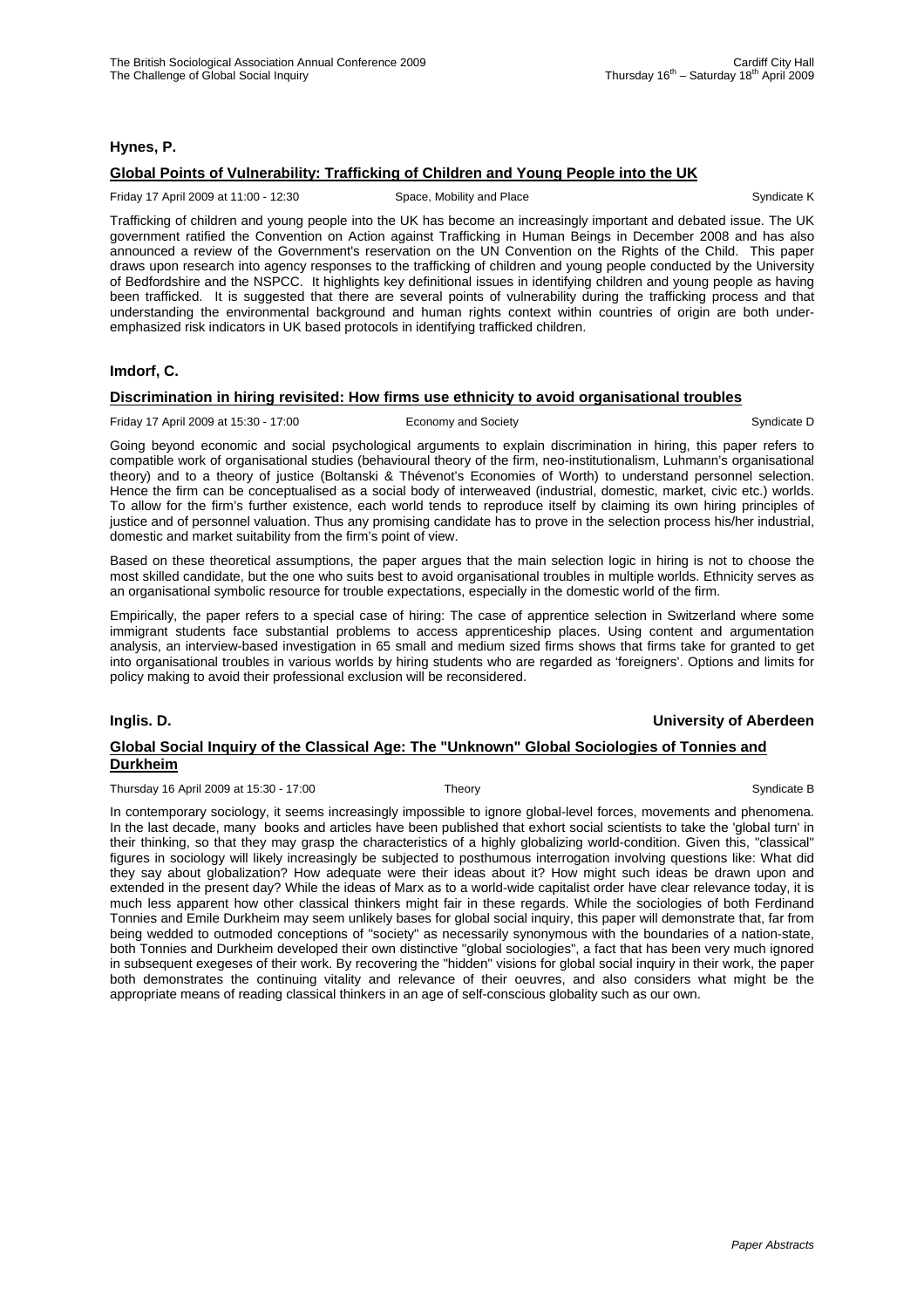**Hynes, P.**

**Global Points of Vulnerability: Trafficking of Children and Young People into the UK**

Friday 17 April 2009 at 11:00 - 12:30 Space, Mobility and Place Syndicate K

Trafficking of children and young people into the UK has become an increasingly important and debated issue. The UK government ratified the Convention on Action against Trafficking in Human Beings in December 2008 and has also announced a review of the Government's reservation on the UN Convention on the Rights of the Child. This paper draws upon research into agency responses to the trafficking of children and young people conducted by the University of Bedfordshire and the NSPCC. It highlights key definitional issues in identifying children and young people as having been trafficked. It is suggested that there are several points of vulnerability during the trafficking process and that understanding the environmental background and human rights context within countries of origin are both under-emphasized risk indicators in UK based protocols in identifying trafficked children.

**Imdorf, C.**

**Discrimination in hiring revisited: How firms use ethnicity to avoid organisational troubles**

Friday 17 April 2009 at 15:30 - 17:00 Economy and Society Syndicate D

Going beyond economic and social psychological arguments to explain discrimination in hiring, this paper refers to compatible work of organisational studies (behavioural theory of the firm, neo-institutionalism, Luhmann's organisational theory) and to a theory of justice (Boltanski & Thévenot's Economies of Worth) to understand personnel selection. Hence the firm can be conceptualised as a social body of interweaved (industrial, domestic, market, civic etc.) worlds. To allow for the firm's further existence, each world tends to reproduce itself by claiming its own hiring principles of justice and of personnel valuation. Thus any promising candidate has to prove in the selection process his/her industrial, domestic and market suitability from the firm's point of view.

Based on these theoretical assumptions, the paper argues that the main selection logic in hiring is not to choose the most skilled candidate, but the one who suits best to avoid organisational troubles in multiple worlds. Ethnicity serves as an organisational symbolic resource for trouble expectations, especially in the domestic world of the firm.

Empirically, the paper refers to a special case of hiring: The case of apprentice selection in Switzerland where some immigrant students face substantial problems to access apprenticeship places. Using content and argumentation analysis, an interview-based investigation in 65 small and medium sized firms shows that firms take for granted to get into organisational troubles in various worlds by hiring students who are regarded as 'foreigners'. Options and limits for policy making to avoid their professional exclusion will be reconsidered.

**Inglis. D.** **University of Aberdeen**

**Global Social Inquiry of the Classical Age: The "Unknown" Global Sociologies of Tonnies and Durkheim**

Thursday 16 April 2009 at 15:30 - 17:00 Theory Syndicate B

In contemporary sociology, it seems increasingly impossible to ignore global-level forces, movements and phenomena. In the last decade, many books and articles have been published that exhort social scientists to take the 'global turn' in their thinking, so that they may grasp the characteristics of a highly globalizing world-condition. Given this, "classical" figures in sociology will likely increasingly be subjected to posthumous interrogation involving questions like: What did they say about globalization? How adequate were their ideas about it? How might such ideas be drawn upon and extended in the present day? While the ideas of Marx as to a world-wide capitalist order have clear relevance today, it is much less apparent how other classical thinkers might fair in these regards. While the sociologies of both Ferdinand Tonnies and Emile Durkheim may seem unlikely bases for global social inquiry, this paper will demonstrate that, far from being wedded to outmoded conceptions of "society" as necessarily synonymous with the boundaries of a nation-state, both Tonnies and Durkheim developed their own distinctive "global sociologies", a fact that has been very much ignored in subsequent exegeses of their work. By recovering the "hidden" visions for global social inquiry in their work, the paper both demonstrates the continuing vitality and relevance of their oeuvres, and also considers what might be the appropriate means of reading classical thinkers in an age of self-conscious globality such as our own.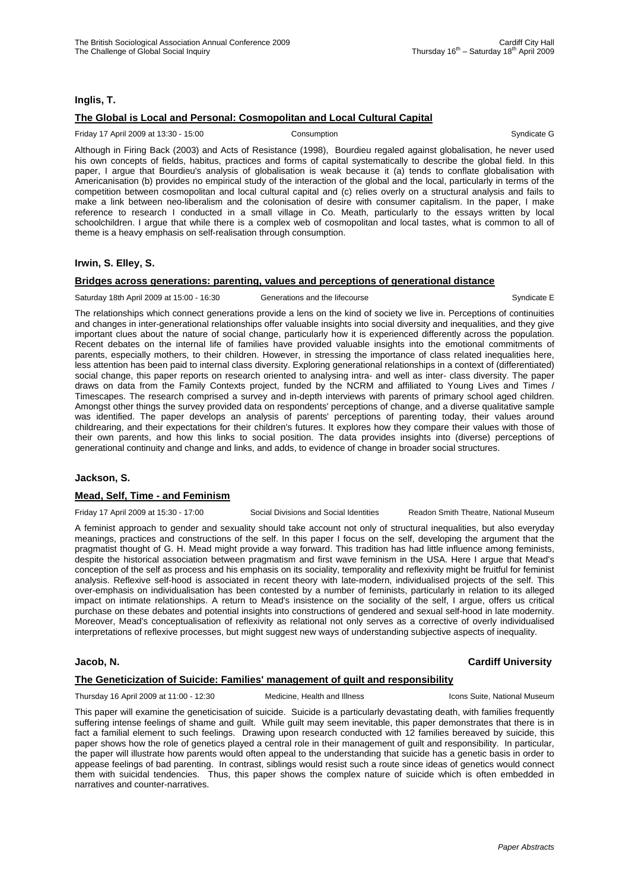**Inglis, T.**

**The Global is Local and Personal: Cosmopolitan and Local Cultural Capital**

Friday 17 April 2009 at 13:30 - 15:00 Consumption Syndicate G

Although in Firing Back (2003) and Acts of Resistance (1998), Bourdieu regaled against globalisation, he never used his own concepts of fields, habitus, practices and forms of capital systematically to describe the global field. In this paper, I argue that Bourdieu's analysis of globalisation is weak because it (a) tends to conflate globalisation with Americanisation (b) provides no empirical study of the interaction of the global and the local, particularly in terms of the competition between cosmopolitan and local cultural capital and (c) relies overly on a structural analysis and fails to make a link between neo-liberalism and the colonisation of desire with consumer capitalism. In the paper, I make reference to research I conducted in a small village in Co. Meath, particularly to the essays written by local schoolchildren. I argue that while there is a complex web of cosmopolitan and local tastes, what is common to all of theme is a heavy emphasis on self-realisation through consumption.

**Irwin, S. Elley, S.**

**Bridges across generations: parenting, values and perceptions of generational distance**

Saturday 18th April 2009 at 15:00 - 16:30 Generations and the lifecourse Syndicate E

The relationships which connect generations provide a lens on the kind of society we live in. Perceptions of continuities and changes in inter-generational relationships offer valuable insights into social diversity and inequalities, and they give important clues about the nature of social change, particularly how it is experienced differently across the population. Recent debates on the internal life of families have provided valuable insights into the emotional commitments of parents, especially mothers, to their children. However, in stressing the importance of class related inequalities here, less attention has been paid to internal class diversity. Exploring generational relationships in a context of (differentiated) social change, this paper reports on research oriented to analysing intra- and well as inter- class diversity. The paper draws on data from the Family Contexts project, funded by the NCRM and affiliated to Young Lives and Times / Timescapes. The research comprised a survey and in-depth interviews with parents of primary school aged children. Amongst other things the survey provided data on respondents' perceptions of change, and a diverse qualitative sample was identified. The paper develops an analysis of parents' perceptions of parenting today, their values around childrearing, and their expectations for their children's futures. It explores how they compare their values with those of their own parents, and how this links to social position. The data provides insights into (diverse) perceptions of generational continuity and change and links, and adds, to evidence of change in broader social structures.

**Jackson, S.**

**Mead, Self, Time - and Feminism**

Friday 17 April 2009 at 15:30 - 17:00 Social Divisions and Social Identities Readon Smith Theatre, National Museum

A feminist approach to gender and sexuality should take account not only of structural inequalities, but also everyday meanings, practices and constructions of the self. In this paper I focus on the self, developing the argument that the pragmatist thought of G. H. Mead might provide a way forward. This tradition has had little influence among feminists, despite the historical association between pragmatism and first wave feminism in the USA. Here I argue that Mead's conception of the self as process and his emphasis on its sociality, temporality and reflexivity might be fruitful for feminist analysis. Reflexive self-hood is associated in recent theory with late-modern, individualised projects of the self. This over-emphasis on individualisation has been contested by a number of feminists, particularly in relation to its alleged impact on intimate relationships. A return to Mead's insistence on the sociality of the self, I argue, offers us critical purchase on these debates and potential insights into constructions of gendered and sexual self-hood in late modernity. Moreover, Mead's conceptualisation of reflexivity as relational not only serves as a corrective of overly individualised interpretations of reflexive processes, but might suggest new ways of understanding subjective aspects of inequality.

**Jacob, N.** **Cardiff University**

**The Geneticization of Suicide: Families' management of guilt and responsibility**

Thursday 16 April 2009 at 11:00 - 12:30 Medicine, Health and Illness Icons Suite, National Museum

This paper will examine the geneticisation of suicide. Suicide is a particularly devastating death, with families frequently suffering intense feelings of shame and guilt. While guilt may seem inevitable, this paper demonstrates that there is in fact a familial element to such feelings. Drawing upon research conducted with 12 families bereaved by suicide, this paper shows how the role of genetics played a central role in their management of guilt and responsibility. In particular, the paper will illustrate how parents would often appeal to the understanding that suicide has a genetic basis in order to appease feelings of bad parenting. In contrast, siblings would resist such a route since ideas of genetics would connect them with suicidal tendencies. Thus, this paper shows the complex nature of suicide which is often embedded in narratives and counter-narratives.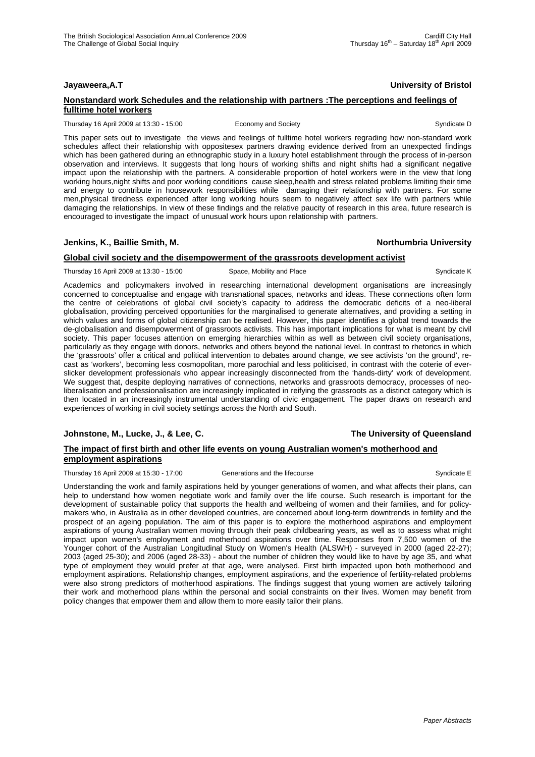**Jayaweera,A.T** **University of Bristol**

**Nonstandard work Schedules and the relationship with partners :The perceptions and feelings of fulltime hotel workers**

Thursday 16 April 2009 at 13:30 - 15:00 Economy and Society Syndicate D

This paper sets out to investigate the views and feelings of fulltime hotel workers regrading how non-standard work schedules affect their relationship with oppositesex partners drawing evidence derived from an unexpected findings which has been gathered during an ethnographic study in a luxury hotel establishment through the process of in-person observation and interviews. It suggests that long hours of working shifts and night shifts had a significant negative impact upon the relationship with the partners. A considerable proportion of hotel workers were in the view that long working hours,night shifts and poor working conditions cause sleep,health and stress related problems limiting their time and energy to contribute in housework responsibilities while damaging their relationship with partners. For some men,physical tiredness experienced after long working hours seem to negatively affect sex life with partners while damaging the relationships. In view of these findings and the relative paucity of research in this area, future research is encouraged to investigate the impact of unusual work hours upon relationship with partners.

**Jenkins, K., Baillie Smith, M.** **Northumbria University**

**Global civil society and the disempowerment of the grassroots development activist**

Thursday 16 April 2009 at 13:30 - 15:00 Space, Mobility and Place Syndicate K

Academics and policymakers involved in researching international development organisations are increasingly concerned to conceptualise and engage with transnational spaces, networks and ideas. These connections often form the centre of celebrations of global civil society's capacity to address the democratic deficits of a neo-liberal globalisation, providing perceived opportunities for the marginalised to generate alternatives, and providing a setting in which values and forms of global citizenship can be realised. However, this paper identifies a global trend towards the de-globalisation and disempowerment of grassroots activists. This has important implications for what is meant by civil society. This paper focuses attention on emerging hierarchies within as well as between civil society organisations, particularly as they engage with donors, networks and others beyond the national level. In contrast to rhetorics in which the 'grassroots' offer a critical and political intervention to debates around change, we see activists 'on the ground', re-cast as 'workers', becoming less cosmopolitan, more parochial and less politicised, in contrast with the coterie of ever-slicker development professionals who appear increasingly disconnected from the 'hands-dirty' work of development. We suggest that, despite deploying narratives of connections, networks and grassroots democracy, processes of neo-liberalisation and professionalisation are increasingly implicated in reifying the grassroots as a distinct category which is then located in an increasingly instrumental understanding of civic engagement. The paper draws on research and experiences of working in civil society settings across the North and South.

**Johnstone, M., Lucke, J., & Lee, C.** **The University of Queensland**

**The impact of first birth and other life events on young Australian women's motherhood and employment aspirations**

Thursday 16 April 2009 at 15:30 - 17:00 Generations and the lifecourse Syndicate E

Understanding the work and family aspirations held by younger generations of women, and what affects their plans, can help to understand how women negotiate work and family over the life course. Such research is important for the development of sustainable policy that supports the health and wellbeing of women and their families, and for policy-makers who, in Australia as in other developed countries, are concerned about long-term downtrends in fertility and the prospect of an ageing population. The aim of this paper is to explore the motherhood aspirations and employment aspirations of young Australian women moving through their peak childbearing years, as well as to assess what might impact upon women's employment and motherhood aspirations over time. Responses from 7,500 women of the Younger cohort of the Australian Longitudinal Study on Women's Health (ALSWH) - surveyed in 2000 (aged 22-27); 2003 (aged 25-30); and 2006 (aged 28-33) - about the number of children they would like to have by age 35, and what type of employment they would prefer at that age, were analysed. First birth impacted upon both motherhood and employment aspirations. Relationship changes, employment aspirations, and the experience of fertility-related problems were also strong predictors of motherhood aspirations. The findings suggest that young women are actively tailoring their work and motherhood plans within the personal and social constraints on their lives. Women may benefit from policy changes that empower them and allow them to more easily tailor their plans.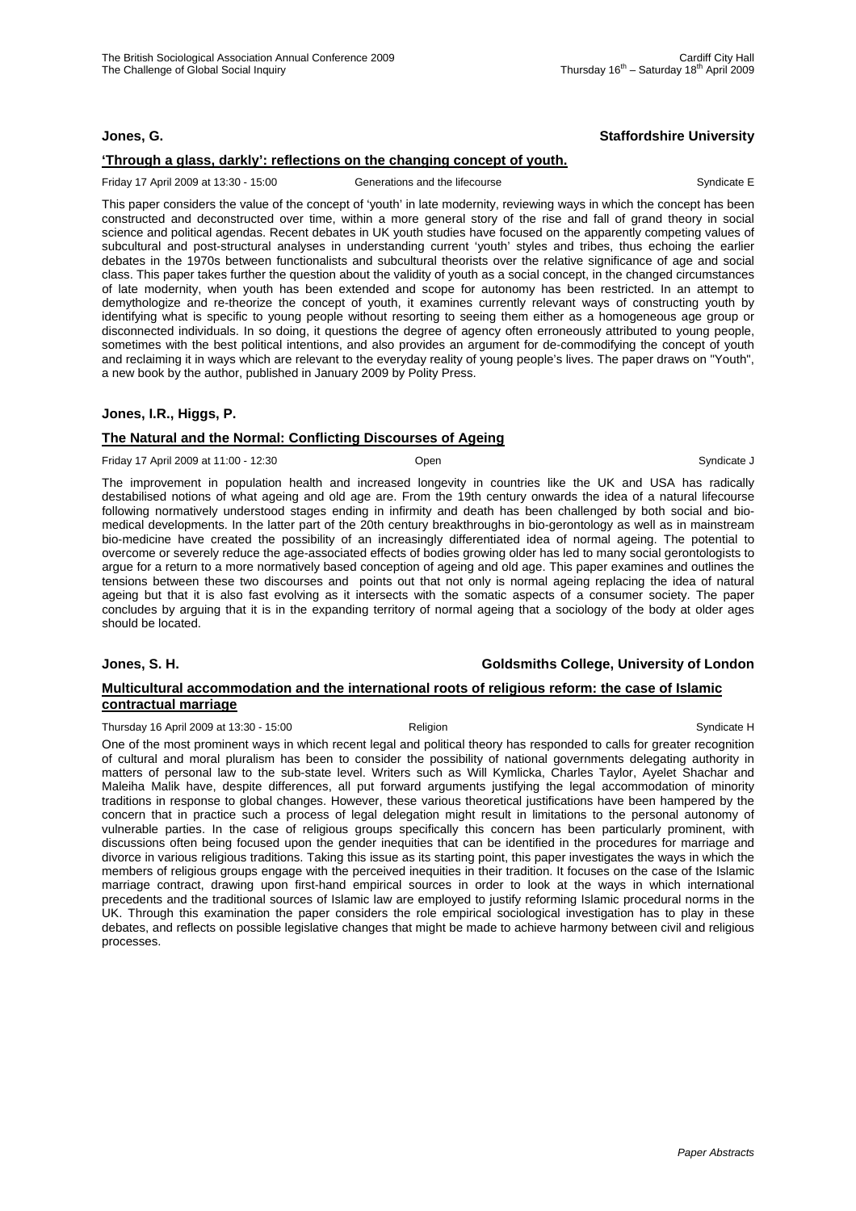**Jones, G.** **Staffordshire University**

**'Through a glass, darkly': reflections on the changing concept of youth.**

Friday 17 April 2009 at 13:30 - 15:00 Generations and the lifecourse Syndicate E

This paper considers the value of the concept of 'youth' in late modernity, reviewing ways in which the concept has been constructed and deconstructed over time, within a more general story of the rise and fall of grand theory in social science and political agendas. Recent debates in UK youth studies have focused on the apparently competing values of subcultural and post-structural analyses in understanding current 'youth' styles and tribes, thus echoing the earlier debates in the 1970s between functionalists and subcultural theorists over the relative significance of age and social class. This paper takes further the question about the validity of youth as a social concept, in the changed circumstances of late modernity, when youth has been extended and scope for autonomy has been restricted. In an attempt to demythologize and re-theorize the concept of youth, it examines currently relevant ways of constructing youth by identifying what is specific to young people without resorting to seeing them either as a homogeneous age group or disconnected individuals. In so doing, it questions the degree of agency often erroneously attributed to young people, sometimes with the best political intentions, and also provides an argument for de-commodifying the concept of youth and reclaiming it in ways which are relevant to the everyday reality of young people's lives. The paper draws on "Youth", a new book by the author, published in January 2009 by Polity Press.

**Jones, I.R., Higgs, P.**

**The Natural and the Normal: Conflicting Discourses of Ageing**

Friday 17 April 2009 at 11:00 - 12:30 Open Syndicate J

The improvement in population health and increased longevity in countries like the UK and USA has radically destabilised notions of what ageing and old age are. From the 19th century onwards the idea of a natural lifecourse following normatively understood stages ending in infirmity and death has been challenged by both social and bio-medical developments. In the latter part of the 20th century breakthroughs in bio-gerontology as well as in mainstream bio-medicine have created the possibility of an increasingly differentiated idea of normal ageing. The potential to overcome or severely reduce the age-associated effects of bodies growing older has led to many social gerontologists to argue for a return to a more normatively based conception of ageing and old age. This paper examines and outlines the tensions between these two discourses and points out that not only is normal ageing replacing the idea of natural ageing but that it is also fast evolving as it intersects with the somatic aspects of a consumer society. The paper concludes by arguing that it is in the expanding territory of normal ageing that a sociology of the body at older ages should be located.

**Jones, S. H.** **Goldsmiths College, University of London**

**Multicultural accommodation and the international roots of religious reform: the case of Islamic contractual marriage**

Thursday 16 April 2009 at 13:30 - 15:00 Religion Syndicate H

One of the most prominent ways in which recent legal and political theory has responded to calls for greater recognition of cultural and moral pluralism has been to consider the possibility of national governments delegating authority in matters of personal law to the sub-state level. Writers such as Will Kymlicka, Charles Taylor, Ayelet Shachar and Maleiha Malik have, despite differences, all put forward arguments justifying the legal accommodation of minority traditions in response to global changes. However, these various theoretical justifications have been hampered by the concern that in practice such a process of legal delegation might result in limitations to the personal autonomy of vulnerable parties. In the case of religious groups specifically this concern has been particularly prominent, with discussions often being focused upon the gender inequities that can be identified in the procedures for marriage and divorce in various religious traditions. Taking this issue as its starting point, this paper investigates the ways in which the members of religious groups engage with the perceived inequities in their tradition. It focuses on the case of the Islamic marriage contract, drawing upon first-hand empirical sources in order to look at the ways in which international precedents and the traditional sources of Islamic law are employed to justify reforming Islamic procedural norms in the UK. Through this examination the paper considers the role empirical sociological investigation has to play in these debates, and reflects on possible legislative changes that might be made to achieve harmony between civil and religious processes.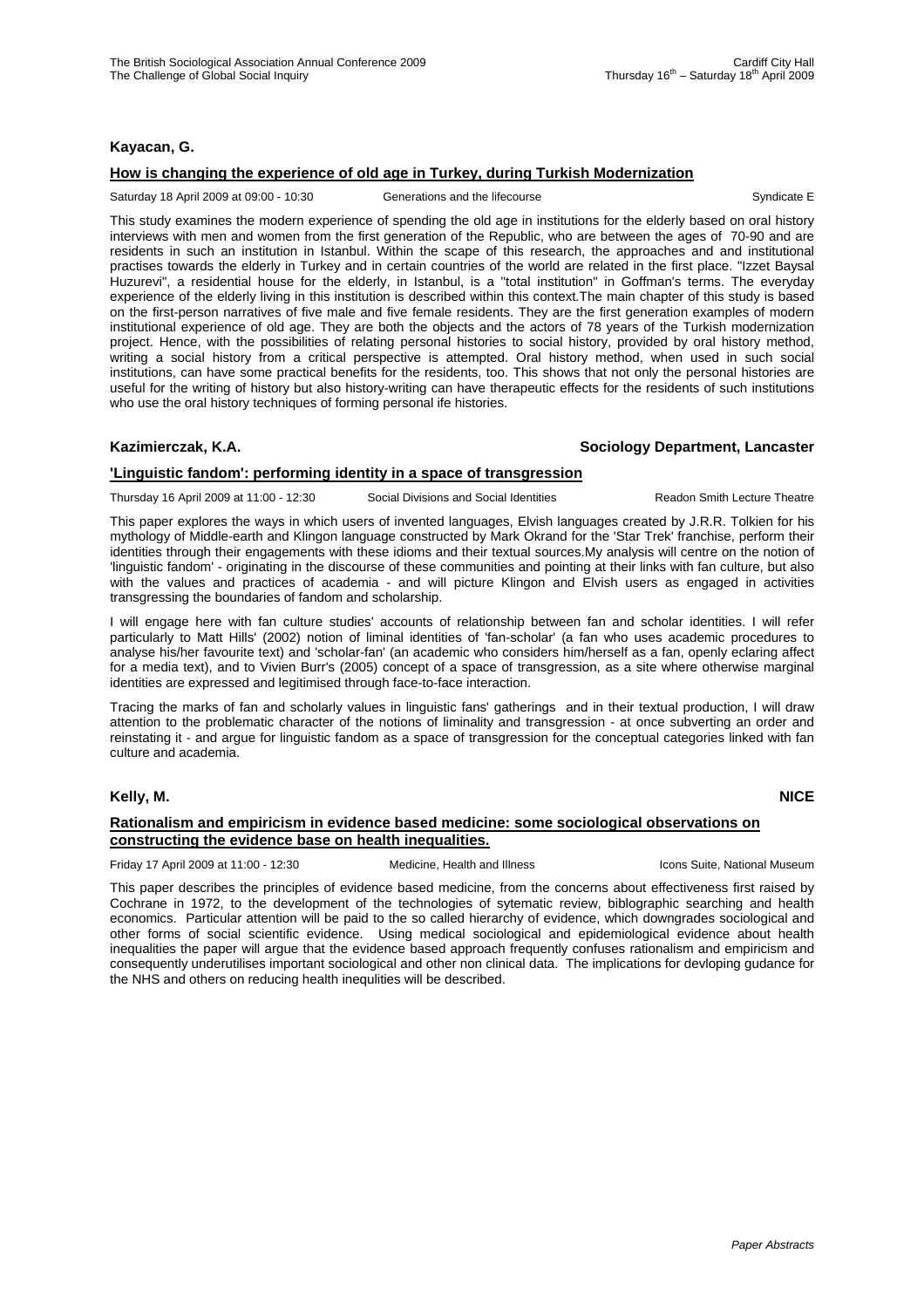**Kayacan, G.**

**How is changing the experience of old age in Turkey, during Turkish Modernization**

Saturday 18 April 2009 at 09:00 - 10:30 Generations and the lifecourse Syndicate E

This study examines the modern experience of spending the old age in institutions for the elderly based on oral history interviews with men and women from the first generation of the Republic, who are between the ages of 70-90 and are residents in such an institution in Istanbul. Within the scape of this research, the approaches and and institutional practises towards the elderly in Turkey and in certain countries of the world are related in the first place. "Izzet Baysal Huzurevi", a residential house for the elderly, in Istanbul, is a "total institution" in Goffman's terms. The everyday experience of the elderly living in this institution is described within this context.The main chapter of this study is based on the first-person narratives of five male and five female residents. They are the first generation examples of modern institutional experience of old age. They are both the objects and the actors of 78 years of the Turkish modernization project. Hence, with the possibilities of relating personal histories to social history, provided by oral history method, writing a social history from a critical perspective is attempted. Oral history method, when used in such social institutions, can have some practical benefits for the residents, too. This shows that not only the personal histories are useful for the writing of history but also history-writing can have therapeutic effects for the residents of such institutions who use the oral history techniques of forming personal ife histories.

**Kazimierczak, K.A.** **Sociology Department, Lancaster**

**'Linguistic fandom': performing identity in a space of transgression**

Thursday 16 April 2009 at 11:00 - 12:30 Social Divisions and Social Identities Readon Smith Lecture Theatre

This paper explores the ways in which users of invented languages, Elvish languages created by J.R.R. Tolkien for his mythology of Middle-earth and Klingon language constructed by Mark Okrand for the 'Star Trek' franchise, perform their identities through their engagements with these idioms and their textual sources.My analysis will centre on the notion of 'linguistic fandom' - originating in the discourse of these communities and pointing at their links with fan culture, but also with the values and practices of academia - and will picture Klingon and Elvish users as engaged in activities transgressing the boundaries of fandom and scholarship.

I will engage here with fan culture studies' accounts of relationship between fan and scholar identities. I will refer particularly to Matt Hills' (2002) notion of liminal identities of 'fan-scholar' (a fan who uses academic procedures to analyse his/her favourite text) and 'scholar-fan' (an academic who considers him/herself as a fan, openly eclaring affect for a media text), and to Vivien Burr's (2005) concept of a space of transgression, as a site where otherwise marginal identities are expressed and legitimised through face-to-face interaction.

Tracing the marks of fan and scholarly values in linguistic fans' gatherings and in their textual production, I will draw attention to the problematic character of the notions of liminality and transgression - at once subverting an order and reinstating it - and argue for linguistic fandom as a space of transgression for the conceptual categories linked with fan culture and academia.

**Kelly, M.** **NICE**

**Rationalism and empiricism in evidence based medicine: some sociological observations on constructing the evidence base on health inequalities.**

Friday 17 April 2009 at 11:00 - 12:30 Medicine, Health and Illness Icons Suite, National Museum

This paper describes the principles of evidence based medicine, from the concerns about effectiveness first raised by Cochrane in 1972, to the development of the technologies of sytematic review, biblographic searching and health economics. Particular attention will be paid to the so called hierarchy of evidence, which downgrades sociological and other forms of social scientific evidence. Using medical sociological and epidemiological evidence about health inequalities the paper will argue that the evidence based approach frequently confuses rationalism and empiricism and consequently underutilises important sociological and other non clinical data. The implications for devloping gudance for the NHS and others on reducing health inequlities will be described.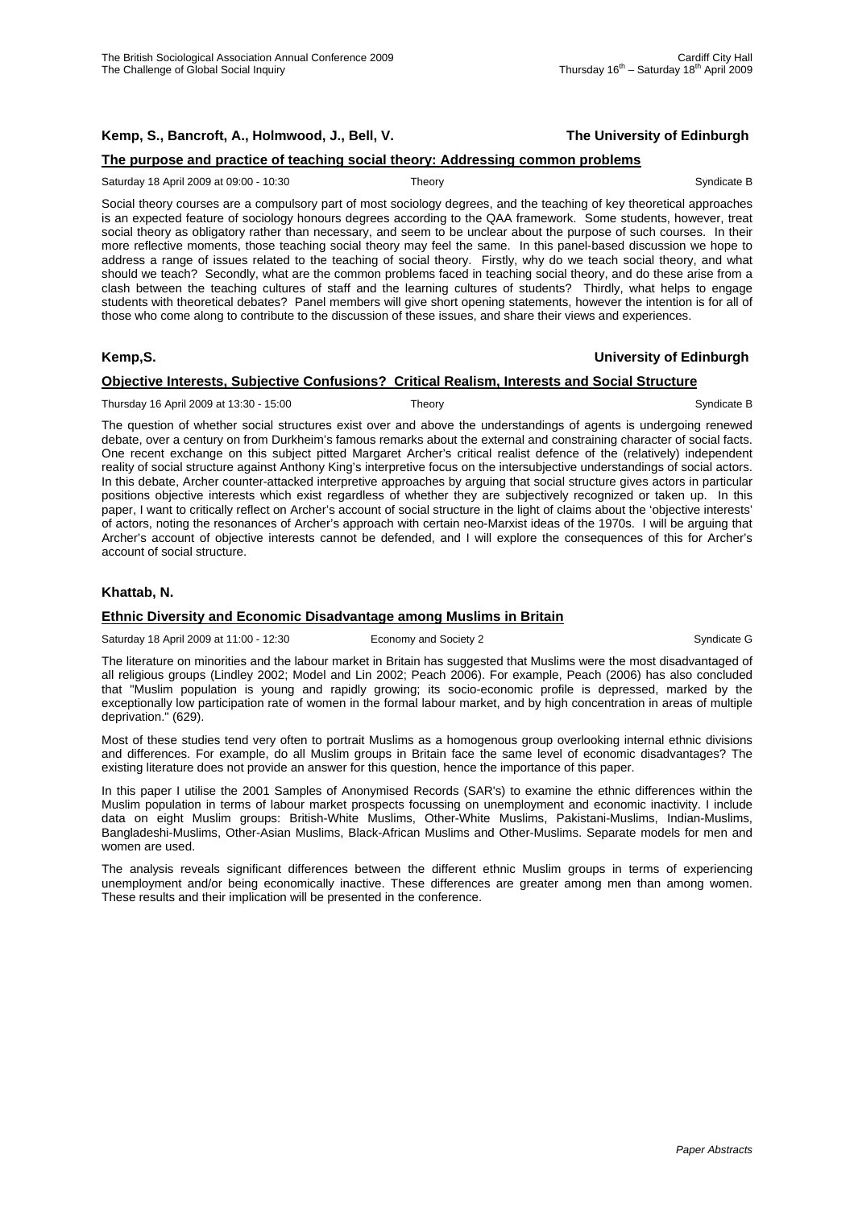**Kemp, S., Bancroft, A., Holmwood, J., Bell, V.** **The University of Edinburgh**

**The purpose and practice of teaching social theory: Addressing common problems**

Saturday 18 April 2009 at 09:00 - 10:30 Theory Syndicate B

Social theory courses are a compulsory part of most sociology degrees, and the teaching of key theoretical approaches is an expected feature of sociology honours degrees according to the QAA framework. Some students, however, treat social theory as obligatory rather than necessary, and seem to be unclear about the purpose of such courses. In their more reflective moments, those teaching social theory may feel the same. In this panel-based discussion we hope to address a range of issues related to the teaching of social theory. Firstly, why do we teach social theory, and what should we teach? Secondly, what are the common problems faced in teaching social theory, and do these arise from a clash between the teaching cultures of staff and the learning cultures of students? Thirdly, what helps to engage students with theoretical debates? Panel members will give short opening statements, however the intention is for all of those who come along to contribute to the discussion of these issues, and share their views and experiences.

**Kemp,S.** **University of Edinburgh**

**Objective Interests, Subjective Confusions? Critical Realism, Interests and Social Structure**

Thursday 16 April 2009 at 13:30 - 15:00 Theory Syndicate B

The question of whether social structures exist over and above the understandings of agents is undergoing renewed debate, over a century on from Durkheim's famous remarks about the external and constraining character of social facts. One recent exchange on this subject pitted Margaret Archer's critical realist defence of the (relatively) independent reality of social structure against Anthony King's interpretive focus on the intersubjective understandings of social actors. In this debate, Archer counter-attacked interpretive approaches by arguing that social structure gives actors in particular positions objective interests which exist regardless of whether they are subjectively recognized or taken up. In this paper, I want to critically reflect on Archer's account of social structure in the light of claims about the 'objective interests' of actors, noting the resonances of Archer's approach with certain neo-Marxist ideas of the 1970s. I will be arguing that Archer's account of objective interests cannot be defended, and I will explore the consequences of this for Archer's account of social structure.

**Khattab, N.**

**Ethnic Diversity and Economic Disadvantage among Muslims in Britain**

Saturday 18 April 2009 at 11:00 - 12:30 Economy and Society 2 Syndicate G

The literature on minorities and the labour market in Britain has suggested that Muslims were the most disadvantaged of all religious groups (Lindley 2002; Model and Lin 2002; Peach 2006). For example, Peach (2006) has also concluded that "Muslim population is young and rapidly growing; its socio-economic profile is depressed, marked by the exceptionally low participation rate of women in the formal labour market, and by high concentration in areas of multiple deprivation." (629).

Most of these studies tend very often to portrait Muslims as a homogenous group overlooking internal ethnic divisions and differences. For example, do all Muslim groups in Britain face the same level of economic disadvantages? The existing literature does not provide an answer for this question, hence the importance of this paper.

In this paper I utilise the 2001 Samples of Anonymised Records (SAR's) to examine the ethnic differences within the Muslim population in terms of labour market prospects focussing on unemployment and economic inactivity. I include data on eight Muslim groups: British-White Muslims, Other-White Muslims, Pakistani-Muslims, Indian-Muslims, Bangladeshi-Muslims, Other-Asian Muslims, Black-African Muslims and Other-Muslims. Separate models for men and women are used.

The analysis reveals significant differences between the different ethnic Muslim groups in terms of experiencing unemployment and/or being economically inactive. These differences are greater among men than among women. These results and their implication will be presented in the conference.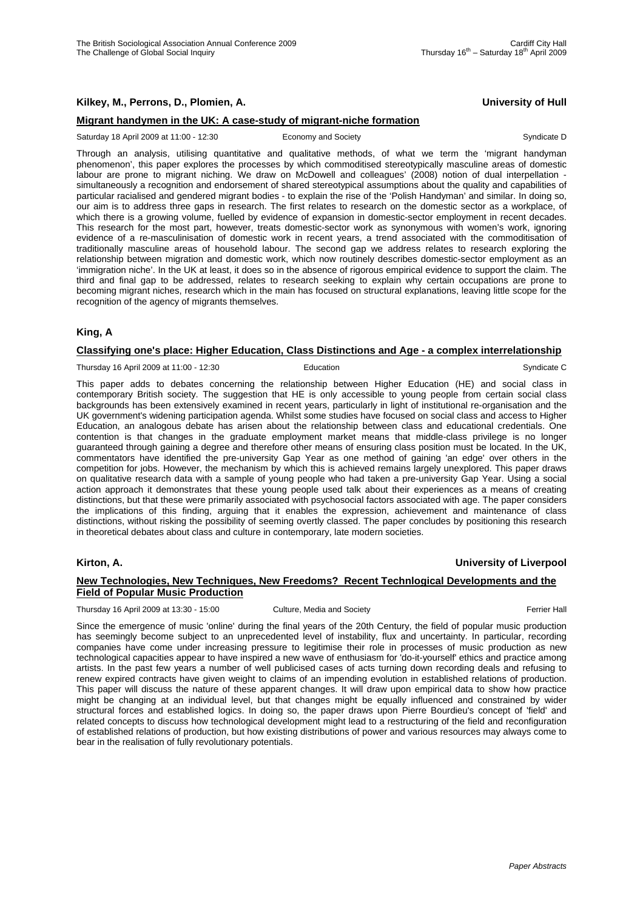**Kilkey, M., Perrons, D., Plomien, A.** **University of Hull**

**Migrant handymen in the UK: A case-study of migrant-niche formation**

Saturday 18 April 2009 at 11:00 - 12:30 Economy and Society Syndicate D

Through an analysis, utilising quantitative and qualitative methods, of what we term the 'migrant handyman phenomenon', this paper explores the processes by which commoditised stereotypically masculine areas of domestic labour are prone to migrant niching. We draw on McDowell and colleagues' (2008) notion of dual interpellation - simultaneously a recognition and endorsement of shared stereotypical assumptions about the quality and capabilities of particular racialised and gendered migrant bodies - to explain the rise of the 'Polish Handyman' and similar. In doing so, our aim is to address three gaps in research. The first relates to research on the domestic sector as a workplace, of which there is a growing volume, fuelled by evidence of expansion in domestic-sector employment in recent decades. This research for the most part, however, treats domestic-sector work as synonymous with women's work, ignoring evidence of a re-masculinisation of domestic work in recent years, a trend associated with the commoditisation of traditionally masculine areas of household labour. The second gap we address relates to research exploring the relationship between migration and domestic work, which now routinely describes domestic-sector employment as an 'immigration niche'. In the UK at least, it does so in the absence of rigorous empirical evidence to support the claim. The third and final gap to be addressed, relates to research seeking to explain why certain occupations are prone to becoming migrant niches, research which in the main has focused on structural explanations, leaving little scope for the recognition of the agency of migrants themselves.

**King, A**

**Classifying one's place: Higher Education, Class Distinctions and Age - a complex interrelationship**

Thursday 16 April 2009 at 11:00 - 12:30 Education Syndicate C

This paper adds to debates concerning the relationship between Higher Education (HE) and social class in contemporary British society. The suggestion that HE is only accessible to young people from certain social class backgrounds has been extensively examined in recent years, particularly in light of institutional re-organisation and the UK government's widening participation agenda. Whilst some studies have focused on social class and access to Higher Education, an analogous debate has arisen about the relationship between class and educational credentials. One contention is that changes in the graduate employment market means that middle-class privilege is no longer guaranteed through gaining a degree and therefore other means of ensuring class position must be located. In the UK, commentators have identified the pre-university Gap Year as one method of gaining 'an edge' over others in the competition for jobs. However, the mechanism by which this is achieved remains largely unexplored. This paper draws on qualitative research data with a sample of young people who had taken a pre-university Gap Year. Using a social action approach it demonstrates that these young people used talk about their experiences as a means of creating distinctions, but that these were primarily associated with psychosocial factors associated with age. The paper considers the implications of this finding, arguing that it enables the expression, achievement and maintenance of class distinctions, without risking the possibility of seeming overtly classed. The paper concludes by positioning this research in theoretical debates about class and culture in contemporary, late modern societies.

**Kirton, A.** **University of Liverpool**

**New Technologies, New Techniques, New Freedoms? Recent Technlogical Developments and the Field of Popular Music Production**

Thursday 16 April 2009 at 13:30 - 15:00 Culture, Media and Society Ferrier Hall

Since the emergence of music 'online' during the final years of the 20th Century, the field of popular music production has seemingly become subject to an unprecedented level of instability, flux and uncertainty. In particular, recording companies have come under increasing pressure to legitimise their role in processes of music production as new technological capacities appear to have inspired a new wave of enthusiasm for 'do-it-yourself' ethics and practice among artists. In the past few years a number of well publicised cases of acts turning down recording deals and refusing to renew expired contracts have given weight to claims of an impending evolution in established relations of production. This paper will discuss the nature of these apparent changes. It will draw upon empirical data to show how practice might be changing at an individual level, but that changes might be equally influenced and constrained by wider structural forces and established logics. In doing so, the paper draws upon Pierre Bourdieu's concept of 'field' and related concepts to discuss how technological development might lead to a restructuring of the field and reconfiguration of established relations of production, but how existing distributions of power and various resources may always come to bear in the realisation of fully revolutionary potentials.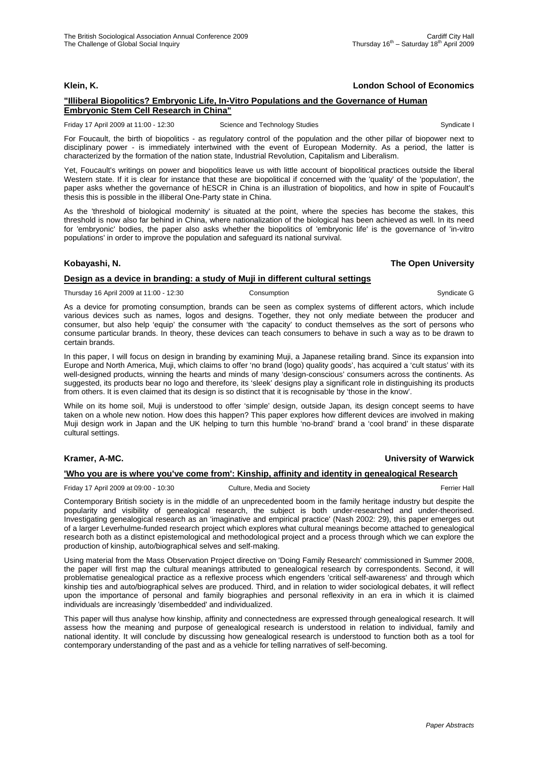**Klein, K.** **London School of Economics**

**"Illiberal Biopolitics? Embryonic Life, In-Vitro Populations and the Governance of Human Embryonic Stem Cell Research in China"**

Friday 17 April 2009 at 11:00 - 12:30 Science and Technology Studies Syndicate I

For Foucault, the birth of biopolitics - as regulatory control of the population and the other pillar of biopower next to disciplinary power - is immediately intertwined with the event of European Modernity. As a period, the latter is characterized by the formation of the nation state, Industrial Revolution, Capitalism and Liberalism.

Yet, Foucault's writings on power and biopolitics leave us with little account of biopolitical practices outside the liberal Western state. If it is clear for instance that these are biopolitical if concerned with the 'quality' of the 'population', the paper asks whether the governance of hESCR in China is an illustration of biopolitics, and how in spite of Foucault's thesis this is possible in the illiberal One-Party state in China.

As the 'threshold of biological modernity' is situated at the point, where the species has become the stakes, this threshold is now also far behind in China, where nationalization of the biological has been achieved as well. In its need for 'embryonic' bodies, the paper also asks whether the biopolitics of 'embryonic life' is the governance of 'in-vitro populations' in order to improve the population and safeguard its national survival.

**Kobayashi, N.** **The Open University**

**Design as a device in branding: a study of Muji in different cultural settings**

Thursday 16 April 2009 at 11:00 - 12:30 Consumption Syndicate G

As a device for promoting consumption, brands can be seen as complex systems of different actors, which include various devices such as names, logos and designs. Together, they not only mediate between the producer and consumer, but also help 'equip' the consumer with 'the capacity' to conduct themselves as the sort of persons who consume particular brands. In theory, these devices can teach consumers to behave in such a way as to be drawn to certain brands.

In this paper, I will focus on design in branding by examining Muji, a Japanese retailing brand. Since its expansion into Europe and North America, Muji, which claims to offer 'no brand (logo) quality goods', has acquired a 'cult status' with its well-designed products, winning the hearts and minds of many 'design-conscious' consumers across the continents. As suggested, its products bear no logo and therefore, its 'sleek' designs play a significant role in distinguishing its products from others. It is even claimed that its design is so distinct that it is recognisable by 'those in the know'.

While on its home soil, Muji is understood to offer 'simple' design, outside Japan, its design concept seems to have taken on a whole new notion. How does this happen? This paper explores how different devices are involved in making Muji design work in Japan and the UK helping to turn this humble 'no-brand' brand a 'cool brand' in these disparate cultural settings.

**Kramer, A-MC.** **University of Warwick**

**'Who you are is where you've come from': Kinship, affinity and identity in genealogical Research**

Friday 17 April 2009 at 09:00 - 10:30 Culture, Media and Society Ferrier Hall

Contemporary British society is in the middle of an unprecedented boom in the family heritage industry but despite the popularity and visibility of genealogical research, the subject is both under-researched and under-theorised. Investigating genealogical research as an 'imaginative and empirical practice' (Nash 2002: 29), this paper emerges out of a larger Leverhulme-funded research project which explores what cultural meanings become attached to genealogical research both as a distinct epistemological and methodological project and a process through which we can explore the production of kinship, auto/biographical selves and self-making.

Using material from the Mass Observation Project directive on 'Doing Family Research' commissioned in Summer 2008, the paper will first map the cultural meanings attributed to genealogical research by correspondents. Second, it will problematise genealogical practice as a reflexive process which engenders 'critical self-awareness' and through which kinship ties and auto/biographical selves are produced. Third, and in relation to wider sociological debates, it will reflect upon the importance of personal and family biographies and personal reflexivity in an era in which it is claimed individuals are increasingly 'disembedded' and individualized.

This paper will thus analyse how kinship, affinity and connectedness are expressed through genealogical research. It will assess how the meaning and purpose of genealogical research is understood in relation to individual, family and national identity. It will conclude by discussing how genealogical research is understood to function both as a tool for contemporary understanding of the past and as a vehicle for telling narratives of self-becoming.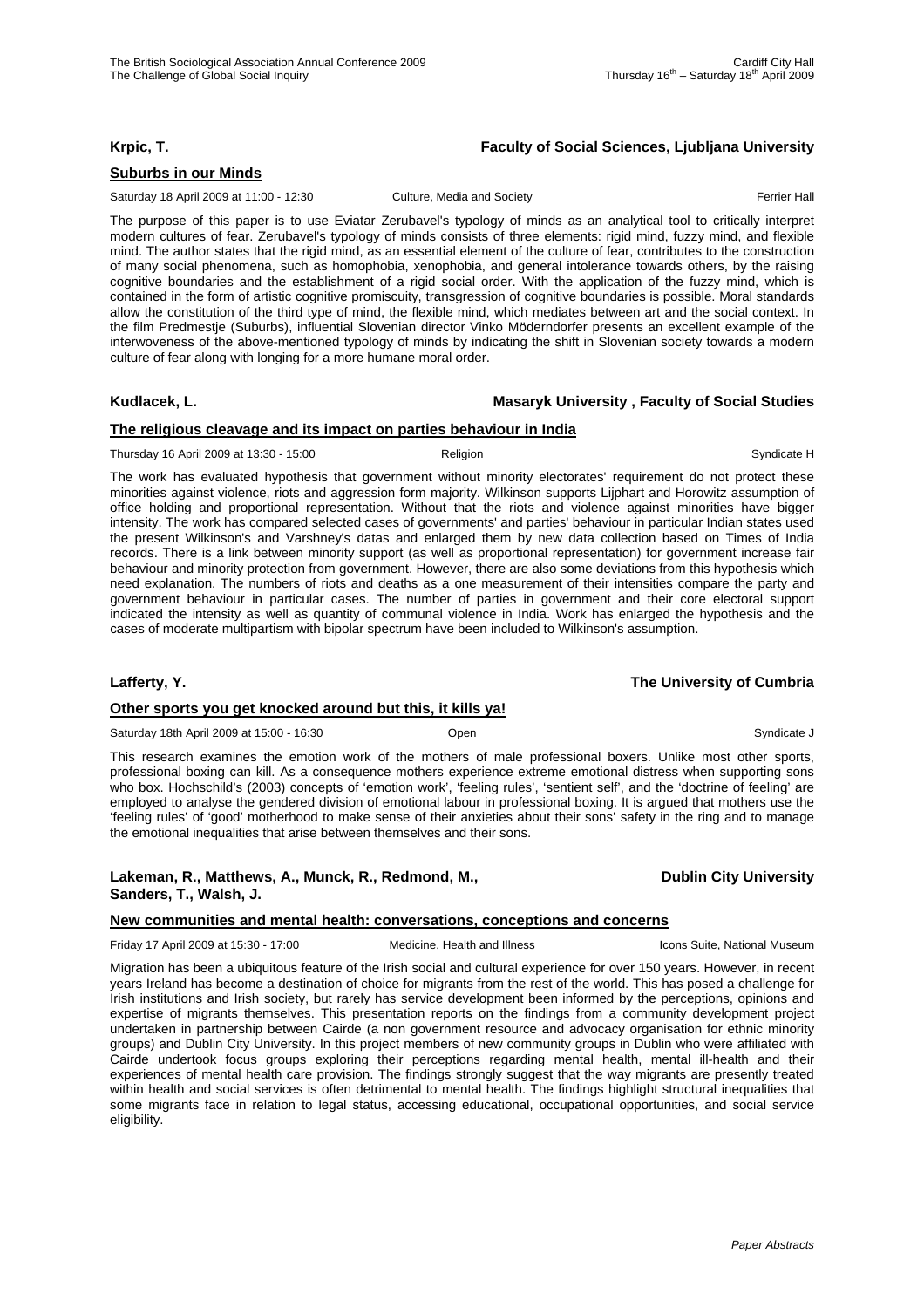**Krpic, T.** **Faculty of Social Sciences, Ljubljana University**

**Suburbs in our Minds**

Saturday 18 April 2009 at 11:00 - 12:30 | Culture, Media and Society | Ferrier Hall

The purpose of this paper is to use Eviatar Zerubavel's typology of minds as an analytical tool to critically interpret modern cultures of fear. Zerubavel's typology of minds consists of three elements: rigid mind, fuzzy mind, and flexible mind. The author states that the rigid mind, as an essential element of the culture of fear, contributes to the construction of many social phenomena, such as homophobia, xenophobia, and general intolerance towards others, by the raising cognitive boundaries and the establishment of a rigid social order. With the application of the fuzzy mind, which is contained in the form of artistic cognitive promiscuity, transgression of cognitive boundaries is possible. Moral standards allow the constitution of the third type of mind, the flexible mind, which mediates between art and the social context. In the film Predmestje (Suburbs), influential Slovenian director Vinko Möderndorfer presents an excellent example of the interwoveness of the above-mentioned typology of minds by indicating the shift in Slovenian society towards a modern culture of fear along with longing for a more humane moral order.

**Kudlacek, L.** **Masaryk University , Faculty of Social Studies**

**The religious cleavage and its impact on parties behaviour in India**

Thursday 16 April 2009 at 13:30 - 15:00 | Religion | Syndicate H

The work has evaluated hypothesis that government without minority electorates' requirement do not protect these minorities against violence, riots and aggression form majority. Wilkinson supports Lijphart and Horowitz assumption of office holding and proportional representation. Without that the riots and violence against minorities have bigger intensity. The work has compared selected cases of governments' and parties' behaviour in particular Indian states used the present Wilkinson's and Varshney's datas and enlarged them by new data collection based on Times of India records. There is a link between minority support (as well as proportional representation) for government increase fair behaviour and minority protection from government. However, there are also some deviations from this hypothesis which need explanation. The numbers of riots and deaths as a one measurement of their intensities compare the party and government behaviour in particular cases. The number of parties in government and their core electoral support indicated the intensity as well as quantity of communal violence in India. Work has enlarged the hypothesis and the cases of moderate multipartism with bipolar spectrum have been included to Wilkinson's assumption.

**Lafferty, Y.** **The University of Cumbria**

**Other sports you get knocked around but this, it kills ya!**

Saturday 18th April 2009 at 15:00 - 16:30 | Open | Syndicate J

This research examines the emotion work of the mothers of male professional boxers. Unlike most other sports, professional boxing can kill. As a consequence mothers experience extreme emotional distress when supporting sons who box. Hochschild's (2003) concepts of 'emotion work', 'feeling rules', 'sentient self', and the 'doctrine of feeling' are employed to analyse the gendered division of emotional labour in professional boxing. It is argued that mothers use the 'feeling rules' of 'good' motherhood to make sense of their anxieties about their sons' safety in the ring and to manage the emotional inequalities that arise between themselves and their sons.

**Lakeman, R., Matthews, A., Munck, R., Redmond, M., Sanders, T., Walsh, J.** **Dublin City University**

**New communities and mental health: conversations, conceptions and concerns**

Friday 17 April 2009 at 15:30 - 17:00 | Medicine, Health and Illness | Icons Suite, National Museum

Migration has been a ubiquitous feature of the Irish social and cultural experience for over 150 years. However, in recent years Ireland has become a destination of choice for migrants from the rest of the world. This has posed a challenge for Irish institutions and Irish society, but rarely has service development been informed by the perceptions, opinions and expertise of migrants themselves. This presentation reports on the findings from a community development project undertaken in partnership between Cairde (a non government resource and advocacy organisation for ethnic minority groups) and Dublin City University. In this project members of new community groups in Dublin who were affiliated with Cairde undertook focus groups exploring their perceptions regarding mental health, mental ill-health and their experiences of mental health care provision. The findings strongly suggest that the way migrants are presently treated within health and social services is often detrimental to mental health. The findings highlight structural inequalities that some migrants face in relation to legal status, accessing educational, occupational opportunities, and social service eligibility.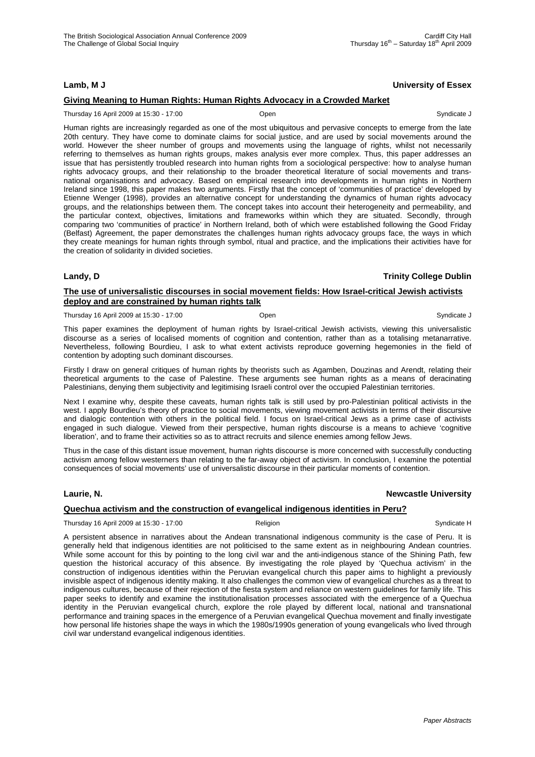**Lamb, M J** **University of Essex**

**Giving Meaning to Human Rights: Human Rights Advocacy in a Crowded Market**

Thursday 16 April 2009 at 15:30 - 17:00 Open Syndicate J

Human rights are increasingly regarded as one of the most ubiquitous and pervasive concepts to emerge from the late 20th century. They have come to dominate claims for social justice, and are used by social movements around the world. However the sheer number of groups and movements using the language of rights, whilst not necessarily referring to themselves as human rights groups, makes analysis ever more complex. Thus, this paper addresses an issue that has persistently troubled research into human rights from a sociological perspective: how to analyse human rights advocacy groups, and their relationship to the broader theoretical literature of social movements and trans-national organisations and advocacy. Based on empirical research into developments in human rights in Northern Ireland since 1998, this paper makes two arguments. Firstly that the concept of 'communities of practice' developed by Etienne Wenger (1998), provides an alternative concept for understanding the dynamics of human rights advocacy groups, and the relationships between them. The concept takes into account their heterogeneity and permeability, and the particular context, objectives, limitations and frameworks within which they are situated. Secondly, through comparing two 'communities of practice' in Northern Ireland, both of which were established following the Good Friday (Belfast) Agreement, the paper demonstrates the challenges human rights advocacy groups face, the ways in which they create meanings for human rights through symbol, ritual and practice, and the implications their activities have for the creation of solidarity in divided societies.

**Landy, D** **Trinity College Dublin**

**The use of universalistic discourses in social movement fields: How Israel-critical Jewish activists deploy and are constrained by human rights talk**

Thursday 16 April 2009 at 15:30 - 17:00 Open Syndicate J

This paper examines the deployment of human rights by Israel-critical Jewish activists, viewing this universalistic discourse as a series of localised moments of cognition and contention, rather than as a totalising metanarrative. Nevertheless, following Bourdieu, I ask to what extent activists reproduce governing hegemonies in the field of contention by adopting such dominant discourses.

Firstly I draw on general critiques of human rights by theorists such as Agamben, Douzinas and Arendt, relating their theoretical arguments to the case of Palestine. These arguments see human rights as a means of deracinating Palestinians, denying them subjectivity and legitimising Israeli control over the occupied Palestinian territories.

Next I examine why, despite these caveats, human rights talk is still used by pro-Palestinian political activists in the west. I apply Bourdieu's theory of practice to social movements, viewing movement activists in terms of their discursive and dialogic contention with others in the political field. I focus on Israel-critical Jews as a prime case of activists engaged in such dialogue. Viewed from their perspective, human rights discourse is a means to achieve 'cognitive liberation', and to frame their activities so as to attract recruits and silence enemies among fellow Jews.

Thus in the case of this distant issue movement, human rights discourse is more concerned with successfully conducting activism among fellow westerners than relating to the far-away object of activism. In conclusion, I examine the potential consequences of social movements' use of universalistic discourse in their particular moments of contention.

**Laurie, N.** **Newcastle University**

**Quechua activism and the construction of evangelical indigenous identities in Peru?**

Thursday 16 April 2009 at 15:30 - 17:00 Religion Syndicate H

A persistent absence in narratives about the Andean transnational indigenous community is the case of Peru. It is generally held that indigenous identities are not politicised to the same extent as in neighbouring Andean countries. While some account for this by pointing to the long civil war and the anti-indigenous stance of the Shining Path, few question the historical accuracy of this absence. By investigating the role played by 'Quechua activism' in the construction of indigenous identities within the Peruvian evangelical church this paper aims to highlight a previously invisible aspect of indigenous identity making. It also challenges the common view of evangelical churches as a threat to indigenous cultures, because of their rejection of the fiesta system and reliance on western guidelines for family life. This paper seeks to identify and examine the institutionalisation processes associated with the emergence of a Quechua identity in the Peruvian evangelical church, explore the role played by different local, national and transnational performance and training spaces in the emergence of a Peruvian evangelical Quechua movement and finally investigate how personal life histories shape the ways in which the 1980s/1990s generation of young evangelicals who lived through civil war understand evangelical indigenous identities.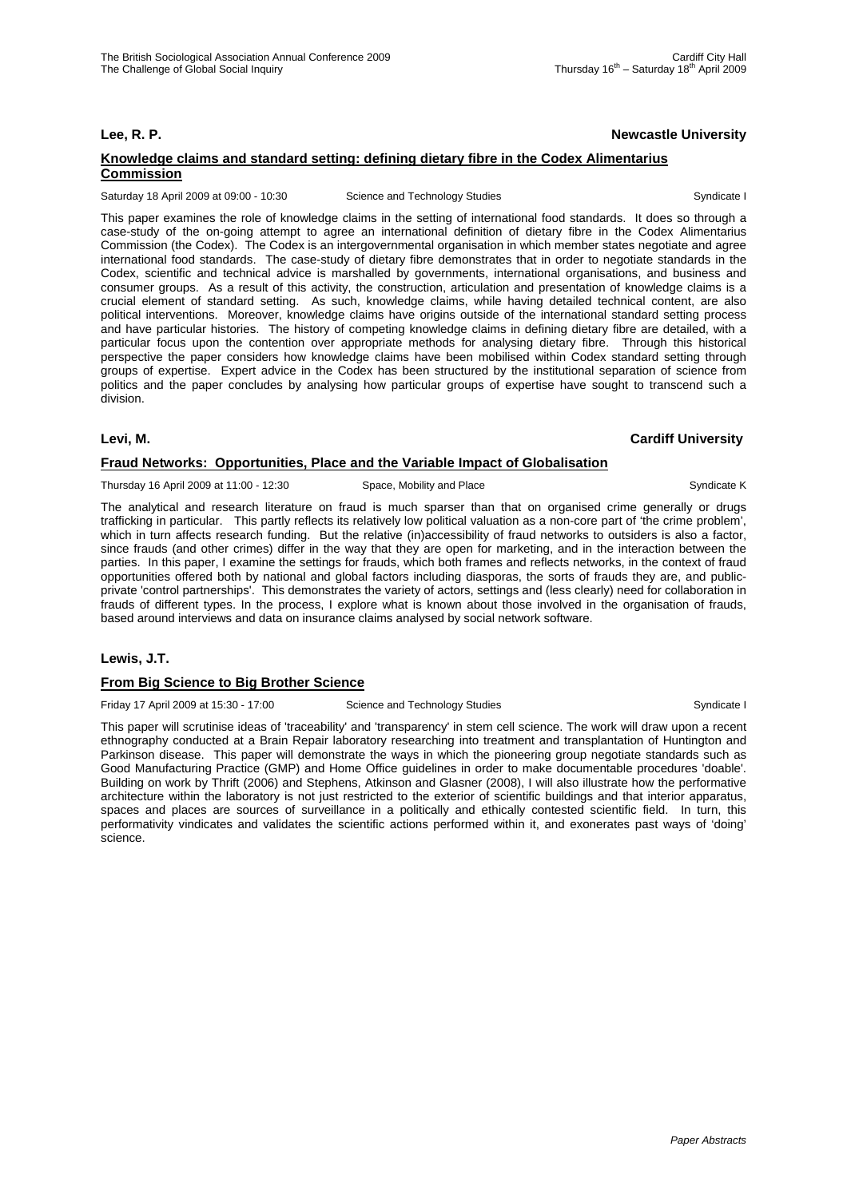**Lee, R. P.** **Newcastle University**

### Knowledge claims and standard setting: defining dietary fibre in the Codex Alimentarius Commission

Saturday 18 April 2009 at 09:00 - 10:30 Science and Technology Studies Syndicate I

This paper examines the role of knowledge claims in the setting of international food standards. It does so through a case-study of the on-going attempt to agree an international definition of dietary fibre in the Codex Alimentarius Commission (the Codex). The Codex is an intergovernmental organisation in which member states negotiate and agree international food standards. The case-study of dietary fibre demonstrates that in order to negotiate standards in the Codex, scientific and technical advice is marshalled by governments, international organisations, and business and consumer groups. As a result of this activity, the construction, articulation and presentation of knowledge claims is a crucial element of standard setting. As such, knowledge claims, while having detailed technical content, are also political interventions. Moreover, knowledge claims have origins outside of the international standard setting process and have particular histories. The history of competing knowledge claims in defining dietary fibre are detailed, with a particular focus upon the contention over appropriate methods for analysing dietary fibre. Through this historical perspective the paper considers how knowledge claims have been mobilised within Codex standard setting through groups of expertise. Expert advice in the Codex has been structured by the institutional separation of science from politics and the paper concludes by analysing how particular groups of expertise have sought to transcend such a division.

**Levi, M.** **Cardiff University**

### Fraud Networks: Opportunities, Place and the Variable Impact of Globalisation

Thursday 16 April 2009 at 11:00 - 12:30 Space, Mobility and Place Syndicate K

The analytical and research literature on fraud is much sparser than that on organised crime generally or drugs trafficking in particular. This partly reflects its relatively low political valuation as a non-core part of 'the crime problem', which in turn affects research funding. But the relative (in)accessibility of fraud networks to outsiders is also a factor, since frauds (and other crimes) differ in the way that they are open for marketing, and in the interaction between the parties. In this paper, I examine the settings for frauds, which both frames and reflects networks, in the context of fraud opportunities offered both by national and global factors including diasporas, the sorts of frauds they are, and public-private 'control partnerships'. This demonstrates the variety of actors, settings and (less clearly) need for collaboration in frauds of different types. In the process, I explore what is known about those involved in the organisation of frauds, based around interviews and data on insurance claims analysed by social network software.

**Lewis, J.T.**

### From Big Science to Big Brother Science

Friday 17 April 2009 at 15:30 - 17:00 Science and Technology Studies Syndicate I

This paper will scrutinise ideas of 'traceability' and 'transparency' in stem cell science. The work will draw upon a recent ethnography conducted at a Brain Repair laboratory researching into treatment and transplantation of Huntington and Parkinson disease. This paper will demonstrate the ways in which the pioneering group negotiate standards such as Good Manufacturing Practice (GMP) and Home Office guidelines in order to make documentable procedures 'doable'. Building on work by Thrift (2006) and Stephens, Atkinson and Glasner (2008), I will also illustrate how the performative architecture within the laboratory is not just restricted to the exterior of scientific buildings and that interior apparatus, spaces and places are sources of surveillance in a politically and ethically contested scientific field. In turn, this performativity vindicates and validates the scientific actions performed within it, and exonerates past ways of 'doing' science.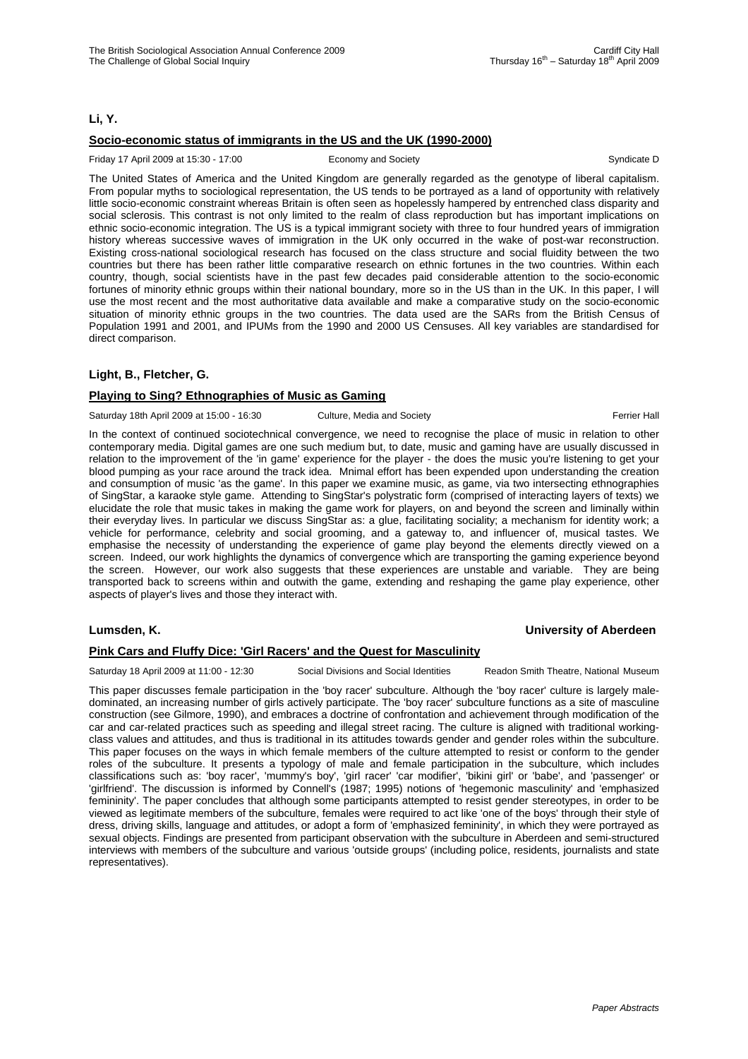**Li, Y.**

**Socio-economic status of immigrants in the US and the UK (1990-2000)**

Friday 17 April 2009 at 15:30 - 17:00 Economy and Society Syndicate D

The United States of America and the United Kingdom are generally regarded as the genotype of liberal capitalism. From popular myths to sociological representation, the US tends to be portrayed as a land of opportunity with relatively little socio-economic constraint whereas Britain is often seen as hopelessly hampered by entrenched class disparity and social sclerosis. This contrast is not only limited to the realm of class reproduction but has important implications on ethnic socio-economic integration. The US is a typical immigrant society with three to four hundred years of immigration history whereas successive waves of immigration in the UK only occurred in the wake of post-war reconstruction. Existing cross-national sociological research has focused on the class structure and social fluidity between the two countries but there has been rather little comparative research on ethnic fortunes in the two countries. Within each country, though, social scientists have in the past few decades paid considerable attention to the socio-economic fortunes of minority ethnic groups within their national boundary, more so in the US than in the UK. In this paper, I will use the most recent and the most authoritative data available and make a comparative study on the socio-economic situation of minority ethnic groups in the two countries. The data used are the SARs from the British Census of Population 1991 and 2001, and IPUMs from the 1990 and 2000 US Censuses. All key variables are standardised for direct comparison.

**Light, B., Fletcher, G.**

**Playing to Sing? Ethnographies of Music as Gaming**

Saturday 18th April 2009 at 15:00 - 16:30 Culture, Media and Society Ferrier Hall

In the context of continued sociotechnical convergence, we need to recognise the place of music in relation to other contemporary media. Digital games are one such medium but, to date, music and gaming have are usually discussed in relation to the improvement of the 'in game' experience for the player - the does the music you're listening to get your blood pumping as your race around the track idea. Mnimal effort has been expended upon understanding the creation and consumption of music 'as the game'. In this paper we examine music, as game, via two intersecting ethnographies of SingStar, a karaoke style game. Attending to SingStar's polystratic form (comprised of interacting layers of texts) we elucidate the role that music takes in making the game work for players, on and beyond the screen and liminally within their everyday lives. In particular we discuss SingStar as: a glue, facilitating sociality; a mechanism for identity work; a vehicle for performance, celebrity and social grooming, and a gateway to, and influencer of, musical tastes. We emphasise the necessity of understanding the experience of game play beyond the elements directly viewed on a screen. Indeed, our work highlights the dynamics of convergence which are transporting the gaming experience beyond the screen. However, our work also suggests that these experiences are unstable and variable. They are being transported back to screens within and outwith the game, extending and reshaping the game play experience, other aspects of player's lives and those they interact with.

**Lumsden, K.** **University of Aberdeen**

**Pink Cars and Fluffy Dice: 'Girl Racers' and the Quest for Masculinity**

Saturday 18 April 2009 at 11:00 - 12:30 Social Divisions and Social Identities Readon Smith Theatre, National Museum

This paper discusses female participation in the 'boy racer' subculture. Although the 'boy racer' culture is largely male-dominated, an increasing number of girls actively participate. The 'boy racer' subculture functions as a site of masculine construction (see Gilmore, 1990), and embraces a doctrine of confrontation and achievement through modification of the car and car-related practices such as speeding and illegal street racing. The culture is aligned with traditional working-class values and attitudes, and thus is traditional in its attitudes towards gender and gender roles within the subculture. This paper focuses on the ways in which female members of the culture attempted to resist or conform to the gender roles of the subculture. It presents a typology of male and female participation in the subculture, which includes classifications such as: 'boy racer', 'mummy's boy', 'girl racer' 'car modifier', 'bikini girl' or 'babe', and 'passenger' or 'girlfriend'. The discussion is informed by Connell's (1987; 1995) notions of 'hegemonic masculinity' and 'emphasized femininity'. The paper concludes that although some participants attempted to resist gender stereotypes, in order to be viewed as legitimate members of the subculture, females were required to act like 'one of the boys' through their style of dress, driving skills, language and attitudes, or adopt a form of 'emphasized femininity', in which they were portrayed as sexual objects. Findings are presented from participant observation with the subculture in Aberdeen and semi-structured interviews with members of the subculture and various 'outside groups' (including police, residents, journalists and state representatives).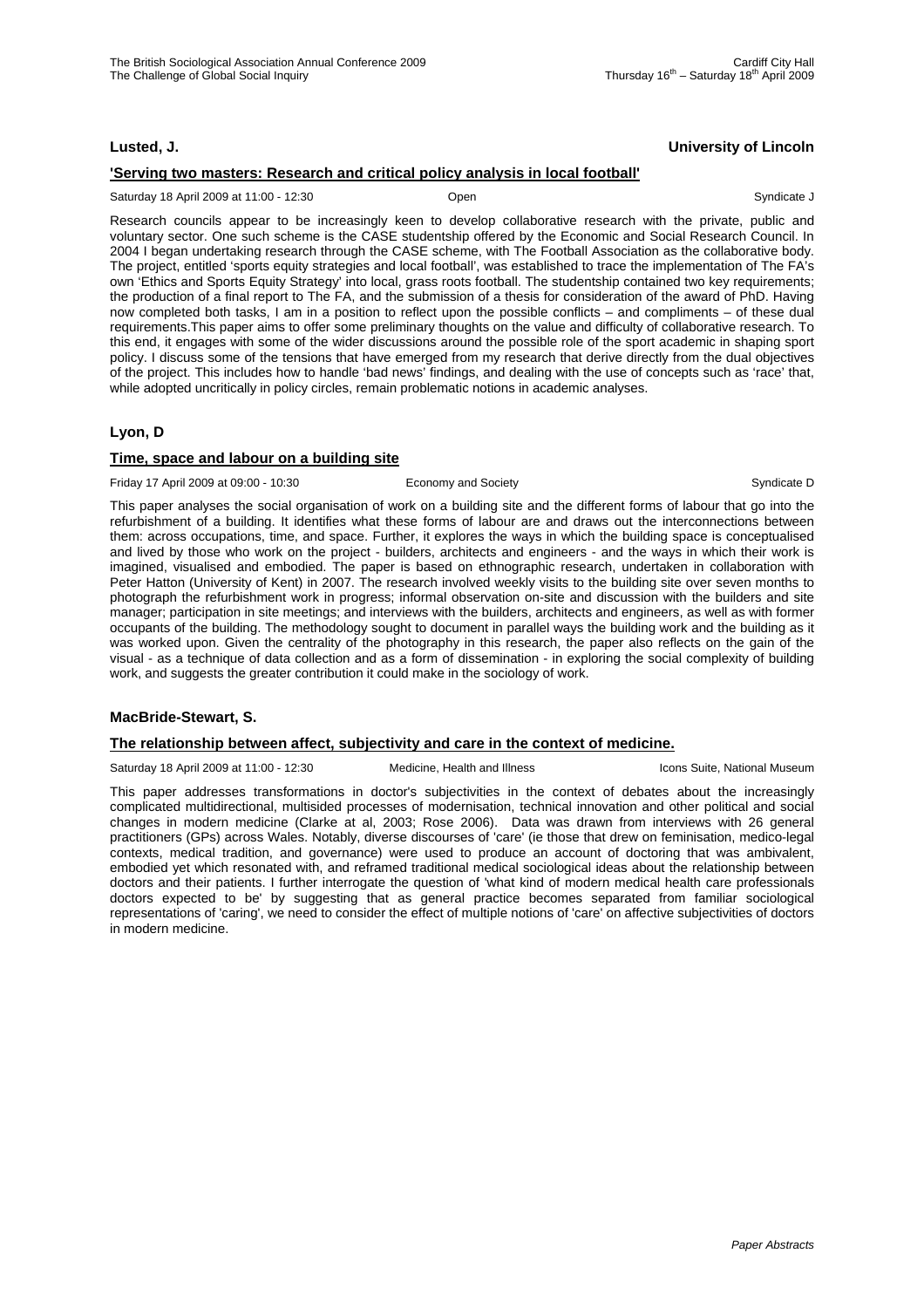**Lusted, J.** **University of Lincoln**

**'Serving two masters: Research and critical policy analysis in local football'**

Saturday 18 April 2009 at 11:00 - 12:30 Open Syndicate J

Research councils appear to be increasingly keen to develop collaborative research with the private, public and voluntary sector. One such scheme is the CASE studentship offered by the Economic and Social Research Council. In 2004 I began undertaking research through the CASE scheme, with The Football Association as the collaborative body. The project, entitled 'sports equity strategies and local football', was established to trace the implementation of The FA's own 'Ethics and Sports Equity Strategy' into local, grass roots football. The studentship contained two key requirements; the production of a final report to The FA, and the submission of a thesis for consideration of the award of PhD. Having now completed both tasks, I am in a position to reflect upon the possible conflicts – and compliments – of these dual requirements.This paper aims to offer some preliminary thoughts on the value and difficulty of collaborative research. To this end, it engages with some of the wider discussions around the possible role of the sport academic in shaping sport policy. I discuss some of the tensions that have emerged from my research that derive directly from the dual objectives of the project. This includes how to handle 'bad news' findings, and dealing with the use of concepts such as 'race' that, while adopted uncritically in policy circles, remain problematic notions in academic analyses.

**Lyon, D**

**Time, space and labour on a building site**

Friday 17 April 2009 at 09:00 - 10:30 Economy and Society Syndicate D

This paper analyses the social organisation of work on a building site and the different forms of labour that go into the refurbishment of a building. It identifies what these forms of labour are and draws out the interconnections between them: across occupations, time, and space. Further, it explores the ways in which the building space is conceptualised and lived by those who work on the project - builders, architects and engineers - and the ways in which their work is imagined, visualised and embodied. The paper is based on ethnographic research, undertaken in collaboration with Peter Hatton (University of Kent) in 2007. The research involved weekly visits to the building site over seven months to photograph the refurbishment work in progress; informal observation on-site and discussion with the builders and site manager; participation in site meetings; and interviews with the builders, architects and engineers, as well as with former occupants of the building. The methodology sought to document in parallel ways the building work and the building as it was worked upon. Given the centrality of the photography in this research, the paper also reflects on the gain of the visual - as a technique of data collection and as a form of dissemination - in exploring the social complexity of building work, and suggests the greater contribution it could make in the sociology of work.

**MacBride-Stewart, S.**

**The relationship between affect, subjectivity and care in the context of medicine.**

Saturday 18 April 2009 at 11:00 - 12:30 Medicine, Health and Illness Icons Suite, National Museum

This paper addresses transformations in doctor's subjectivities in the context of debates about the increasingly complicated multidirectional, multisided processes of modernisation, technical innovation and other political and social changes in modern medicine (Clarke at al, 2003; Rose 2006). Data was drawn from interviews with 26 general practitioners (GPs) across Wales. Notably, diverse discourses of 'care' (ie those that drew on feminisation, medico-legal contexts, medical tradition, and governance) were used to produce an account of doctoring that was ambivalent, embodied yet which resonated with, and reframed traditional medical sociological ideas about the relationship between doctors and their patients. I further interrogate the question of 'what kind of modern medical health care professionals doctors expected to be' by suggesting that as general practice becomes separated from familiar sociological representations of 'caring', we need to consider the effect of multiple notions of 'care' on affective subjectivities of doctors in modern medicine.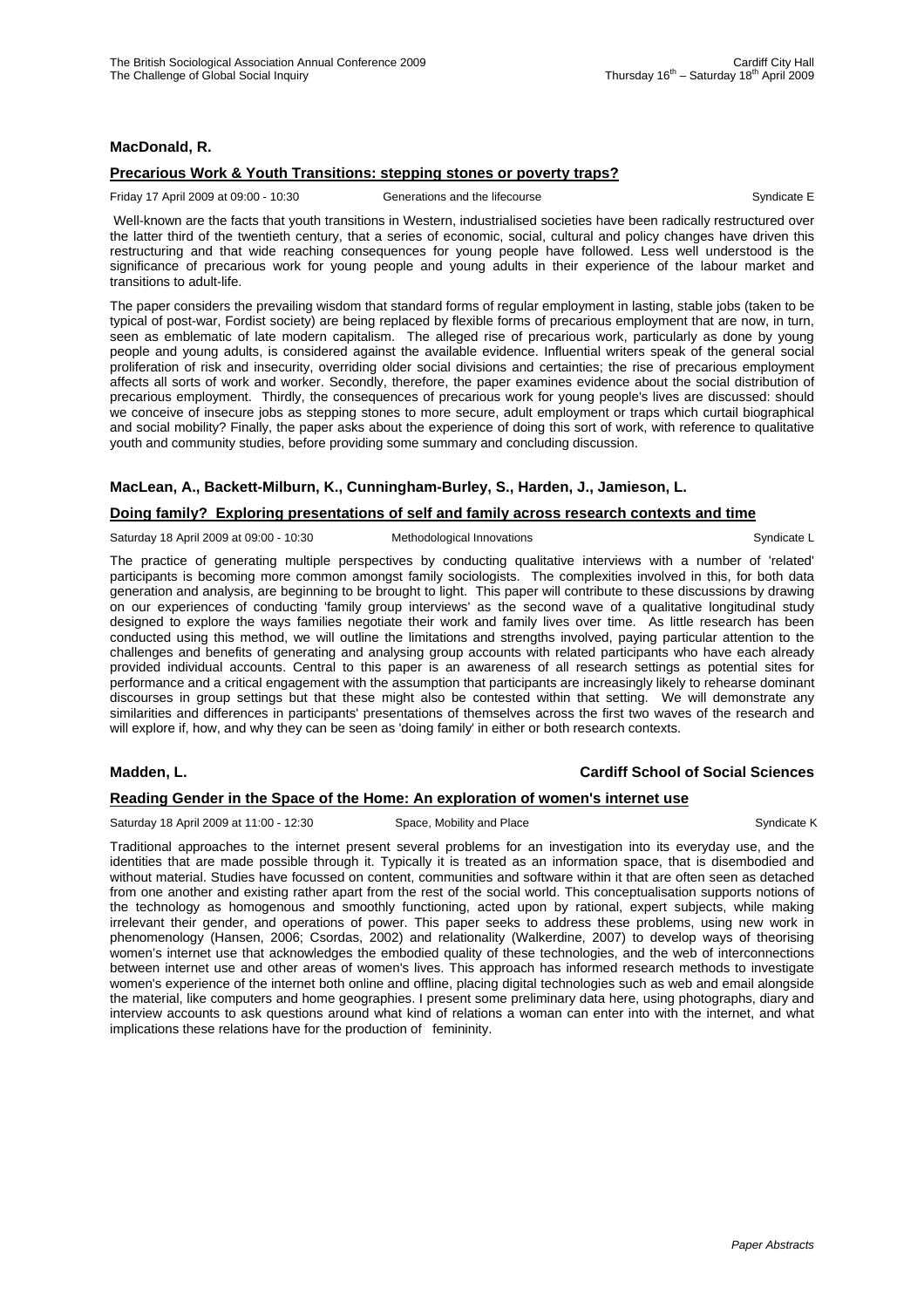**MacDonald, R.**

**Precarious Work & Youth Transitions: stepping stones or poverty traps?**

Friday 17 April 2009 at 09:00 - 10:30 Generations and the lifecourse Syndicate E

Well-known are the facts that youth transitions in Western, industrialised societies have been radically restructured over the latter third of the twentieth century, that a series of economic, social, cultural and policy changes have driven this restructuring and that wide reaching consequences for young people have followed. Less well understood is the significance of precarious work for young people and young adults in their experience of the labour market and transitions to adult-life.

The paper considers the prevailing wisdom that standard forms of regular employment in lasting, stable jobs (taken to be typical of post-war, Fordist society) are being replaced by flexible forms of precarious employment that are now, in turn, seen as emblematic of late modern capitalism. The alleged rise of precarious work, particularly as done by young people and young adults, is considered against the available evidence. Influential writers speak of the general social proliferation of risk and insecurity, overriding older social divisions and certainties; the rise of precarious employment affects all sorts of work and worker. Secondly, therefore, the paper examines evidence about the social distribution of precarious employment. Thirdly, the consequences of precarious work for young people's lives are discussed: should we conceive of insecure jobs as stepping stones to more secure, adult employment or traps which curtail biographical and social mobility? Finally, the paper asks about the experience of doing this sort of work, with reference to qualitative youth and community studies, before providing some summary and concluding discussion.

**MacLean, A., Backett-Milburn, K., Cunningham-Burley, S., Harden, J., Jamieson, L.**

**Doing family? Exploring presentations of self and family across research contexts and time**

Saturday 18 April 2009 at 09:00 - 10:30 Methodological Innovations Syndicate L

The practice of generating multiple perspectives by conducting qualitative interviews with a number of 'related' participants is becoming more common amongst family sociologists. The complexities involved in this, for both data generation and analysis, are beginning to be brought to light. This paper will contribute to these discussions by drawing on our experiences of conducting 'family group interviews' as the second wave of a qualitative longitudinal study designed to explore the ways families negotiate their work and family lives over time. As little research has been conducted using this method, we will outline the limitations and strengths involved, paying particular attention to the challenges and benefits of generating and analysing group accounts with related participants who have each already provided individual accounts. Central to this paper is an awareness of all research settings as potential sites for performance and a critical engagement with the assumption that participants are increasingly likely to rehearse dominant discourses in group settings but that these might also be contested within that setting. We will demonstrate any similarities and differences in participants' presentations of themselves across the first two waves of the research and will explore if, how, and why they can be seen as 'doing family' in either or both research contexts.

**Madden, L.** **Cardiff School of Social Sciences**

**Reading Gender in the Space of the Home: An exploration of women's internet use**

Saturday 18 April 2009 at 11:00 - 12:30 Space, Mobility and Place Syndicate K

Traditional approaches to the internet present several problems for an investigation into its everyday use, and the identities that are made possible through it. Typically it is treated as an information space, that is disembodied and without material. Studies have focussed on content, communities and software within it that are often seen as detached from one another and existing rather apart from the rest of the social world. This conceptualisation supports notions of the technology as homogenous and smoothly functioning, acted upon by rational, expert subjects, while making irrelevant their gender, and operations of power. This paper seeks to address these problems, using new work in phenomenology (Hansen, 2006; Csordas, 2002) and relationality (Walkerdine, 2007) to develop ways of theorising women's internet use that acknowledges the embodied quality of these technologies, and the web of interconnections between internet use and other areas of women's lives. This approach has informed research methods to investigate women's experience of the internet both online and offline, placing digital technologies such as web and email alongside the material, like computers and home geographies. I present some preliminary data here, using photographs, diary and interview accounts to ask questions around what kind of relations a woman can enter into with the internet, and what implications these relations have for the production of femininity.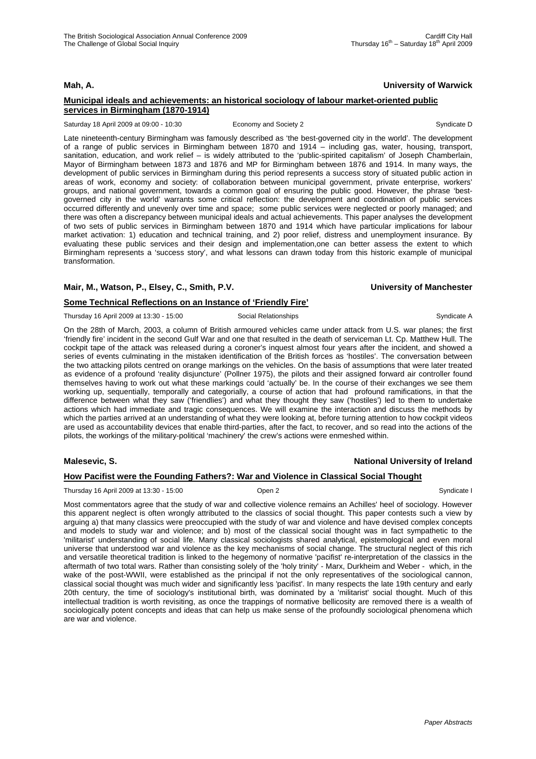**Mah, A.** **University of Warwick**

**Municipal ideals and achievements: an historical sociology of labour market-oriented public services in Birmingham (1870-1914)**

Saturday 18 April 2009 at 09:00 - 10:30 Economy and Society 2 Syndicate D

Late nineteenth-century Birmingham was famously described as 'the best-governed city in the world'. The development of a range of public services in Birmingham between 1870 and 1914 – including gas, water, housing, transport, sanitation, education, and work relief – is widely attributed to the 'public-spirited capitalism' of Joseph Chamberlain, Mayor of Birmingham between 1873 and 1876 and MP for Birmingham between 1876 and 1914. In many ways, the development of public services in Birmingham during this period represents a success story of situated public action in areas of work, economy and society: of collaboration between municipal government, private enterprise, workers' groups, and national government, towards a common goal of ensuring the public good. However, the phrase 'best-governed city in the world' warrants some critical reflection: the development and coordination of public services occurred differently and unevenly over time and space; some public services were neglected or poorly managed; and there was often a discrepancy between municipal ideals and actual achievements. This paper analyses the development of two sets of public services in Birmingham between 1870 and 1914 which have particular implications for labour market activation: 1) education and technical training, and 2) poor relief, distress and unemployment insurance. By evaluating these public services and their design and implementation,one can better assess the extent to which Birmingham represents a 'success story', and what lessons can drawn today from this historic example of municipal transformation.

**Mair, M., Watson, P., Elsey, C., Smith, P.V.** **University of Manchester**

**Some Technical Reflections on an Instance of 'Friendly Fire'**

Thursday 16 April 2009 at 13:30 - 15:00 Social Relationships Syndicate A

On the 28th of March, 2003, a column of British armoured vehicles came under attack from U.S. war planes; the first 'friendly fire' incident in the second Gulf War and one that resulted in the death of serviceman Lt. Cp. Matthew Hull. The cockpit tape of the attack was released during a coroner's inquest almost four years after the incident, and showed a series of events culminating in the mistaken identification of the British forces as 'hostiles'. The conversation between the two attacking pilots centred on orange markings on the vehicles. On the basis of assumptions that were later treated as evidence of a profound 'reality disjuncture' (Pollner 1975), the pilots and their assigned forward air controller found themselves having to work out what these markings could 'actually' be. In the course of their exchanges we see them working up, sequentially, temporally and categorially, a course of action that had profound ramifications, in that the difference between what they saw ('friendlies') and what they thought they saw ('hostiles') led to them to undertake actions which had immediate and tragic consequences. We will examine the interaction and discuss the methods by which the parties arrived at an understanding of what they were looking at, before turning attention to how cockpit videos are used as accountability devices that enable third-parties, after the fact, to recover, and so read into the actions of the pilots, the workings of the military-political 'machinery' the crew's actions were enmeshed within.

**Malesevic, S.** **National University of Ireland**

**How Pacifist were the Founding Fathers?: War and Violence in Classical Social Thought**

Thursday 16 April 2009 at 13:30 - 15:00 Open 2 Syndicate I

Most commentators agree that the study of war and collective violence remains an Achilles' heel of sociology. However this apparent neglect is often wrongly attributed to the classics of social thought. This paper contests such a view by arguing a) that many classics were preoccupied with the study of war and violence and have devised complex concepts and models to study war and violence; and b) most of the classical social thought was in fact sympathetic to the 'militarist' understanding of social life. Many classical sociologists shared analytical, epistemological and even moral universe that understood war and violence as the key mechanisms of social change. The structural neglect of this rich and versatile theoretical tradition is linked to the hegemony of normative 'pacifist' re-interpretation of the classics in the aftermath of two total wars. Rather than consisting solely of the 'holy trinity' - Marx, Durkheim and Weber - which, in the wake of the post-WWII, were established as the principal if not the only representatives of the sociological cannon, classical social thought was much wider and significantly less 'pacifist'. In many respects the late 19th century and early 20th century, the time of sociology's institutional birth, was dominated by a 'militarist' social thought. Much of this intellectual tradition is worth revisiting, as once the trappings of normative bellicosity are removed there is a wealth of sociologically potent concepts and ideas that can help us make sense of the profoundly sociological phenomena which are war and violence.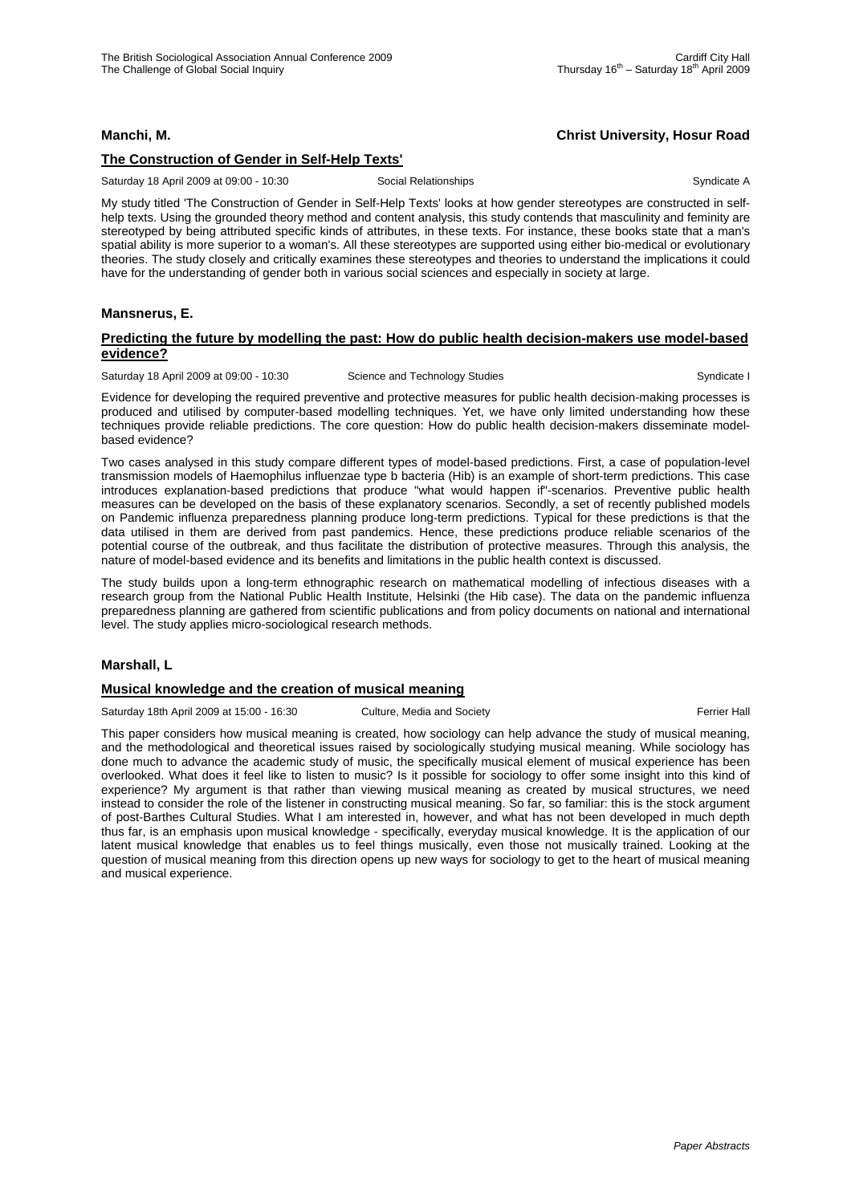**Manchi, M.** **Christ University, Hosur Road**

**The Construction of Gender in Self-Help Texts'**

Saturday 18 April 2009 at 09:00 - 10:30 Social Relationships Syndicate A

My study titled 'The Construction of Gender in Self-Help Texts' looks at how gender stereotypes are constructed in self-help texts. Using the grounded theory method and content analysis, this study contends that masculinity and feminity are stereotyped by being attributed specific kinds of attributes, in these texts. For instance, these books state that a man's spatial ability is more superior to a woman's. All these stereotypes are supported using either bio-medical or evolutionary theories. The study closely and critically examines these stereotypes and theories to understand the implications it could have for the understanding of gender both in various social sciences and especially in society at large.

**Mansnerus, E.**

**Predicting the future by modelling the past: How do public health decision-makers use model-based evidence?**

Saturday 18 April 2009 at 09:00 - 10:30 Science and Technology Studies Syndicate I

Evidence for developing the required preventive and protective measures for public health decision-making processes is produced and utilised by computer-based modelling techniques. Yet, we have only limited understanding how these techniques provide reliable predictions. The core question: How do public health decision-makers disseminate model-based evidence?

Two cases analysed in this study compare different types of model-based predictions. First, a case of population-level transmission models of Haemophilus influenzae type b bacteria (Hib) is an example of short-term predictions. This case introduces explanation-based predictions that produce "what would happen if"-scenarios. Preventive public health measures can be developed on the basis of these explanatory scenarios. Secondly, a set of recently published models on Pandemic influenza preparedness planning produce long-term predictions. Typical for these predictions is that the data utilised in them are derived from past pandemics. Hence, these predictions produce reliable scenarios of the potential course of the outbreak, and thus facilitate the distribution of protective measures. Through this analysis, the nature of model-based evidence and its benefits and limitations in the public health context is discussed.

The study builds upon a long-term ethnographic research on mathematical modelling of infectious diseases with a research group from the National Public Health Institute, Helsinki (the Hib case). The data on the pandemic influenza preparedness planning are gathered from scientific publications and from policy documents on national and international level. The study applies micro-sociological research methods.

**Marshall, L**

**Musical knowledge and the creation of musical meaning**

Saturday 18th April 2009 at 15:00 - 16:30 Culture, Media and Society Ferrier Hall

This paper considers how musical meaning is created, how sociology can help advance the study of musical meaning, and the methodological and theoretical issues raised by sociologically studying musical meaning. While sociology has done much to advance the academic study of music, the specifically musical element of musical experience has been overlooked. What does it feel like to listen to music? Is it possible for sociology to offer some insight into this kind of experience? My argument is that rather than viewing musical meaning as created by musical structures, we need instead to consider the role of the listener in constructing musical meaning. So far, so familiar: this is the stock argument of post-Barthes Cultural Studies. What I am interested in, however, and what has not been developed in much depth thus far, is an emphasis upon musical knowledge - specifically, everyday musical knowledge. It is the application of our latent musical knowledge that enables us to feel things musically, even those not musically trained. Looking at the question of musical meaning from this direction opens up new ways for sociology to get to the heart of musical meaning and musical experience.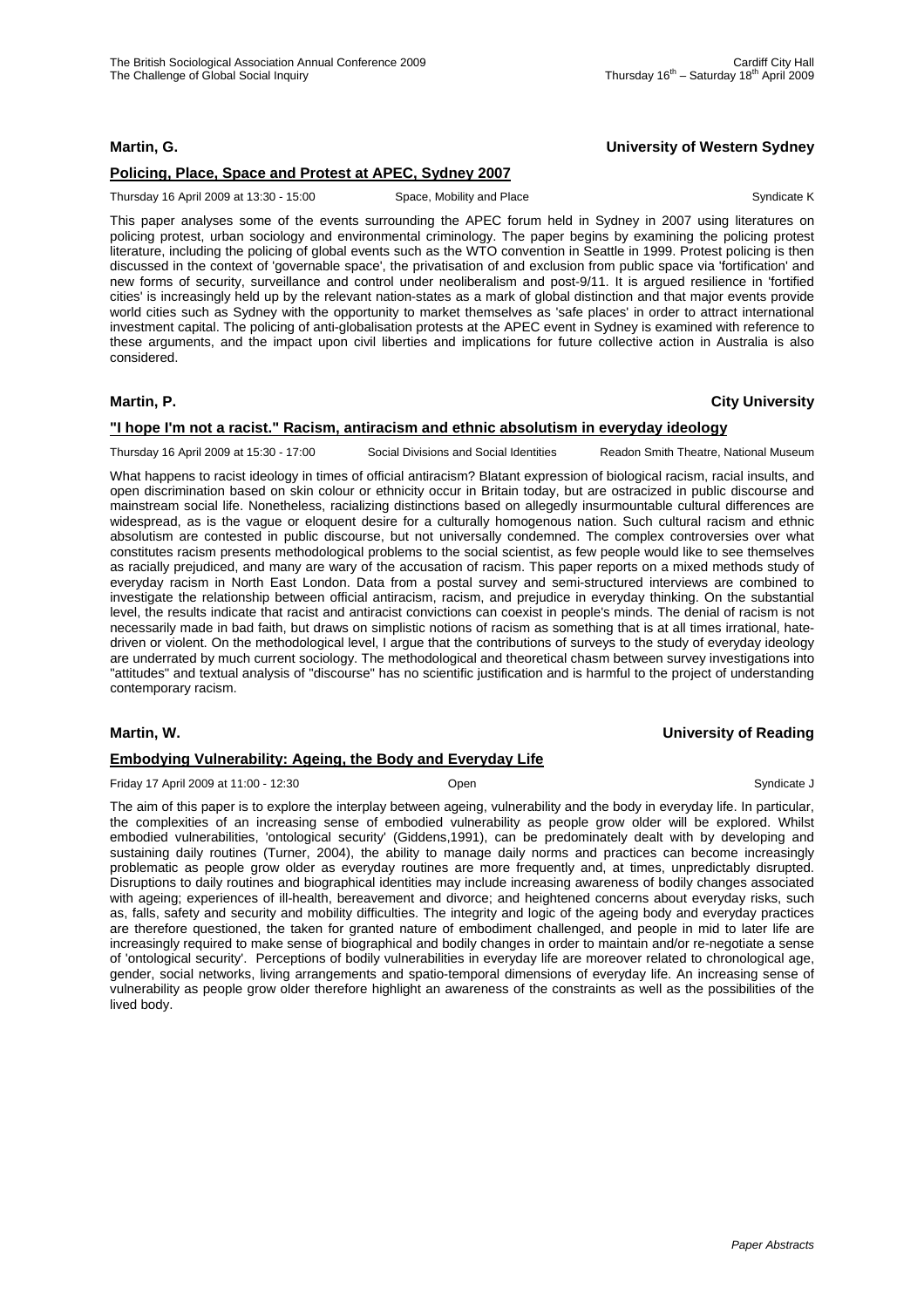**Martin, G.** **University of Western Sydney**

**Policing, Place, Space and Protest at APEC, Sydney 2007**

Thursday 16 April 2009 at 13:30 - 15:00 Space, Mobility and Place Syndicate K

This paper analyses some of the events surrounding the APEC forum held in Sydney in 2007 using literatures on policing protest, urban sociology and environmental criminology. The paper begins by examining the policing protest literature, including the policing of global events such as the WTO convention in Seattle in 1999. Protest policing is then discussed in the context of 'governable space', the privatisation of and exclusion from public space via 'fortification' and new forms of security, surveillance and control under neoliberalism and post-9/11. It is argued resilience in 'fortified cities' is increasingly held up by the relevant nation-states as a mark of global distinction and that major events provide world cities such as Sydney with the opportunity to market themselves as 'safe places' in order to attract international investment capital. The policing of anti-globalisation protests at the APEC event in Sydney is examined with reference to these arguments, and the impact upon civil liberties and implications for future collective action in Australia is also considered.

**Martin, P.** **City University**

**"I hope I'm not a racist." Racism, antiracism and ethnic absolutism in everyday ideology**

Thursday 16 April 2009 at 15:30 - 17:00 Social Divisions and Social Identities Readon Smith Theatre, National Museum

What happens to racist ideology in times of official antiracism? Blatant expression of biological racism, racial insults, and open discrimination based on skin colour or ethnicity occur in Britain today, but are ostracized in public discourse and mainstream social life. Nonetheless, racializing distinctions based on allegedly insurmountable cultural differences are widespread, as is the vague or eloquent desire for a culturally homogenous nation. Such cultural racism and ethnic absolutism are contested in public discourse, but not universally condemned. The complex controversies over what constitutes racism presents methodological problems to the social scientist, as few people would like to see themselves as racially prejudiced, and many are wary of the accusation of racism. This paper reports on a mixed methods study of everyday racism in North East London. Data from a postal survey and semi-structured interviews are combined to investigate the relationship between official antiracism, racism, and prejudice in everyday thinking. On the substantial level, the results indicate that racist and antiracist convictions can coexist in people's minds. The denial of racism is not necessarily made in bad faith, but draws on simplistic notions of racism as something that is at all times irrational, hate-driven or violent. On the methodological level, I argue that the contributions of surveys to the study of everyday ideology are underrated by much current sociology. The methodological and theoretical chasm between survey investigations into "attitudes" and textual analysis of "discourse" has no scientific justification and is harmful to the project of understanding contemporary racism.

**Martin, W.** **University of Reading**

**Embodying Vulnerability: Ageing, the Body and Everyday Life**

Friday 17 April 2009 at 11:00 - 12:30 Open Syndicate J

The aim of this paper is to explore the interplay between ageing, vulnerability and the body in everyday life. In particular, the complexities of an increasing sense of embodied vulnerability as people grow older will be explored. Whilst embodied vulnerabilities, 'ontological security' (Giddens,1991), can be predominately dealt with by developing and sustaining daily routines (Turner, 2004), the ability to manage daily norms and practices can become increasingly problematic as people grow older as everyday routines are more frequently and, at times, unpredictably disrupted. Disruptions to daily routines and biographical identities may include increasing awareness of bodily changes associated with ageing; experiences of ill-health, bereavement and divorce; and heightened concerns about everyday risks, such as, falls, safety and security and mobility difficulties. The integrity and logic of the ageing body and everyday practices are therefore questioned, the taken for granted nature of embodiment challenged, and people in mid to later life are increasingly required to make sense of biographical and bodily changes in order to maintain and/or re-negotiate a sense of 'ontological security'. Perceptions of bodily vulnerabilities in everyday life are moreover related to chronological age, gender, social networks, living arrangements and spatio-temporal dimensions of everyday life. An increasing sense of vulnerability as people grow older therefore highlight an awareness of the constraints as well as the possibilities of the lived body.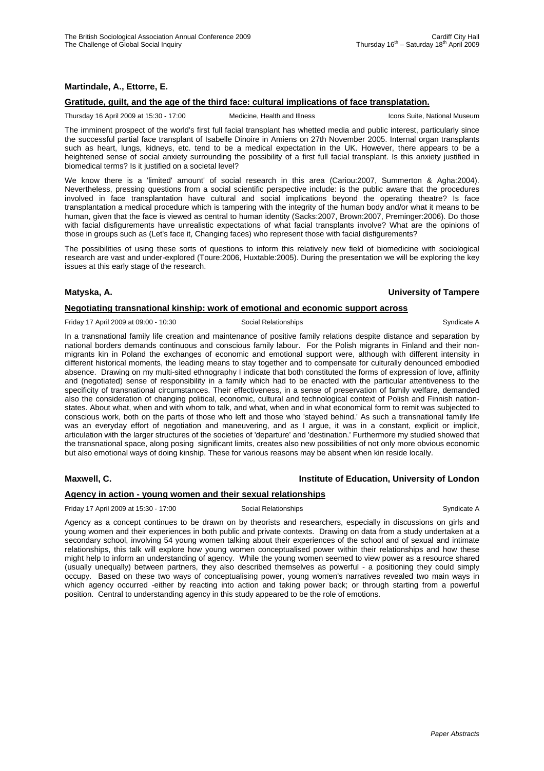**Martindale, A., Ettorre, E.**

**Gratitude, guilt, and the age of the third face: cultural implications of face transplatation.**

Thursday 16 April 2009 at 15:30 - 17:00 | Medicine, Health and Illness | Icons Suite, National Museum

The imminent prospect of the world's first full facial transplant has whetted media and public interest, particularly since the successful partial face transplant of Isabelle Dinoire in Amiens on 27th November 2005. Internal organ transplants such as heart, lungs, kidneys, etc. tend to be a medical expectation in the UK. However, there appears to be a heightened sense of social anxiety surrounding the possibility of a first full facial transplant. Is this anxiety justified in biomedical terms? Is it justified on a societal level?

We know there is a 'limited' amount' of social research in this area (Cariou:2007, Summerton & Agha:2004). Nevertheless, pressing questions from a social scientific perspective include: is the public aware that the procedures involved in face transplantation have cultural and social implications beyond the operating theatre? Is face transplantation a medical procedure which is tampering with the integrity of the human body and/or what it means to be human, given that the face is viewed as central to human identity (Sacks:2007, Brown:2007, Preminger:2006). Do those with facial disfigurements have unrealistic expectations of what facial transplants involve? What are the opinions of those in groups such as (Let's face it, Changing faces) who represent those with facial disfigurements?

The possibilities of using these sorts of questions to inform this relatively new field of biomedicine with sociological research are vast and under-explored (Toure:2006, Huxtable:2005). During the presentation we will be exploring the key issues at this early stage of the research.

**Matyska, A.** — **University of Tampere**

**Negotiating transnational kinship: work of emotional and economic support across**

Friday 17 April 2009 at 09:00 - 10:30 | Social Relationships | Syndicate A

In a transnational family life creation and maintenance of positive family relations despite distance and separation by national borders demands continuous and conscious family labour. For the Polish migrants in Finland and their non-migrants kin in Poland the exchanges of economic and emotional support were, although with different intensity in different historical moments, the leading means to stay together and to compensate for culturally denounced embodied absence. Drawing on my multi-sited ethnography I indicate that both constituted the forms of expression of love, affinity and (negotiated) sense of responsibility in a family which had to be enacted with the particular attentiveness to the specificity of transnational circumstances. Their effectiveness, in a sense of preservation of family welfare, demanded also the consideration of changing political, economic, cultural and technological context of Polish and Finnish nation-states. About what, when and with whom to talk, and what, when and in what economical form to remit was subjected to conscious work, both on the parts of those who left and those who 'stayed behind.' As such a transnational family life was an everyday effort of negotiation and maneuvering, and as I argue, it was in a constant, explicit or implicit, articulation with the larger structures of the societies of 'departure' and 'destination.' Furthermore my studied showed that the transnational space, along posing significant limits, creates also new possibilities of not only more obvious economic but also emotional ways of doing kinship. These for various reasons may be absent when kin reside locally.

**Maxwell, C.** — **Institute of Education, University of London**

**Agency in action - young women and their sexual relationships**

Friday 17 April 2009 at 15:30 - 17:00 | Social Relationships | Syndicate A

Agency as a concept continues to be drawn on by theorists and researchers, especially in discussions on girls and young women and their experiences in both public and private contexts. Drawing on data from a study undertaken at a secondary school, involving 54 young women talking about their experiences of the school and of sexual and intimate relationships, this talk will explore how young women conceptualised power within their relationships and how these might help to inform an understanding of agency. While the young women seemed to view power as a resource shared (usually unequally) between partners, they also described themselves as powerful - a positioning they could simply occupy. Based on these two ways of conceptualising power, young women's narratives revealed two main ways in which agency occurred -either by reacting into action and taking power back; or through starting from a powerful position. Central to understanding agency in this study appeared to be the role of emotions.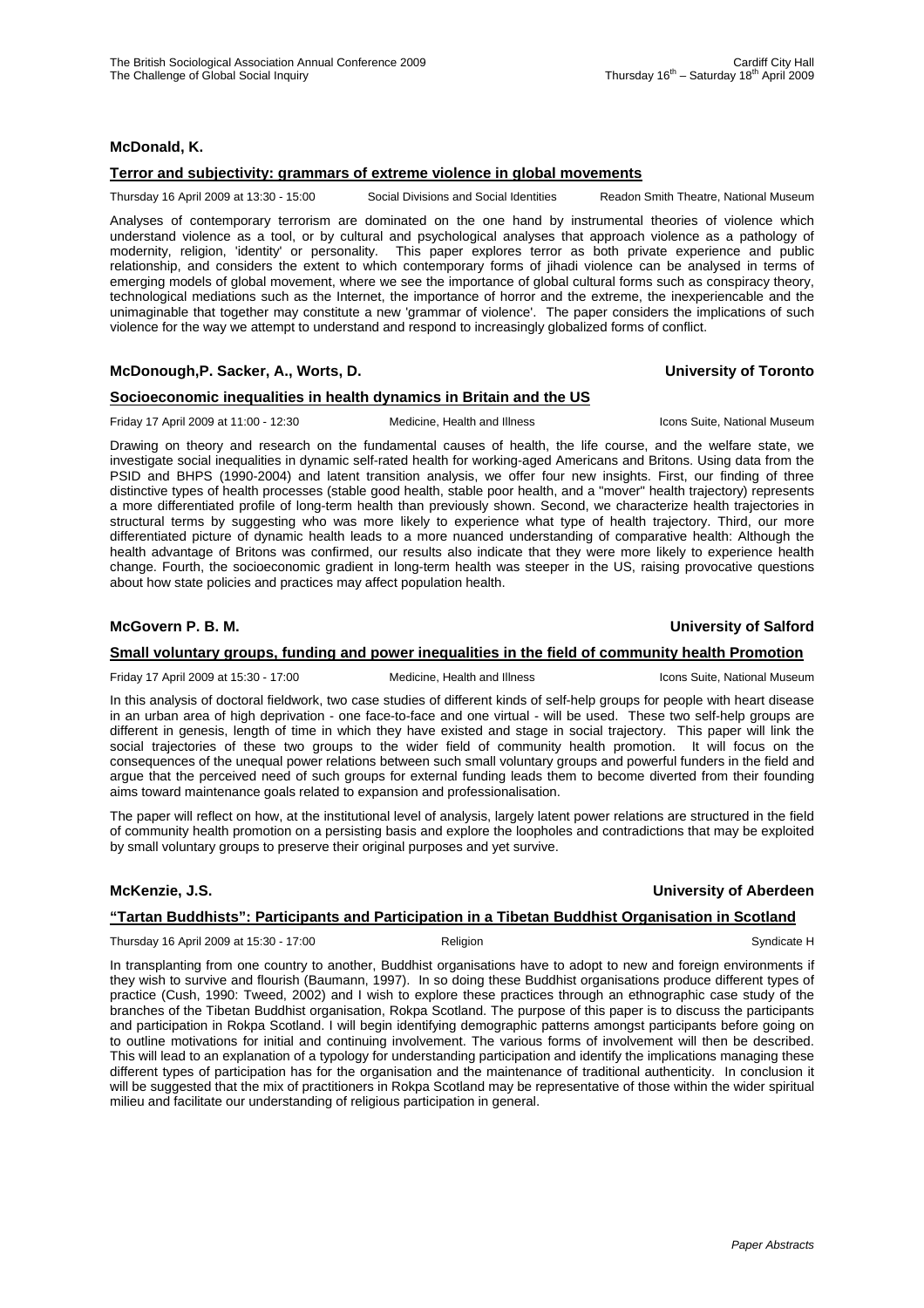**McDonald, K.**

**Terror and subjectivity: grammars of extreme violence in global movements**

Thursday 16 April 2009 at 13:30 - 15:00 Social Divisions and Social Identities Readon Smith Theatre, National Museum

Analyses of contemporary terrorism are dominated on the one hand by instrumental theories of violence which understand violence as a tool, or by cultural and psychological analyses that approach violence as a pathology of modernity, religion, 'identity' or personality. This paper explores terror as both private experience and public relationship, and considers the extent to which contemporary forms of jihadi violence can be analysed in terms of emerging models of global movement, where we see the importance of global cultural forms such as conspiracy theory, technological mediations such as the Internet, the importance of horror and the extreme, the inexperiencable and the unimaginable that together may constitute a new 'grammar of violence'. The paper considers the implications of such violence for the way we attempt to understand and respond to increasingly globalized forms of conflict.

**McDonough,P. Sacker, A., Worts, D.** **University of Toronto**

**Socioeconomic inequalities in health dynamics in Britain and the US**

Friday 17 April 2009 at 11:00 - 12:30 Medicine, Health and Illness Icons Suite, National Museum

Drawing on theory and research on the fundamental causes of health, the life course, and the welfare state, we investigate social inequalities in dynamic self-rated health for working-aged Americans and Britons. Using data from the PSID and BHPS (1990-2004) and latent transition analysis, we offer four new insights. First, our finding of three distinctive types of health processes (stable good health, stable poor health, and a "mover" health trajectory) represents a more differentiated profile of long-term health than previously shown. Second, we characterize health trajectories in structural terms by suggesting who was more likely to experience what type of health trajectory. Third, our more differentiated picture of dynamic health leads to a more nuanced understanding of comparative health: Although the health advantage of Britons was confirmed, our results also indicate that they were more likely to experience health change. Fourth, the socioeconomic gradient in long-term health was steeper in the US, raising provocative questions about how state policies and practices may affect population health.

**McGovern P. B. M.** **University of Salford**

**Small voluntary groups, funding and power inequalities in the field of community health Promotion**

Friday 17 April 2009 at 15:30 - 17:00 Medicine, Health and Illness Icons Suite, National Museum

In this analysis of doctoral fieldwork, two case studies of different kinds of self-help groups for people with heart disease in an urban area of high deprivation - one face-to-face and one virtual - will be used. These two self-help groups are different in genesis, length of time in which they have existed and stage in social trajectory. This paper will link the social trajectories of these two groups to the wider field of community health promotion. It will focus on the consequences of the unequal power relations between such small voluntary groups and powerful funders in the field and argue that the perceived need of such groups for external funding leads them to become diverted from their founding aims toward maintenance goals related to expansion and professionalisation.

The paper will reflect on how, at the institutional level of analysis, largely latent power relations are structured in the field of community health promotion on a persisting basis and explore the loopholes and contradictions that may be exploited by small voluntary groups to preserve their original purposes and yet survive.

**McKenzie, J.S.** **University of Aberdeen**

**"Tartan Buddhists": Participants and Participation in a Tibetan Buddhist Organisation in Scotland**

Thursday 16 April 2009 at 15:30 - 17:00 Religion Syndicate H

In transplanting from one country to another, Buddhist organisations have to adopt to new and foreign environments if they wish to survive and flourish (Baumann, 1997). In so doing these Buddhist organisations produce different types of practice (Cush, 1990: Tweed, 2002) and I wish to explore these practices through an ethnographic case study of the branches of the Tibetan Buddhist organisation, Rokpa Scotland. The purpose of this paper is to discuss the participants and participation in Rokpa Scotland. I will begin identifying demographic patterns amongst participants before going on to outline motivations for initial and continuing involvement. The various forms of involvement will then be described. This will lead to an explanation of a typology for understanding participation and identify the implications managing these different types of participation has for the organisation and the maintenance of traditional authenticity. In conclusion it will be suggested that the mix of practitioners in Rokpa Scotland may be representative of those within the wider spiritual milieu and facilitate our understanding of religious participation in general.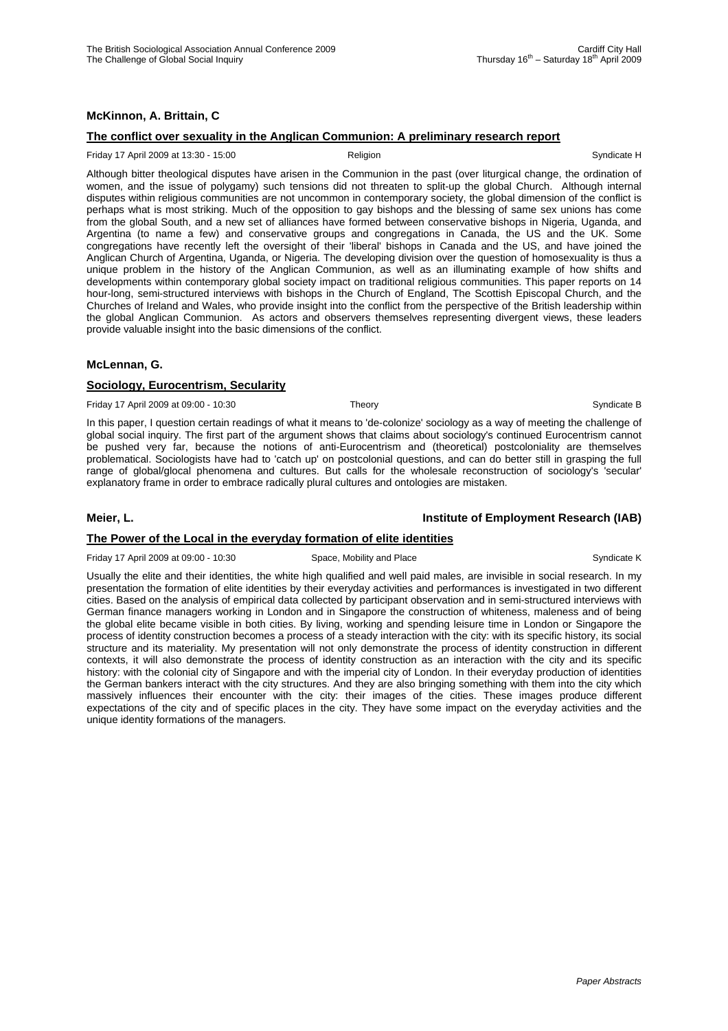**McKinnon, A. Brittain, C**

**The conflict over sexuality in the Anglican Communion: A preliminary research report**

Friday 17 April 2009 at 13:30 - 15:00 | Religion | Syndicate H

Although bitter theological disputes have arisen in the Communion in the past (over liturgical change, the ordination of women, and the issue of polygamy) such tensions did not threaten to split-up the global Church. Although internal disputes within religious communities are not uncommon in contemporary society, the global dimension of the conflict is perhaps what is most striking. Much of the opposition to gay bishops and the blessing of same sex unions has come from the global South, and a new set of alliances have formed between conservative bishops in Nigeria, Uganda, and Argentina (to name a few) and conservative groups and congregations in Canada, the US and the UK. Some congregations have recently left the oversight of their 'liberal' bishops in Canada and the US, and have joined the Anglican Church of Argentina, Uganda, or Nigeria. The developing division over the question of homosexuality is thus a unique problem in the history of the Anglican Communion, as well as an illuminating example of how shifts and developments within contemporary global society impact on traditional religious communities. This paper reports on 14 hour-long, semi-structured interviews with bishops in the Church of England, The Scottish Episcopal Church, and the Churches of Ireland and Wales, who provide insight into the conflict from the perspective of the British leadership within the global Anglican Communion. As actors and observers themselves representing divergent views, these leaders provide valuable insight into the basic dimensions of the conflict.

**McLennan, G.**

**Sociology, Eurocentrism, Secularity**

Friday 17 April 2009 at 09:00 - 10:30 | Theory | Syndicate B

In this paper, I question certain readings of what it means to 'de-colonize' sociology as a way of meeting the challenge of global social inquiry. The first part of the argument shows that claims about sociology's continued Eurocentrism cannot be pushed very far, because the notions of anti-Eurocentrism and (theoretical) postcoloniality are themselves problematical. Sociologists have had to 'catch up' on postcolonial questions, and can do better still in grasping the full range of global/glocal phenomena and cultures. But calls for the wholesale reconstruction of sociology's 'secular' explanatory frame in order to embrace radically plural cultures and ontologies are mistaken.

**Meier, L.** | **Institute of Employment Research (IAB)**

**The Power of the Local in the everyday formation of elite identities**

Friday 17 April 2009 at 09:00 - 10:30 | Space, Mobility and Place | Syndicate K

Usually the elite and their identities, the white high qualified and well paid males, are invisible in social research. In my presentation the formation of elite identities by their everyday activities and performances is investigated in two different cities. Based on the analysis of empirical data collected by participant observation and in semi-structured interviews with German finance managers working in London and in Singapore the construction of whiteness, maleness and of being the global elite became visible in both cities. By living, working and spending leisure time in London or Singapore the process of identity construction becomes a process of a steady interaction with the city: with its specific history, its social structure and its materiality. My presentation will not only demonstrate the process of identity construction in different contexts, it will also demonstrate the process of identity construction as an interaction with the city and its specific history: with the colonial city of Singapore and with the imperial city of London. In their everyday production of identities the German bankers interact with the city structures. And they are also bringing something with them into the city which massively influences their encounter with the city: their images of the cities. These images produce different expectations of the city and of specific places in the city. They have some impact on the everyday activities and the unique identity formations of the managers.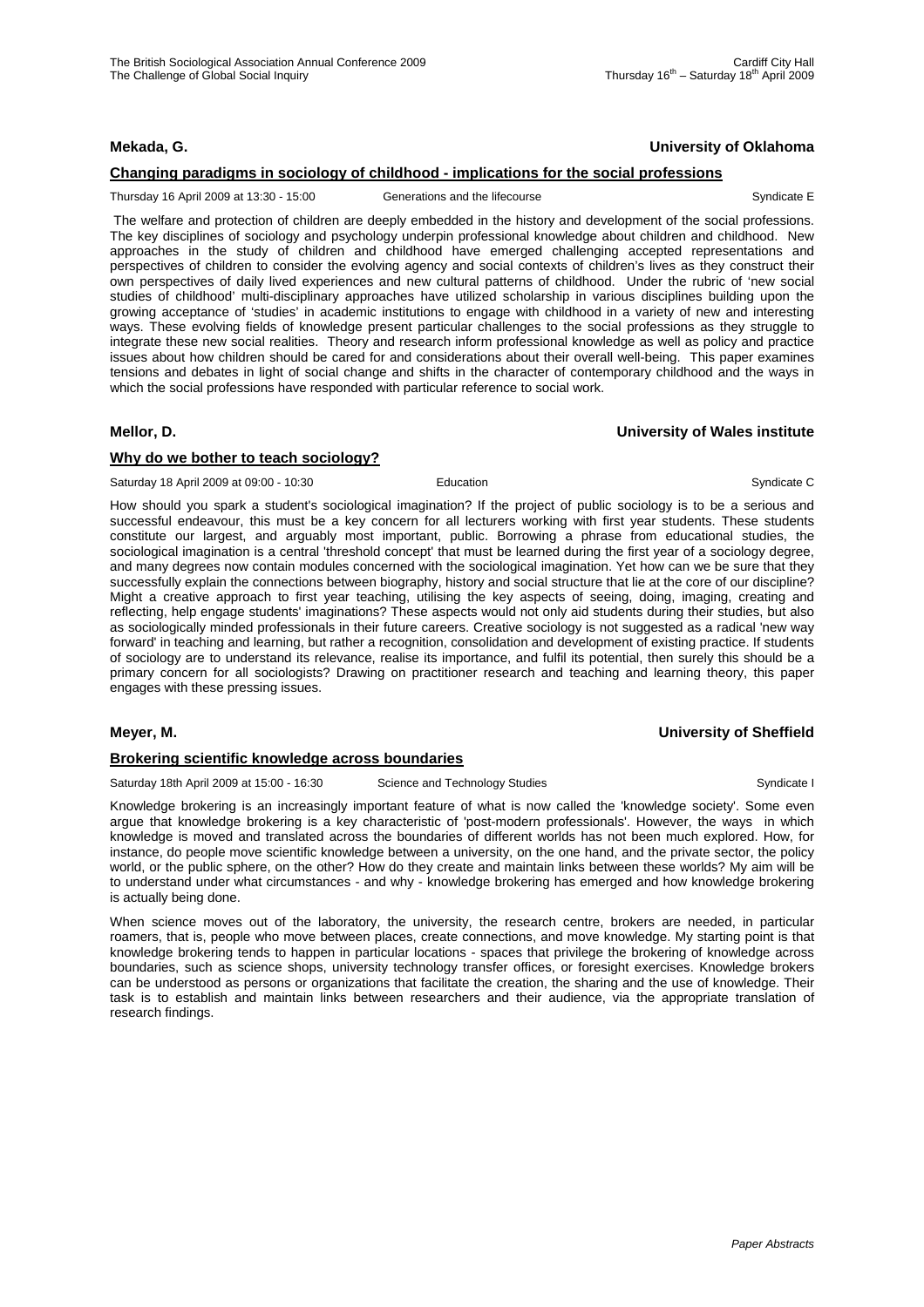**Mekada, G.** **University of Oklahoma**

**Changing paradigms in sociology of childhood - implications for the social professions**

Thursday 16 April 2009 at 13:30 - 15:00 Generations and the lifecourse Syndicate E

The welfare and protection of children are deeply embedded in the history and development of the social professions. The key disciplines of sociology and psychology underpin professional knowledge about children and childhood. New approaches in the study of children and childhood have emerged challenging accepted representations and perspectives of children to consider the evolving agency and social contexts of children's lives as they construct their own perspectives of daily lived experiences and new cultural patterns of childhood. Under the rubric of 'new social studies of childhood' multi-disciplinary approaches have utilized scholarship in various disciplines building upon the growing acceptance of 'studies' in academic institutions to engage with childhood in a variety of new and interesting ways. These evolving fields of knowledge present particular challenges to the social professions as they struggle to integrate these new social realities. Theory and research inform professional knowledge as well as policy and practice issues about how children should be cared for and considerations about their overall well-being. This paper examines tensions and debates in light of social change and shifts in the character of contemporary childhood and the ways in which the social professions have responded with particular reference to social work.

**Mellor, D.** **University of Wales institute**

**Why do we bother to teach sociology?**

Saturday 18 April 2009 at 09:00 - 10:30 Education Syndicate C

How should you spark a student's sociological imagination? If the project of public sociology is to be a serious and successful endeavour, this must be a key concern for all lecturers working with first year students. These students constitute our largest, and arguably most important, public. Borrowing a phrase from educational studies, the sociological imagination is a central 'threshold concept' that must be learned during the first year of a sociology degree, and many degrees now contain modules concerned with the sociological imagination. Yet how can we be sure that they successfully explain the connections between biography, history and social structure that lie at the core of our discipline? Might a creative approach to first year teaching, utilising the key aspects of seeing, doing, imaging, creating and reflecting, help engage students' imaginations? These aspects would not only aid students during their studies, but also as sociologically minded professionals in their future careers. Creative sociology is not suggested as a radical 'new way forward' in teaching and learning, but rather a recognition, consolidation and development of existing practice. If students of sociology are to understand its relevance, realise its importance, and fulfil its potential, then surely this should be a primary concern for all sociologists? Drawing on practitioner research and teaching and learning theory, this paper engages with these pressing issues.

**Meyer, M.** **University of Sheffield**

**Brokering scientific knowledge across boundaries**

Saturday 18th April 2009 at 15:00 - 16:30 Science and Technology Studies Syndicate I

Knowledge brokering is an increasingly important feature of what is now called the 'knowledge society'. Some even argue that knowledge brokering is a key characteristic of 'post-modern professionals'. However, the ways in which knowledge is moved and translated across the boundaries of different worlds has not been much explored. How, for instance, do people move scientific knowledge between a university, on the one hand, and the private sector, the policy world, or the public sphere, on the other? How do they create and maintain links between these worlds? My aim will be to understand under what circumstances - and why - knowledge brokering has emerged and how knowledge brokering is actually being done.

When science moves out of the laboratory, the university, the research centre, brokers are needed, in particular roamers, that is, people who move between places, create connections, and move knowledge. My starting point is that knowledge brokering tends to happen in particular locations - spaces that privilege the brokering of knowledge across boundaries, such as science shops, university technology transfer offices, or foresight exercises. Knowledge brokers can be understood as persons or organizations that facilitate the creation, the sharing and the use of knowledge. Their task is to establish and maintain links between researchers and their audience, via the appropriate translation of research findings.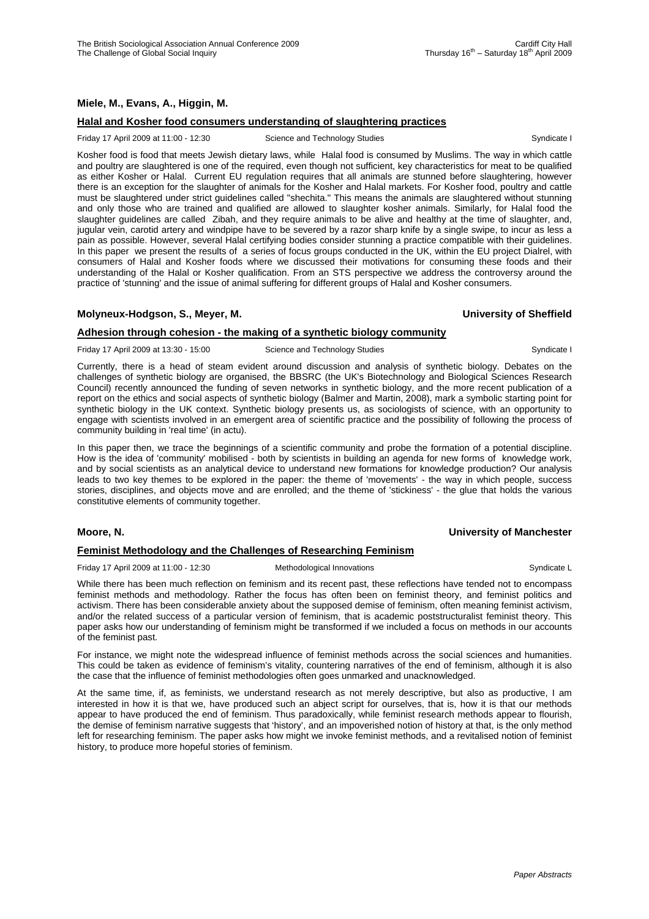**Miele, M., Evans, A., Higgin, M.**

**Halal and Kosher food consumers understanding of slaughtering practices**

Friday 17 April 2009 at 11:00 - 12:30 Science and Technology Studies Syndicate I

Kosher food is food that meets Jewish dietary laws, while Halal food is consumed by Muslims. The way in which cattle and poultry are slaughtered is one of the required, even though not sufficient, key characteristics for meat to be qualified as either Kosher or Halal. Current EU regulation requires that all animals are stunned before slaughtering, however there is an exception for the slaughter of animals for the Kosher and Halal markets. For Kosher food, poultry and cattle must be slaughtered under strict guidelines called "shechita." This means the animals are slaughtered without stunning and only those who are trained and qualified are allowed to slaughter kosher animals. Similarly, for Halal food the slaughter guidelines are called Zibah, and they require animals to be alive and healthy at the time of slaughter, and, jugular vein, carotid artery and windpipe have to be severed by a razor sharp knife by a single swipe, to incur as less a pain as possible. However, several Halal certifying bodies consider stunning a practice compatible with their guidelines. In this paper we present the results of a series of focus groups conducted in the UK, within the EU project Dialrel, with consumers of Halal and Kosher foods where we discussed their motivations for consuming these foods and their understanding of the Halal or Kosher qualification. From an STS perspective we address the controversy around the practice of 'stunning' and the issue of animal suffering for different groups of Halal and Kosher consumers.

**Molyneux-Hodgson, S., Meyer, M.** **University of Sheffield**

**Adhesion through cohesion - the making of a synthetic biology community**

Friday 17 April 2009 at 13:30 - 15:00 Science and Technology Studies Syndicate I

Currently, there is a head of steam evident around discussion and analysis of synthetic biology. Debates on the challenges of synthetic biology are organised, the BBSRC (the UK's Biotechnology and Biological Sciences Research Council) recently announced the funding of seven networks in synthetic biology, and the more recent publication of a report on the ethics and social aspects of synthetic biology (Balmer and Martin, 2008), mark a symbolic starting point for synthetic biology in the UK context. Synthetic biology presents us, as sociologists of science, with an opportunity to engage with scientists involved in an emergent area of scientific practice and the possibility of following the process of community building in 'real time' (in actu).

In this paper then, we trace the beginnings of a scientific community and probe the formation of a potential discipline. How is the idea of 'community' mobilised - both by scientists in building an agenda for new forms of knowledge work, and by social scientists as an analytical device to understand new formations for knowledge production? Our analysis leads to two key themes to be explored in the paper: the theme of 'movements' - the way in which people, success stories, disciplines, and objects move and are enrolled; and the theme of 'stickiness' - the glue that holds the various constitutive elements of community together.

**Moore, N.** **University of Manchester**

**Feminist Methodology and the Challenges of Researching Feminism**

Friday 17 April 2009 at 11:00 - 12:30 Methodological Innovations Syndicate L

While there has been much reflection on feminism and its recent past, these reflections have tended not to encompass feminist methods and methodology. Rather the focus has often been on feminist theory, and feminist politics and activism. There has been considerable anxiety about the supposed demise of feminism, often meaning feminist activism, and/or the related success of a particular version of feminism, that is academic poststructuralist feminist theory. This paper asks how our understanding of feminism might be transformed if we included a focus on methods in our accounts of the feminist past.

For instance, we might note the widespread influence of feminist methods across the social sciences and humanities. This could be taken as evidence of feminism's vitality, countering narratives of the end of feminism, although it is also the case that the influence of feminist methodologies often goes unmarked and unacknowledged.

At the same time, if, as feminists, we understand research as not merely descriptive, but also as productive, I am interested in how it is that we, have produced such an abject script for ourselves, that is, how it is that our methods appear to have produced the end of feminism. Thus paradoxically, while feminist research methods appear to flourish, the demise of feminism narrative suggests that 'history', and an impoverished notion of history at that, is the only method left for researching feminism. The paper asks how might we invoke feminist methods, and a revitalised notion of feminist history, to produce more hopeful stories of feminism.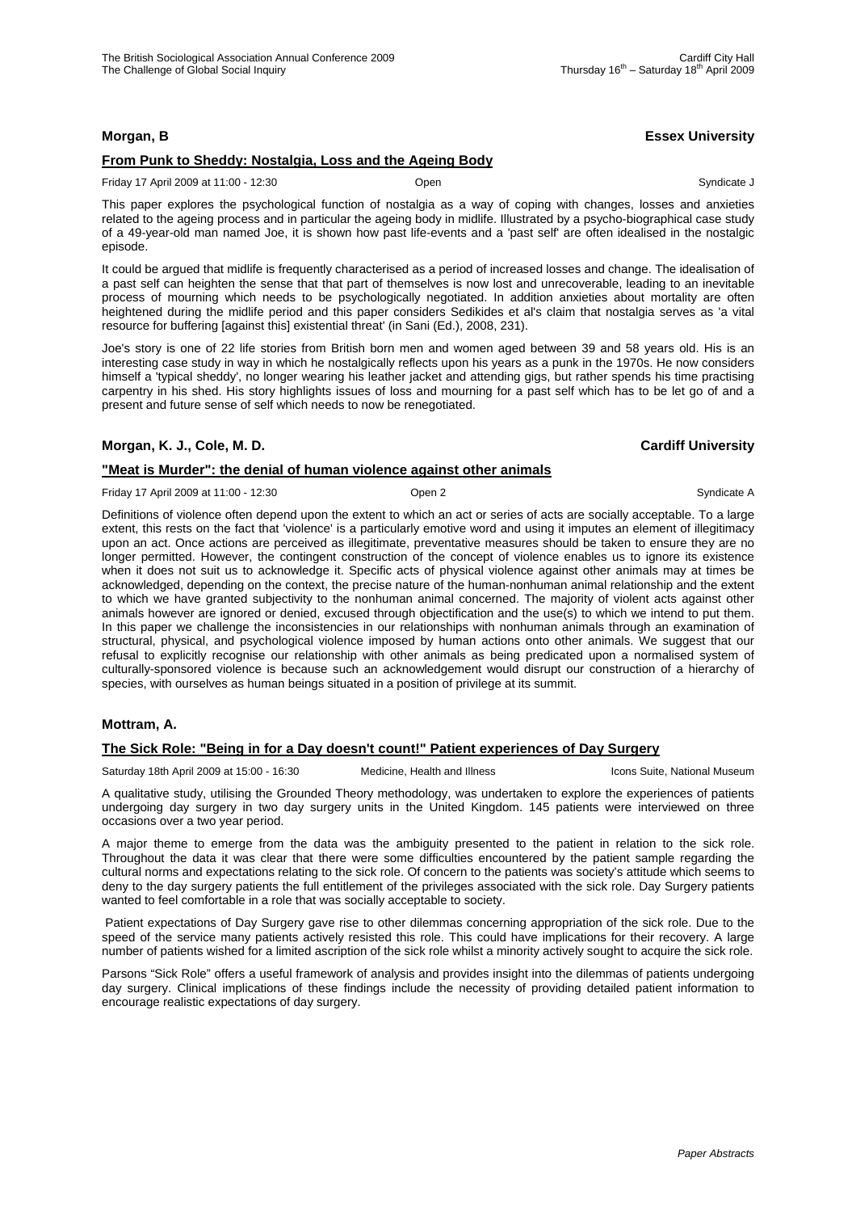**Morgan, B** **Essex University**

**From Punk to Sheddy: Nostalgia, Loss and the Ageing Body**

Friday 17 April 2009 at 11:00 - 12:30 Open Syndicate J

This paper explores the psychological function of nostalgia as a way of coping with changes, losses and anxieties related to the ageing process and in particular the ageing body in midlife. Illustrated by a psycho-biographical case study of a 49-year-old man named Joe, it is shown how past life-events and a 'past self' are often idealised in the nostalgic episode.

It could be argued that midlife is frequently characterised as a period of increased losses and change. The idealisation of a past self can heighten the sense that that part of themselves is now lost and unrecoverable, leading to an inevitable process of mourning which needs to be psychologically negotiated. In addition anxieties about mortality are often heightened during the midlife period and this paper considers Sedikides et al's claim that nostalgia serves as 'a vital resource for buffering [against this] existential threat' (in Sani (Ed.), 2008, 231).

Joe's story is one of 22 life stories from British born men and women aged between 39 and 58 years old. His is an interesting case study in way in which he nostalgically reflects upon his years as a punk in the 1970s. He now considers himself a 'typical sheddy', no longer wearing his leather jacket and attending gigs, but rather spends his time practising carpentry in his shed. His story highlights issues of loss and mourning for a past self which has to be let go of and a present and future sense of self which needs to now be renegotiated.

**Morgan, K. J., Cole, M. D.** **Cardiff University**

**"Meat is Murder": the denial of human violence against other animals**

Friday 17 April 2009 at 11:00 - 12:30 Open 2 Syndicate A

Definitions of violence often depend upon the extent to which an act or series of acts are socially acceptable. To a large extent, this rests on the fact that 'violence' is a particularly emotive word and using it imputes an element of illegitimacy upon an act. Once actions are perceived as illegitimate, preventative measures should be taken to ensure they are no longer permitted. However, the contingent construction of the concept of violence enables us to ignore its existence when it does not suit us to acknowledge it. Specific acts of physical violence against other animals may at times be acknowledged, depending on the context, the precise nature of the human-nonhuman animal relationship and the extent to which we have granted subjectivity to the nonhuman animal concerned. The majority of violent acts against other animals however are ignored or denied, excused through objectification and the use(s) to which we intend to put them. In this paper we challenge the inconsistencies in our relationships with nonhuman animals through an examination of structural, physical, and psychological violence imposed by human actions onto other animals. We suggest that our refusal to explicitly recognise our relationship with other animals as being predicated upon a normalised system of culturally-sponsored violence is because such an acknowledgement would disrupt our construction of a hierarchy of species, with ourselves as human beings situated in a position of privilege at its summit.

**Mottram, A.**

**The Sick Role: "Being in for a Day doesn't count!" Patient experiences of Day Surgery**

Saturday 18th April 2009 at 15:00 - 16:30 Medicine, Health and Illness Icons Suite, National Museum

A qualitative study, utilising the Grounded Theory methodology, was undertaken to explore the experiences of patients undergoing day surgery in two day surgery units in the United Kingdom. 145 patients were interviewed on three occasions over a two year period.

A major theme to emerge from the data was the ambiguity presented to the patient in relation to the sick role. Throughout the data it was clear that there were some difficulties encountered by the patient sample regarding the cultural norms and expectations relating to the sick role. Of concern to the patients was society's attitude which seems to deny to the day surgery patients the full entitlement of the privileges associated with the sick role. Day Surgery patients wanted to feel comfortable in a role that was socially acceptable to society.

Patient expectations of Day Surgery gave rise to other dilemmas concerning appropriation of the sick role. Due to the speed of the service many patients actively resisted this role. This could have implications for their recovery. A large number of patients wished for a limited ascription of the sick role whilst a minority actively sought to acquire the sick role.

Parsons "Sick Role" offers a useful framework of analysis and provides insight into the dilemmas of patients undergoing day surgery. Clinical implications of these findings include the necessity of providing detailed patient information to encourage realistic expectations of day surgery.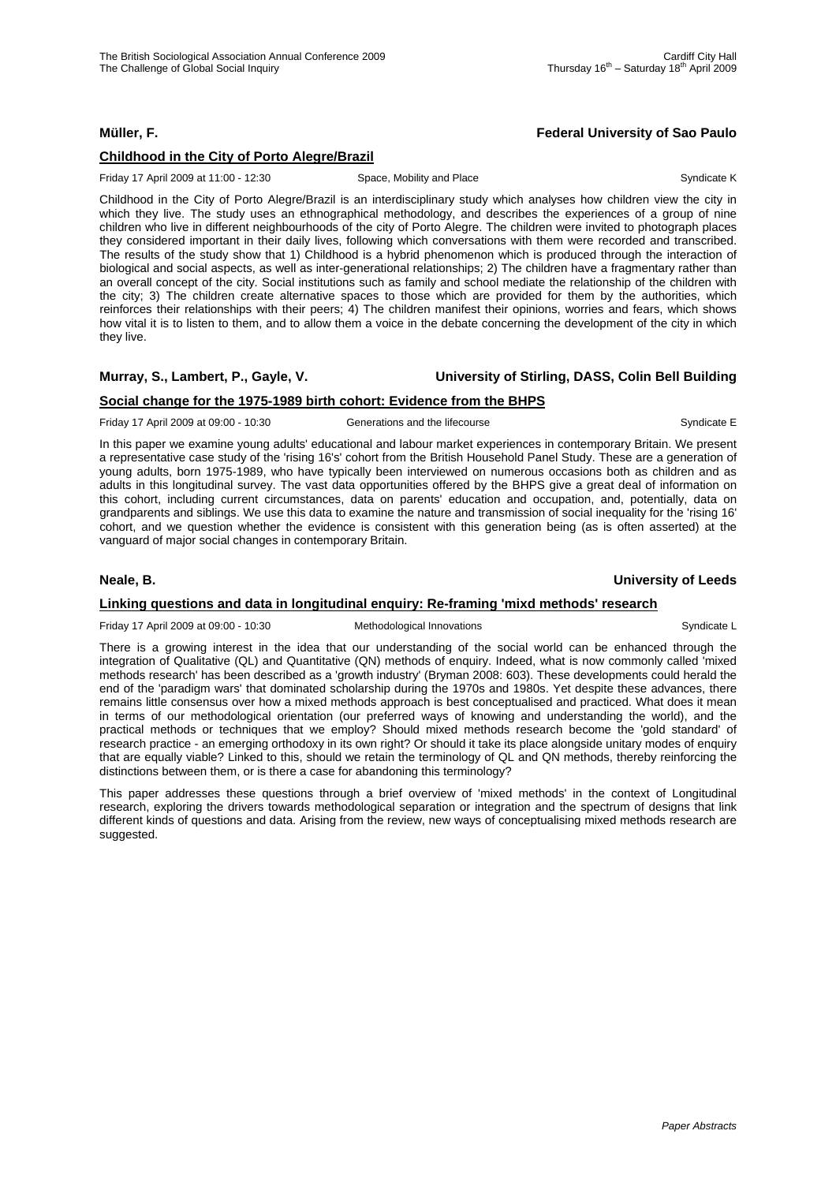**Müller, F.** **Federal University of Sao Paulo**

**Childhood in the City of Porto Alegre/Brazil**

Friday 17 April 2009 at 11:00 - 12:30 Space, Mobility and Place Syndicate K

Childhood in the City of Porto Alegre/Brazil is an interdisciplinary study which analyses how children view the city in which they live. The study uses an ethnographical methodology, and describes the experiences of a group of nine children who live in different neighbourhoods of the city of Porto Alegre. The children were invited to photograph places they considered important in their daily lives, following which conversations with them were recorded and transcribed. The results of the study show that 1) Childhood is a hybrid phenomenon which is produced through the interaction of biological and social aspects, as well as inter-generational relationships; 2) The children have a fragmentary rather than an overall concept of the city. Social institutions such as family and school mediate the relationship of the children with the city; 3) The children create alternative spaces to those which are provided for them by the authorities, which reinforces their relationships with their peers; 4) The children manifest their opinions, worries and fears, which shows how vital it is to listen to them, and to allow them a voice in the debate concerning the development of the city in which they live.

**Murray, S., Lambert, P., Gayle, V.** **University of Stirling, DASS, Colin Bell Building**

**Social change for the 1975-1989 birth cohort: Evidence from the BHPS**

Friday 17 April 2009 at 09:00 - 10:30 Generations and the lifecourse Syndicate E

In this paper we examine young adults' educational and labour market experiences in contemporary Britain. We present a representative case study of the 'rising 16's' cohort from the British Household Panel Study. These are a generation of young adults, born 1975-1989, who have typically been interviewed on numerous occasions both as children and as adults in this longitudinal survey. The vast data opportunities offered by the BHPS give a great deal of information on this cohort, including current circumstances, data on parents' education and occupation, and, potentially, data on grandparents and siblings. We use this data to examine the nature and transmission of social inequality for the 'rising 16' cohort, and we question whether the evidence is consistent with this generation being (as is often asserted) at the vanguard of major social changes in contemporary Britain.

**Neale, B.** **University of Leeds**

**Linking questions and data in longitudinal enquiry: Re-framing 'mixd methods' research**

Friday 17 April 2009 at 09:00 - 10:30 Methodological Innovations Syndicate L

There is a growing interest in the idea that our understanding of the social world can be enhanced through the integration of Qualitative (QL) and Quantitative (QN) methods of enquiry. Indeed, what is now commonly called 'mixed methods research' has been described as a 'growth industry' (Bryman 2008: 603). These developments could herald the end of the 'paradigm wars' that dominated scholarship during the 1970s and 1980s. Yet despite these advances, there remains little consensus over how a mixed methods approach is best conceptualised and practiced. What does it mean in terms of our methodological orientation (our preferred ways of knowing and understanding the world), and the practical methods or techniques that we employ? Should mixed methods research become the 'gold standard' of research practice - an emerging orthodoxy in its own right? Or should it take its place alongside unitary modes of enquiry that are equally viable? Linked to this, should we retain the terminology of QL and QN methods, thereby reinforcing the distinctions between them, or is there a case for abandoning this terminology?

This paper addresses these questions through a brief overview of 'mixed methods' in the context of Longitudinal research, exploring the drivers towards methodological separation or integration and the spectrum of designs that link different kinds of questions and data. Arising from the review, new ways of conceptualising mixed methods research are suggested.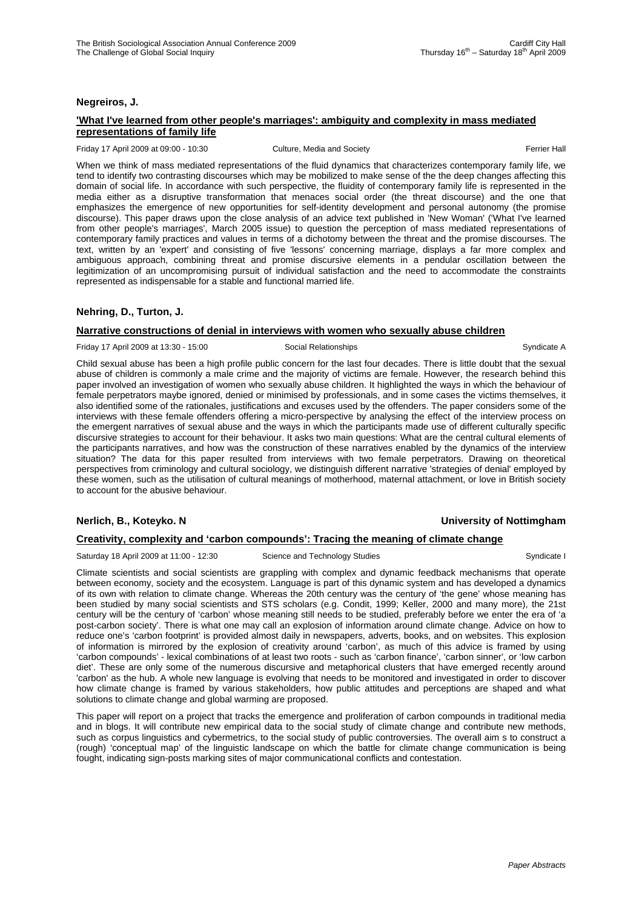**Negreiros, J.**

**'What I've learned from other people's marriages': ambiguity and complexity in mass mediated representations of family life**

Friday 17 April 2009 at 09:00 - 10:30 Culture, Media and Society Ferrier Hall

When we think of mass mediated representations of the fluid dynamics that characterizes contemporary family life, we tend to identify two contrasting discourses which may be mobilized to make sense of the the deep changes affecting this domain of social life. In accordance with such perspective, the fluidity of contemporary family life is represented in the media either as a disruptive transformation that menaces social order (the threat discourse) and the one that emphasizes the emergence of new opportunities for self-identity development and personal autonomy (the promise discourse). This paper draws upon the close analysis of an advice text published in 'New Woman' ('What I've learned from other people's marriages', March 2005 issue) to question the perception of mass mediated representations of contemporary family practices and values in terms of a dichotomy between the threat and the promise discourses. The text, written by an 'expert' and consisting of five 'lessons' concerning marriage, displays a far more complex and ambiguous approach, combining threat and promise discursive elements in a pendular oscillation between the legitimization of an uncompromising pursuit of individual satisfaction and the need to accommodate the constraints represented as indispensable for a stable and functional married life.

**Nehring, D., Turton, J.**

**Narrative constructions of denial in interviews with women who sexually abuse children**

Friday 17 April 2009 at 13:30 - 15:00 Social Relationships Syndicate A

Child sexual abuse has been a high profile public concern for the last four decades. There is little doubt that the sexual abuse of children is commonly a male crime and the majority of victims are female. However, the research behind this paper involved an investigation of women who sexually abuse children. It highlighted the ways in which the behaviour of female perpetrators maybe ignored, denied or minimised by professionals, and in some cases the victims themselves, it also identified some of the rationales, justifications and excuses used by the offenders. The paper considers some of the interviews with these female offenders offering a micro-perspective by analysing the effect of the interview process on the emergent narratives of sexual abuse and the ways in which the participants made use of different culturally specific discursive strategies to account for their behaviour. It asks two main questions: What are the central cultural elements of the participants narratives, and how was the construction of these narratives enabled by the dynamics of the interview situation? The data for this paper resulted from interviews with two female perpetrators. Drawing on theoretical perspectives from criminology and cultural sociology, we distinguish different narrative 'strategies of denial' employed by these women, such as the utilisation of cultural meanings of motherhood, maternal attachment, or love in British society to account for the abusive behaviour.

**Nerlich, B., Koteyko. N** **University of Nottimgham**

**Creativity, complexity and 'carbon compounds': Tracing the meaning of climate change**

Saturday 18 April 2009 at 11:00 - 12:30 Science and Technology Studies Syndicate I

Climate scientists and social scientists are grappling with complex and dynamic feedback mechanisms that operate between economy, society and the ecosystem. Language is part of this dynamic system and has developed a dynamics of its own with relation to climate change. Whereas the 20th century was the century of 'the gene' whose meaning has been studied by many social scientists and STS scholars (e.g. Condit, 1999; Keller, 2000 and many more), the 21st century will be the century of 'carbon' whose meaning still needs to be studied, preferably before we enter the era of 'a post-carbon society'. There is what one may call an explosion of information around climate change. Advice on how to reduce one's 'carbon footprint' is provided almost daily in newspapers, adverts, books, and on websites. This explosion of information is mirrored by the explosion of creativity around 'carbon', as much of this advice is framed by using 'carbon compounds' - lexical combinations of at least two roots - such as 'carbon finance', 'carbon sinner', or 'low carbon diet'. These are only some of the numerous discursive and metaphorical clusters that have emerged recently around 'carbon' as the hub. A whole new language is evolving that needs to be monitored and investigated in order to discover how climate change is framed by various stakeholders, how public attitudes and perceptions are shaped and what solutions to climate change and global warming are proposed.

This paper will report on a project that tracks the emergence and proliferation of carbon compounds in traditional media and in blogs. It will contribute new empirical data to the social study of climate change and contribute new methods, such as corpus linguistics and cybermetrics, to the social study of public controversies. The overall aim s to construct a (rough) 'conceptual map' of the linguistic landscape on which the battle for climate change communication is being fought, indicating sign-posts marking sites of major communicational conflicts and contestation.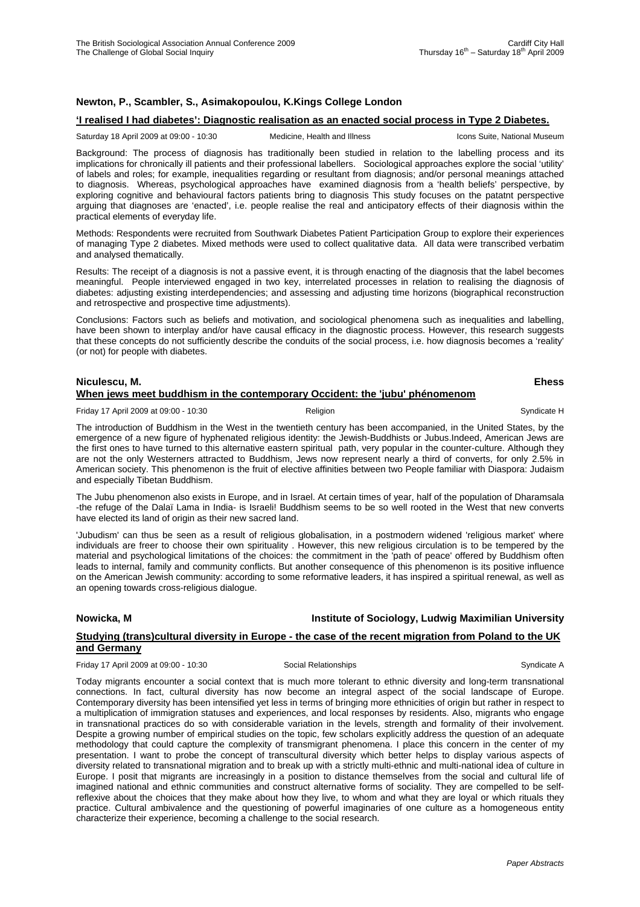**Newton, P., Scambler, S., Asimakopoulou, K.Kings College London**

**'I realised I had diabetes': Diagnostic realisation as an enacted social process in Type 2 Diabetes.**

Saturday 18 April 2009 at 09:00 - 10:30 Medicine, Health and Illness Icons Suite, National Museum

Background: The process of diagnosis has traditionally been studied in relation to the labelling process and its implications for chronically ill patients and their professional labellers. Sociological approaches explore the social 'utility' of labels and roles; for example, inequalities regarding or resultant from diagnosis; and/or personal meanings attached to diagnosis. Whereas, psychological approaches have examined diagnosis from a 'health beliefs' perspective, by exploring cognitive and behavioural factors patients bring to diagnosis This study focuses on the patatnt perspective arguing that diagnoses are 'enacted', i.e. people realise the real and anticipatory effects of their diagnosis within the practical elements of everyday life.

Methods: Respondents were recruited from Southwark Diabetes Patient Participation Group to explore their experiences of managing Type 2 diabetes. Mixed methods were used to collect qualitative data. All data were transcribed verbatim and analysed thematically.

Results: The receipt of a diagnosis is not a passive event, it is through enacting of the diagnosis that the label becomes meaningful. People interviewed engaged in two key, interrelated processes in relation to realising the diagnosis of diabetes: adjusting existing interdependencies; and assessing and adjusting time horizons (biographical reconstruction and retrospective and prospective time adjustments).

Conclusions: Factors such as beliefs and motivation, and sociological phenomena such as inequalities and labelling, have been shown to interplay and/or have causal efficacy in the diagnostic process. However, this research suggests that these concepts do not sufficiently describe the conduits of the social process, i.e. how diagnosis becomes a 'reality' (or not) for people with diabetes.

**Niculescu, M. Ehess**

**When jews meet buddhism in the contemporary Occident: the 'jubu' phénomenom**

Friday 17 April 2009 at 09:00 - 10:30 Religion Syndicate H

The introduction of Buddhism in the West in the twentieth century has been accompanied, in the United States, by the emergence of a new figure of hyphenated religious identity: the Jewish-Buddhists or Jubus.Indeed, American Jews are the first ones to have turned to this alternative eastern spiritual path, very popular in the counter-culture. Although they are not the only Westerners attracted to Buddhism, Jews now represent nearly a third of converts, for only 2.5% in American society. This phenomenon is the fruit of elective affinities between two People familiar with Diaspora: Judaism and especially Tibetan Buddhism.

The Jubu phenomenon also exists in Europe, and in Israel. At certain times of year, half of the population of Dharamsala -the refuge of the Dalaï Lama in India- is Israeli! Buddhism seems to be so well rooted in the West that new converts have elected its land of origin as their new sacred land.

'Jubudism' can thus be seen as a result of religious globalisation, in a postmodern widened 'religious market' where individuals are freer to choose their own spirituality . However, this new religious circulation is to be tempered by the material and psychological limitations of the choices: the commitment in the 'path of peace' offered by Buddhism often leads to internal, family and community conflicts. But another consequence of this phenomenon is its positive influence on the American Jewish community: according to some reformative leaders, it has inspired a spiritual renewal, as well as an opening towards cross-religious dialogue.

**Nowicka, M Institute of Sociology, Ludwig Maximilian University**

**Studying (trans)cultural diversity in Europe - the case of the recent migration from Poland to the UK and Germany**

Friday 17 April 2009 at 09:00 - 10:30 Social Relationships Syndicate A

Today migrants encounter a social context that is much more tolerant to ethnic diversity and long-term transnational connections. In fact, cultural diversity has now become an integral aspect of the social landscape of Europe. Contemporary diversity has been intensified yet less in terms of bringing more ethnicities of origin but rather in respect to a multiplication of immigration statuses and experiences, and local responses by residents. Also, migrants who engage in transnational practices do so with considerable variation in the levels, strength and formality of their involvement. Despite a growing number of empirical studies on the topic, few scholars explicitly address the question of an adequate methodology that could capture the complexity of transmigrant phenomena. I place this concern in the center of my presentation. I want to probe the concept of transcultural diversity which better helps to display various aspects of diversity related to transnational migration and to break up with a strictly multi-ethnic and multi-national idea of culture in Europe. I posit that migrants are increasingly in a position to distance themselves from the social and cultural life of imagined national and ethnic communities and construct alternative forms of sociality. They are compelled to be self-reflexive about the choices that they make about how they live, to whom and what they are loyal or which rituals they practice. Cultural ambivalence and the questioning of powerful imaginaries of one culture as a homogeneous entity characterize their experience, becoming a challenge to the social research.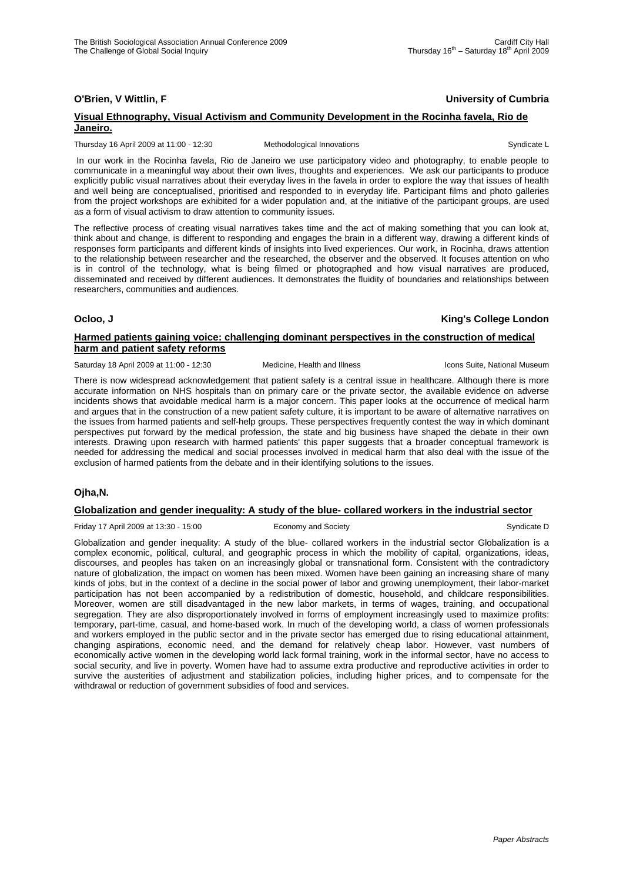**O'Brien, V Wittlin, F** **University of Cumbria**

**Visual Ethnography, Visual Activism and Community Development in the Rocinha favela, Rio de Janeiro.**

Thursday 16 April 2009 at 11:00 - 12:30 Methodological Innovations Syndicate L

In our work in the Rocinha favela, Rio de Janeiro we use participatory video and photography, to enable people to communicate in a meaningful way about their own lives, thoughts and experiences. We ask our participants to produce explicitly public visual narratives about their everyday lives in the favela in order to explore the way that issues of health and well being are conceptualised, prioritised and responded to in everyday life. Participant films and photo galleries from the project workshops are exhibited for a wider population and, at the initiative of the participant groups, are used as a form of visual activism to draw attention to community issues.

The reflective process of creating visual narratives takes time and the act of making something that you can look at, think about and change, is different to responding and engages the brain in a different way, drawing a different kinds of responses form participants and different kinds of insights into lived experiences. Our work, in Rocinha, draws attention to the relationship between researcher and the researched, the observer and the observed. It focuses attention on who is in control of the technology, what is being filmed or photographed and how visual narratives are produced, disseminated and received by different audiences. It demonstrates the fluidity of boundaries and relationships between researchers, communities and audiences.

**Ocloo, J** **King's College London**

**Harmed patients gaining voice: challenging dominant perspectives in the construction of medical harm and patient safety reforms**

Saturday 18 April 2009 at 11:00 - 12:30 Medicine, Health and Illness Icons Suite, National Museum

There is now widespread acknowledgement that patient safety is a central issue in healthcare. Although there is more accurate information on NHS hospitals than on primary care or the private sector, the available evidence on adverse incidents shows that avoidable medical harm is a major concern. This paper looks at the occurrence of medical harm and argues that in the construction of a new patient safety culture, it is important to be aware of alternative narratives on the issues from harmed patients and self-help groups. These perspectives frequently contest the way in which dominant perspectives put forward by the medical profession, the state and big business have shaped the debate in their own interests. Drawing upon research with harmed patients' this paper suggests that a broader conceptual framework is needed for addressing the medical and social processes involved in medical harm that also deal with the issue of the exclusion of harmed patients from the debate and in their identifying solutions to the issues.

**Ojha,N.**

**Globalization and gender inequality: A study of the blue- collared workers in the industrial sector**

Friday 17 April 2009 at 13:30 - 15:00 Economy and Society Syndicate D

Globalization and gender inequality: A study of the blue- collared workers in the industrial sector Globalization is a complex economic, political, cultural, and geographic process in which the mobility of capital, organizations, ideas, discourses, and peoples has taken on an increasingly global or transnational form. Consistent with the contradictory nature of globalization, the impact on women has been mixed. Women have been gaining an increasing share of many kinds of jobs, but in the context of a decline in the social power of labor and growing unemployment, their labor-market participation has not been accompanied by a redistribution of domestic, household, and childcare responsibilities. Moreover, women are still disadvantaged in the new labor markets, in terms of wages, training, and occupational segregation. They are also disproportionately involved in forms of employment increasingly used to maximize profits: temporary, part-time, casual, and home-based work. In much of the developing world, a class of women professionals and workers employed in the public sector and in the private sector has emerged due to rising educational attainment, changing aspirations, economic need, and the demand for relatively cheap labor. However, vast numbers of economically active women in the developing world lack formal training, work in the informal sector, have no access to social security, and live in poverty. Women have had to assume extra productive and reproductive activities in order to survive the austerities of adjustment and stabilization policies, including higher prices, and to compensate for the withdrawal or reduction of government subsidies of food and services.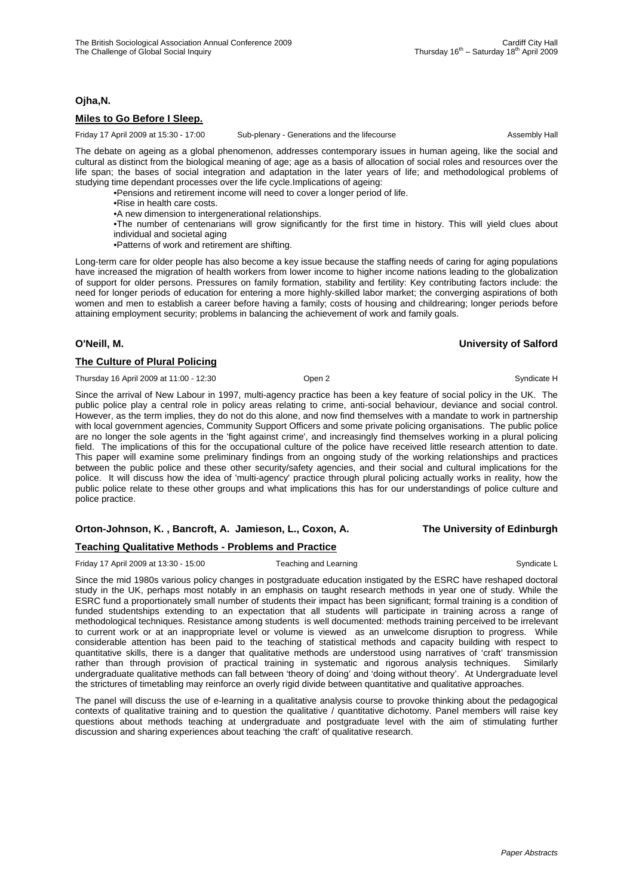**Ojha,N.**

**Miles to Go Before I Sleep.**

Friday 17 April 2009 at 15:30 - 17:00 Sub-plenary - Generations and the lifecourse Assembly Hall

The debate on ageing as a global phenomenon, addresses contemporary issues in human ageing, like the social and cultural as distinct from the biological meaning of age; age as a basis of allocation of social roles and resources over the life span; the bases of social integration and adaptation in the later years of life; and methodological problems of studying time dependant processes over the life cycle.Implications of ageing:

- Pensions and retirement income will need to cover a longer period of life.
- Rise in health care costs.
- A new dimension to intergenerational relationships.
- The number of centenarians will grow significantly for the first time in history. This will yield clues about individual and societal aging
- Patterns of work and retirement are shifting.

Long-term care for older people has also become a key issue because the staffing needs of caring for aging populations have increased the migration of health workers from lower income to higher income nations leading to the globalization of support for older persons. Pressures on family formation, stability and fertility: Key contributing factors include: the need for longer periods of education for entering a more highly-skilled labor market; the converging aspirations of both women and men to establish a career before having a family; costs of housing and childrearing; longer periods before attaining employment security; problems in balancing the achievement of work and family goals.

**O'Neill, M.** **University of Salford**

**The Culture of Plural Policing**

Thursday 16 April 2009 at 11:00 - 12:30 Open 2 Syndicate H

Since the arrival of New Labour in 1997, multi-agency practice has been a key feature of social policy in the UK. The public police play a central role in policy areas relating to crime, anti-social behaviour, deviance and social control. However, as the term implies, they do not do this alone, and now find themselves with a mandate to work in partnership with local government agencies, Community Support Officers and some private policing organisations. The public police are no longer the sole agents in the 'fight against crime', and increasingly find themselves working in a plural policing field. The implications of this for the occupational culture of the police have received little research attention to date. This paper will examine some preliminary findings from an ongoing study of the working relationships and practices between the public police and these other security/safety agencies, and their social and cultural implications for the police. It will discuss how the idea of 'multi-agency' practice through plural policing actually works in reality, how the public police relate to these other groups and what implications this has for our understandings of police culture and police practice.

**Orton-Johnson, K. , Bancroft, A. Jamieson, L., Coxon, A.** **The University of Edinburgh**

**Teaching Qualitative Methods - Problems and Practice**

Friday 17 April 2009 at 13:30 - 15:00 Teaching and Learning Syndicate L

Since the mid 1980s various policy changes in postgraduate education instigated by the ESRC have reshaped doctoral study in the UK, perhaps most notably in an emphasis on taught research methods in year one of study. While the ESRC fund a proportionately small number of students their impact has been significant; formal training is a condition of funded studentships extending to an expectation that all students will participate in training across a range of methodological techniques. Resistance among students is well documented: methods training perceived to be irrelevant to current work or at an inappropriate level or volume is viewed as an unwelcome disruption to progress. While considerable attention has been paid to the teaching of statistical methods and capacity building with respect to quantitative skills, there is a danger that qualitative methods are understood using narratives of 'craft' transmission rather than through provision of practical training in systematic and rigorous analysis techniques. Similarly undergraduate qualitative methods can fall between 'theory of doing' and 'doing without theory'. At Undergraduate level the strictures of timetabling may reinforce an overly rigid divide between quantitative and qualitative approaches.

The panel will discuss the use of e-learning in a qualitative analysis course to provoke thinking about the pedagogical contexts of qualitative training and to question the qualitative / quantitative dichotomy. Panel members will raise key questions about methods teaching at undergraduate and postgraduate level with the aim of stimulating further discussion and sharing experiences about teaching 'the craft' of qualitative research.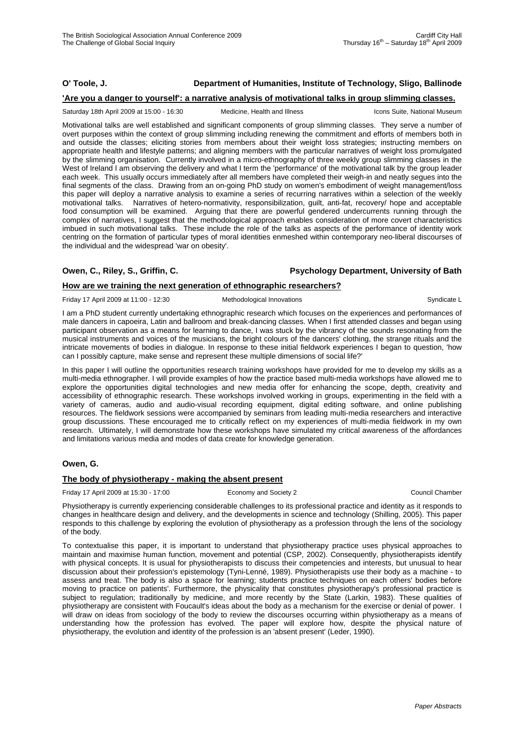**O' Toole, J.** **Department of Humanities, Institute of Technology, Sligo, Ballinode**

**'Are you a danger to yourself': a narrative analysis of motivational talks in group slimming classes.**

Saturday 18th April 2009 at 15:00 - 16:30 — Medicine, Health and Illness — Icons Suite, National Museum

Motivational talks are well established and significant components of group slimming classes. They serve a number of overt purposes within the context of group slimming including renewing the commitment and efforts of members both in and outside the classes; eliciting stories from members about their weight loss strategies; instructing members on appropriate health and lifestyle patterns; and aligning members with the particular narratives of weight loss promulgated by the slimming organisation. Currently involved in a micro-ethnography of three weekly group slimming classes in the West of Ireland I am observing the delivery and what I term the 'performance' of the motivational talk by the group leader each week. This usually occurs immediately after all members have completed their weigh-in and neatly segues into the final segments of the class. Drawing from an on-going PhD study on women's embodiment of weight management/loss this paper will deploy a narrative analysis to examine a series of recurring narratives within a selection of the weekly motivational talks. Narratives of hetero-normativity, responsibilization, guilt, anti-fat, recovery/ hope and acceptable food consumption will be examined. Arguing that there are powerful gendered undercurrents running through the complex of narratives, I suggest that the methodological approach enables consideration of more covert characteristics imbued in such motivational talks. These include the role of the talks as aspects of the performance of identity work centring on the formation of particular types of moral identities enmeshed within contemporary neo-liberal discourses of the individual and the widespread 'war on obesity'.

**Owen, C., Riley, S., Griffin, C.** **Psychology Department, University of Bath**

**How are we training the next generation of ethnographic researchers?**

Friday 17 April 2009 at 11:00 - 12:30 — Methodological Innovations — Syndicate L

I am a PhD student currently undertaking ethnographic research which focuses on the experiences and performances of male dancers in capoeira, Latin and ballroom and break-dancing classes. When I first attended classes and began using participant observation as a means for learning to dance, I was stuck by the vibrancy of the sounds resonating from the musical instruments and voices of the musicians, the bright colours of the dancers' clothing, the strange rituals and the intricate movements of bodies in dialogue. In response to these initial fieldwork experiences I began to question, 'how can I possibly capture, make sense and represent these multiple dimensions of social life?'

In this paper I will outline the opportunities research training workshops have provided for me to develop my skills as a multi-media ethnographer. I will provide examples of how the practice based multi-media workshops have allowed me to explore the opportunities digital technologies and new media offer for enhancing the scope, depth, creativity and accessibility of ethnographic research. These workshops involved working in groups, experimenting in the field with a variety of cameras, audio and audio-visual recording equipment, digital editing software, and online publishing resources. The fieldwork sessions were accompanied by seminars from leading multi-media researchers and interactive group discussions. These encouraged me to critically reflect on my experiences of multi-media fieldwork in my own research. Ultimately, I will demonstrate how these workshops have simulated my critical awareness of the affordances and limitations various media and modes of data create for knowledge generation.

**Owen, G.**

**The body of physiotherapy - making the absent present**

Friday 17 April 2009 at 15:30 - 17:00 — Economy and Society 2 — Council Chamber

Physiotherapy is currently experiencing considerable challenges to its professional practice and identity as it responds to changes in healthcare design and delivery, and the developments in science and technology (Shilling, 2005). This paper responds to this challenge by exploring the evolution of physiotherapy as a profession through the lens of the sociology of the body.

To contextualise this paper, it is important to understand that physiotherapy practice uses physical approaches to maintain and maximise human function, movement and potential (CSP, 2002). Consequently, physiotherapists identify with physical concepts. It is usual for physiotherapists to discuss their competencies and interests, but unusual to hear discussion about their profession's epistemology (Tyni-Lenné, 1989). Physiotherapists use their body as a machine - to assess and treat. The body is also a space for learning; students practice techniques on each others' bodies before moving to practice on patients'. Furthermore, the physicality that constitutes physiotherapy's professional practice is subject to regulation; traditionally by medicine, and more recently by the State (Larkin, 1983). These qualities of physiotherapy are consistent with Foucault's ideas about the body as a mechanism for the exercise or denial of power. I will draw on ideas from sociology of the body to review the discourses occurring within physiotherapy as a means of understanding how the profession has evolved. The paper will explore how, despite the physical nature of physiotherapy, the evolution and identity of the profession is an 'absent present' (Leder, 1990).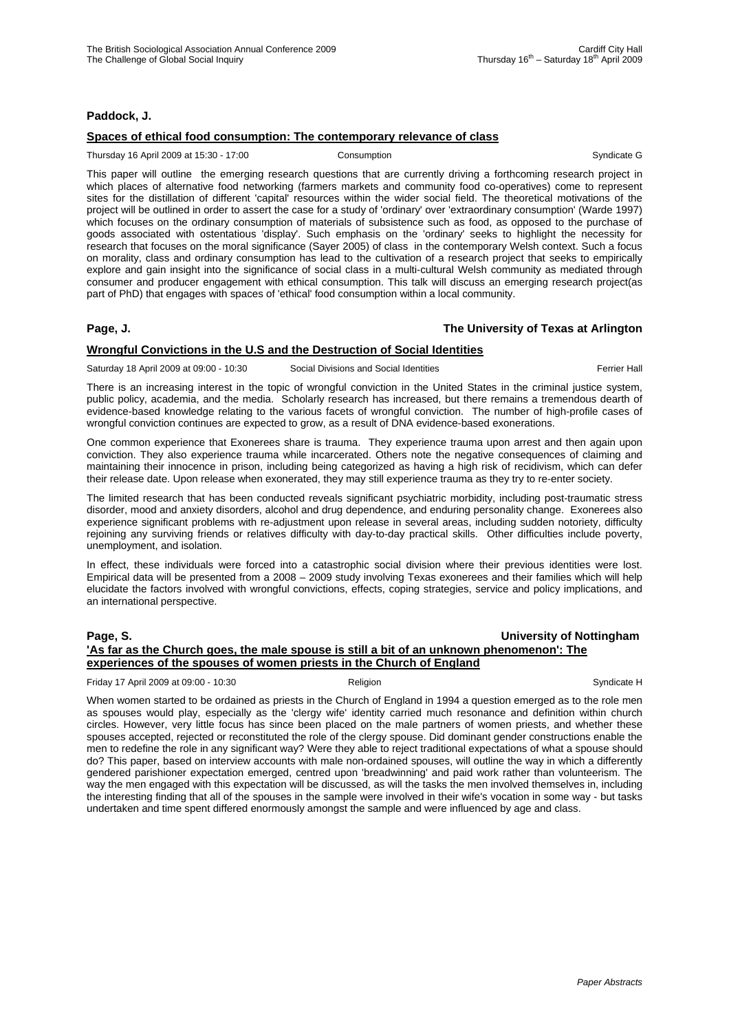**Paddock, J.**

**Spaces of ethical food consumption: The contemporary relevance of class**

Thursday 16 April 2009 at 15:30 - 17:00 Consumption Syndicate G

This paper will outline the emerging research questions that are currently driving a forthcoming research project in which places of alternative food networking (farmers markets and community food co-operatives) come to represent sites for the distillation of different 'capital' resources within the wider social field. The theoretical motivations of the project will be outlined in order to assert the case for a study of 'ordinary' over 'extraordinary consumption' (Warde 1997) which focuses on the ordinary consumption of materials of subsistence such as food, as opposed to the purchase of goods associated with ostentatious 'display'. Such emphasis on the 'ordinary' seeks to highlight the necessity for research that focuses on the moral significance (Sayer 2005) of class in the contemporary Welsh context. Such a focus on morality, class and ordinary consumption has lead to the cultivation of a research project that seeks to empirically explore and gain insight into the significance of social class in a multi-cultural Welsh community as mediated through consumer and producer engagement with ethical consumption. This talk will discuss an emerging research project(as part of PhD) that engages with spaces of 'ethical' food consumption within a local community.

**Page, J.** **The University of Texas at Arlington**

**Wrongful Convictions in the U.S and the Destruction of Social Identities**

Saturday 18 April 2009 at 09:00 - 10:30 Social Divisions and Social Identities Ferrier Hall

There is an increasing interest in the topic of wrongful conviction in the United States in the criminal justice system, public policy, academia, and the media. Scholarly research has increased, but there remains a tremendous dearth of evidence-based knowledge relating to the various facets of wrongful conviction. The number of high-profile cases of wrongful conviction continues are expected to grow, as a result of DNA evidence-based exonerations.

One common experience that Exonerees share is trauma. They experience trauma upon arrest and then again upon conviction. They also experience trauma while incarcerated. Others note the negative consequences of claiming and maintaining their innocence in prison, including being categorized as having a high risk of recidivism, which can defer their release date. Upon release when exonerated, they may still experience trauma as they try to re-enter society.

The limited research that has been conducted reveals significant psychiatric morbidity, including post-traumatic stress disorder, mood and anxiety disorders, alcohol and drug dependence, and enduring personality change. Exonerees also experience significant problems with re-adjustment upon release in several areas, including sudden notoriety, difficulty rejoining any surviving friends or relatives difficulty with day-to-day practical skills. Other difficulties include poverty, unemployment, and isolation.

In effect, these individuals were forced into a catastrophic social division where their previous identities were lost. Empirical data will be presented from a 2008 – 2009 study involving Texas exonerees and their families which will help elucidate the factors involved with wrongful convictions, effects, coping strategies, service and policy implications, and an international perspective.

**Page, S.** **University of Nottingham**

**'As far as the Church goes, the male spouse is still a bit of an unknown phenomenon': The experiences of the spouses of women priests in the Church of England**

Friday 17 April 2009 at 09:00 - 10:30 Religion Syndicate H

When women started to be ordained as priests in the Church of England in 1994 a question emerged as to the role men as spouses would play, especially as the 'clergy wife' identity carried much resonance and definition within church circles. However, very little focus has since been placed on the male partners of women priests, and whether these spouses accepted, rejected or reconstituted the role of the clergy spouse. Did dominant gender constructions enable the men to redefine the role in any significant way? Were they able to reject traditional expectations of what a spouse should do? This paper, based on interview accounts with male non-ordained spouses, will outline the way in which a differently gendered parishioner expectation emerged, centred upon 'breadwinning' and paid work rather than volunteerism. The way the men engaged with this expectation will be discussed, as will the tasks the men involved themselves in, including the interesting finding that all of the spouses in the sample were involved in their wife's vocation in some way - but tasks undertaken and time spent differed enormously amongst the sample and were influenced by age and class.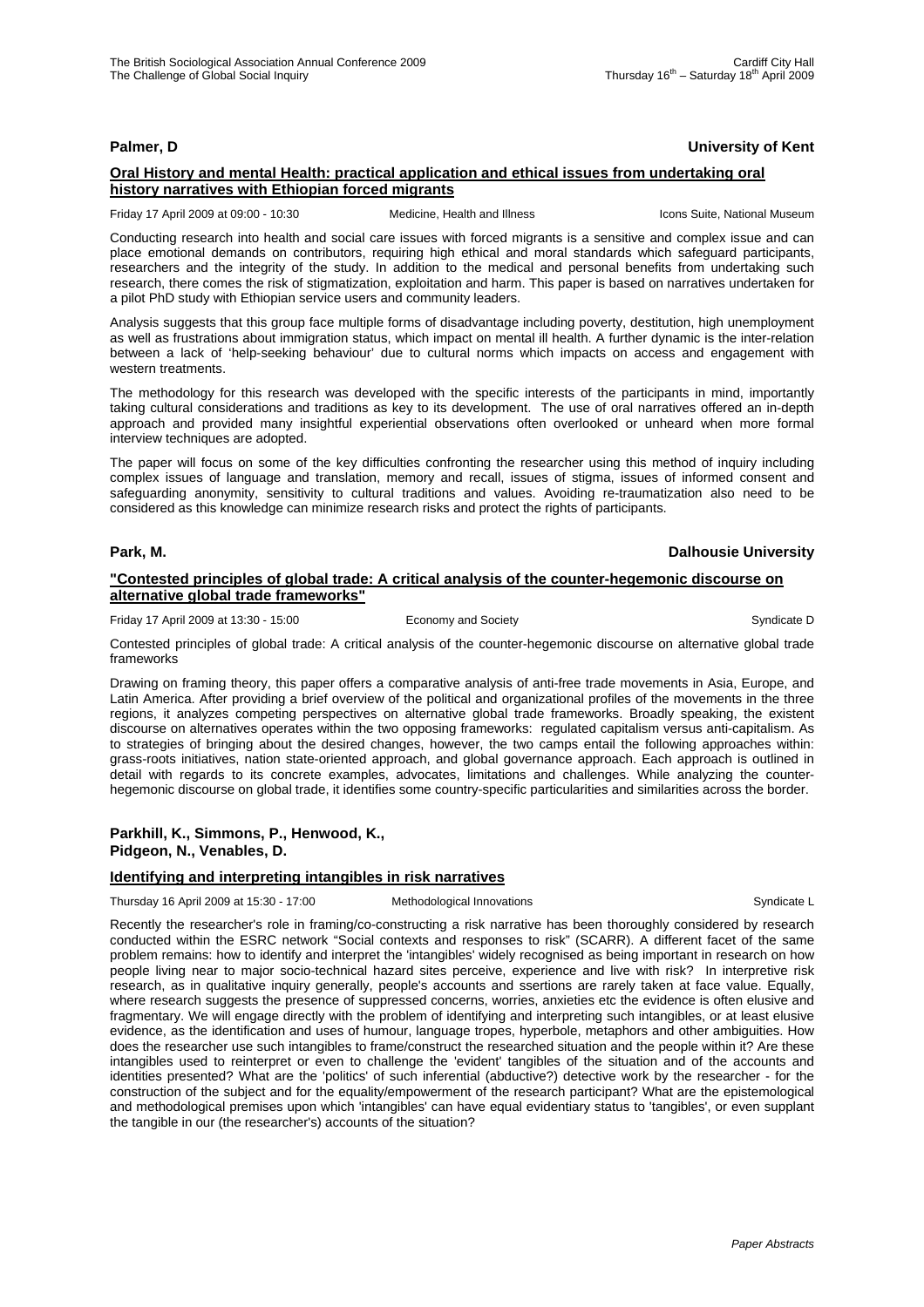**Palmer, D** **University of Kent**

**Oral History and mental Health: practical application and ethical issues from undertaking oral history narratives with Ethiopian forced migrants**

Friday 17 April 2009 at 09:00 - 10:30 Medicine, Health and Illness Icons Suite, National Museum

Conducting research into health and social care issues with forced migrants is a sensitive and complex issue and can place emotional demands on contributors, requiring high ethical and moral standards which safeguard participants, researchers and the integrity of the study. In addition to the medical and personal benefits from undertaking such research, there comes the risk of stigmatization, exploitation and harm. This paper is based on narratives undertaken for a pilot PhD study with Ethiopian service users and community leaders.

Analysis suggests that this group face multiple forms of disadvantage including poverty, destitution, high unemployment as well as frustrations about immigration status, which impact on mental ill health. A further dynamic is the inter-relation between a lack of 'help-seeking behaviour' due to cultural norms which impacts on access and engagement with western treatments.

The methodology for this research was developed with the specific interests of the participants in mind, importantly taking cultural considerations and traditions as key to its development. The use of oral narratives offered an in-depth approach and provided many insightful experiential observations often overlooked or unheard when more formal interview techniques are adopted.

The paper will focus on some of the key difficulties confronting the researcher using this method of inquiry including complex issues of language and translation, memory and recall, issues of stigma, issues of informed consent and safeguarding anonymity, sensitivity to cultural traditions and values. Avoiding re-traumatization also need to be considered as this knowledge can minimize research risks and protect the rights of participants.

**Park, M.** **Dalhousie University**

**"Contested principles of global trade: A critical analysis of the counter-hegemonic discourse on alternative global trade frameworks"**

Friday 17 April 2009 at 13:30 - 15:00 Economy and Society Syndicate D

Contested principles of global trade: A critical analysis of the counter-hegemonic discourse on alternative global trade frameworks

Drawing on framing theory, this paper offers a comparative analysis of anti-free trade movements in Asia, Europe, and Latin America. After providing a brief overview of the political and organizational profiles of the movements in the three regions, it analyzes competing perspectives on alternative global trade frameworks. Broadly speaking, the existent discourse on alternatives operates within the two opposing frameworks: regulated capitalism versus anti-capitalism. As to strategies of bringing about the desired changes, however, the two camps entail the following approaches within: grass-roots initiatives, nation state-oriented approach, and global governance approach. Each approach is outlined in detail with regards to its concrete examples, advocates, limitations and challenges. While analyzing the counter-hegemonic discourse on global trade, it identifies some country-specific particularities and similarities across the border.

**Parkhill, K., Simmons, P., Henwood, K., Pidgeon, N., Venables, D.**

**Identifying and interpreting intangibles in risk narratives**

Thursday 16 April 2009 at 15:30 - 17:00 Methodological Innovations Syndicate L

Recently the researcher's role in framing/co-constructing a risk narrative has been thoroughly considered by research conducted within the ESRC network "Social contexts and responses to risk" (SCARR). A different facet of the same problem remains: how to identify and interpret the 'intangibles' widely recognised as being important in research on how people living near to major socio-technical hazard sites perceive, experience and live with risk? In interpretive risk research, as in qualitative inquiry generally, people's accounts and ssertions are rarely taken at face value. Equally, where research suggests the presence of suppressed concerns, worries, anxieties etc the evidence is often elusive and fragmentary. We will engage directly with the problem of identifying and interpreting such intangibles, or at least elusive evidence, as the identification and uses of humour, language tropes, hyperbole, metaphors and other ambiguities. How does the researcher use such intangibles to frame/construct the researched situation and the people within it? Are these intangibles used to reinterpret or even to challenge the 'evident' tangibles of the situation and of the accounts and identities presented? What are the 'politics' of such inferential (abductive?) detective work by the researcher - for the construction of the subject and for the equality/empowerment of the research participant? What are the epistemological and methodological premises upon which 'intangibles' can have equal evidentiary status to 'tangibles', or even supplant the tangible in our (the researcher's) accounts of the situation?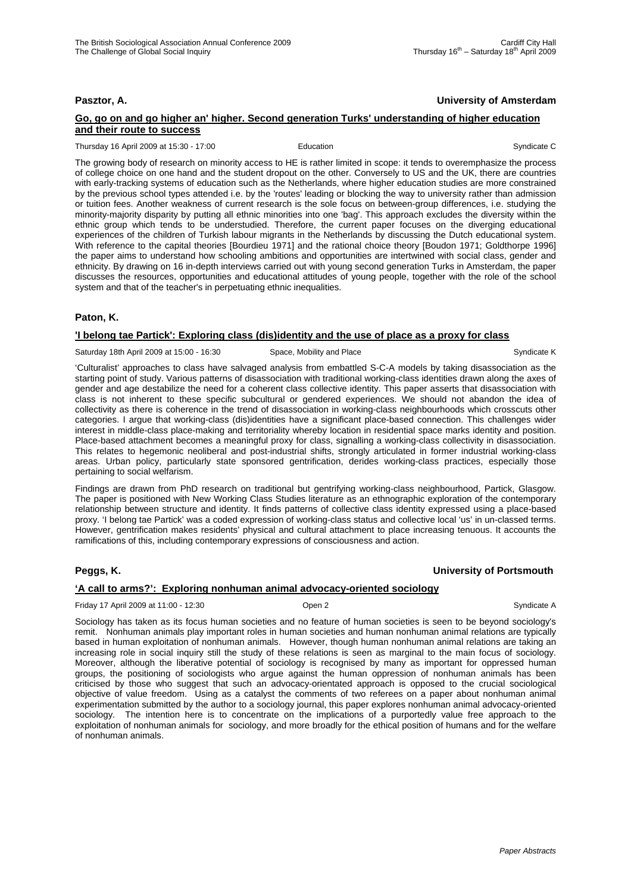**Pasztor, A.** **University of Amsterdam**

**Go, go on and go higher an' higher. Second generation Turks' understanding of higher education and their route to success**

Thursday 16 April 2009 at 15:30 - 17:00 Education Syndicate C

The growing body of research on minority access to HE is rather limited in scope: it tends to overemphasize the process of college choice on one hand and the student dropout on the other. Conversely to US and the UK, there are countries with early-tracking systems of education such as the Netherlands, where higher education studies are more constrained by the previous school types attended i.e. by the 'routes' leading or blocking the way to university rather than admission or tuition fees. Another weakness of current research is the sole focus on between-group differences, i.e. studying the minority-majority disparity by putting all ethnic minorities into one 'bag'. This approach excludes the diversity within the ethnic group which tends to be understudied. Therefore, the current paper focuses on the diverging educational experiences of the children of Turkish labour migrants in the Netherlands by discussing the Dutch educational system. With reference to the capital theories [Bourdieu 1971] and the rational choice theory [Boudon 1971; Goldthorpe 1996] the paper aims to understand how schooling ambitions and opportunities are intertwined with social class, gender and ethnicity. By drawing on 16 in-depth interviews carried out with young second generation Turks in Amsterdam, the paper discusses the resources, opportunities and educational attitudes of young people, together with the role of the school system and that of the teacher's in perpetuating ethnic inequalities.

**Paton, K.**

**'I belong tae Partick': Exploring class (dis)identity and the use of place as a proxy for class**

Saturday 18th April 2009 at 15:00 - 16:30 Space, Mobility and Place Syndicate K

'Culturalist' approaches to class have salvaged analysis from embattled S-C-A models by taking disassociation as the starting point of study. Various patterns of disassociation with traditional working-class identities drawn along the axes of gender and age destabilize the need for a coherent class collective identity. This paper asserts that disassociation with class is not inherent to these specific subcultural or gendered experiences. We should not abandon the idea of collectivity as there is coherence in the trend of disassociation in working-class neighbourhoods which crosscuts other categories. I argue that working-class (dis)identities have a significant place-based connection. This challenges wider interest in middle-class place-making and territoriality whereby location in residential space marks identity and position. Place-based attachment becomes a meaningful proxy for class, signalling a working-class collectivity in disassociation. This relates to hegemonic neoliberal and post-industrial shifts, strongly articulated in former industrial working-class areas. Urban policy, particularly state sponsored gentrification, derides working-class practices, especially those pertaining to social welfarism.

Findings are drawn from PhD research on traditional but gentrifying working-class neighbourhood, Partick, Glasgow. The paper is positioned with New Working Class Studies literature as an ethnographic exploration of the contemporary relationship between structure and identity. It finds patterns of collective class identity expressed using a place-based proxy. 'I belong tae Partick' was a coded expression of working-class status and collective local 'us' in un-classed terms. However, gentrification makes residents' physical and cultural attachment to place increasing tenuous. It accounts the ramifications of this, including contemporary expressions of consciousness and action.

**Peggs, K.** **University of Portsmouth**

**'A call to arms?': Exploring nonhuman animal advocacy-oriented sociology**

Friday 17 April 2009 at 11:00 - 12:30 Open 2 Syndicate A

Sociology has taken as its focus human societies and no feature of human societies is seen to be beyond sociology's remit. Nonhuman animals play important roles in human societies and human nonhuman animal relations are typically based in human exploitation of nonhuman animals. However, though human nonhuman animal relations are taking an increasing role in social inquiry still the study of these relations is seen as marginal to the main focus of sociology. Moreover, although the liberative potential of sociology is recognised by many as important for oppressed human groups, the positioning of sociologists who argue against the human oppression of nonhuman animals has been criticised by those who suggest that such an advocacy-orientated approach is opposed to the crucial sociological objective of value freedom. Using as a catalyst the comments of two referees on a paper about nonhuman animal experimentation submitted by the author to a sociology journal, this paper explores nonhuman animal advocacy-oriented sociology. The intention here is to concentrate on the implications of a purportedly value free approach to the exploitation of nonhuman animals for sociology, and more broadly for the ethical position of humans and for the welfare of nonhuman animals.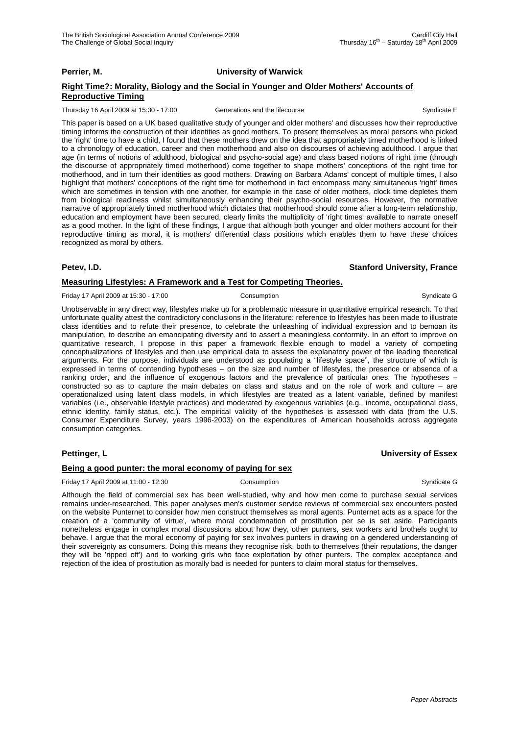**Perrier, M.** **University of Warwick**

**Right Time?: Morality, Biology and the Social in Younger and Older Mothers' Accounts of Reproductive Timing**

Thursday 16 April 2009 at 15:30 - 17:00 Generations and the lifecourse Syndicate E

This paper is based on a UK based qualitative study of younger and older mothers' and discusses how their reproductive timing informs the construction of their identities as good mothers. To present themselves as moral persons who picked the 'right' time to have a child, I found that these mothers drew on the idea that appropriately timed motherhood is linked to a chronology of education, career and then motherhood and also on discourses of achieving adulthood. I argue that age (in terms of notions of adulthood, biological and psycho-social age) and class based notions of right time (through the discourse of appropriately timed motherhood) come together to shape mothers' conceptions of the right time for motherhood, and in turn their identities as good mothers. Drawing on Barbara Adams' concept of multiple times, I also highlight that mothers' conceptions of the right time for motherhood in fact encompass many simultaneous 'right' times which are sometimes in tension with one another, for example in the case of older mothers, clock time depletes them from biological readiness whilst simultaneously enhancing their psycho-social resources. However, the normative narrative of appropriately timed motherhood which dictates that motherhood should come after a long-term relationship, education and employment have been secured, clearly limits the multiplicity of 'right times' available to narrate oneself as a good mother. In the light of these findings, I argue that although both younger and older mothers account for their reproductive timing as moral, it is mothers' differential class positions which enables them to have these choices recognized as moral by others.

**Petev, I.D.** **Stanford University, France**

**Measuring Lifestyles: A Framework and a Test for Competing Theories.**

Friday 17 April 2009 at 15:30 - 17:00 Consumption Syndicate G

Unobservable in any direct way, lifestyles make up for a problematic measure in quantitative empirical research. To that unfortunate quality attest the contradictory conclusions in the literature: reference to lifestyles has been made to illustrate class identities and to refute their presence, to celebrate the unleashing of individual expression and to bemoan its manipulation, to describe an emancipating diversity and to assert a meaningless conformity. In an effort to improve on quantitative research, I propose in this paper a framework flexible enough to model a variety of competing conceptualizations of lifestyles and then use empirical data to assess the explanatory power of the leading theoretical arguments. For the purpose, individuals are understood as populating a "lifestyle space", the structure of which is expressed in terms of contending hypotheses – on the size and number of lifestyles, the presence or absence of a ranking order, and the influence of exogenous factors and the prevalence of particular ones. The hypotheses – constructed so as to capture the main debates on class and status and on the role of work and culture – are operationalized using latent class models, in which lifestyles are treated as a latent variable, defined by manifest variables (i.e., observable lifestyle practices) and moderated by exogenous variables (e.g., income, occupational class, ethnic identity, family status, etc.). The empirical validity of the hypotheses is assessed with data (from the U.S. Consumer Expenditure Survey, years 1996-2003) on the expenditures of American households across aggregate consumption categories.

**Pettinger, L** **University of Essex**

**Being a good punter: the moral economy of paying for sex**

Friday 17 April 2009 at 11:00 - 12:30 Consumption Syndicate G

Although the field of commercial sex has been well-studied, why and how men come to purchase sexual services remains under-researched. This paper analyses men's customer service reviews of commercial sex encounters posted on the website Punternet to consider how men construct themselves as moral agents. Punternet acts as a space for the creation of a 'community of virtue', where moral condemnation of prostitution per se is set aside. Participants nonetheless engage in complex moral discussions about how they, other punters, sex workers and brothels ought to behave. I argue that the moral economy of paying for sex involves punters in drawing on a gendered understanding of their sovereignty as consumers. Doing this means they recognise risk, both to themselves (their reputations, the danger they will be 'ripped off') and to working girls who face exploitation by other punters. The complex acceptance and rejection of the idea of prostitution as morally bad is needed for punters to claim moral status for themselves.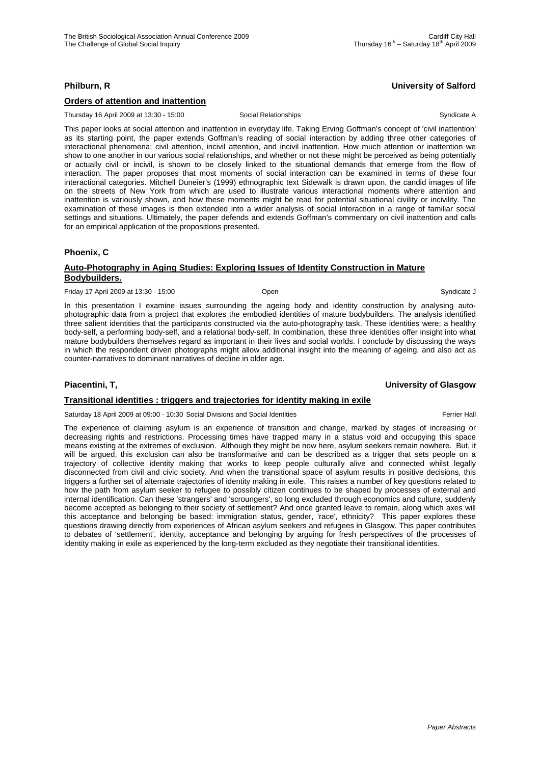**Philburn, R** **University of Salford**

**Orders of attention and inattention**

Thursday 16 April 2009 at 13:30 - 15:00 Social Relationships Syndicate A

This paper looks at social attention and inattention in everyday life. Taking Erving Goffman's concept of 'civil inattention' as its starting point, the paper extends Goffman's reading of social interaction by adding three other categories of interactional phenomena: civil attention, incivil attention, and incivil inattention. How much attention or inattention we show to one another in our various social relationships, and whether or not these might be perceived as being potentially or actually civil or incivil, is shown to be closely linked to the situational demands that emerge from the flow of interaction. The paper proposes that most moments of social interaction can be examined in terms of these four interactional categories. Mitchell Duneier's (1999) ethnographic text Sidewalk is drawn upon, the candid images of life on the streets of New York from which are used to illustrate various interactional moments where attention and inattention is variously shown, and how these moments might be read for potential situational civility or incivility. The examination of these images is then extended into a wider analysis of social interaction in a range of familiar social settings and situations. Ultimately, the paper defends and extends Goffman's commentary on civil inattention and calls for an empirical application of the propositions presented.

**Phoenix, C**

**Auto-Photography in Aging Studies: Exploring Issues of Identity Construction in Mature Bodybuilders.**

Friday 17 April 2009 at 13:30 - 15:00 Open Syndicate J

In this presentation I examine issues surrounding the ageing body and identity construction by analysing auto-photographic data from a project that explores the embodied identities of mature bodybuilders. The analysis identified three salient identities that the participants constructed via the auto-photography task. These identities were; a healthy body-self, a performing body-self, and a relational body-self. In combination, these three identities offer insight into what mature bodybuilders themselves regard as important in their lives and social worlds. I conclude by discussing the ways in which the respondent driven photographs might allow additional insight into the meaning of ageing, and also act as counter-narratives to dominant narratives of decline in older age.

**Piacentini, T,** **University of Glasgow**

**Transitional identities : triggers and trajectories for identity making in exile**

Saturday 18 April 2009 at 09:00 - 10:30 Social Divisions and Social Identities Ferrier Hall

The experience of claiming asylum is an experience of transition and change, marked by stages of increasing or decreasing rights and restrictions. Processing times have trapped many in a status void and occupying this space means existing at the extremes of exclusion. Although they might be now here, asylum seekers remain nowhere. But, it will be argued, this exclusion can also be transformative and can be described as a trigger that sets people on a trajectory of collective identity making that works to keep people culturally alive and connected whilst legally disconnected from civil and civic society. And when the transitional space of asylum results in positive decisions, this triggers a further set of alternate trajectories of identity making in exile. This raises a number of key questions related to how the path from asylum seeker to refugee to possibly citizen continues to be shaped by processes of external and internal identification. Can these 'strangers' and 'scroungers', so long excluded through economics and culture, suddenly become accepted as belonging to their society of settlement? And once granted leave to remain, along which axes will this acceptance and belonging be based: immigration status, gender, 'race', ethnicity? This paper explores these questions drawing directly from experiences of African asylum seekers and refugees in Glasgow. This paper contributes to debates of 'settlement', identity, acceptance and belonging by arguing for fresh perspectives of the processes of identity making in exile as experienced by the long-term excluded as they negotiate their transitional identities.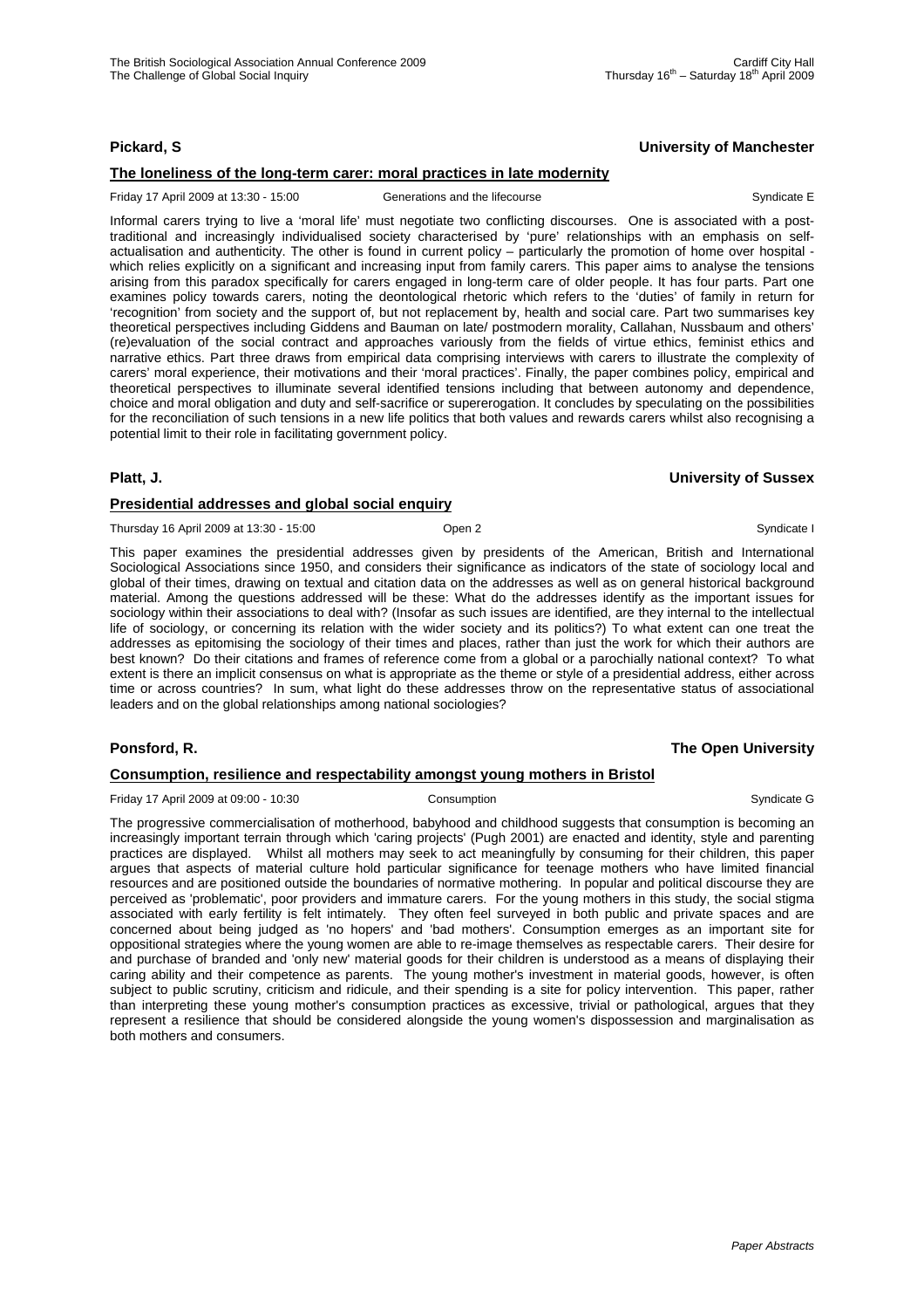**Pickard, S** **University of Manchester**

**The loneliness of the long-term carer: moral practices in late modernity**

Friday 17 April 2009 at 13:30 - 15:00 Generations and the lifecourse Syndicate E

Informal carers trying to live a 'moral life' must negotiate two conflicting discourses. One is associated with a post-traditional and increasingly individualised society characterised by 'pure' relationships with an emphasis on self-actualisation and authenticity. The other is found in current policy – particularly the promotion of home over hospital - which relies explicitly on a significant and increasing input from family carers. This paper aims to analyse the tensions arising from this paradox specifically for carers engaged in long-term care of older people. It has four parts. Part one examines policy towards carers, noting the deontological rhetoric which refers to the 'duties' of family in return for 'recognition' from society and the support of, but not replacement by, health and social care. Part two summarises key theoretical perspectives including Giddens and Bauman on late/ postmodern morality, Callahan, Nussbaum and others' (re)evaluation of the social contract and approaches variously from the fields of virtue ethics, feminist ethics and narrative ethics. Part three draws from empirical data comprising interviews with carers to illustrate the complexity of carers' moral experience, their motivations and their 'moral practices'. Finally, the paper combines policy, empirical and theoretical perspectives to illuminate several identified tensions including that between autonomy and dependence, choice and moral obligation and duty and self-sacrifice or supererogation. It concludes by speculating on the possibilities for the reconciliation of such tensions in a new life politics that both values and rewards carers whilst also recognising a potential limit to their role in facilitating government policy.

**Platt, J.** **University of Sussex**

**Presidential addresses and global social enquiry**

Thursday 16 April 2009 at 13:30 - 15:00 Open 2 Syndicate I

This paper examines the presidential addresses given by presidents of the American, British and International Sociological Associations since 1950, and considers their significance as indicators of the state of sociology local and global of their times, drawing on textual and citation data on the addresses as well as on general historical background material. Among the questions addressed will be these: What do the addresses identify as the important issues for sociology within their associations to deal with? (Insofar as such issues are identified, are they internal to the intellectual life of sociology, or concerning its relation with the wider society and its politics?) To what extent can one treat the addresses as epitomising the sociology of their times and places, rather than just the work for which their authors are best known? Do their citations and frames of reference come from a global or a parochially national context? To what extent is there an implicit consensus on what is appropriate as the theme or style of a presidential address, either across time or across countries? In sum, what light do these addresses throw on the representative status of associational leaders and on the global relationships among national sociologies?

**Ponsford, R.** **The Open University**

**Consumption, resilience and respectability amongst young mothers in Bristol**

Friday 17 April 2009 at 09:00 - 10:30 Consumption Syndicate G

The progressive commercialisation of motherhood, babyhood and childhood suggests that consumption is becoming an increasingly important terrain through which 'caring projects' (Pugh 2001) are enacted and identity, style and parenting practices are displayed. Whilst all mothers may seek to act meaningfully by consuming for their children, this paper argues that aspects of material culture hold particular significance for teenage mothers who have limited financial resources and are positioned outside the boundaries of normative mothering. In popular and political discourse they are perceived as 'problematic', poor providers and immature carers. For the young mothers in this study, the social stigma associated with early fertility is felt intimately. They often feel surveyed in both public and private spaces and are concerned about being judged as 'no hopers' and 'bad mothers'. Consumption emerges as an important site for oppositional strategies where the young women are able to re-image themselves as respectable carers. Their desire for and purchase of branded and 'only new' material goods for their children is understood as a means of displaying their caring ability and their competence as parents. The young mother's investment in material goods, however, is often subject to public scrutiny, criticism and ridicule, and their spending is a site for policy intervention. This paper, rather than interpreting these young mother's consumption practices as excessive, trivial or pathological, argues that they represent a resilience that should be considered alongside the young women's dispossession and marginalisation as both mothers and consumers.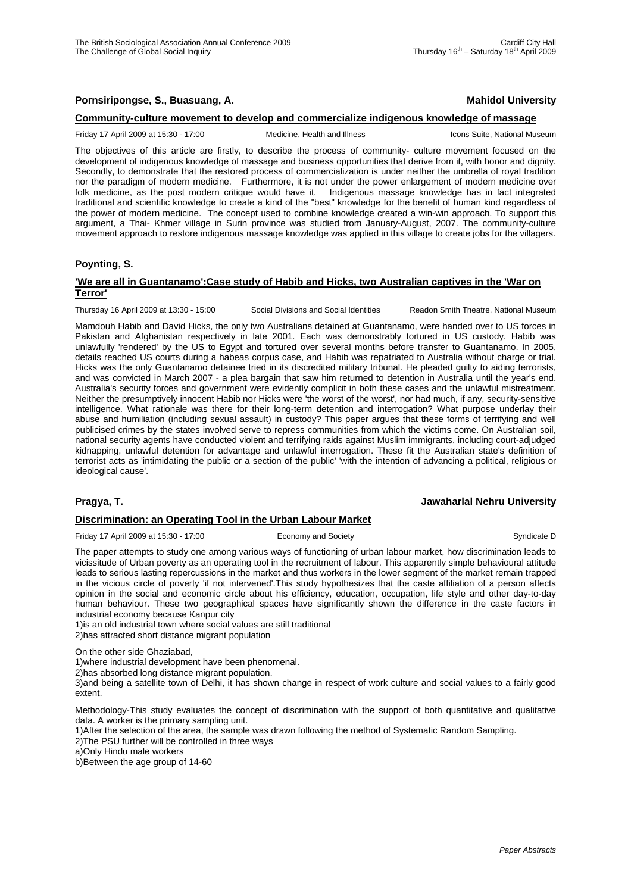**Pornsiripongse, S., Buasuang, A.** **Mahidol University**

**Community-culture movement to develop and commercialize indigenous knowledge of massage**

Friday 17 April 2009 at 15:30 - 17:00 Medicine, Health and Illness Icons Suite, National Museum

The objectives of this article are firstly, to describe the process of community- culture movement focused on the development of indigenous knowledge of massage and business opportunities that derive from it, with honor and dignity. Secondly, to demonstrate that the restored process of commercialization is under neither the umbrella of royal tradition nor the paradigm of modern medicine. Furthermore, it is not under the power enlargement of modern medicine over folk medicine, as the post modern critique would have it. Indigenous massage knowledge has in fact integrated traditional and scientific knowledge to create a kind of the "best" knowledge for the benefit of human kind regardless of the power of modern medicine. The concept used to combine knowledge created a win-win approach. To support this argument, a Thai- Khmer village in Surin province was studied from January-August, 2007. The community-culture movement approach to restore indigenous massage knowledge was applied in this village to create jobs for the villagers.

**Poynting, S.**

**'We are all in Guantanamo':Case study of Habib and Hicks, two Australian captives in the 'War on Terror'**

Thursday 16 April 2009 at 13:30 - 15:00 Social Divisions and Social Identities Readon Smith Theatre, National Museum

Mamdouh Habib and David Hicks, the only two Australians detained at Guantanamo, were handed over to US forces in Pakistan and Afghanistan respectively in late 2001. Each was demonstrably tortured in US custody. Habib was unlawfully 'rendered' by the US to Egypt and tortured over several months before transfer to Guantanamo. In 2005, details reached US courts during a habeas corpus case, and Habib was repatriated to Australia without charge or trial. Hicks was the only Guantanamo detainee tried in its discredited military tribunal. He pleaded guilty to aiding terrorists, and was convicted in March 2007 - a plea bargain that saw him returned to detention in Australia until the year's end. Australia's security forces and government were evidently complicit in both these cases and the unlawful mistreatment. Neither the presumptively innocent Habib nor Hicks were 'the worst of the worst', nor had much, if any, security-sensitive intelligence. What rationale was there for their long-term detention and interrogation? What purpose underlay their abuse and humiliation (including sexual assault) in custody? This paper argues that these forms of terrifying and well publicised crimes by the states involved serve to repress communities from which the victims come. On Australian soil, national security agents have conducted violent and terrifying raids against Muslim immigrants, including court-adjudged kidnapping, unlawful detention for advantage and unlawful interrogation. These fit the Australian state's definition of terrorist acts as 'intimidating the public or a section of the public' 'with the intention of advancing a political, religious or ideological cause'.

**Pragya, T.** **Jawaharlal Nehru University**

**Discrimination: an Operating Tool in the Urban Labour Market**

Friday 17 April 2009 at 15:30 - 17:00 Economy and Society Syndicate D

The paper attempts to study one among various ways of functioning of urban labour market, how discrimination leads to vicissitude of Urban poverty as an operating tool in the recruitment of labour. This apparently simple behavioural attitude leads to serious lasting repercussions in the market and thus workers in the lower segment of the market remain trapped in the vicious circle of poverty 'if not intervened'.This study hypothesizes that the caste affiliation of a person affects opinion in the social and economic circle about his efficiency, education, occupation, life style and other day-to-day human behaviour. These two geographical spaces have significantly shown the difference in the caste factors in industrial economy because Kanpur city

1)is an old industrial town where social values are still traditional
2)has attracted short distance migrant population

On the other side Ghaziabad,

1)where industrial development have been phenomenal.
2)has absorbed long distance migrant population.
3)and being a satellite town of Delhi, it has shown change in respect of work culture and social values to a fairly good extent.

Methodology-This study evaluates the concept of discrimination with the support of both quantitative and qualitative data. A worker is the primary sampling unit.

1)After the selection of the area, the sample was drawn following the method of Systematic Random Sampling.
2)The PSU further will be controlled in three ways
a)Only Hindu male workers
b)Between the age group of 14-60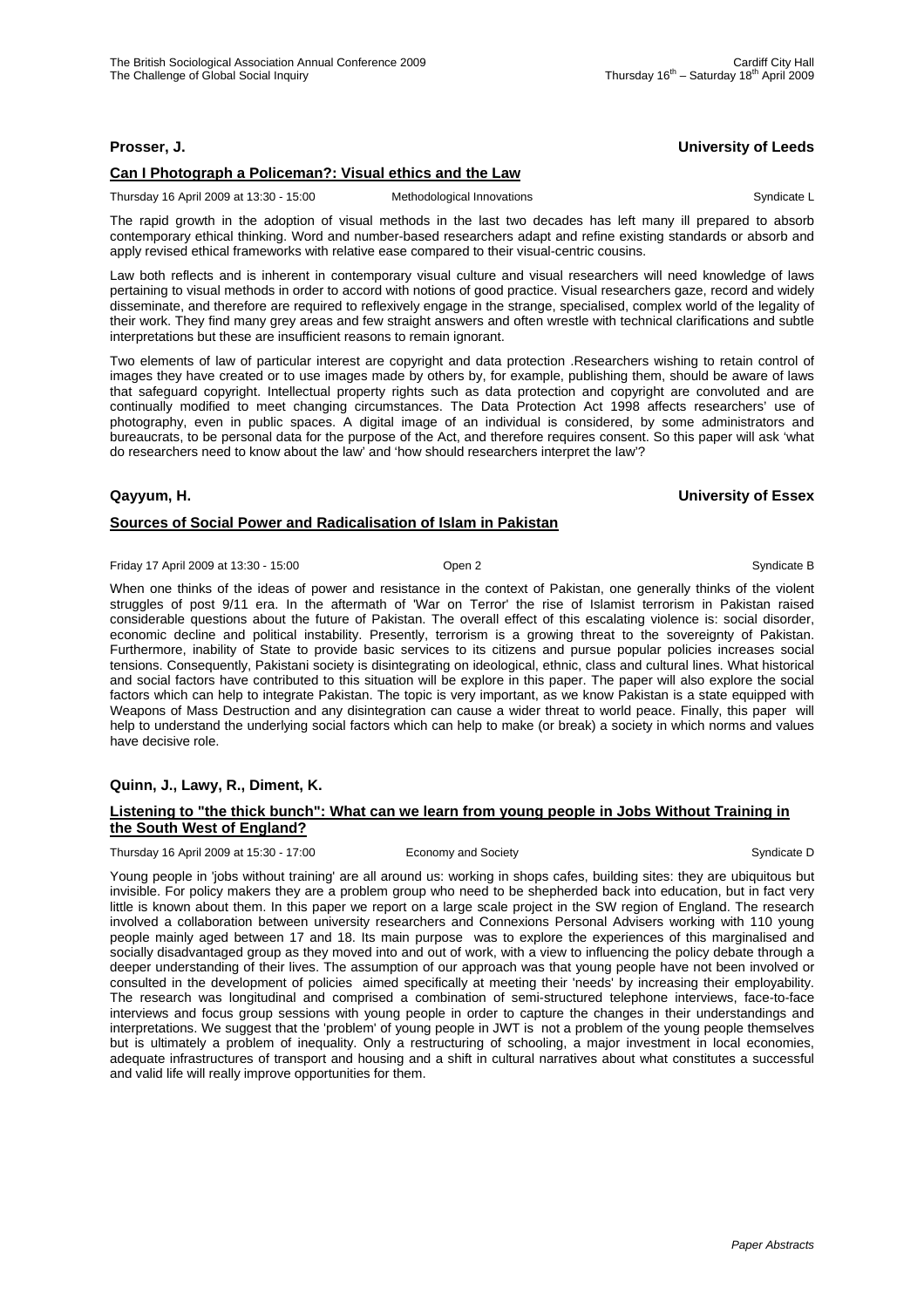**Prosser, J.** **University of Leeds**

**Can I Photograph a Policeman?: Visual ethics and the Law**

Thursday 16 April 2009 at 13:30 - 15:00 Methodological Innovations Syndicate L

The rapid growth in the adoption of visual methods in the last two decades has left many ill prepared to absorb contemporary ethical thinking. Word and number-based researchers adapt and refine existing standards or absorb and apply revised ethical frameworks with relative ease compared to their visual-centric cousins.

Law both reflects and is inherent in contemporary visual culture and visual researchers will need knowledge of laws pertaining to visual methods in order to accord with notions of good practice. Visual researchers gaze, record and widely disseminate, and therefore are required to reflexively engage in the strange, specialised, complex world of the legality of their work. They find many grey areas and few straight answers and often wrestle with technical clarifications and subtle interpretations but these are insufficient reasons to remain ignorant.

Two elements of law of particular interest are copyright and data protection .Researchers wishing to retain control of images they have created or to use images made by others by, for example, publishing them, should be aware of laws that safeguard copyright. Intellectual property rights such as data protection and copyright are convoluted and are continually modified to meet changing circumstances. The Data Protection Act 1998 affects researchers' use of photography, even in public spaces. A digital image of an individual is considered, by some administrators and bureaucrats, to be personal data for the purpose of the Act, and therefore requires consent. So this paper will ask 'what do researchers need to know about the law' and 'how should researchers interpret the law'?

**Qayyum, H.** **University of Essex**

**Sources of Social Power and Radicalisation of Islam in Pakistan**

Friday 17 April 2009 at 13:30 - 15:00 Open 2 Syndicate B

When one thinks of the ideas of power and resistance in the context of Pakistan, one generally thinks of the violent struggles of post 9/11 era. In the aftermath of 'War on Terror' the rise of Islamist terrorism in Pakistan raised considerable questions about the future of Pakistan. The overall effect of this escalating violence is: social disorder, economic decline and political instability. Presently, terrorism is a growing threat to the sovereignty of Pakistan. Furthermore, inability of State to provide basic services to its citizens and pursue popular policies increases social tensions. Consequently, Pakistani society is disintegrating on ideological, ethnic, class and cultural lines. What historical and social factors have contributed to this situation will be explore in this paper. The paper will also explore the social factors which can help to integrate Pakistan. The topic is very important, as we know Pakistan is a state equipped with Weapons of Mass Destruction and any disintegration can cause a wider threat to world peace. Finally, this paper will help to understand the underlying social factors which can help to make (or break) a society in which norms and values have decisive role.

**Quinn, J., Lawy, R., Diment, K.**

**Listening to "the thick bunch": What can we learn from young people in Jobs Without Training in the South West of England?**

Thursday 16 April 2009 at 15:30 - 17:00 Economy and Society Syndicate D

Young people in 'jobs without training' are all around us: working in shops cafes, building sites: they are ubiquitous but invisible. For policy makers they are a problem group who need to be shepherded back into education, but in fact very little is known about them. In this paper we report on a large scale project in the SW region of England. The research involved a collaboration between university researchers and Connexions Personal Advisers working with 110 young people mainly aged between 17 and 18. Its main purpose was to explore the experiences of this marginalised and socially disadvantaged group as they moved into and out of work, with a view to influencing the policy debate through a deeper understanding of their lives. The assumption of our approach was that young people have not been involved or consulted in the development of policies aimed specifically at meeting their 'needs' by increasing their employability. The research was longitudinal and comprised a combination of semi-structured telephone interviews, face-to-face interviews and focus group sessions with young people in order to capture the changes in their understandings and interpretations. We suggest that the 'problem' of young people in JWT is not a problem of the young people themselves but is ultimately a problem of inequality. Only a restructuring of schooling, a major investment in local economies, adequate infrastructures of transport and housing and a shift in cultural narratives about what constitutes a successful and valid life will really improve opportunities for them.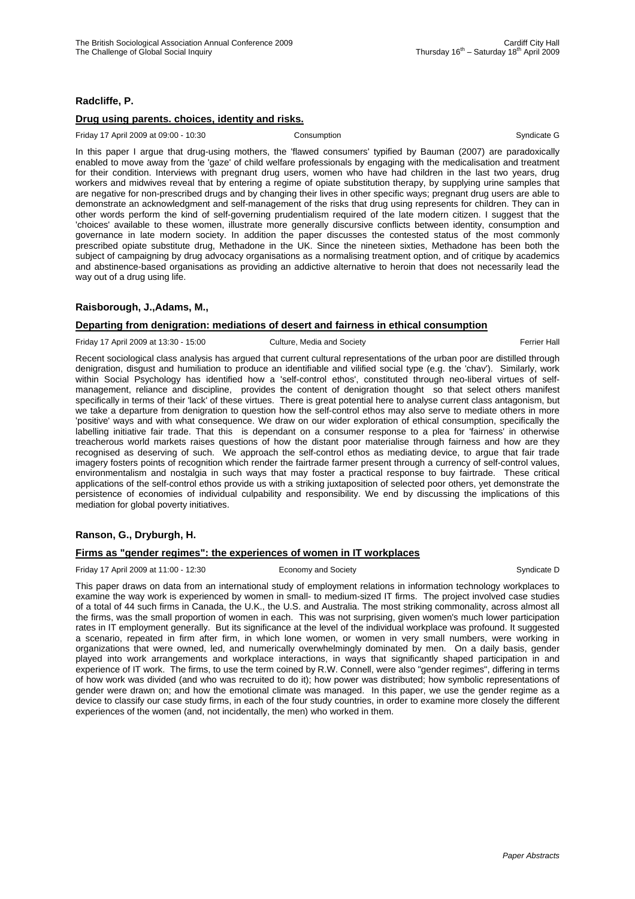**Radcliffe, P.**

**Drug using parents. choices, identity and risks.**

Friday 17 April 2009 at 09:00 - 10:30 Consumption Syndicate G

In this paper I argue that drug-using mothers, the 'flawed consumers' typified by Bauman (2007) are paradoxically enabled to move away from the 'gaze' of child welfare professionals by engaging with the medicalisation and treatment for their condition. Interviews with pregnant drug users, women who have had children in the last two years, drug workers and midwives reveal that by entering a regime of opiate substitution therapy, by supplying urine samples that are negative for non-prescribed drugs and by changing their lives in other specific ways; pregnant drug users are able to demonstrate an acknowledgment and self-management of the risks that drug using represents for children. They can in other words perform the kind of self-governing prudentialism required of the late modern citizen. I suggest that the 'choices' available to these women, illustrate more generally discursive conflicts between identity, consumption and governance in late modern society. In addition the paper discusses the contested status of the most commonly prescribed opiate substitute drug, Methadone in the UK. Since the nineteen sixties, Methadone has been both the subject of campaigning by drug advocacy organisations as a normalising treatment option, and of critique by academics and abstinence-based organisations as providing an addictive alternative to heroin that does not necessarily lead the way out of a drug using life.

**Raisborough, J.,Adams, M.,**

**Departing from denigration: mediations of desert and fairness in ethical consumption**

Friday 17 April 2009 at 13:30 - 15:00 Culture, Media and Society Ferrier Hall

Recent sociological class analysis has argued that current cultural representations of the urban poor are distilled through denigration, disgust and humiliation to produce an identifiable and vilified social type (e.g. the 'chav'). Similarly, work within Social Psychology has identified how a 'self-control ethos', constituted through neo-liberal virtues of self-management, reliance and discipline, provides the content of denigration thought so that select others manifest specifically in terms of their 'lack' of these virtues. There is great potential here to analyse current class antagonism, but we take a departure from denigration to question how the self-control ethos may also serve to mediate others in more 'positive' ways and with what consequence. We draw on our wider exploration of ethical consumption, specifically the labelling initiative fair trade. That this is dependant on a consumer response to a plea for 'fairness' in otherwise treacherous world markets raises questions of how the distant poor materialise through fairness and how are they recognised as deserving of such. We approach the self-control ethos as mediating device, to argue that fair trade imagery fosters points of recognition which render the fairtrade farmer present through a currency of self-control values, environmentalism and nostalgia in such ways that may foster a practical response to buy fairtrade. These critical applications of the self-control ethos provide us with a striking juxtaposition of selected poor others, yet demonstrate the persistence of economies of individual culpability and responsibility. We end by discussing the implications of this mediation for global poverty initiatives.

**Ranson, G., Dryburgh, H.**

**Firms as "gender regimes": the experiences of women in IT workplaces**

Friday 17 April 2009 at 11:00 - 12:30 Economy and Society Syndicate D

This paper draws on data from an international study of employment relations in information technology workplaces to examine the way work is experienced by women in small- to medium-sized IT firms. The project involved case studies of a total of 44 such firms in Canada, the U.K., the U.S. and Australia. The most striking commonality, across almost all the firms, was the small proportion of women in each. This was not surprising, given women's much lower participation rates in IT employment generally. But its significance at the level of the individual workplace was profound. It suggested a scenario, repeated in firm after firm, in which lone women, or women in very small numbers, were working in organizations that were owned, led, and numerically overwhelmingly dominated by men. On a daily basis, gender played into work arrangements and workplace interactions, in ways that significantly shaped participation in and experience of IT work. The firms, to use the term coined by R.W. Connell, were also "gender regimes", differing in terms of how work was divided (and who was recruited to do it); how power was distributed; how symbolic representations of gender were drawn on; and how the emotional climate was managed. In this paper, we use the gender regime as a device to classify our case study firms, in each of the four study countries, in order to examine more closely the different experiences of the women (and, not incidentally, the men) who worked in them.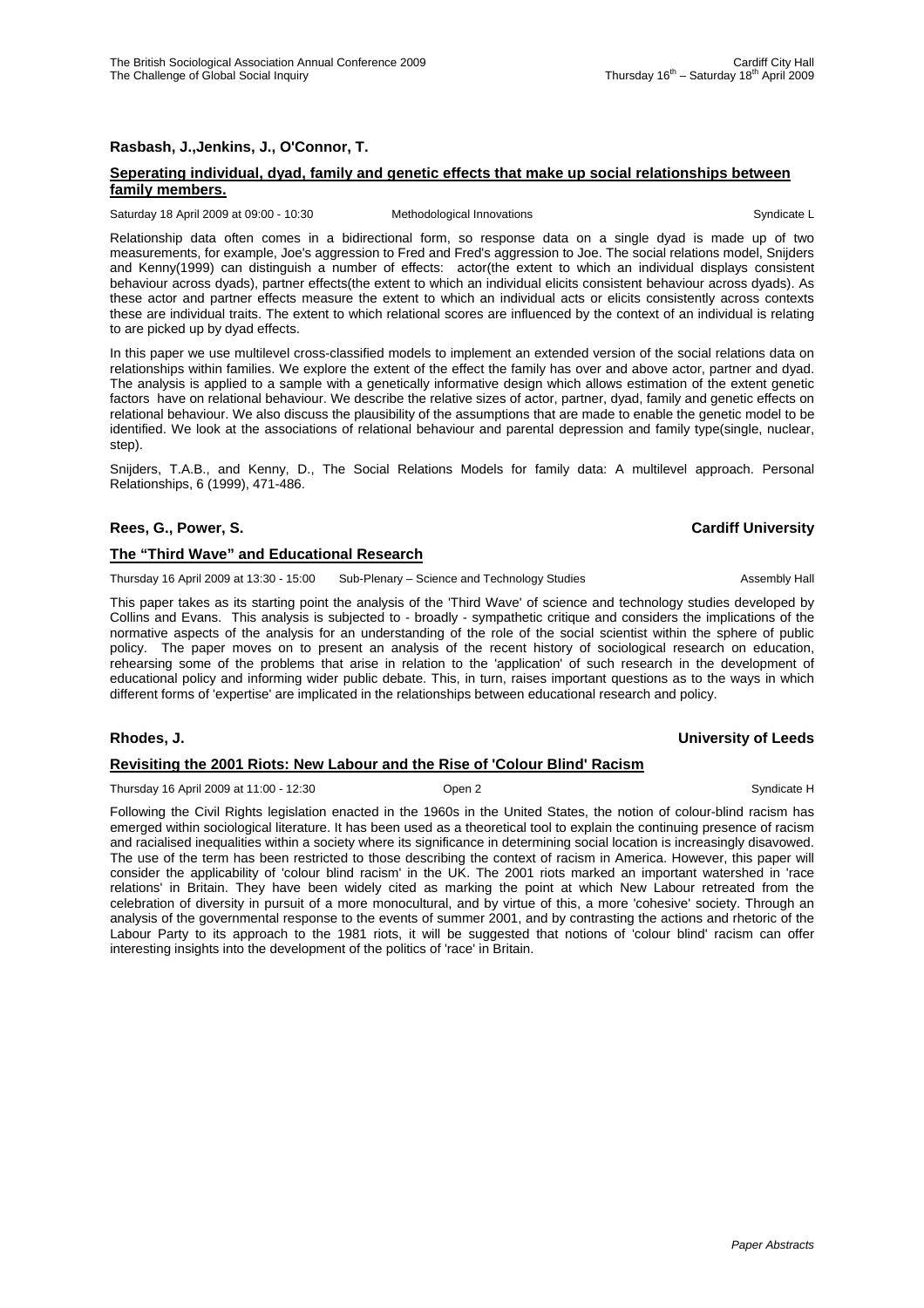**Rasbash, J.,Jenkins, J., O'Connor, T.**

**Seperating individual, dyad, family and genetic effects that make up social relationships between family members.**

Saturday 18 April 2009 at 09:00 - 10:30 Methodological Innovations Syndicate L

Relationship data often comes in a bidirectional form, so response data on a single dyad is made up of two measurements, for example, Joe's aggression to Fred and Fred's aggression to Joe. The social relations model, Snijders and Kenny(1999) can distinguish a number of effects: actor(the extent to which an individual displays consistent behaviour across dyads), partner effects(the extent to which an individual elicits consistent behaviour across dyads). As these actor and partner effects measure the extent to which an individual acts or elicits consistently across contexts these are individual traits. The extent to which relational scores are influenced by the context of an individual is relating to are picked up by dyad effects.

In this paper we use multilevel cross-classified models to implement an extended version of the social relations data on relationships within families. We explore the extent of the effect the family has over and above actor, partner and dyad. The analysis is applied to a sample with a genetically informative design which allows estimation of the extent genetic factors have on relational behaviour. We describe the relative sizes of actor, partner, dyad, family and genetic effects on relational behaviour. We also discuss the plausibility of the assumptions that are made to enable the genetic model to be identified. We look at the associations of relational behaviour and parental depression and family type(single, nuclear, step).

Snijders, T.A.B., and Kenny, D., The Social Relations Models for family data: A multilevel approach. Personal Relationships, 6 (1999), 471-486.

**Rees, G., Power, S.** **Cardiff University**

**The "Third Wave" and Educational Research**

Thursday 16 April 2009 at 13:30 - 15:00 Sub-Plenary – Science and Technology Studies Assembly Hall

This paper takes as its starting point the analysis of the 'Third Wave' of science and technology studies developed by Collins and Evans. This analysis is subjected to - broadly - sympathetic critique and considers the implications of the normative aspects of the analysis for an understanding of the role of the social scientist within the sphere of public policy. The paper moves on to present an analysis of the recent history of sociological research on education, rehearsing some of the problems that arise in relation to the 'application' of such research in the development of educational policy and informing wider public debate. This, in turn, raises important questions as to the ways in which different forms of 'expertise' are implicated in the relationships between educational research and policy.

**Rhodes, J.** **University of Leeds**

**Revisiting the 2001 Riots: New Labour and the Rise of 'Colour Blind' Racism**

Thursday 16 April 2009 at 11:00 - 12:30 Open 2 Syndicate H

Following the Civil Rights legislation enacted in the 1960s in the United States, the notion of colour-blind racism has emerged within sociological literature. It has been used as a theoretical tool to explain the continuing presence of racism and racialised inequalities within a society where its significance in determining social location is increasingly disavowed. The use of the term has been restricted to those describing the context of racism in America. However, this paper will consider the applicability of 'colour blind racism' in the UK. The 2001 riots marked an important watershed in 'race relations' in Britain. They have been widely cited as marking the point at which New Labour retreated from the celebration of diversity in pursuit of a more monocultural, and by virtue of this, a more 'cohesive' society. Through an analysis of the governmental response to the events of summer 2001, and by contrasting the actions and rhetoric of the Labour Party to its approach to the 1981 riots, it will be suggested that notions of 'colour blind' racism can offer interesting insights into the development of the politics of 'race' in Britain.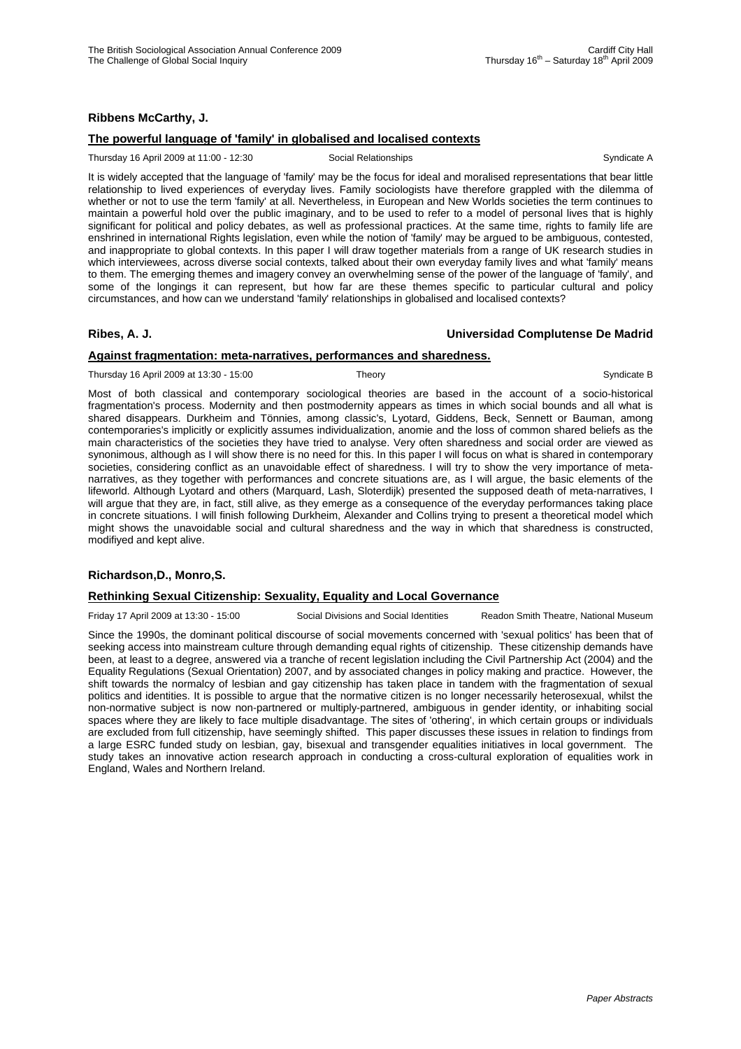**Ribbens McCarthy, J.**

**The powerful language of 'family' in globalised and localised contexts**

Thursday 16 April 2009 at 11:00 - 12:30 Social Relationships Syndicate A

It is widely accepted that the language of 'family' may be the focus for ideal and moralised representations that bear little relationship to lived experiences of everyday lives. Family sociologists have therefore grappled with the dilemma of whether or not to use the term 'family' at all. Nevertheless, in European and New Worlds societies the term continues to maintain a powerful hold over the public imaginary, and to be used to refer to a model of personal lives that is highly significant for political and policy debates, as well as professional practices. At the same time, rights to family life are enshrined in international Rights legislation, even while the notion of 'family' may be argued to be ambiguous, contested, and inappropriate to global contexts. In this paper I will draw together materials from a range of UK research studies in which interviewees, across diverse social contexts, talked about their own everyday family lives and what 'family' means to them. The emerging themes and imagery convey an overwhelming sense of the power of the language of 'family', and some of the longings it can represent, but how far are these themes specific to particular cultural and policy circumstances, and how can we understand 'family' relationships in globalised and localised contexts?

**Ribes, A. J.** **Universidad Complutense De Madrid**

**Against fragmentation: meta-narratives, performances and sharedness.**

Thursday 16 April 2009 at 13:30 - 15:00 Theory Syndicate B

Most of both classical and contemporary sociological theories are based in the account of a socio-historical fragmentation's process. Modernity and then postmodernity appears as times in which social bounds and all what is shared disappears. Durkheim and Tönnies, among classic's, Lyotard, Giddens, Beck, Sennett or Bauman, among contemporaries's implicitly or explicitly assumes individualization, anomie and the loss of common shared beliefs as the main characteristics of the societies they have tried to analyse. Very often sharedness and social order are viewed as synonimous, although as I will show there is no need for this. In this paper I will focus on what is shared in contemporary societies, considering conflict as an unavoidable effect of sharedness. I will try to show the very importance of meta-narratives, as they together with performances and concrete situations are, as I will argue, the basic elements of the lifeworld. Although Lyotard and others (Marquard, Lash, Sloterdijk) presented the supposed death of meta-narratives, I will argue that they are, in fact, still alive, as they emerge as a consequence of the everyday performances taking place in concrete situations. I will finish following Durkheim, Alexander and Collins trying to present a theoretical model which might shows the unavoidable social and cultural sharedness and the way in which that sharedness is constructed, modifiyed and kept alive.

**Richardson,D., Monro,S.**

**Rethinking Sexual Citizenship: Sexuality, Equality and Local Governance**

Friday 17 April 2009 at 13:30 - 15:00 Social Divisions and Social Identities Readon Smith Theatre, National Museum

Since the 1990s, the dominant political discourse of social movements concerned with 'sexual politics' has been that of seeking access into mainstream culture through demanding equal rights of citizenship. These citizenship demands have been, at least to a degree, answered via a tranche of recent legislation including the Civil Partnership Act (2004) and the Equality Regulations (Sexual Orientation) 2007, and by associated changes in policy making and practice. However, the shift towards the normalcy of lesbian and gay citizenship has taken place in tandem with the fragmentation of sexual politics and identities. It is possible to argue that the normative citizen is no longer necessarily heterosexual, whilst the non-normative subject is now non-partnered or multiply-partnered, ambiguous in gender identity, or inhabiting social spaces where they are likely to face multiple disadvantage. The sites of 'othering', in which certain groups or individuals are excluded from full citizenship, have seemingly shifted. This paper discusses these issues in relation to findings from a large ESRC funded study on lesbian, gay, bisexual and transgender equalities initiatives in local government. The study takes an innovative action research approach in conducting a cross-cultural exploration of equalities work in England, Wales and Northern Ireland.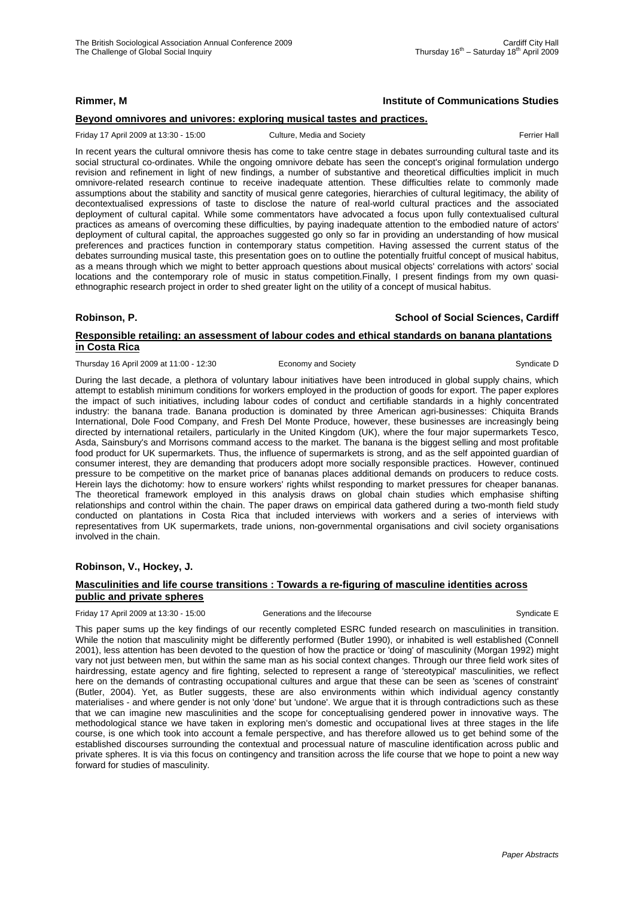**Rimmer, M** **Institute of Communications Studies**

**Beyond omnivores and univores: exploring musical tastes and practices.**

Friday 17 April 2009 at 13:30 - 15:00 Culture, Media and Society Ferrier Hall

In recent years the cultural omnivore thesis has come to take centre stage in debates surrounding cultural taste and its social structural co-ordinates. While the ongoing omnivore debate has seen the concept's original formulation undergo revision and refinement in light of new findings, a number of substantive and theoretical difficulties implicit in much omnivore-related research continue to receive inadequate attention. These difficulties relate to commonly made assumptions about the stability and sanctity of musical genre categories, hierarchies of cultural legitimacy, the ability of decontextualised expressions of taste to disclose the nature of real-world cultural practices and the associated deployment of cultural capital. While some commentators have advocated a focus upon fully contextualised cultural practices as ameans of overcoming these difficulties, by paying inadequate attention to the embodied nature of actors' deployment of cultural capital, the approaches suggested go only so far in providing an understanding of how musical preferences and practices function in contemporary status competition. Having assessed the current status of the debates surrounding musical taste, this presentation goes on to outline the potentially fruitful concept of musical habitus, as a means through which we might to better approach questions about musical objects' correlations with actors' social locations and the contemporary role of music in status competition.Finally, I present findings from my own quasi-ethnographic research project in order to shed greater light on the utility of a concept of musical habitus.

**Robinson, P.** **School of Social Sciences, Cardiff**

**Responsible retailing: an assessment of labour codes and ethical standards on banana plantations in Costa Rica**

Thursday 16 April 2009 at 11:00 - 12:30 Economy and Society Syndicate D

During the last decade, a plethora of voluntary labour initiatives have been introduced in global supply chains, which attempt to establish minimum conditions for workers employed in the production of goods for export. The paper explores the impact of such initiatives, including labour codes of conduct and certifiable standards in a highly concentrated industry: the banana trade. Banana production is dominated by three American agri-businesses: Chiquita Brands International, Dole Food Company, and Fresh Del Monte Produce, however, these businesses are increasingly being directed by international retailers, particularly in the United Kingdom (UK), where the four major supermarkets Tesco, Asda, Sainsbury's and Morrisons command access to the market. The banana is the biggest selling and most profitable food product for UK supermarkets. Thus, the influence of supermarkets is strong, and as the self appointed guardian of consumer interest, they are demanding that producers adopt more socially responsible practices. However, continued pressure to be competitive on the market price of bananas places additional demands on producers to reduce costs. Herein lays the dichotomy: how to ensure workers' rights whilst responding to market pressures for cheaper bananas. The theoretical framework employed in this analysis draws on global chain studies which emphasise shifting relationships and control within the chain. The paper draws on empirical data gathered during a two-month field study conducted on plantations in Costa Rica that included interviews with workers and a series of interviews with representatives from UK supermarkets, trade unions, non-governmental organisations and civil society organisations involved in the chain.

**Robinson, V., Hockey, J.**

**Masculinities and life course transitions : Towards a re-figuring of masculine identities across public and private spheres**

Friday 17 April 2009 at 13:30 - 15:00 Generations and the lifecourse Syndicate E

This paper sums up the key findings of our recently completed ESRC funded research on masculinities in transition. While the notion that masculinity might be differently performed (Butler 1990), or inhabited is well established (Connell 2001), less attention has been devoted to the question of how the practice or 'doing' of masculinity (Morgan 1992) might vary not just between men, but within the same man as his social context changes. Through our three field work sites of hairdressing, estate agency and fire fighting, selected to represent a range of 'stereotypical' masculinities, we reflect here on the demands of contrasting occupational cultures and argue that these can be seen as 'scenes of constraint' (Butler, 2004). Yet, as Butler suggests, these are also environments within which individual agency constantly materialises - and where gender is not only 'done' but 'undone'. We argue that it is through contradictions such as these that we can imagine new masculinities and the scope for conceptualising gendered power in innovative ways. The methodological stance we have taken in exploring men's domestic and occupational lives at three stages in the life course, is one which took into account a female perspective, and has therefore allowed us to get behind some of the established discourses surrounding the contextual and processual nature of masculine identification across public and private spheres. It is via this focus on contingency and transition across the life course that we hope to point a new way forward for studies of masculinity.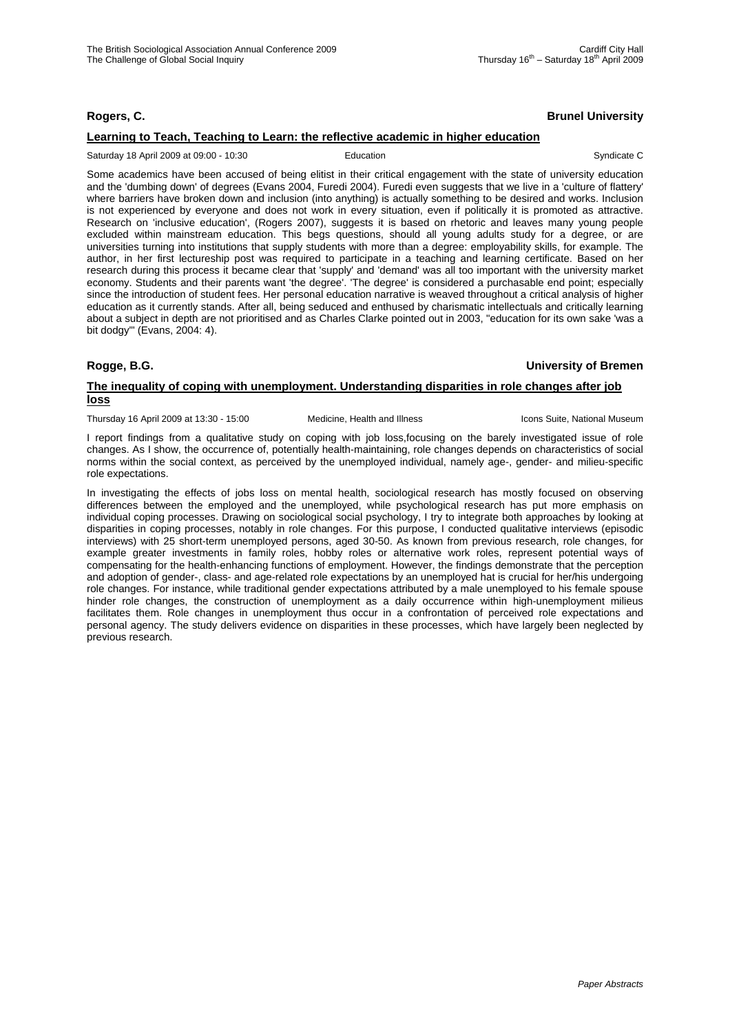**Rogers, C.** **Brunel University**

**Learning to Teach, Teaching to Learn: the reflective academic in higher education**

Saturday 18 April 2009 at 09:00 - 10:30 Education Syndicate C

Some academics have been accused of being elitist in their critical engagement with the state of university education and the 'dumbing down' of degrees (Evans 2004, Furedi 2004). Furedi even suggests that we live in a 'culture of flattery' where barriers have broken down and inclusion (into anything) is actually something to be desired and works. Inclusion is not experienced by everyone and does not work in every situation, even if politically it is promoted as attractive. Research on 'inclusive education', (Rogers 2007), suggests it is based on rhetoric and leaves many young people excluded within mainstream education. This begs questions, should all young adults study for a degree, or are universities turning into institutions that supply students with more than a degree: employability skills, for example. The author, in her first lectureship post was required to participate in a teaching and learning certificate. Based on her research during this process it became clear that 'supply' and 'demand' was all too important with the university market economy. Students and their parents want 'the degree'. 'The degree' is considered a purchasable end point; especially since the introduction of student fees. Her personal education narrative is weaved throughout a critical analysis of higher education as it currently stands. After all, being seduced and enthused by charismatic intellectuals and critically learning about a subject in depth are not prioritised and as Charles Clarke pointed out in 2003, "education for its own sake 'was a bit dodgy'" (Evans, 2004: 4).

**Rogge, B.G.** **University of Bremen**

**The inequality of coping with unemployment. Understanding disparities in role changes after job loss**

Thursday 16 April 2009 at 13:30 - 15:00 Medicine, Health and Illness Icons Suite, National Museum

I report findings from a qualitative study on coping with job loss,focusing on the barely investigated issue of role changes. As I show, the occurrence of, potentially health-maintaining, role changes depends on characteristics of social norms within the social context, as perceived by the unemployed individual, namely age-, gender- and milieu-specific role expectations.

In investigating the effects of jobs loss on mental health, sociological research has mostly focused on observing differences between the employed and the unemployed, while psychological research has put more emphasis on individual coping processes. Drawing on sociological social psychology, I try to integrate both approaches by looking at disparities in coping processes, notably in role changes. For this purpose, I conducted qualitative interviews (episodic interviews) with 25 short-term unemployed persons, aged 30-50. As known from previous research, role changes, for example greater investments in family roles, hobby roles or alternative work roles, represent potential ways of compensating for the health-enhancing functions of employment. However, the findings demonstrate that the perception and adoption of gender-, class- and age-related role expectations by an unemployed hat is crucial for her/his undergoing role changes. For instance, while traditional gender expectations attributed by a male unemployed to his female spouse hinder role changes, the construction of unemployment as a daily occurrence within high-unemployment milieus facilitates them. Role changes in unemployment thus occur in a confrontation of perceived role expectations and personal agency. The study delivers evidence on disparities in these processes, which have largely been neglected by previous research.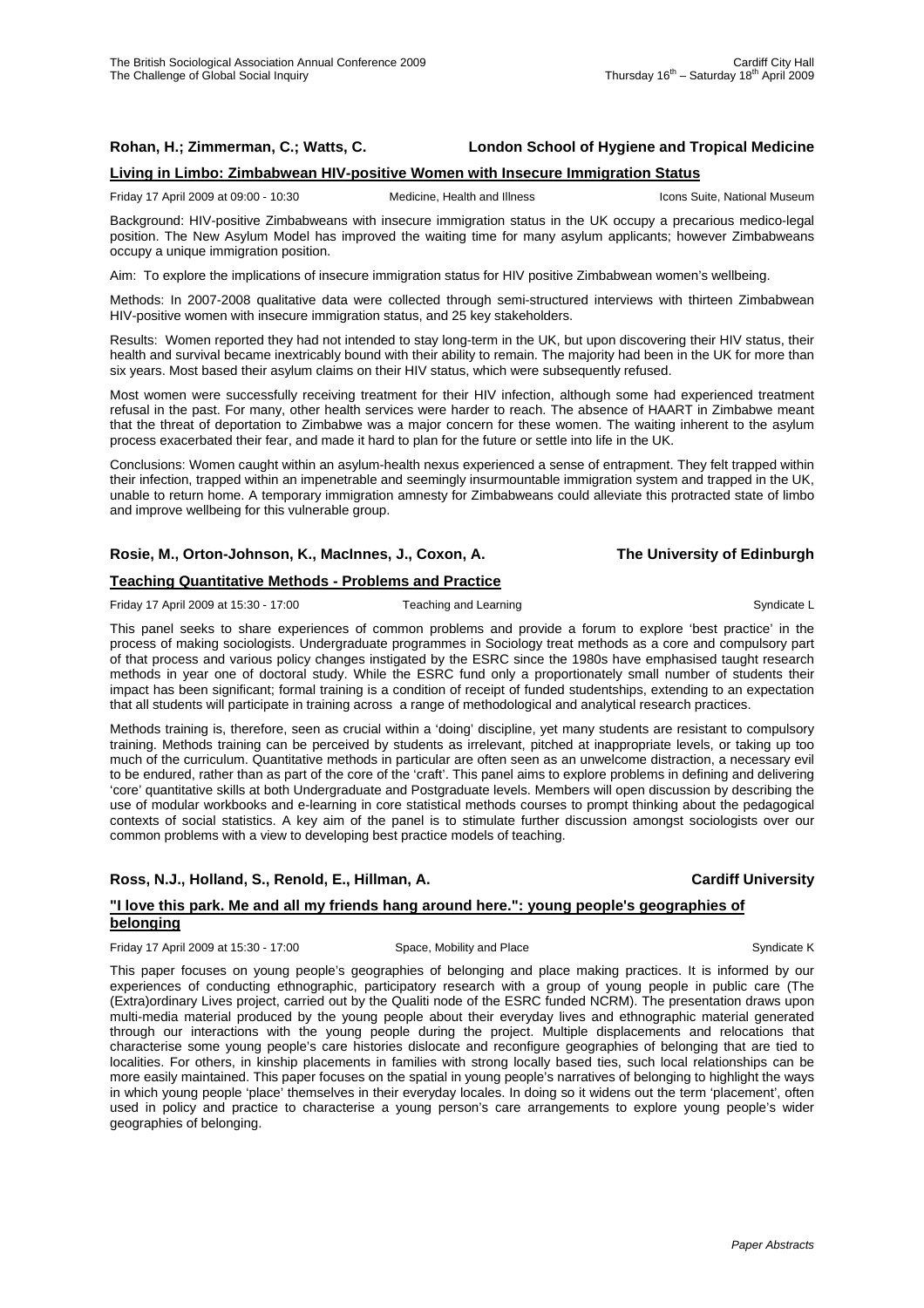**Rohan, H.; Zimmerman, C.; Watts, C.** **London School of Hygiene and Tropical Medicine**

**Living in Limbo: Zimbabwean HIV-positive Women with Insecure Immigration Status**

Friday 17 April 2009 at 09:00 - 10:30 Medicine, Health and Illness Icons Suite, National Museum

Background: HIV-positive Zimbabweans with insecure immigration status in the UK occupy a precarious medico-legal position. The New Asylum Model has improved the waiting time for many asylum applicants; however Zimbabweans occupy a unique immigration position.

Aim: To explore the implications of insecure immigration status for HIV positive Zimbabwean women's wellbeing.

Methods: In 2007-2008 qualitative data were collected through semi-structured interviews with thirteen Zimbabwean HIV-positive women with insecure immigration status, and 25 key stakeholders.

Results: Women reported they had not intended to stay long-term in the UK, but upon discovering their HIV status, their health and survival became inextricably bound with their ability to remain. The majority had been in the UK for more than six years. Most based their asylum claims on their HIV status, which were subsequently refused.

Most women were successfully receiving treatment for their HIV infection, although some had experienced treatment refusal in the past. For many, other health services were harder to reach. The absence of HAART in Zimbabwe meant that the threat of deportation to Zimbabwe was a major concern for these women. The waiting inherent to the asylum process exacerbated their fear, and made it hard to plan for the future or settle into life in the UK.

Conclusions: Women caught within an asylum-health nexus experienced a sense of entrapment. They felt trapped within their infection, trapped within an impenetrable and seemingly insurmountable immigration system and trapped in the UK, unable to return home. A temporary immigration amnesty for Zimbabweans could alleviate this protracted state of limbo and improve wellbeing for this vulnerable group.

**Rosie, M., Orton-Johnson, K., MacInnes, J., Coxon, A.** **The University of Edinburgh**

**Teaching Quantitative Methods - Problems and Practice**

Friday 17 April 2009 at 15:30 - 17:00 Teaching and Learning Syndicate L

This panel seeks to share experiences of common problems and provide a forum to explore 'best practice' in the process of making sociologists. Undergraduate programmes in Sociology treat methods as a core and compulsory part of that process and various policy changes instigated by the ESRC since the 1980s have emphasised taught research methods in year one of doctoral study. While the ESRC fund only a proportionately small number of students their impact has been significant; formal training is a condition of receipt of funded studentships, extending to an expectation that all students will participate in training across a range of methodological and analytical research practices.

Methods training is, therefore, seen as crucial within a 'doing' discipline, yet many students are resistant to compulsory training. Methods training can be perceived by students as irrelevant, pitched at inappropriate levels, or taking up too much of the curriculum. Quantitative methods in particular are often seen as an unwelcome distraction, a necessary evil to be endured, rather than as part of the core of the 'craft'. This panel aims to explore problems in defining and delivering 'core' quantitative skills at both Undergraduate and Postgraduate levels. Members will open discussion by describing the use of modular workbooks and e-learning in core statistical methods courses to prompt thinking about the pedagogical contexts of social statistics. A key aim of the panel is to stimulate further discussion amongst sociologists over our common problems with a view to developing best practice models of teaching.

**Ross, N.J., Holland, S., Renold, E., Hillman, A.** **Cardiff University**

**"I love this park. Me and all my friends hang around here.": young people's geographies of belonging**

Friday 17 April 2009 at 15:30 - 17:00 Space, Mobility and Place Syndicate K

This paper focuses on young people's geographies of belonging and place making practices. It is informed by our experiences of conducting ethnographic, participatory research with a group of young people in public care (The (Extra)ordinary Lives project, carried out by the Qualiti node of the ESRC funded NCRM). The presentation draws upon multi-media material produced by the young people about their everyday lives and ethnographic material generated through our interactions with the young people during the project. Multiple displacements and relocations that characterise some young people's care histories dislocate and reconfigure geographies of belonging that are tied to localities. For others, in kinship placements in families with strong locally based ties, such local relationships can be more easily maintained. This paper focuses on the spatial in young people's narratives of belonging to highlight the ways in which young people 'place' themselves in their everyday locales. In doing so it widens out the term 'placement', often used in policy and practice to characterise a young person's care arrangements to explore young people's wider geographies of belonging.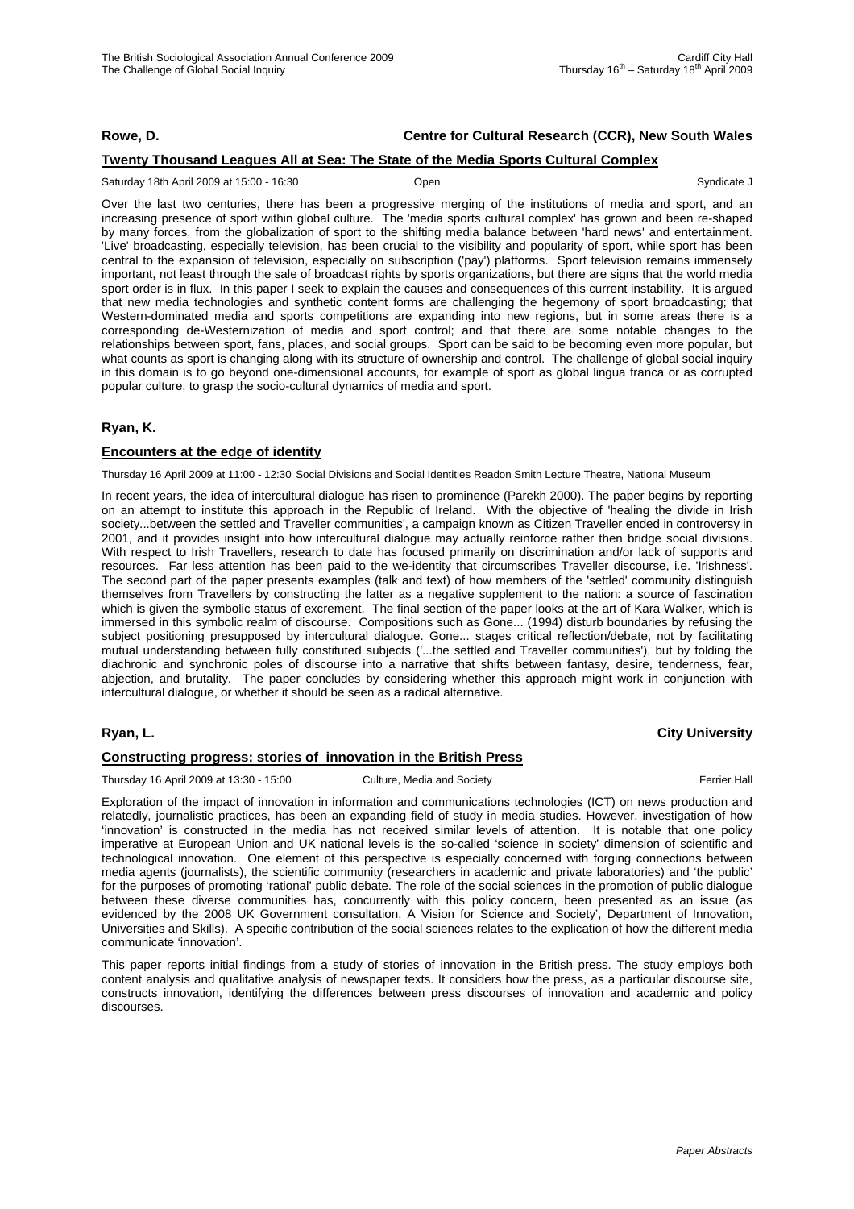**Rowe, D.** **Centre for Cultural Research (CCR), New South Wales**

**Twenty Thousand Leagues All at Sea: The State of the Media Sports Cultural Complex**

Saturday 18th April 2009 at 15:00 - 16:30 Open Syndicate J

Over the last two centuries, there has been a progressive merging of the institutions of media and sport, and an increasing presence of sport within global culture. The 'media sports cultural complex' has grown and been re-shaped by many forces, from the globalization of sport to the shifting media balance between 'hard news' and entertainment. 'Live' broadcasting, especially television, has been crucial to the visibility and popularity of sport, while sport has been central to the expansion of television, especially on subscription ('pay') platforms. Sport television remains immensely important, not least through the sale of broadcast rights by sports organizations, but there are signs that the world media sport order is in flux. In this paper I seek to explain the causes and consequences of this current instability. It is argued that new media technologies and synthetic content forms are challenging the hegemony of sport broadcasting; that Western-dominated media and sports competitions are expanding into new regions, but in some areas there is a corresponding de-Westernization of media and sport control; and that there are some notable changes to the relationships between sport, fans, places, and social groups. Sport can be said to be becoming even more popular, but what counts as sport is changing along with its structure of ownership and control. The challenge of global social inquiry in this domain is to go beyond one-dimensional accounts, for example of sport as global lingua franca or as corrupted popular culture, to grasp the socio-cultural dynamics of media and sport.

**Ryan, K.**

**Encounters at the edge of identity**

Thursday 16 April 2009 at 11:00 - 12:30 Social Divisions and Social Identities Readon Smith Lecture Theatre, National Museum

In recent years, the idea of intercultural dialogue has risen to prominence (Parekh 2000). The paper begins by reporting on an attempt to institute this approach in the Republic of Ireland. With the objective of 'healing the divide in Irish society...between the settled and Traveller communities', a campaign known as Citizen Traveller ended in controversy in 2001, and it provides insight into how intercultural dialogue may actually reinforce rather then bridge social divisions. With respect to Irish Travellers, research to date has focused primarily on discrimination and/or lack of supports and resources. Far less attention has been paid to the we-identity that circumscribes Traveller discourse, i.e. 'Irishness'. The second part of the paper presents examples (talk and text) of how members of the 'settled' community distinguish themselves from Travellers by constructing the latter as a negative supplement to the nation: a source of fascination which is given the symbolic status of excrement. The final section of the paper looks at the art of Kara Walker, which is immersed in this symbolic realm of discourse. Compositions such as Gone... (1994) disturb boundaries by refusing the subject positioning presupposed by intercultural dialogue. Gone... stages critical reflection/debate, not by facilitating mutual understanding between fully constituted subjects ('...the settled and Traveller communities'), but by folding the diachronic and synchronic poles of discourse into a narrative that shifts between fantasy, desire, tenderness, fear, abjection, and brutality. The paper concludes by considering whether this approach might work in conjunction with intercultural dialogue, or whether it should be seen as a radical alternative.

**Ryan, L.** **City University**

**Constructing progress: stories of innovation in the British Press**

Thursday 16 April 2009 at 13:30 - 15:00 Culture, Media and Society Ferrier Hall

Exploration of the impact of innovation in information and communications technologies (ICT) on news production and relatedly, journalistic practices, has been an expanding field of study in media studies. However, investigation of how 'innovation' is constructed in the media has not received similar levels of attention. It is notable that one policy imperative at European Union and UK national levels is the so-called 'science in society' dimension of scientific and technological innovation. One element of this perspective is especially concerned with forging connections between media agents (journalists), the scientific community (researchers in academic and private laboratories) and 'the public' for the purposes of promoting 'rational' public debate. The role of the social sciences in the promotion of public dialogue between these diverse communities has, concurrently with this policy concern, been presented as an issue (as evidenced by the 2008 UK Government consultation, A Vision for Science and Society', Department of Innovation, Universities and Skills). A specific contribution of the social sciences relates to the explication of how the different media communicate 'innovation'.

This paper reports initial findings from a study of stories of innovation in the British press. The study employs both content analysis and qualitative analysis of newspaper texts. It considers how the press, as a particular discourse site, constructs innovation, identifying the differences between press discourses of innovation and academic and policy discourses.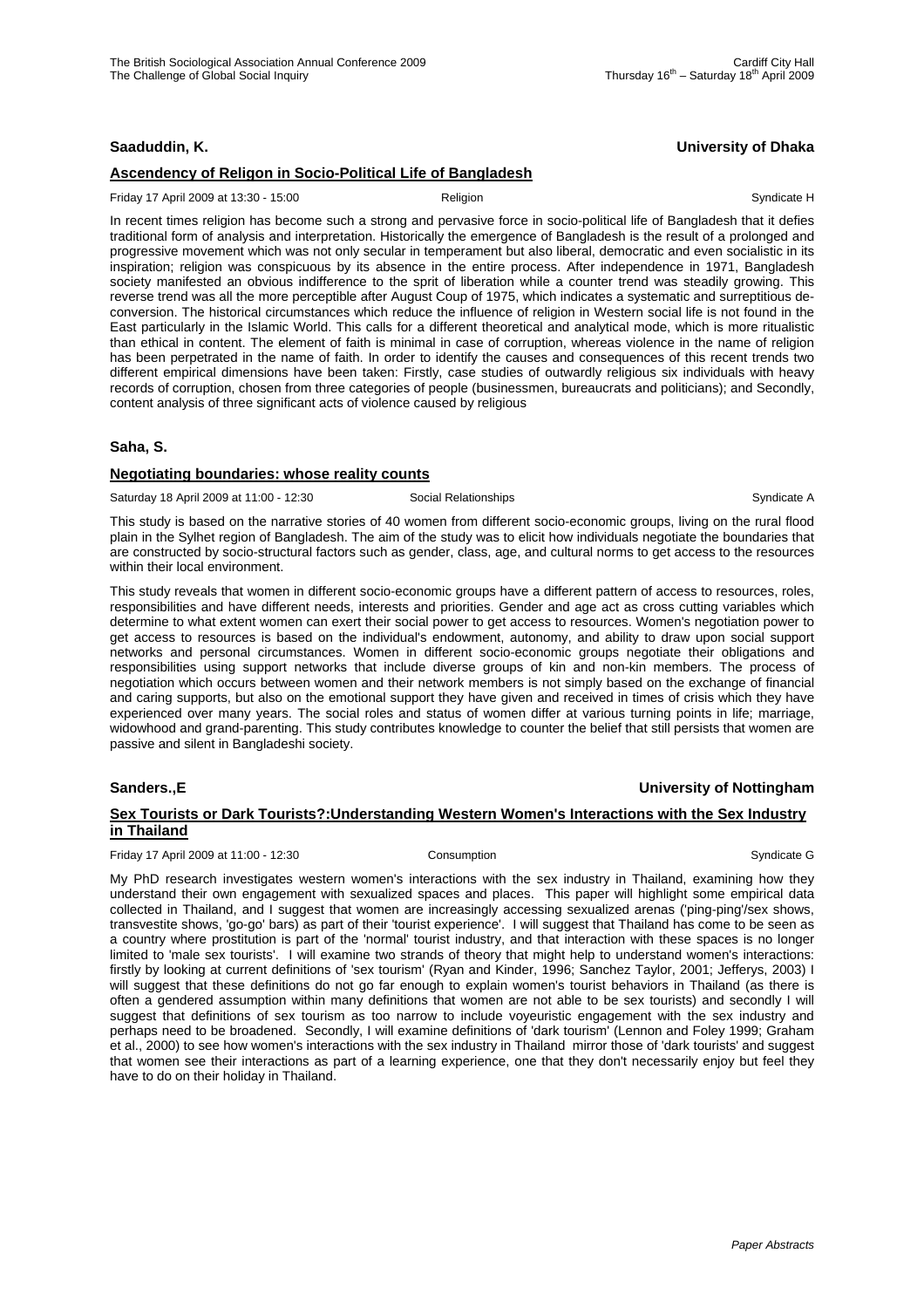**Saaduddin, K.** **University of Dhaka**

**Ascendency of Religon in Socio-Political Life of Bangladesh**

Friday 17 April 2009 at 13:30 - 15:00 Religion Syndicate H

In recent times religion has become such a strong and pervasive force in socio-political life of Bangladesh that it defies traditional form of analysis and interpretation. Historically the emergence of Bangladesh is the result of a prolonged and progressive movement which was not only secular in temperament but also liberal, democratic and even socialistic in its inspiration; religion was conspicuous by its absence in the entire process. After independence in 1971, Bangladesh society manifested an obvious indifference to the sprit of liberation while a counter trend was steadily growing. This reverse trend was all the more perceptible after August Coup of 1975, which indicates a systematic and surreptitious de-conversion. The historical circumstances which reduce the influence of religion in Western social life is not found in the East particularly in the Islamic World. This calls for a different theoretical and analytical mode, which is more ritualistic than ethical in content. The element of faith is minimal in case of corruption, whereas violence in the name of religion has been perpetrated in the name of faith. In order to identify the causes and consequences of this recent trends two different empirical dimensions have been taken: Firstly, case studies of outwardly religious six individuals with heavy records of corruption, chosen from three categories of people (businessmen, bureaucrats and politicians); and Secondly, content analysis of three significant acts of violence caused by religious

**Saha, S.**

**Negotiating boundaries: whose reality counts**

Saturday 18 April 2009 at 11:00 - 12:30 Social Relationships Syndicate A

This study is based on the narrative stories of 40 women from different socio-economic groups, living on the rural flood plain in the Sylhet region of Bangladesh. The aim of the study was to elicit how individuals negotiate the boundaries that are constructed by socio-structural factors such as gender, class, age, and cultural norms to get access to the resources within their local environment.

This study reveals that women in different socio-economic groups have a different pattern of access to resources, roles, responsibilities and have different needs, interests and priorities. Gender and age act as cross cutting variables which determine to what extent women can exert their social power to get access to resources. Women's negotiation power to get access to resources is based on the individual's endowment, autonomy, and ability to draw upon social support networks and personal circumstances. Women in different socio-economic groups negotiate their obligations and responsibilities using support networks that include diverse groups of kin and non-kin members. The process of negotiation which occurs between women and their network members is not simply based on the exchange of financial and caring supports, but also on the emotional support they have given and received in times of crisis which they have experienced over many years. The social roles and status of women differ at various turning points in life; marriage, widowhood and grand-parenting. This study contributes knowledge to counter the belief that still persists that women are passive and silent in Bangladeshi society.

**Sanders.,E** **University of Nottingham**

**Sex Tourists or Dark Tourists?:Understanding Western Women's Interactions with the Sex Industry in Thailand**

Friday 17 April 2009 at 11:00 - 12:30 Consumption Syndicate G

My PhD research investigates western women's interactions with the sex industry in Thailand, examining how they understand their own engagement with sexualized spaces and places. This paper will highlight some empirical data collected in Thailand, and I suggest that women are increasingly accessing sexualized arenas ('ping-ping'/sex shows, transvestite shows, 'go-go' bars) as part of their 'tourist experience'. I will suggest that Thailand has come to be seen as a country where prostitution is part of the 'normal' tourist industry, and that interaction with these spaces is no longer limited to 'male sex tourists'. I will examine two strands of theory that might help to understand women's interactions: firstly by looking at current definitions of 'sex tourism' (Ryan and Kinder, 1996; Sanchez Taylor, 2001; Jefferys, 2003) I will suggest that these definitions do not go far enough to explain women's tourist behaviors in Thailand (as there is often a gendered assumption within many definitions that women are not able to be sex tourists) and secondly I will suggest that definitions of sex tourism as too narrow to include voyeuristic engagement with the sex industry and perhaps need to be broadened. Secondly, I will examine definitions of 'dark tourism' (Lennon and Foley 1999; Graham et al., 2000) to see how women's interactions with the sex industry in Thailand mirror those of 'dark tourists' and suggest that women see their interactions as part of a learning experience, one that they don't necessarily enjoy but feel they have to do on their holiday in Thailand.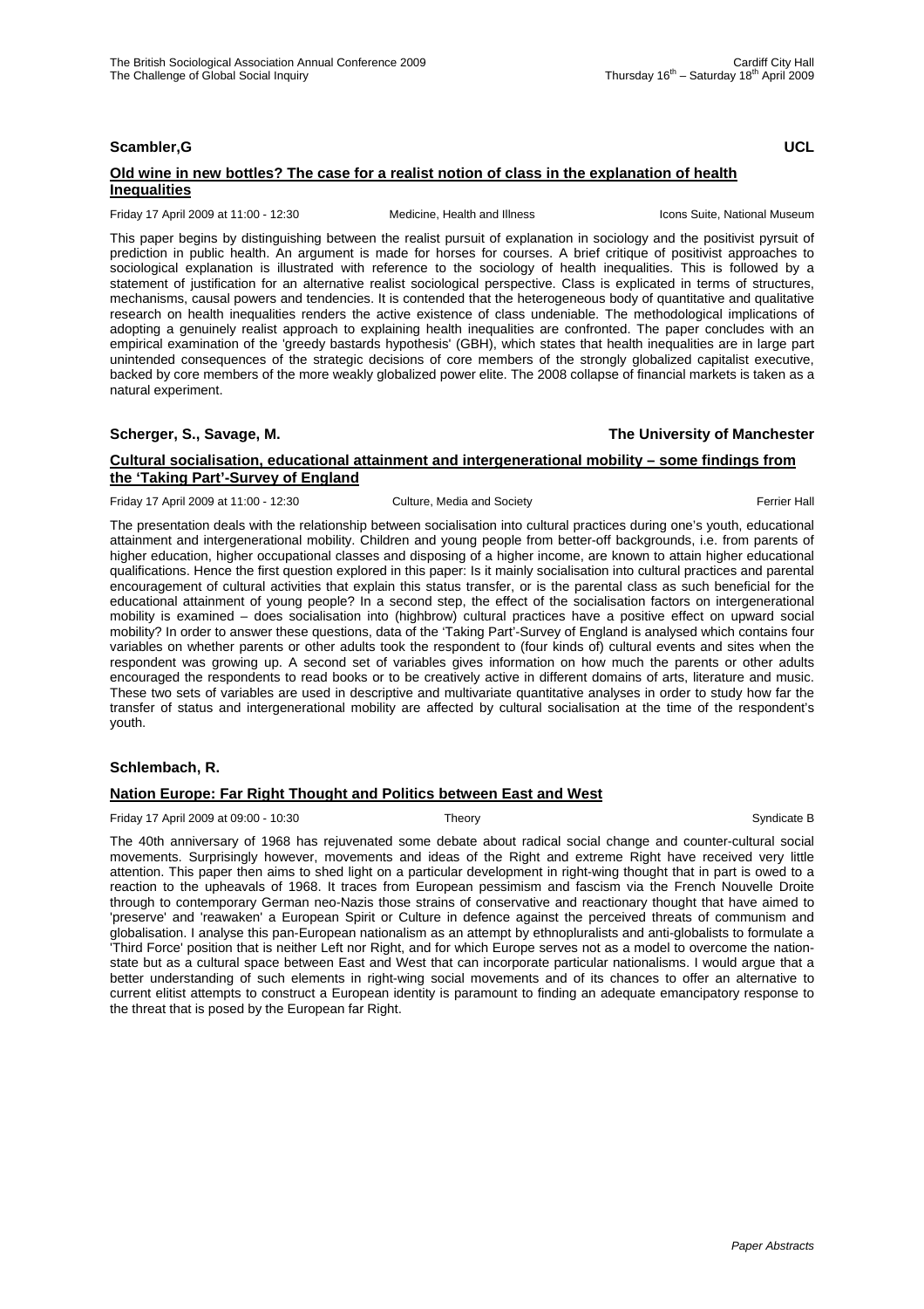**Scambler,G** **UCL**

**Old wine in new bottles? The case for a realist notion of class in the explanation of health Inequalities**

Friday 17 April 2009 at 11:00 - 12:30 Medicine, Health and Illness Icons Suite, National Museum

This paper begins by distinguishing between the realist pursuit of explanation in sociology and the positivist pyrsuit of prediction in public health. An argument is made for horses for courses. A brief critique of positivist approaches to sociological explanation is illustrated with reference to the sociology of health inequalities. This is followed by a statement of justification for an alternative realist sociological perspective. Class is explicated in terms of structures, mechanisms, causal powers and tendencies. It is contended that the heterogeneous body of quantitative and qualitative research on health inequalities renders the active existence of class undeniable. The methodological implications of adopting a genuinely realist approach to explaining health inequalities are confronted. The paper concludes with an empirical examination of the 'greedy bastards hypothesis' (GBH), which states that health inequalities are in large part unintended consequences of the strategic decisions of core members of the strongly globalized capitalist executive, backed by core members of the more weakly globalized power elite. The 2008 collapse of financial markets is taken as a natural experiment.

**Scherger, S., Savage, M.** **The University of Manchester**

**Cultural socialisation, educational attainment and intergenerational mobility – some findings from the 'Taking Part'-Survey of England**

Friday 17 April 2009 at 11:00 - 12:30 Culture, Media and Society Ferrier Hall

The presentation deals with the relationship between socialisation into cultural practices during one's youth, educational attainment and intergenerational mobility. Children and young people from better-off backgrounds, i.e. from parents of higher education, higher occupational classes and disposing of a higher income, are known to attain higher educational qualifications. Hence the first question explored in this paper: Is it mainly socialisation into cultural practices and parental encouragement of cultural activities that explain this status transfer, or is the parental class as such beneficial for the educational attainment of young people? In a second step, the effect of the socialisation factors on intergenerational mobility is examined – does socialisation into (highbrow) cultural practices have a positive effect on upward social mobility? In order to answer these questions, data of the 'Taking Part'-Survey of England is analysed which contains four variables on whether parents or other adults took the respondent to (four kinds of) cultural events and sites when the respondent was growing up. A second set of variables gives information on how much the parents or other adults encouraged the respondents to read books or to be creatively active in different domains of arts, literature and music. These two sets of variables are used in descriptive and multivariate quantitative analyses in order to study how far the transfer of status and intergenerational mobility are affected by cultural socialisation at the time of the respondent's youth.

**Schlembach, R.**

**Nation Europe: Far Right Thought and Politics between East and West**

Friday 17 April 2009 at 09:00 - 10:30 Theory Syndicate B

The 40th anniversary of 1968 has rejuvenated some debate about radical social change and counter-cultural social movements. Surprisingly however, movements and ideas of the Right and extreme Right have received very little attention. This paper then aims to shed light on a particular development in right-wing thought that in part is owed to a reaction to the upheavals of 1968. It traces from European pessimism and fascism via the French Nouvelle Droite through to contemporary German neo-Nazis those strains of conservative and reactionary thought that have aimed to 'preserve' and 'reawaken' a European Spirit or Culture in defence against the perceived threats of communism and globalisation. I analyse this pan-European nationalism as an attempt by ethnopluralists and anti-globalists to formulate a 'Third Force' position that is neither Left nor Right, and for which Europe serves not as a model to overcome the nation-state but as a cultural space between East and West that can incorporate particular nationalisms. I would argue that a better understanding of such elements in right-wing social movements and of its chances to offer an alternative to current elitist attempts to construct a European identity is paramount to finding an adequate emancipatory response to the threat that is posed by the European far Right.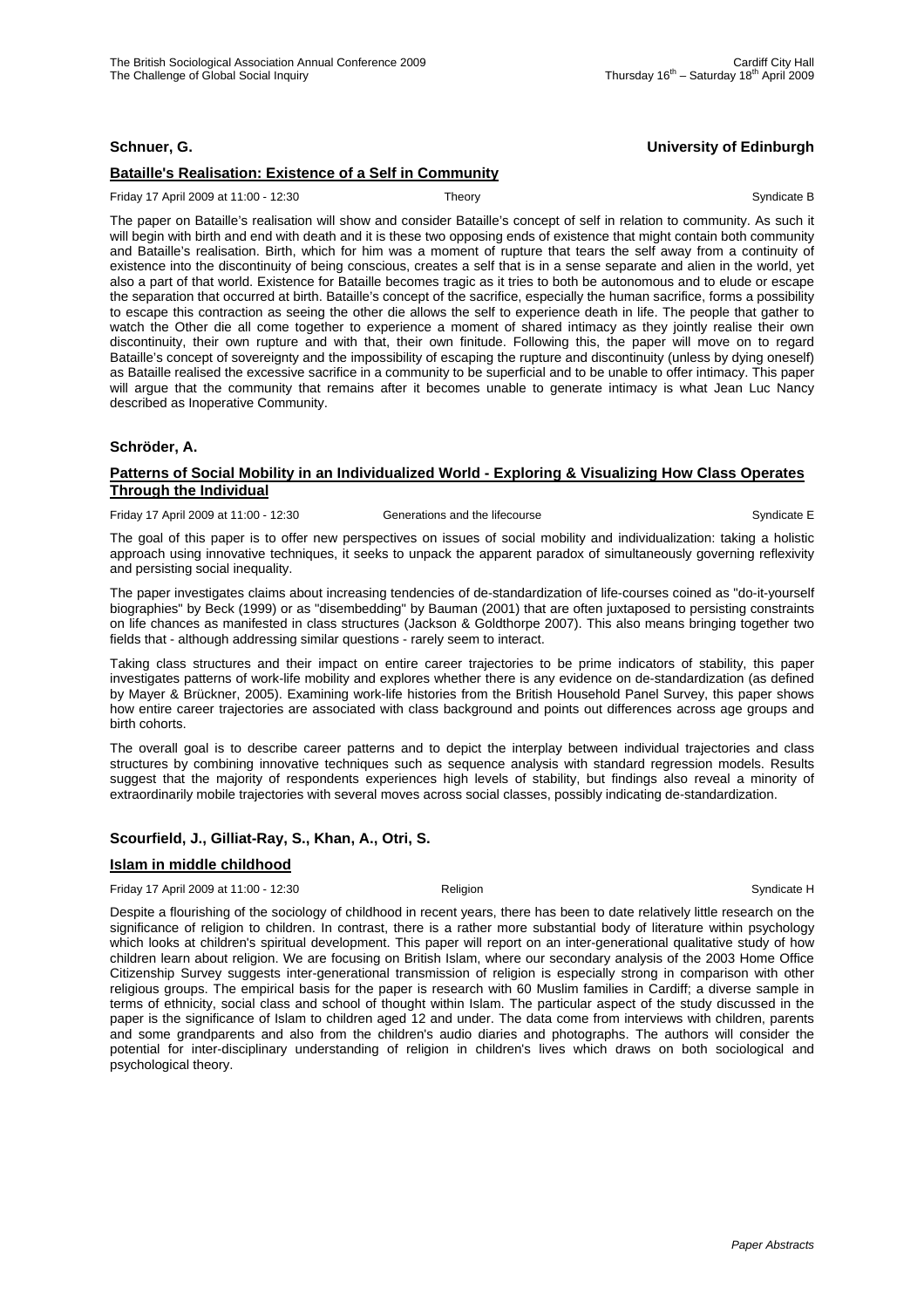**Schnuer, G.** **University of Edinburgh**

**Bataille's Realisation: Existence of a Self in Community**

Friday 17 April 2009 at 11:00 - 12:30 Theory Syndicate B

The paper on Bataille's realisation will show and consider Bataille's concept of self in relation to community. As such it will begin with birth and end with death and it is these two opposing ends of existence that might contain both community and Bataille's realisation. Birth, which for him was a moment of rupture that tears the self away from a continuity of existence into the discontinuity of being conscious, creates a self that is in a sense separate and alien in the world, yet also a part of that world. Existence for Bataille becomes tragic as it tries to both be autonomous and to elude or escape the separation that occurred at birth. Bataille's concept of the sacrifice, especially the human sacrifice, forms a possibility to escape this contraction as seeing the other die allows the self to experience death in life. The people that gather to watch the Other die all come together to experience a moment of shared intimacy as they jointly realise their own discontinuity, their own rupture and with that, their own finitude. Following this, the paper will move on to regard Bataille's concept of sovereignty and the impossibility of escaping the rupture and discontinuity (unless by dying oneself) as Bataille realised the excessive sacrifice in a community to be superficial and to be unable to offer intimacy. This paper will argue that the community that remains after it becomes unable to generate intimacy is what Jean Luc Nancy described as Inoperative Community.

**Schröder, A.**

**Patterns of Social Mobility in an Individualized World - Exploring & Visualizing How Class Operates Through the Individual**

Friday 17 April 2009 at 11:00 - 12:30 Generations and the lifecourse Syndicate E

The goal of this paper is to offer new perspectives on issues of social mobility and individualization: taking a holistic approach using innovative techniques, it seeks to unpack the apparent paradox of simultaneously governing reflexivity and persisting social inequality.

The paper investigates claims about increasing tendencies of de-standardization of life-courses coined as "do-it-yourself biographies" by Beck (1999) or as "disembedding" by Bauman (2001) that are often juxtaposed to persisting constraints on life chances as manifested in class structures (Jackson & Goldthorpe 2007). This also means bringing together two fields that - although addressing similar questions - rarely seem to interact.

Taking class structures and their impact on entire career trajectories to be prime indicators of stability, this paper investigates patterns of work-life mobility and explores whether there is any evidence on de-standardization (as defined by Mayer & Brückner, 2005). Examining work-life histories from the British Household Panel Survey, this paper shows how entire career trajectories are associated with class background and points out differences across age groups and birth cohorts.

The overall goal is to describe career patterns and to depict the interplay between individual trajectories and class structures by combining innovative techniques such as sequence analysis with standard regression models. Results suggest that the majority of respondents experiences high levels of stability, but findings also reveal a minority of extraordinarily mobile trajectories with several moves across social classes, possibly indicating de-standardization.

**Scourfield, J., Gilliat-Ray, S., Khan, A., Otri, S.**

**Islam in middle childhood**

Friday 17 April 2009 at 11:00 - 12:30 Religion Syndicate H

Despite a flourishing of the sociology of childhood in recent years, there has been to date relatively little research on the significance of religion to children. In contrast, there is a rather more substantial body of literature within psychology which looks at children's spiritual development. This paper will report on an inter-generational qualitative study of how children learn about religion. We are focusing on British Islam, where our secondary analysis of the 2003 Home Office Citizenship Survey suggests inter-generational transmission of religion is especially strong in comparison with other religious groups. The empirical basis for the paper is research with 60 Muslim families in Cardiff; a diverse sample in terms of ethnicity, social class and school of thought within Islam. The particular aspect of the study discussed in the paper is the significance of Islam to children aged 12 and under. The data come from interviews with children, parents and some grandparents and also from the children's audio diaries and photographs. The authors will consider the potential for inter-disciplinary understanding of religion in children's lives which draws on both sociological and psychological theory.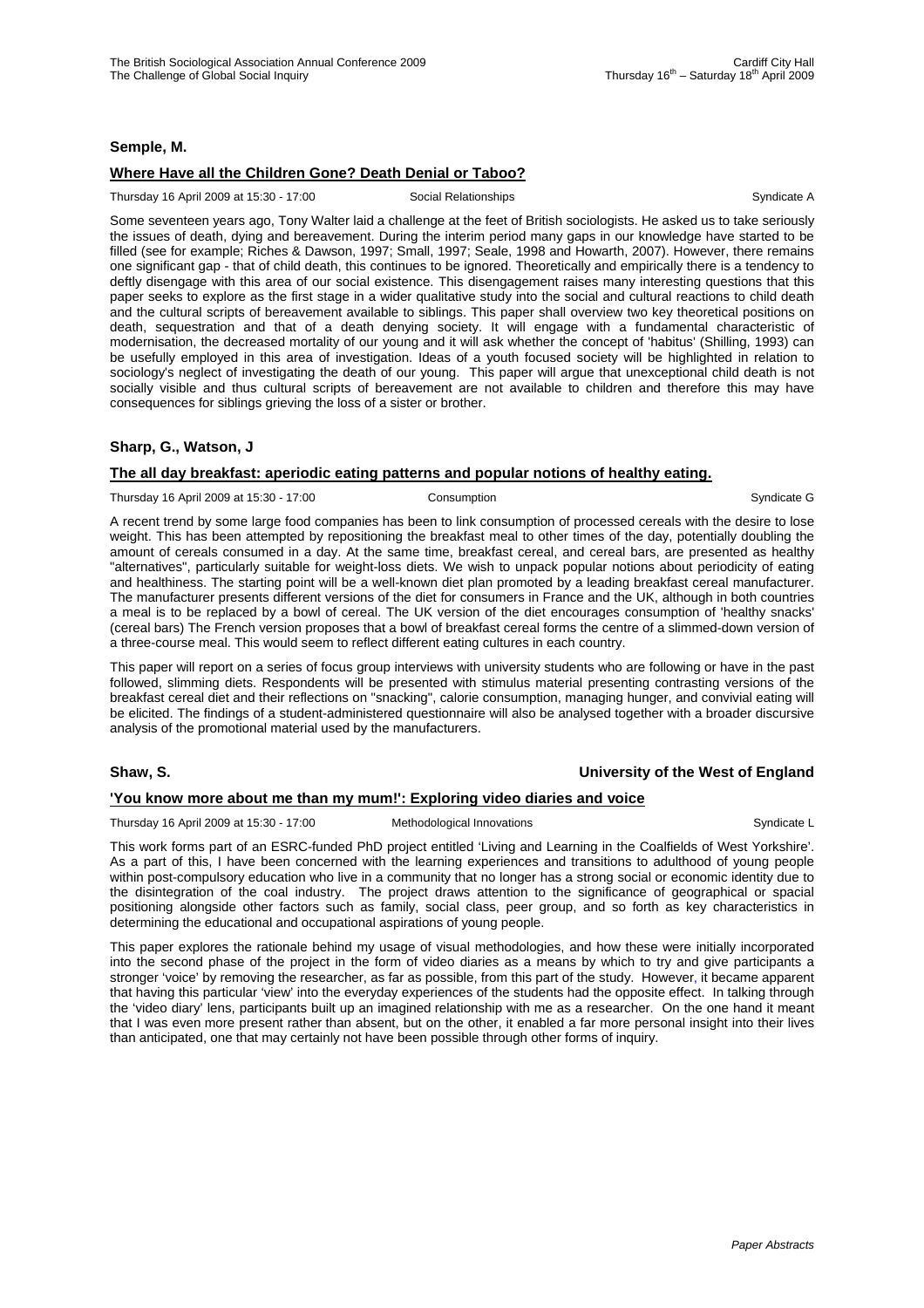**Semple, M.**

**Where Have all the Children Gone? Death Denial or Taboo?**

Thursday 16 April 2009 at 15:30 - 17:00 Social Relationships Syndicate A

Some seventeen years ago, Tony Walter laid a challenge at the feet of British sociologists. He asked us to take seriously the issues of death, dying and bereavement. During the interim period many gaps in our knowledge have started to be filled (see for example; Riches & Dawson, 1997; Small, 1997; Seale, 1998 and Howarth, 2007). However, there remains one significant gap - that of child death, this continues to be ignored. Theoretically and empirically there is a tendency to deftly disengage with this area of our social existence. This disengagement raises many interesting questions that this paper seeks to explore as the first stage in a wider qualitative study into the social and cultural reactions to child death and the cultural scripts of bereavement available to siblings. This paper shall overview two key theoretical positions on death, sequestration and that of a death denying society. It will engage with a fundamental characteristic of modernisation, the decreased mortality of our young and it will ask whether the concept of 'habitus' (Shilling, 1993) can be usefully employed in this area of investigation. Ideas of a youth focused society will be highlighted in relation to sociology's neglect of investigating the death of our young. This paper will argue that unexceptional child death is not socially visible and thus cultural scripts of bereavement are not available to children and therefore this may have consequences for siblings grieving the loss of a sister or brother.

**Sharp, G., Watson, J**

**The all day breakfast: aperiodic eating patterns and popular notions of healthy eating.**

Thursday 16 April 2009 at 15:30 - 17:00 Consumption Syndicate G

A recent trend by some large food companies has been to link consumption of processed cereals with the desire to lose weight. This has been attempted by repositioning the breakfast meal to other times of the day, potentially doubling the amount of cereals consumed in a day. At the same time, breakfast cereal, and cereal bars, are presented as healthy "alternatives", particularly suitable for weight-loss diets. We wish to unpack popular notions about periodicity of eating and healthiness. The starting point will be a well-known diet plan promoted by a leading breakfast cereal manufacturer. The manufacturer presents different versions of the diet for consumers in France and the UK, although in both countries a meal is to be replaced by a bowl of cereal. The UK version of the diet encourages consumption of 'healthy snacks' (cereal bars) The French version proposes that a bowl of breakfast cereal forms the centre of a slimmed-down version of a three-course meal. This would seem to reflect different eating cultures in each country.

This paper will report on a series of focus group interviews with university students who are following or have in the past followed, slimming diets. Respondents will be presented with stimulus material presenting contrasting versions of the breakfast cereal diet and their reflections on "snacking", calorie consumption, managing hunger, and convivial eating will be elicited. The findings of a student-administered questionnaire will also be analysed together with a broader discursive analysis of the promotional material used by the manufacturers.

**Shaw, S.** **University of the West of England**

**'You know more about me than my mum!': Exploring video diaries and voice**

Thursday 16 April 2009 at 15:30 - 17:00 Methodological Innovations Syndicate L

This work forms part of an ESRC-funded PhD project entitled 'Living and Learning in the Coalfields of West Yorkshire'. As a part of this, I have been concerned with the learning experiences and transitions to adulthood of young people within post-compulsory education who live in a community that no longer has a strong social or economic identity due to the disintegration of the coal industry. The project draws attention to the significance of geographical or spacial positioning alongside other factors such as family, social class, peer group, and so forth as key characteristics in determining the educational and occupational aspirations of young people.

This paper explores the rationale behind my usage of visual methodologies, and how these were initially incorporated into the second phase of the project in the form of video diaries as a means by which to try and give participants a stronger 'voice' by removing the researcher, as far as possible, from this part of the study. However, it became apparent that having this particular 'view' into the everyday experiences of the students had the opposite effect. In talking through the 'video diary' lens, participants built up an imagined relationship with me as a researcher. On the one hand it meant that I was even more present rather than absent, but on the other, it enabled a far more personal insight into their lives than anticipated, one that may certainly not have been possible through other forms of inquiry.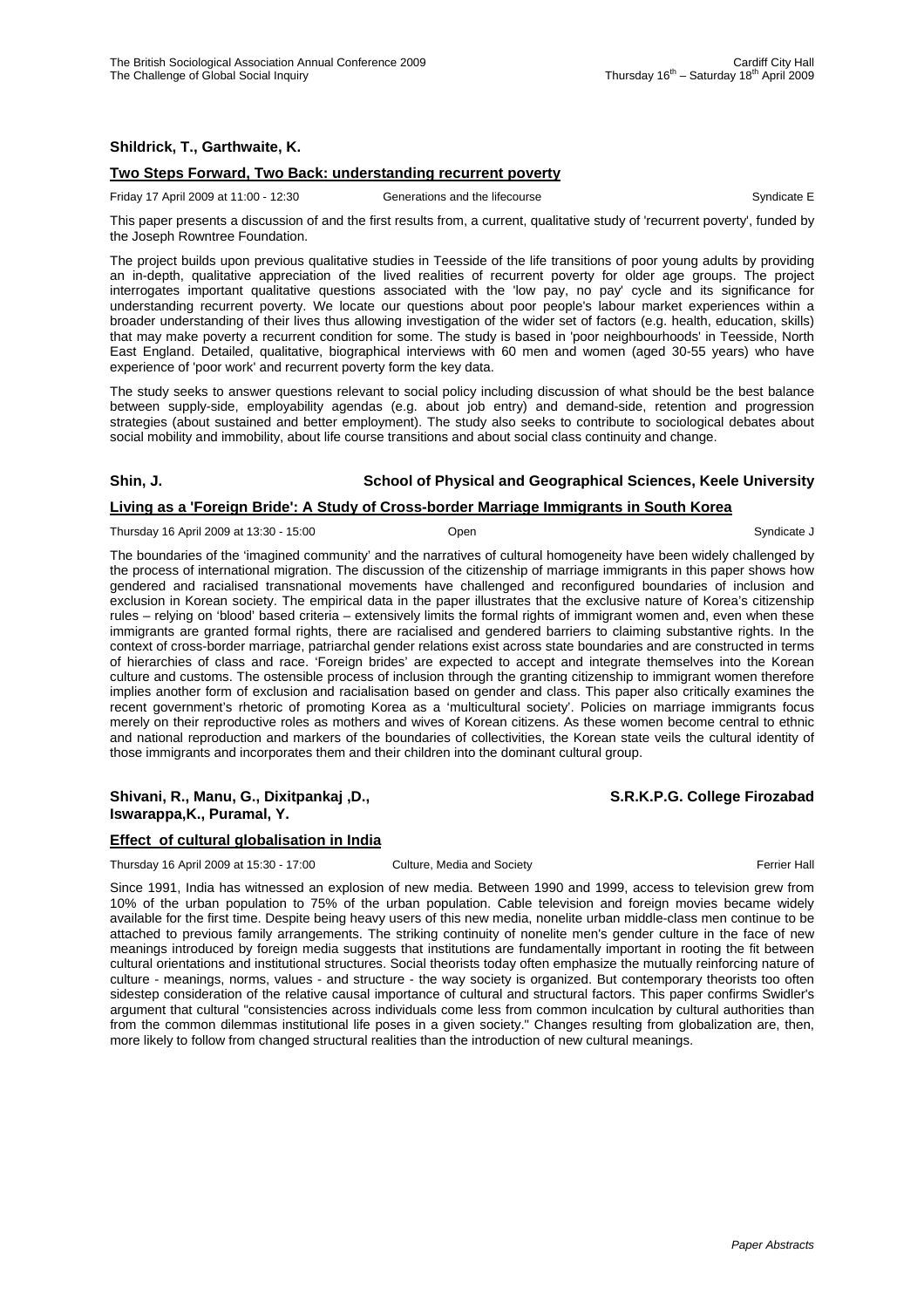**Shildrick, T., Garthwaite, K.**

**Two Steps Forward, Two Back: understanding recurrent poverty**

Friday 17 April 2009 at 11:00 - 12:30 | Generations and the lifecourse | Syndicate E

This paper presents a discussion of and the first results from, a current, qualitative study of 'recurrent poverty', funded by the Joseph Rowntree Foundation.

The project builds upon previous qualitative studies in Teesside of the life transitions of poor young adults by providing an in-depth, qualitative appreciation of the lived realities of recurrent poverty for older age groups. The project interrogates important qualitative questions associated with the 'low pay, no pay' cycle and its significance for understanding recurrent poverty. We locate our questions about poor people's labour market experiences within a broader understanding of their lives thus allowing investigation of the wider set of factors (e.g. health, education, skills) that may make poverty a recurrent condition for some. The study is based in 'poor neighbourhoods' in Teesside, North East England. Detailed, qualitative, biographical interviews with 60 men and women (aged 30-55 years) who have experience of 'poor work' and recurrent poverty form the key data.

The study seeks to answer questions relevant to social policy including discussion of what should be the best balance between supply-side, employability agendas (e.g. about job entry) and demand-side, retention and progression strategies (about sustained and better employment). The study also seeks to contribute to sociological debates about social mobility and immobility, about life course transitions and about social class continuity and change.

**Shin, J.** — **School of Physical and Geographical Sciences, Keele University**

**Living as a 'Foreign Bride': A Study of Cross-border Marriage Immigrants in South Korea**

Thursday 16 April 2009 at 13:30 - 15:00 | Open | Syndicate J

The boundaries of the 'imagined community' and the narratives of cultural homogeneity have been widely challenged by the process of international migration. The discussion of the citizenship of marriage immigrants in this paper shows how gendered and racialised transnational movements have challenged and reconfigured boundaries of inclusion and exclusion in Korean society. The empirical data in the paper illustrates that the exclusive nature of Korea's citizenship rules – relying on 'blood' based criteria – extensively limits the formal rights of immigrant women and, even when these immigrants are granted formal rights, there are racialised and gendered barriers to claiming substantive rights. In the context of cross-border marriage, patriarchal gender relations exist across state boundaries and are constructed in terms of hierarchies of class and race. 'Foreign brides' are expected to accept and integrate themselves into the Korean culture and customs. The ostensible process of inclusion through the granting citizenship to immigrant women therefore implies another form of exclusion and racialisation based on gender and class. This paper also critically examines the recent government's rhetoric of promoting Korea as a 'multicultural society'. Policies on marriage immigrants focus merely on their reproductive roles as mothers and wives of Korean citizens. As these women become central to ethnic and national reproduction and markers of the boundaries of collectivities, the Korean state veils the cultural identity of those immigrants and incorporates them and their children into the dominant cultural group.

**Shivani, R., Manu, G., Dixitpankaj ,D., Iswarappa,K., Puramal, Y.** — **S.R.K.P.G. College Firozabad**

**Effect of cultural globalisation in India**

Thursday 16 April 2009 at 15:30 - 17:00 | Culture, Media and Society | Ferrier Hall

Since 1991, India has witnessed an explosion of new media. Between 1990 and 1999, access to television grew from 10% of the urban population to 75% of the urban population. Cable television and foreign movies became widely available for the first time. Despite being heavy users of this new media, nonelite urban middle-class men continue to be attached to previous family arrangements. The striking continuity of nonelite men's gender culture in the face of new meanings introduced by foreign media suggests that institutions are fundamentally important in rooting the fit between cultural orientations and institutional structures. Social theorists today often emphasize the mutually reinforcing nature of culture - meanings, norms, values - and structure - the way society is organized. But contemporary theorists too often sidestep consideration of the relative causal importance of cultural and structural factors. This paper confirms Swidler's argument that cultural "consistencies across individuals come less from common inculcation by cultural authorities than from the common dilemmas institutional life poses in a given society." Changes resulting from globalization are, then, more likely to follow from changed structural realities than the introduction of new cultural meanings.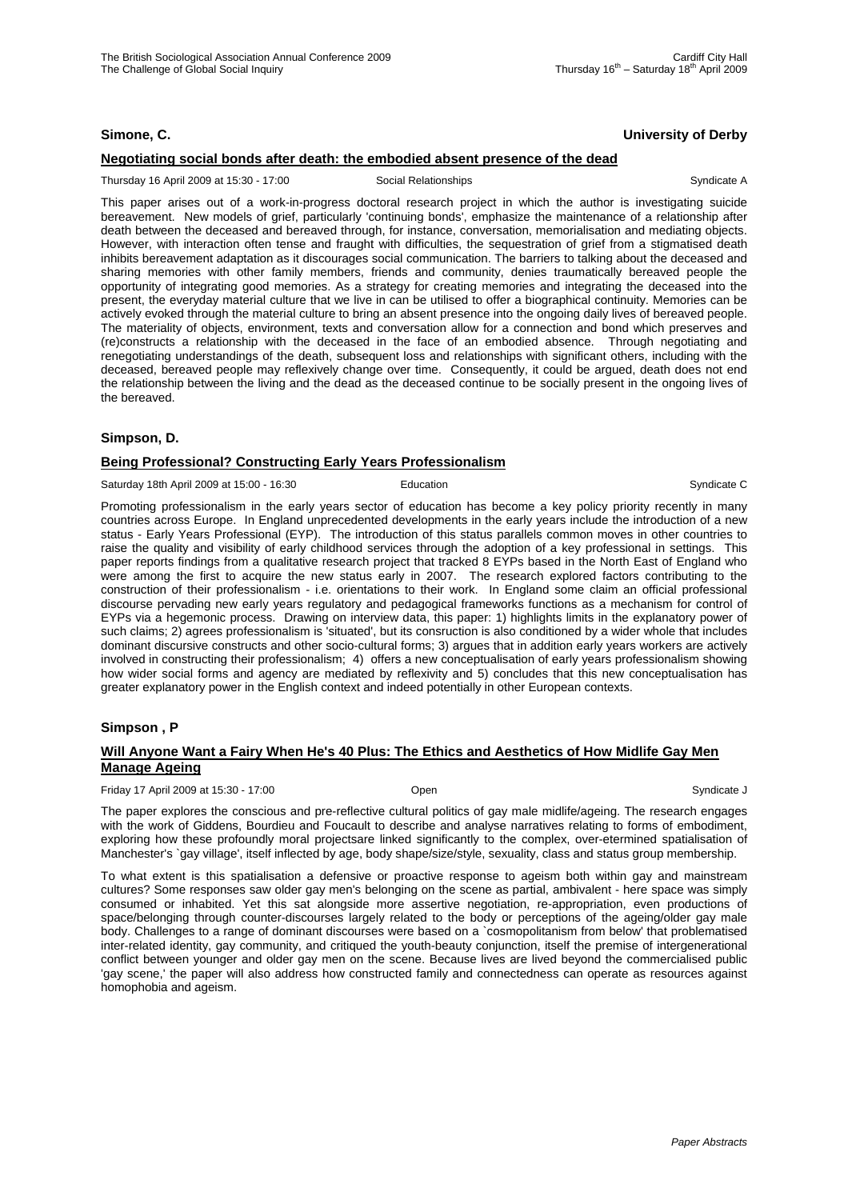**Simone, C.** **University of Derby**

**Negotiating social bonds after death: the embodied absent presence of the dead**

Thursday 16 April 2009 at 15:30 - 17:00 Social Relationships Syndicate A

This paper arises out of a work-in-progress doctoral research project in which the author is investigating suicide bereavement. New models of grief, particularly 'continuing bonds', emphasize the maintenance of a relationship after death between the deceased and bereaved through, for instance, conversation, memorialisation and mediating objects. However, with interaction often tense and fraught with difficulties, the sequestration of grief from a stigmatised death inhibits bereavement adaptation as it discourages social communication. The barriers to talking about the deceased and sharing memories with other family members, friends and community, denies traumatically bereaved people the opportunity of integrating good memories. As a strategy for creating memories and integrating the deceased into the present, the everyday material culture that we live in can be utilised to offer a biographical continuity. Memories can be actively evoked through the material culture to bring an absent presence into the ongoing daily lives of bereaved people. The materiality of objects, environment, texts and conversation allow for a connection and bond which preserves and (re)constructs a relationship with the deceased in the face of an embodied absence. Through negotiating and renegotiating understandings of the death, subsequent loss and relationships with significant others, including with the deceased, bereaved people may reflexively change over time. Consequently, it could be argued, death does not end the relationship between the living and the dead as the deceased continue to be socially present in the ongoing lives of the bereaved.

**Simpson, D.**

**Being Professional? Constructing Early Years Professionalism**

Saturday 18th April 2009 at 15:00 - 16:30 Education Syndicate C

Promoting professionalism in the early years sector of education has become a key policy priority recently in many countries across Europe. In England unprecedented developments in the early years include the introduction of a new status - Early Years Professional (EYP). The introduction of this status parallels common moves in other countries to raise the quality and visibility of early childhood services through the adoption of a key professional in settings. This paper reports findings from a qualitative research project that tracked 8 EYPs based in the North East of England who were among the first to acquire the new status early in 2007. The research explored factors contributing to the construction of their professionalism - i.e. orientations to their work. In England some claim an official professional discourse pervading new early years regulatory and pedagogical frameworks functions as a mechanism for control of EYPs via a hegemonic process. Drawing on interview data, this paper: 1) highlights limits in the explanatory power of such claims; 2) agrees professionalism is 'situated', but its consruction is also conditioned by a wider whole that includes dominant discursive constructs and other socio-cultural forms; 3) argues that in addition early years workers are actively involved in constructing their professionalism; 4) offers a new conceptualisation of early years professionalism showing how wider social forms and agency are mediated by reflexivity and 5) concludes that this new conceptualisation has greater explanatory power in the English context and indeed potentially in other European contexts.

**Simpson , P**

**Will Anyone Want a Fairy When He's 40 Plus: The Ethics and Aesthetics of How Midlife Gay Men Manage Ageing**

Friday 17 April 2009 at 15:30 - 17:00 Open Syndicate J

The paper explores the conscious and pre-reflective cultural politics of gay male midlife/ageing. The research engages with the work of Giddens, Bourdieu and Foucault to describe and analyse narratives relating to forms of embodiment, exploring how these profoundly moral projectsare linked significantly to the complex, over-etermined spatialisation of Manchester's `gay village', itself inflected by age, body shape/size/style, sexuality, class and status group membership.

To what extent is this spatialisation a defensive or proactive response to ageism both within gay and mainstream cultures? Some responses saw older gay men's belonging on the scene as partial, ambivalent - here space was simply consumed or inhabited. Yet this sat alongside more assertive negotiation, re-appropriation, even productions of space/belonging through counter-discourses largely related to the body or perceptions of the ageing/older gay male body. Challenges to a range of dominant discourses were based on a `cosmopolitanism from below' that problematised inter-related identity, gay community, and critiqued the youth-beauty conjunction, itself the premise of intergenerational conflict between younger and older gay men on the scene. Because lives are lived beyond the commercialised public 'gay scene,' the paper will also address how constructed family and connectedness can operate as resources against homophobia and ageism.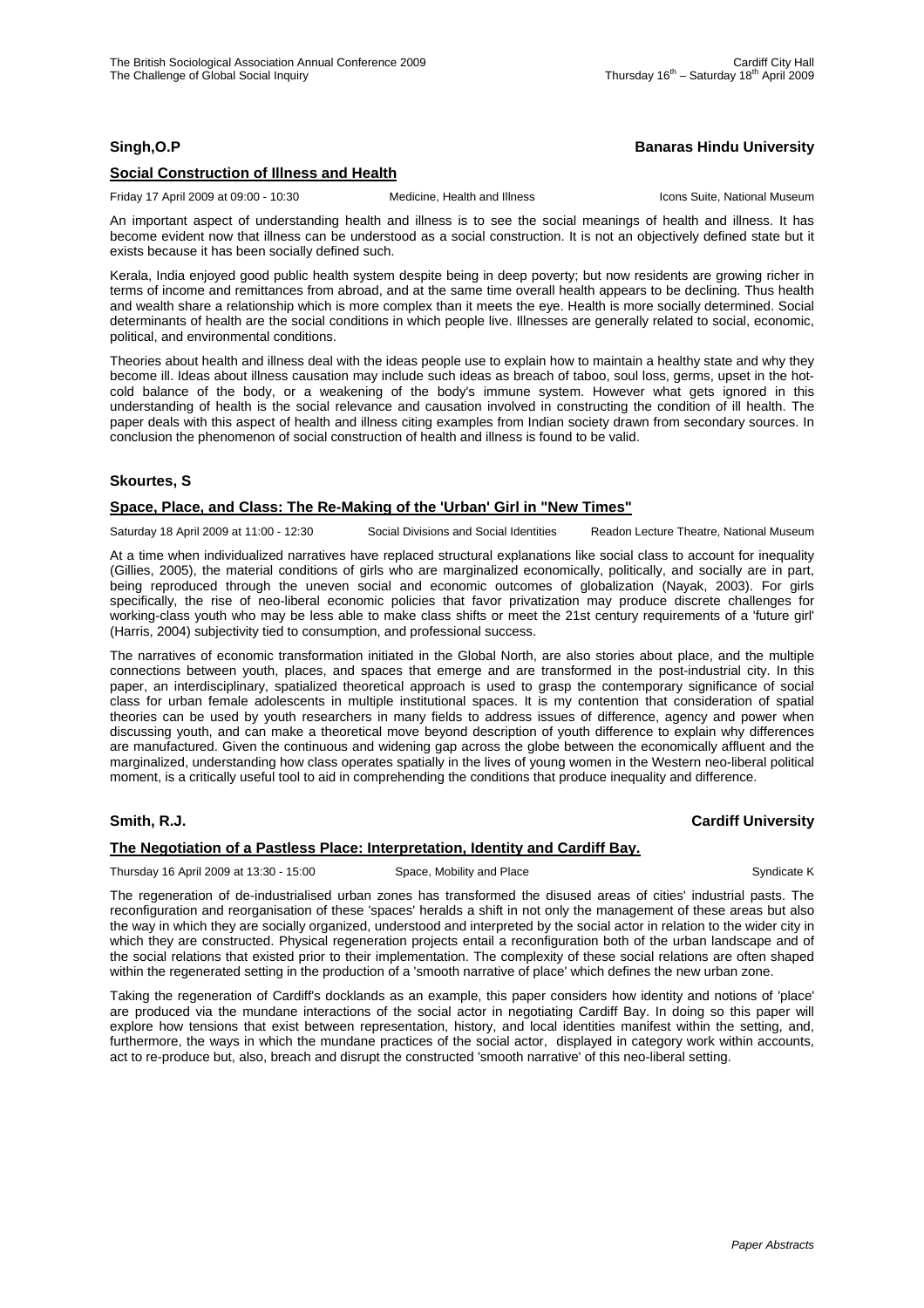**Singh,O.P** **Banaras Hindu University**

**Social Construction of Illness and Health**

Friday 17 April 2009 at 09:00 - 10:30 Medicine, Health and Illness Icons Suite, National Museum

An important aspect of understanding health and illness is to see the social meanings of health and illness. It has become evident now that illness can be understood as a social construction. It is not an objectively defined state but it exists because it has been socially defined such.

Kerala, India enjoyed good public health system despite being in deep poverty; but now residents are growing richer in terms of income and remittances from abroad, and at the same time overall health appears to be declining. Thus health and wealth share a relationship which is more complex than it meets the eye. Health is more socially determined. Social determinants of health are the social conditions in which people live. Illnesses are generally related to social, economic, political, and environmental conditions.

Theories about health and illness deal with the ideas people use to explain how to maintain a healthy state and why they become ill. Ideas about illness causation may include such ideas as breach of taboo, soul loss, germs, upset in the hot-cold balance of the body, or a weakening of the body's immune system. However what gets ignored in this understanding of health is the social relevance and causation involved in constructing the condition of ill health. The paper deals with this aspect of health and illness citing examples from Indian society drawn from secondary sources. In conclusion the phenomenon of social construction of health and illness is found to be valid.

**Skourtes, S**

**Space, Place, and Class: The Re-Making of the 'Urban' Girl in "New Times"**

Saturday 18 April 2009 at 11:00 - 12:30 Social Divisions and Social Identities Readon Lecture Theatre, National Museum

At a time when individualized narratives have replaced structural explanations like social class to account for inequality (Gillies, 2005), the material conditions of girls who are marginalized economically, politically, and socially are in part, being reproduced through the uneven social and economic outcomes of globalization (Nayak, 2003). For girls specifically, the rise of neo-liberal economic policies that favor privatization may produce discrete challenges for working-class youth who may be less able to make class shifts or meet the 21st century requirements of a 'future girl' (Harris, 2004) subjectivity tied to consumption, and professional success.

The narratives of economic transformation initiated in the Global North, are also stories about place, and the multiple connections between youth, places, and spaces that emerge and are transformed in the post-industrial city. In this paper, an interdisciplinary, spatialized theoretical approach is used to grasp the contemporary significance of social class for urban female adolescents in multiple institutional spaces. It is my contention that consideration of spatial theories can be used by youth researchers in many fields to address issues of difference, agency and power when discussing youth, and can make a theoretical move beyond description of youth difference to explain why differences are manufactured. Given the continuous and widening gap across the globe between the economically affluent and the marginalized, understanding how class operates spatially in the lives of young women in the Western neo-liberal political moment, is a critically useful tool to aid in comprehending the conditions that produce inequality and difference.

**Smith, R.J.** **Cardiff University**

**The Negotiation of a Pastless Place: Interpretation, Identity and Cardiff Bay.**

Thursday 16 April 2009 at 13:30 - 15:00 Space, Mobility and Place Syndicate K

The regeneration of de-industrialised urban zones has transformed the disused areas of cities' industrial pasts. The reconfiguration and reorganisation of these 'spaces' heralds a shift in not only the management of these areas but also the way in which they are socially organized, understood and interpreted by the social actor in relation to the wider city in which they are constructed. Physical regeneration projects entail a reconfiguration both of the urban landscape and of the social relations that existed prior to their implementation. The complexity of these social relations are often shaped within the regenerated setting in the production of a 'smooth narrative of place' which defines the new urban zone.

Taking the regeneration of Cardiff's docklands as an example, this paper considers how identity and notions of 'place' are produced via the mundane interactions of the social actor in negotiating Cardiff Bay. In doing so this paper will explore how tensions that exist between representation, history, and local identities manifest within the setting, and, furthermore, the ways in which the mundane practices of the social actor, displayed in category work within accounts, act to re-produce but, also, breach and disrupt the constructed 'smooth narrative' of this neo-liberal setting.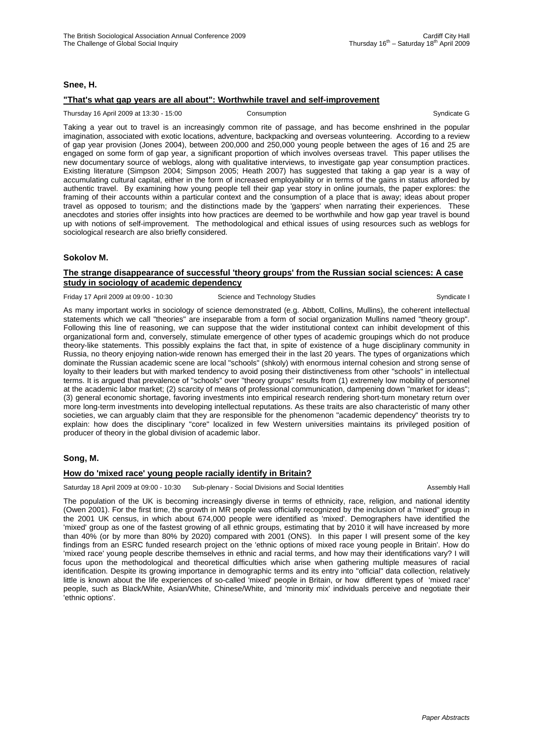## Snee, H.

### "That's what gap years are all about": Worthwhile travel and self-improvement

Thursday 16 April 2009 at 13:30 - 15:00 Consumption Syndicate G

Taking a year out to travel is an increasingly common rite of passage, and has become enshrined in the popular imagination, associated with exotic locations, adventure, backpacking and overseas volunteering. According to a review of gap year provision (Jones 2004), between 200,000 and 250,000 young people between the ages of 16 and 25 are engaged on some form of gap year, a significant proportion of which involves overseas travel. This paper utilises the new documentary source of weblogs, along with qualitative interviews, to investigate gap year consumption practices. Existing literature (Simpson 2004; Simpson 2005; Heath 2007) has suggested that taking a gap year is a way of accumulating cultural capital, either in the form of increased employability or in terms of the gains in status afforded by authentic travel. By examining how young people tell their gap year story in online journals, the paper explores: the framing of their accounts within a particular context and the consumption of a place that is away; ideas about proper travel as opposed to tourism; and the distinctions made by the 'gappers' when narrating their experiences. These anecdotes and stories offer insights into how practices are deemed to be worthwhile and how gap year travel is bound up with notions of self-improvement. The methodological and ethical issues of using resources such as weblogs for sociological research are also briefly considered.

## Sokolov M.

### The strange disappearance of successful 'theory groups' from the Russian social sciences: A case study in sociology of academic dependency

Friday 17 April 2009 at 09:00 - 10:30 Science and Technology Studies Syndicate I

As many important works in sociology of science demonstrated (e.g. Abbott, Collins, Mullins), the coherent intellectual statements which we call "theories" are inseparable from a form of social organization Mullins named "theory group". Following this line of reasoning, we can suppose that the wider institutional context can inhibit development of this organizational form and, conversely, stimulate emergence of other types of academic groupings which do not produce theory-like statements. This possibly explains the fact that, in spite of existence of a huge disciplinary community in Russia, no theory enjoying nation-wide renown has emerged their in the last 20 years. The types of organizations which dominate the Russian academic scene are local "schools" (shkoly) with enormous internal cohesion and strong sense of loyalty to their leaders but with marked tendency to avoid posing their distinctiveness from other "schools" in intellectual terms. It is argued that prevalence of "schools" over "theory groups" results from (1) extremely low mobility of personnel at the academic labor market; (2) scarcity of means of professional communication, dampening down "market for ideas"; (3) general economic shortage, favoring investments into empirical research rendering short-turn monetary return over more long-term investments into developing intellectual reputations. As these traits are also characteristic of many other societies, we can arguably claim that they are responsible for the phenomenon "academic dependency" theorists try to explain: how does the disciplinary "core" localized in few Western universities maintains its privileged position of producer of theory in the global division of academic labor.

## Song, M.

### How do 'mixed race' young people racially identify in Britain?

Saturday 18 April 2009 at 09:00 - 10:30 Sub-plenary - Social Divisions and Social Identities Assembly Hall

The population of the UK is becoming increasingly diverse in terms of ethnicity, race, religion, and national identity (Owen 2001). For the first time, the growth in MR people was officially recognized by the inclusion of a "mixed" group in the 2001 UK census, in which about 674,000 people were identified as 'mixed'. Demographers have identified the 'mixed' group as one of the fastest growing of all ethnic groups, estimating that by 2010 it will have increased by more than 40% (or by more than 80% by 2020) compared with 2001 (ONS). In this paper I will present some of the key findings from an ESRC funded research project on the 'ethnic options of mixed race young people in Britain'. How do 'mixed race' young people describe themselves in ethnic and racial terms, and how may their identifications vary? I will focus upon the methodological and theoretical difficulties which arise when gathering multiple measures of racial identification. Despite its growing importance in demographic terms and its entry into "official" data collection, relatively little is known about the life experiences of so-called 'mixed' people in Britain, or how different types of 'mixed race' people, such as Black/White, Asian/White, Chinese/White, and 'minority mix' individuals perceive and negotiate their 'ethnic options'.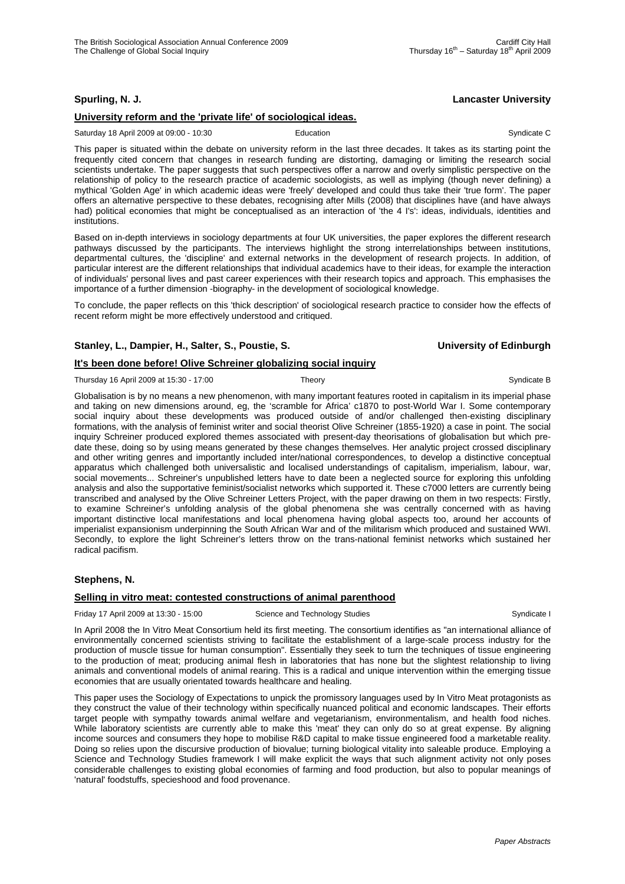**Spurling, N. J.** **Lancaster University**

**University reform and the 'private life' of sociological ideas.**

Saturday 18 April 2009 at 09:00 - 10:30 Education Syndicate C

This paper is situated within the debate on university reform in the last three decades. It takes as its starting point the frequently cited concern that changes in research funding are distorting, damaging or limiting the research social scientists undertake. The paper suggests that such perspectives offer a narrow and overly simplistic perspective on the relationship of policy to the research practice of academic sociologists, as well as implying (though never defining) a mythical 'Golden Age' in which academic ideas were 'freely' developed and could thus take their 'true form'. The paper offers an alternative perspective to these debates, recognising after Mills (2008) that disciplines have (and have always had) political economies that might be conceptualised as an interaction of 'the 4 I's': ideas, individuals, identities and institutions.

Based on in-depth interviews in sociology departments at four UK universities, the paper explores the different research pathways discussed by the participants. The interviews highlight the strong interrelationships between institutions, departmental cultures, the 'discipline' and external networks in the development of research projects. In addition, of particular interest are the different relationships that individual academics have to their ideas, for example the interaction of individuals' personal lives and past career experiences with their research topics and approach. This emphasises the importance of a further dimension -biography- in the development of sociological knowledge.

To conclude, the paper reflects on this 'thick description' of sociological research practice to consider how the effects of recent reform might be more effectively understood and critiqued.

**Stanley, L., Dampier, H., Salter, S., Poustie, S.** **University of Edinburgh**

**It's been done before! Olive Schreiner globalizing social inquiry**

Thursday 16 April 2009 at 15:30 - 17:00 Theory Syndicate B

Globalisation is by no means a new phenomenon, with many important features rooted in capitalism in its imperial phase and taking on new dimensions around, eg, the 'scramble for Africa' c1870 to post-World War I. Some contemporary social inquiry about these developments was produced outside of and/or challenged then-existing disciplinary formations, with the analysis of feminist writer and social theorist Olive Schreiner (1855-1920) a case in point. The social inquiry Schreiner produced explored themes associated with present-day theorisations of globalisation but which pre-date these, doing so by using means generated by these changes themselves. Her analytic project crossed disciplinary and other writing genres and importantly included inter/national correspondences, to develop a distinctive conceptual apparatus which challenged both universalistic and localised understandings of capitalism, imperialism, labour, war, social movements... Schreiner's unpublished letters have to date been a neglected source for exploring this unfolding analysis and also the supportative feminist/socialist networks which supported it. These c7000 letters are currently being transcribed and analysed by the Olive Schreiner Letters Project, with the paper drawing on them in two respects: Firstly, to examine Schreiner's unfolding analysis of the global phenomena she was centrally concerned with as having important distinctive local manifestations and local phenomena having global aspects too, around her accounts of imperialist expansionism underpinning the South African War and of the militarism which produced and sustained WWI. Secondly, to explore the light Schreiner's letters throw on the trans-national feminist networks which sustained her radical pacifism.

**Stephens, N.**

**Selling in vitro meat: contested constructions of animal parenthood**

Friday 17 April 2009 at 13:30 - 15:00 Science and Technology Studies Syndicate I

In April 2008 the In Vitro Meat Consortium held its first meeting. The consortium identifies as "an international alliance of environmentally concerned scientists striving to facilitate the establishment of a large-scale process industry for the production of muscle tissue for human consumption". Essentially they seek to turn the techniques of tissue engineering to the production of meat; producing animal flesh in laboratories that has none but the slightest relationship to living animals and conventional models of animal rearing. This is a radical and unique intervention within the emerging tissue economies that are usually orientated towards healthcare and healing.

This paper uses the Sociology of Expectations to unpick the promissory languages used by In Vitro Meat protagonists as they construct the value of their technology within specifically nuanced political and economic landscapes. Their efforts target people with sympathy towards animal welfare and vegetarianism, environmentalism, and health food niches. While laboratory scientists are currently able to make this 'meat' they can only do so at great expense. By aligning income sources and consumers they hope to mobilise R&D capital to make tissue engineered food a marketable reality. Doing so relies upon the discursive production of biovalue; turning biological vitality into saleable produce. Employing a Science and Technology Studies framework I will make explicit the ways that such alignment activity not only poses considerable challenges to existing global economies of farming and food production, but also to popular meanings of 'natural' foodstuffs, specieshood and food provenance.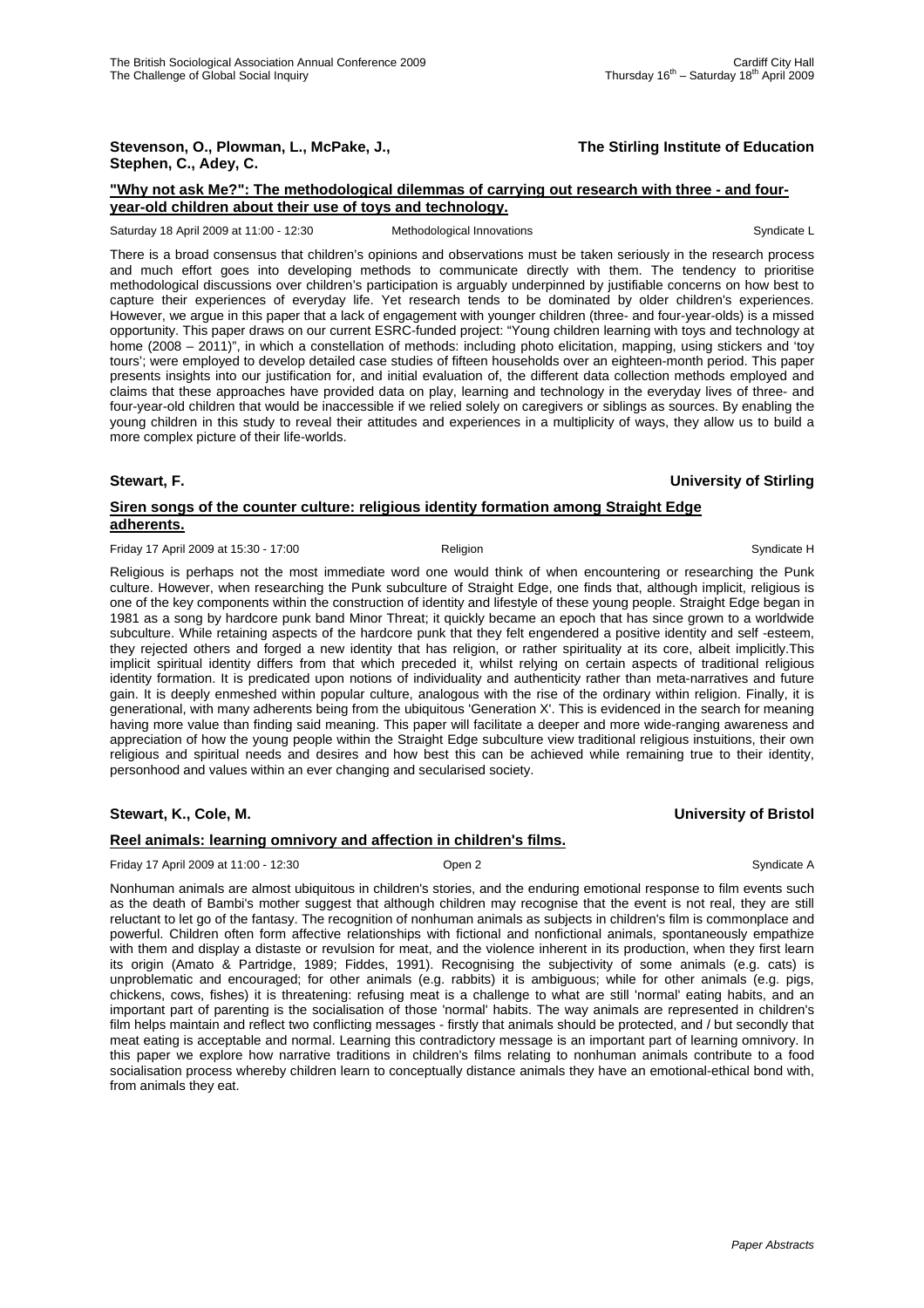**Stevenson, O., Plowman, L., McPake, J., Stephen, C., Adey, C.** — **The Stirling Institute of Education**

**"Why not ask Me?": The methodological dilemmas of carrying out research with three - and four-year-old children about their use of toys and technology.**

Saturday 18 April 2009 at 11:00 - 12:30 — Methodological Innovations — Syndicate L

There is a broad consensus that children's opinions and observations must be taken seriously in the research process and much effort goes into developing methods to communicate directly with them. The tendency to prioritise methodological discussions over children's participation is arguably underpinned by justifiable concerns on how best to capture their experiences of everyday life. Yet research tends to be dominated by older children's experiences. However, we argue in this paper that a lack of engagement with younger children (three- and four-year-olds) is a missed opportunity. This paper draws on our current ESRC-funded project: "Young children learning with toys and technology at home (2008 – 2011)", in which a constellation of methods: including photo elicitation, mapping, using stickers and 'toy tours'; were employed to develop detailed case studies of fifteen households over an eighteen-month period. This paper presents insights into our justification for, and initial evaluation of, the different data collection methods employed and claims that these approaches have provided data on play, learning and technology in the everyday lives of three- and four-year-old children that would be inaccessible if we relied solely on caregivers or siblings as sources. By enabling the young children in this study to reveal their attitudes and experiences in a multiplicity of ways, they allow us to build a more complex picture of their life-worlds.

**Stewart, F.** — **University of Stirling**

**Siren songs of the counter culture: religious identity formation among Straight Edge adherents.**

Friday 17 April 2009 at 15:30 - 17:00 — Religion — Syndicate H

Religious is perhaps not the most immediate word one would think of when encountering or researching the Punk culture. However, when researching the Punk subculture of Straight Edge, one finds that, although implicit, religious is one of the key components within the construction of identity and lifestyle of these young people. Straight Edge began in 1981 as a song by hardcore punk band Minor Threat; it quickly became an epoch that has since grown to a worldwide subculture. While retaining aspects of the hardcore punk that they felt engendered a positive identity and self -esteem, they rejected others and forged a new identity that has religion, or rather spirituality at its core, albeit implicitly.This implicit spiritual identity differs from that which preceded it, whilst relying on certain aspects of traditional religious identity formation. It is predicated upon notions of individuality and authenticity rather than meta-narratives and future gain. It is deeply enmeshed within popular culture, analogous with the rise of the ordinary within religion. Finally, it is generational, with many adherents being from the ubiquitous 'Generation X'. This is evidenced in the search for meaning having more value than finding said meaning. This paper will facilitate a deeper and more wide-ranging awareness and appreciation of how the young people within the Straight Edge subculture view traditional religious instuitions, their own religious and spiritual needs and desires and how best this can be achieved while remaining true to their identity, personhood and values within an ever changing and secularised society.

**Stewart, K., Cole, M.** — **University of Bristol**

**Reel animals: learning omnivory and affection in children's films.**

Friday 17 April 2009 at 11:00 - 12:30 — Open 2 — Syndicate A

Nonhuman animals are almost ubiquitous in children's stories, and the enduring emotional response to film events such as the death of Bambi's mother suggest that although children may recognise that the event is not real, they are still reluctant to let go of the fantasy. The recognition of nonhuman animals as subjects in children's film is commonplace and powerful. Children often form affective relationships with fictional and nonfictional animals, spontaneously empathize with them and display a distaste or revulsion for meat, and the violence inherent in its production, when they first learn its origin (Amato & Partridge, 1989; Fiddes, 1991). Recognising the subjectivity of some animals (e.g. cats) is unproblematic and encouraged; for other animals (e.g. rabbits) it is ambiguous; while for other animals (e.g. pigs, chickens, cows, fishes) it is threatening: refusing meat is a challenge to what are still 'normal' eating habits, and an important part of parenting is the socialisation of those 'normal' habits. The way animals are represented in children's film helps maintain and reflect two conflicting messages - firstly that animals should be protected, and / but secondly that meat eating is acceptable and normal. Learning this contradictory message is an important part of learning omnivory. In this paper we explore how narrative traditions in children's films relating to nonhuman animals contribute to a food socialisation process whereby children learn to conceptually distance animals they have an emotional-ethical bond with, from animals they eat.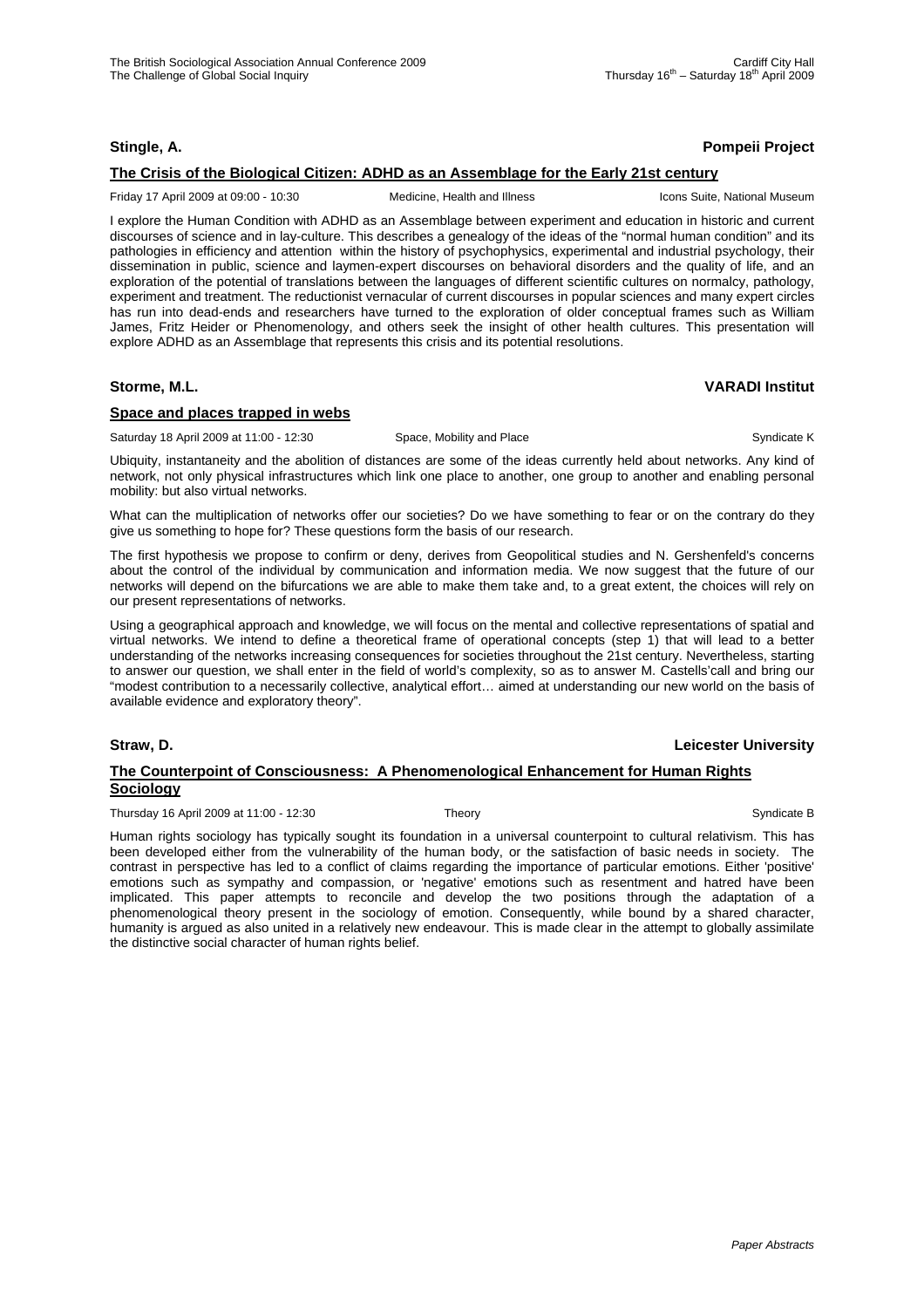**Stingle, A.** **Pompeii Project**

**The Crisis of the Biological Citizen: ADHD as an Assemblage for the Early 21st century**

Friday 17 April 2009 at 09:00 - 10:30 Medicine, Health and Illness Icons Suite, National Museum

I explore the Human Condition with ADHD as an Assemblage between experiment and education in historic and current discourses of science and in lay-culture. This describes a genealogy of the ideas of the "normal human condition" and its pathologies in efficiency and attention within the history of psychophysics, experimental and industrial psychology, their dissemination in public, science and laymen-expert discourses on behavioral disorders and the quality of life, and an exploration of the potential of translations between the languages of different scientific cultures on normalcy, pathology, experiment and treatment. The reductionist vernacular of current discourses in popular sciences and many expert circles has run into dead-ends and researchers have turned to the exploration of older conceptual frames such as William James, Fritz Heider or Phenomenology, and others seek the insight of other health cultures. This presentation will explore ADHD as an Assemblage that represents this crisis and its potential resolutions.

**Storme, M.L.** **VARADI Institut**

**Space and places trapped in webs**

Saturday 18 April 2009 at 11:00 - 12:30 Space, Mobility and Place Syndicate K

Ubiquity, instantaneity and the abolition of distances are some of the ideas currently held about networks. Any kind of network, not only physical infrastructures which link one place to another, one group to another and enabling personal mobility: but also virtual networks.

What can the multiplication of networks offer our societies? Do we have something to fear or on the contrary do they give us something to hope for? These questions form the basis of our research.

The first hypothesis we propose to confirm or deny, derives from Geopolitical studies and N. Gershenfeld's concerns about the control of the individual by communication and information media. We now suggest that the future of our networks will depend on the bifurcations we are able to make them take and, to a great extent, the choices will rely on our present representations of networks.

Using a geographical approach and knowledge, we will focus on the mental and collective representations of spatial and virtual networks. We intend to define a theoretical frame of operational concepts (step 1) that will lead to a better understanding of the networks increasing consequences for societies throughout the 21st century. Nevertheless, starting to answer our question, we shall enter in the field of world's complexity, so as to answer M. Castells'call and bring our "modest contribution to a necessarily collective, analytical effort… aimed at understanding our new world on the basis of available evidence and exploratory theory".

**Straw, D.** **Leicester University**

**The Counterpoint of Consciousness: A Phenomenological Enhancement for Human Rights Sociology**

Thursday 16 April 2009 at 11:00 - 12:30 Theory Syndicate B

Human rights sociology has typically sought its foundation in a universal counterpoint to cultural relativism. This has been developed either from the vulnerability of the human body, or the satisfaction of basic needs in society. The contrast in perspective has led to a conflict of claims regarding the importance of particular emotions. Either 'positive' emotions such as sympathy and compassion, or 'negative' emotions such as resentment and hatred have been implicated. This paper attempts to reconcile and develop the two positions through the adaptation of a phenomenological theory present in the sociology of emotion. Consequently, while bound by a shared character, humanity is argued as also united in a relatively new endeavour. This is made clear in the attempt to globally assimilate the distinctive social character of human rights belief.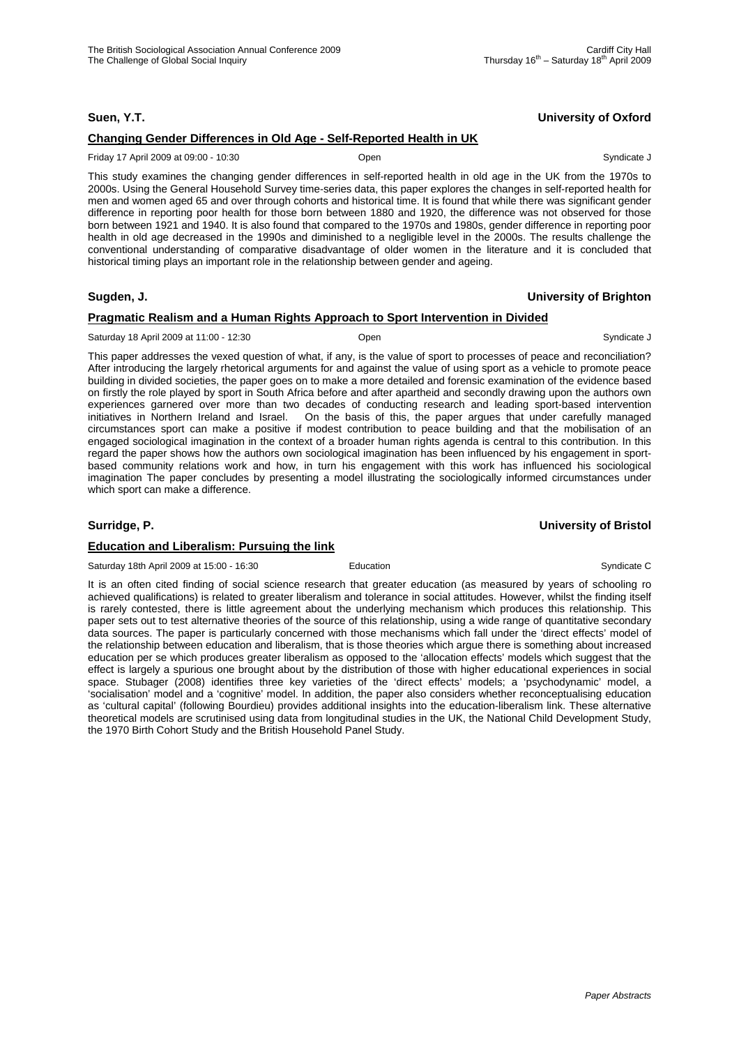**Suen, Y.T.** **University of Oxford**

**Changing Gender Differences in Old Age - Self-Reported Health in UK**

Friday 17 April 2009 at 09:00 - 10:30 Open Syndicate J

This study examines the changing gender differences in self-reported health in old age in the UK from the 1970s to 2000s. Using the General Household Survey time-series data, this paper explores the changes in self-reported health for men and women aged 65 and over through cohorts and historical time. It is found that while there was significant gender difference in reporting poor health for those born between 1880 and 1920, the difference was not observed for those born between 1921 and 1940. It is also found that compared to the 1970s and 1980s, gender difference in reporting poor health in old age decreased in the 1990s and diminished to a negligible level in the 2000s. The results challenge the conventional understanding of comparative disadvantage of older women in the literature and it is concluded that historical timing plays an important role in the relationship between gender and ageing.

**Sugden, J.** **University of Brighton**

**Pragmatic Realism and a Human Rights Approach to Sport Intervention in Divided**

Saturday 18 April 2009 at 11:00 - 12:30 Open Syndicate J

This paper addresses the vexed question of what, if any, is the value of sport to processes of peace and reconciliation? After introducing the largely rhetorical arguments for and against the value of using sport as a vehicle to promote peace building in divided societies, the paper goes on to make a more detailed and forensic examination of the evidence based on firstly the role played by sport in South Africa before and after apartheid and secondly drawing upon the authors own experiences garnered over more than two decades of conducting research and leading sport-based intervention initiatives in Northern Ireland and Israel. On the basis of this, the paper argues that under carefully managed circumstances sport can make a positive if modest contribution to peace building and that the mobilisation of an engaged sociological imagination in the context of a broader human rights agenda is central to this contribution. In this regard the paper shows how the authors own sociological imagination has been influenced by his engagement in sport-based community relations work and how, in turn his engagement with this work has influenced his sociological imagination The paper concludes by presenting a model illustrating the sociologically informed circumstances under which sport can make a difference.

**Surridge, P.** **University of Bristol**

**Education and Liberalism: Pursuing the link**

Saturday 18th April 2009 at 15:00 - 16:30 Education Syndicate C

It is an often cited finding of social science research that greater education (as measured by years of schooling ro achieved qualifications) is related to greater liberalism and tolerance in social attitudes. However, whilst the finding itself is rarely contested, there is little agreement about the underlying mechanism which produces this relationship. This paper sets out to test alternative theories of the source of this relationship, using a wide range of quantitative secondary data sources. The paper is particularly concerned with those mechanisms which fall under the 'direct effects' model of the relationship between education and liberalism, that is those theories which argue there is something about increased education per se which produces greater liberalism as opposed to the 'allocation effects' models which suggest that the effect is largely a spurious one brought about by the distribution of those with higher educational experiences in social space. Stubager (2008) identifies three key varieties of the 'direct effects' models; a 'psychodynamic' model, a 'socialisation' model and a 'cognitive' model. In addition, the paper also considers whether reconceptualising education as 'cultural capital' (following Bourdieu) provides additional insights into the education-liberalism link. These alternative theoretical models are scrutinised using data from longitudinal studies in the UK, the National Child Development Study, the 1970 Birth Cohort Study and the British Household Panel Study.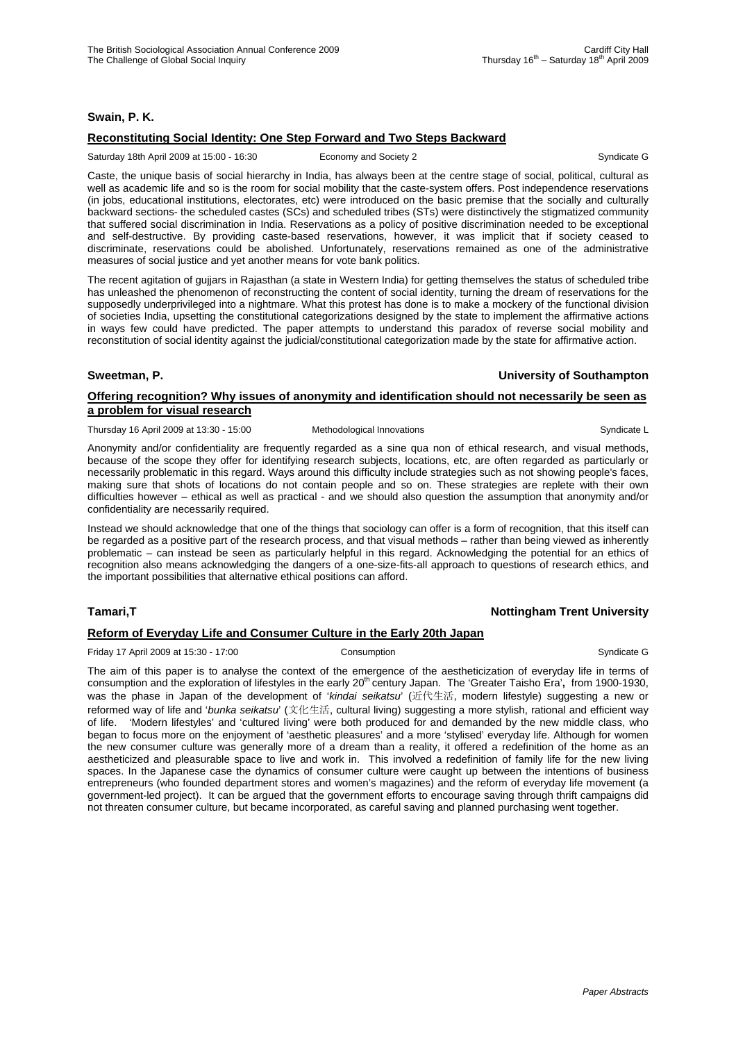**Swain, P. K.**

**Reconstituting Social Identity: One Step Forward and Two Steps Backward**

Saturday 18th April 2009 at 15:00 - 16:30 Economy and Society 2 Syndicate G

Caste, the unique basis of social hierarchy in India, has always been at the centre stage of social, political, cultural as well as academic life and so is the room for social mobility that the caste-system offers. Post independence reservations (in jobs, educational institutions, electorates, etc) were introduced on the basic premise that the socially and culturally backward sections- the scheduled castes (SCs) and scheduled tribes (STs) were distinctively the stigmatized community that suffered social discrimination in India. Reservations as a policy of positive discrimination needed to be exceptional and self-destructive. By providing caste-based reservations, however, it was implicit that if society ceased to discriminate, reservations could be abolished. Unfortunately, reservations remained as one of the administrative measures of social justice and yet another means for vote bank politics.

The recent agitation of gujjars in Rajasthan (a state in Western India) for getting themselves the status of scheduled tribe has unleashed the phenomenon of reconstructing the content of social identity, turning the dream of reservations for the supposedly underprivileged into a nightmare. What this protest has done is to make a mockery of the functional division of societies India, upsetting the constitutional categorizations designed by the state to implement the affirmative actions in ways few could have predicted. The paper attempts to understand this paradox of reverse social mobility and reconstitution of social identity against the judicial/constitutional categorization made by the state for affirmative action.

**Sweetman, P.** **University of Southampton**

**Offering recognition? Why issues of anonymity and identification should not necessarily be seen as a problem for visual research**

Thursday 16 April 2009 at 13:30 - 15:00 Methodological Innovations Syndicate L

Anonymity and/or confidentiality are frequently regarded as a sine qua non of ethical research, and visual methods, because of the scope they offer for identifying research subjects, locations, etc, are often regarded as particularly or necessarily problematic in this regard. Ways around this difficulty include strategies such as not showing people's faces, making sure that shots of locations do not contain people and so on. These strategies are replete with their own difficulties however – ethical as well as practical - and we should also question the assumption that anonymity and/or confidentiality are necessarily required.

Instead we should acknowledge that one of the things that sociology can offer is a form of recognition, that this itself can be regarded as a positive part of the research process, and that visual methods – rather than being viewed as inherently problematic – can instead be seen as particularly helpful in this regard. Acknowledging the potential for an ethics of recognition also means acknowledging the dangers of a one-size-fits-all approach to questions of research ethics, and the important possibilities that alternative ethical positions can afford.

**Tamari,T** **Nottingham Trent University**

**Reform of Everyday Life and Consumer Culture in the Early 20th Japan**

Friday 17 April 2009 at 15:30 - 17:00 Consumption Syndicate G

The aim of this paper is to analyse the context of the emergence of the aestheticization of everyday life in terms of consumption and the exploration of lifestyles in the early 20th century Japan. The 'Greater Taisho Era', from 1900-1930, was the phase in Japan of the development of '*kindai seikatsu*' (近代生活, modern lifestyle) suggesting a new or reformed way of life and '*bunka seikatsu*' (文化生活, cultural living) suggesting a more stylish, rational and efficient way of life. 'Modern lifestyles' and 'cultured living' were both produced for and demanded by the new middle class, who began to focus more on the enjoyment of 'aesthetic pleasures' and a more 'stylised' everyday life. Although for women the new consumer culture was generally more of a dream than a reality, it offered a redefinition of the home as an aestheticized and pleasurable space to live and work in. This involved a redefinition of family life for the new living spaces. In the Japanese case the dynamics of consumer culture were caught up between the intentions of business entrepreneurs (who founded department stores and women's magazines) and the reform of everyday life movement (a government-led project). It can be argued that the government efforts to encourage saving through thrift campaigns did not threaten consumer culture, but became incorporated, as careful saving and planned purchasing went together.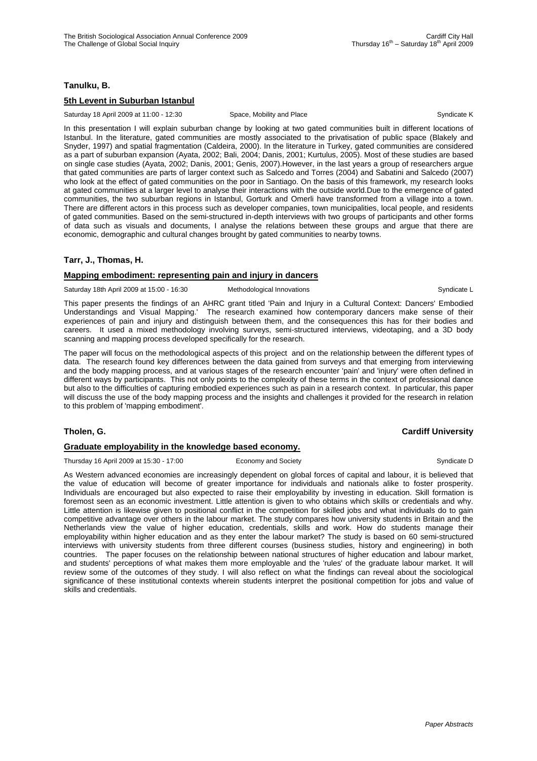**Tanulku, B.**

**5th Levent in Suburban Istanbul**

Saturday 18 April 2009 at 11:00 - 12:30 Space, Mobility and Place Syndicate K

In this presentation I will explain suburban change by looking at two gated communities built in different locations of Istanbul. In the literature, gated communities are mostly associated to the privatisation of public space (Blakely and Snyder, 1997) and spatial fragmentation (Caldeira, 2000). In the literature in Turkey, gated communities are considered as a part of suburban expansion (Ayata, 2002; Bali, 2004; Danis, 2001; Kurtulus, 2005). Most of these studies are based on single case studies (Ayata, 2002; Danis, 2001; Genis, 2007).However, in the last years a group of researchers argue that gated communities are parts of larger context such as Salcedo and Torres (2004) and Sabatini and Salcedo (2007) who look at the effect of gated communities on the poor in Santiago. On the basis of this framework, my research looks at gated communities at a larger level to analyse their interactions with the outside world.Due to the emergence of gated communities, the two suburban regions in Istanbul, Gorturk and Omerli have transformed from a village into a town. There are different actors in this process such as developer companies, town municipalities, local people, and residents of gated communities. Based on the semi-structured in-depth interviews with two groups of participants and other forms of data such as visuals and documents, I analyse the relations between these groups and argue that there are economic, demographic and cultural changes brought by gated communities to nearby towns.

**Tarr, J., Thomas, H.**

**Mapping embodiment: representing pain and injury in dancers**

Saturday 18th April 2009 at 15:00 - 16:30 Methodological Innovations Syndicate L

This paper presents the findings of an AHRC grant titled 'Pain and Injury in a Cultural Context: Dancers' Embodied Understandings and Visual Mapping.' The research examined how contemporary dancers make sense of their experiences of pain and injury and distinguish between them, and the consequences this has for their bodies and careers. It used a mixed methodology involving surveys, semi-structured interviews, videotaping, and a 3D body scanning and mapping process developed specifically for the research.

The paper will focus on the methodological aspects of this project and on the relationship between the different types of data. The research found key differences between the data gained from surveys and that emerging from interviewing and the body mapping process, and at various stages of the research encounter 'pain' and 'injury' were often defined in different ways by participants. This not only points to the complexity of these terms in the context of professional dance but also to the difficulties of capturing embodied experiences such as pain in a research context. In particular, this paper will discuss the use of the body mapping process and the insights and challenges it provided for the research in relation to this problem of 'mapping embodiment'.

**Tholen, G.** **Cardiff University**

**Graduate employability in the knowledge based economy.**

Thursday 16 April 2009 at 15:30 - 17:00 Economy and Society Syndicate D

As Western advanced economies are increasingly dependent on global forces of capital and labour, it is believed that the value of education will become of greater importance for individuals and nationals alike to foster prosperity. Individuals are encouraged but also expected to raise their employability by investing in education. Skill formation is foremost seen as an economic investment. Little attention is given to who obtains which skills or credentials and why. Little attention is likewise given to positional conflict in the competition for skilled jobs and what individuals do to gain competitive advantage over others in the labour market. The study compares how university students in Britain and the Netherlands view the value of higher education, credentials, skills and work. How do students manage their employability within higher education and as they enter the labour market? The study is based on 60 semi-structured interviews with university students from three different courses (business studies, history and engineering) in both countries. The paper focuses on the relationship between national structures of higher education and labour market, and students' perceptions of what makes them more employable and the 'rules' of the graduate labour market. It will review some of the outcomes of they study. I will also reflect on what the findings can reveal about the sociological significance of these institutional contexts wherein students interpret the positional competition for jobs and value of skills and credentials.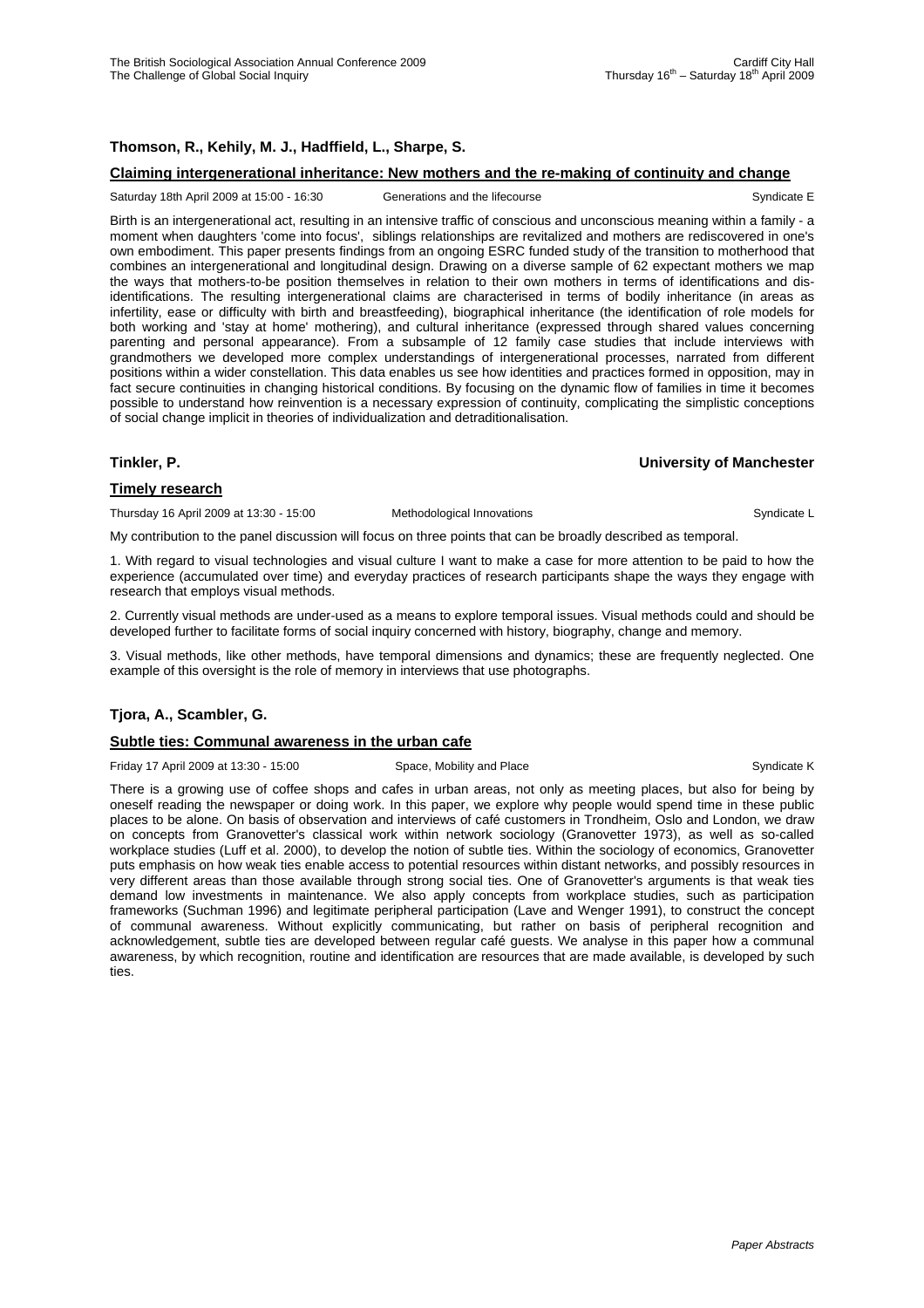**Thomson, R., Kehily, M. J., Hadffield, L., Sharpe, S.**

**Claiming intergenerational inheritance: New mothers and the re-making of continuity and change**

Saturday 18th April 2009 at 15:00 - 16:30 Generations and the lifecourse Syndicate E

Birth is an intergenerational act, resulting in an intensive traffic of conscious and unconscious meaning within a family - a moment when daughters 'come into focus', siblings relationships are revitalized and mothers are rediscovered in one's own embodiment. This paper presents findings from an ongoing ESRC funded study of the transition to motherhood that combines an intergenerational and longitudinal design. Drawing on a diverse sample of 62 expectant mothers we map the ways that mothers-to-be position themselves in relation to their own mothers in terms of identifications and dis-identifications. The resulting intergenerational claims are characterised in terms of bodily inheritance (in areas as infertility, ease or difficulty with birth and breastfeeding), biographical inheritance (the identification of role models for both working and 'stay at home' mothering), and cultural inheritance (expressed through shared values concerning parenting and personal appearance). From a subsample of 12 family case studies that include interviews with grandmothers we developed more complex understandings of intergenerational processes, narrated from different positions within a wider constellation. This data enables us see how identities and practices formed in opposition, may in fact secure continuities in changing historical conditions. By focusing on the dynamic flow of families in time it becomes possible to understand how reinvention is a necessary expression of continuity, complicating the simplistic conceptions of social change implicit in theories of individualization and detraditionalisation.

**Tinkler, P.** **University of Manchester**

**Timely research**

Thursday 16 April 2009 at 13:30 - 15:00 Methodological Innovations Syndicate L

My contribution to the panel discussion will focus on three points that can be broadly described as temporal.

1. With regard to visual technologies and visual culture I want to make a case for more attention to be paid to how the experience (accumulated over time) and everyday practices of research participants shape the ways they engage with research that employs visual methods.

2. Currently visual methods are under-used as a means to explore temporal issues. Visual methods could and should be developed further to facilitate forms of social inquiry concerned with history, biography, change and memory.

3. Visual methods, like other methods, have temporal dimensions and dynamics; these are frequently neglected. One example of this oversight is the role of memory in interviews that use photographs.

**Tjora, A., Scambler, G.**

**Subtle ties: Communal awareness in the urban cafe**

Friday 17 April 2009 at 13:30 - 15:00 Space, Mobility and Place Syndicate K

There is a growing use of coffee shops and cafes in urban areas, not only as meeting places, but also for being by oneself reading the newspaper or doing work. In this paper, we explore why people would spend time in these public places to be alone. On basis of observation and interviews of café customers in Trondheim, Oslo and London, we draw on concepts from Granovetter's classical work within network sociology (Granovetter 1973), as well as so-called workplace studies (Luff et al. 2000), to develop the notion of subtle ties. Within the sociology of economics, Granovetter puts emphasis on how weak ties enable access to potential resources within distant networks, and possibly resources in very different areas than those available through strong social ties. One of Granovetter's arguments is that weak ties demand low investments in maintenance. We also apply concepts from workplace studies, such as participation frameworks (Suchman 1996) and legitimate peripheral participation (Lave and Wenger 1991), to construct the concept of communal awareness. Without explicitly communicating, but rather on basis of peripheral recognition and acknowledgement, subtle ties are developed between regular café guests. We analyse in this paper how a communal awareness, by which recognition, routine and identification are resources that are made available, is developed by such ties.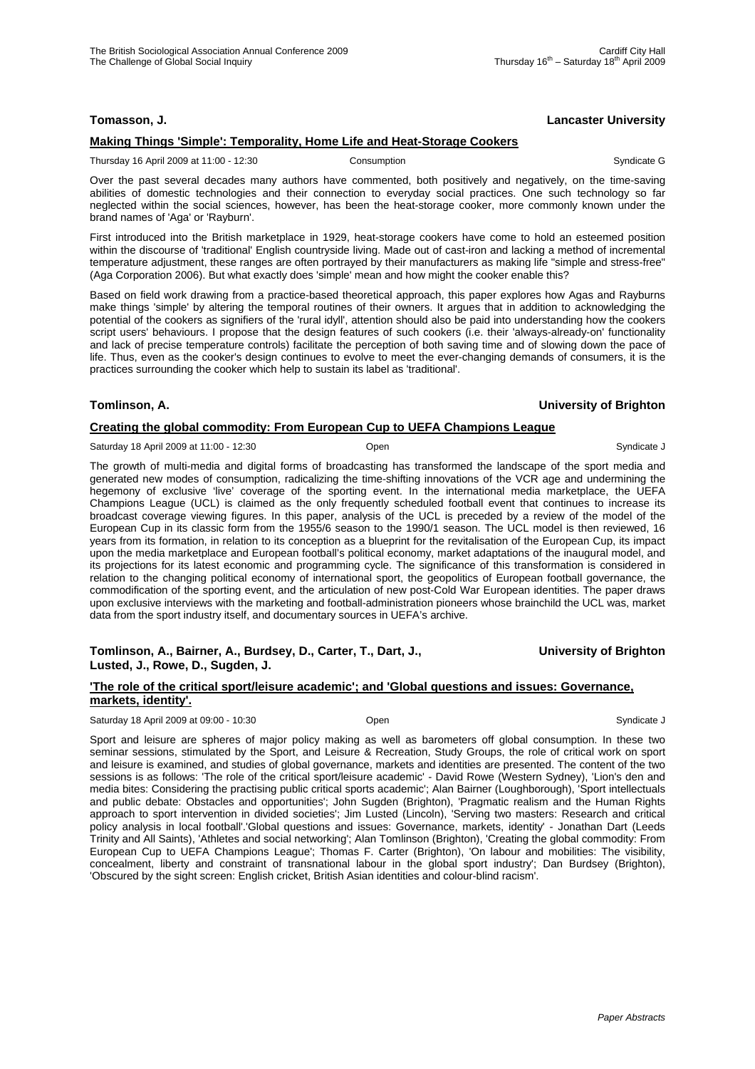**Tomasson, J.** **Lancaster University**

**Making Things 'Simple': Temporality, Home Life and Heat-Storage Cookers**

Thursday 16 April 2009 at 11:00 - 12:30 Consumption Syndicate G

Over the past several decades many authors have commented, both positively and negatively, on the time-saving abilities of domestic technologies and their connection to everyday social practices. One such technology so far neglected within the social sciences, however, has been the heat-storage cooker, more commonly known under the brand names of 'Aga' or 'Rayburn'.

First introduced into the British marketplace in 1929, heat-storage cookers have come to hold an esteemed position within the discourse of 'traditional' English countryside living. Made out of cast-iron and lacking a method of incremental temperature adjustment, these ranges are often portrayed by their manufacturers as making life "simple and stress-free" (Aga Corporation 2006). But what exactly does 'simple' mean and how might the cooker enable this?

Based on field work drawing from a practice-based theoretical approach, this paper explores how Agas and Rayburns make things 'simple' by altering the temporal routines of their owners. It argues that in addition to acknowledging the potential of the cookers as signifiers of the 'rural idyll', attention should also be paid into understanding how the cookers script users' behaviours. I propose that the design features of such cookers (i.e. their 'always-already-on' functionality and lack of precise temperature controls) facilitate the perception of both saving time and of slowing down the pace of life. Thus, even as the cooker's design continues to evolve to meet the ever-changing demands of consumers, it is the practices surrounding the cooker which help to sustain its label as 'traditional'.

**Tomlinson, A.** **University of Brighton**

**Creating the global commodity: From European Cup to UEFA Champions League**

Saturday 18 April 2009 at 11:00 - 12:30 Open Syndicate J

The growth of multi-media and digital forms of broadcasting has transformed the landscape of the sport media and generated new modes of consumption, radicalizing the time-shifting innovations of the VCR age and undermining the hegemony of exclusive 'live' coverage of the sporting event. In the international media marketplace, the UEFA Champions League (UCL) is claimed as the only frequently scheduled football event that continues to increase its broadcast coverage viewing figures. In this paper, analysis of the UCL is preceded by a review of the model of the European Cup in its classic form from the 1955/6 season to the 1990/1 season. The UCL model is then reviewed, 16 years from its formation, in relation to its conception as a blueprint for the revitalisation of the European Cup, its impact upon the media marketplace and European football's political economy, market adaptations of the inaugural model, and its projections for its latest economic and programming cycle. The significance of this transformation is considered in relation to the changing political economy of international sport, the geopolitics of European football governance, the commodification of the sporting event, and the articulation of new post-Cold War European identities. The paper draws upon exclusive interviews with the marketing and football-administration pioneers whose brainchild the UCL was, market data from the sport industry itself, and documentary sources in UEFA's archive.

**Tomlinson, A., Bairner, A., Burdsey, D., Carter, T., Dart, J., Lusted, J., Rowe, D., Sugden, J.** **University of Brighton**

**'The role of the critical sport/leisure academic'; and 'Global questions and issues: Governance, markets, identity'.**

Saturday 18 April 2009 at 09:00 - 10:30 Open Syndicate J

Sport and leisure are spheres of major policy making as well as barometers off global consumption. In these two seminar sessions, stimulated by the Sport, and Leisure & Recreation, Study Groups, the role of critical work on sport and leisure is examined, and studies of global governance, markets and identities are presented. The content of the two sessions is as follows: 'The role of the critical sport/leisure academic' - David Rowe (Western Sydney), 'Lion's den and media bites: Considering the practising public critical sports academic'; Alan Bairner (Loughborough), 'Sport intellectuals and public debate: Obstacles and opportunities'; John Sugden (Brighton), 'Pragmatic realism and the Human Rights approach to sport intervention in divided societies'; Jim Lusted (Lincoln), 'Serving two masters: Research and critical policy analysis in local football'.'Global questions and issues: Governance, markets, identity' - Jonathan Dart (Leeds Trinity and All Saints), 'Athletes and social networking'; Alan Tomlinson (Brighton), 'Creating the global commodity: From European Cup to UEFA Champions League'; Thomas F. Carter (Brighton), 'On labour and mobilities: The visibility, concealment, liberty and constraint of transnational labour in the global sport industry'; Dan Burdsey (Brighton), 'Obscured by the sight screen: English cricket, British Asian identities and colour-blind racism'.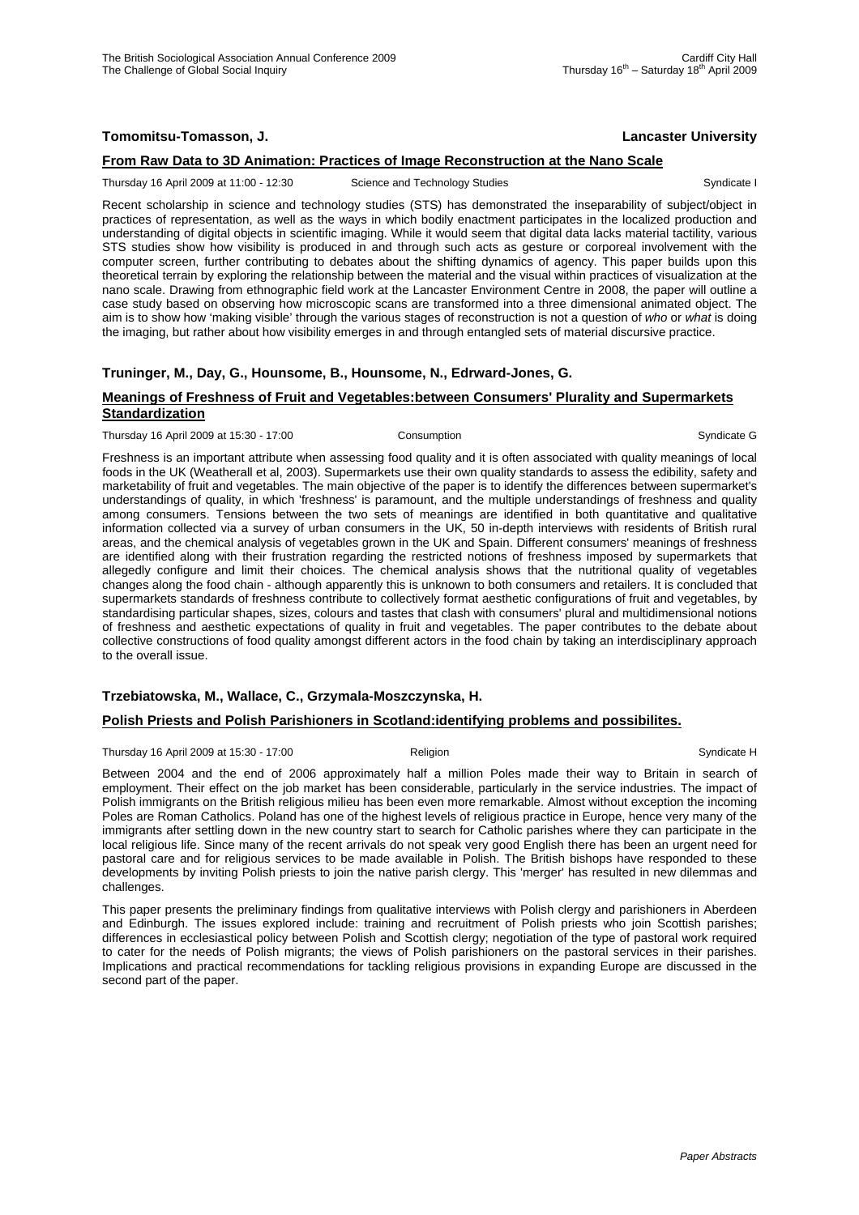**Tomomitsu-Tomasson, J.** **Lancaster University**

**From Raw Data to 3D Animation: Practices of Image Reconstruction at the Nano Scale**

Thursday 16 April 2009 at 11:00 - 12:30 Science and Technology Studies Syndicate I

Recent scholarship in science and technology studies (STS) has demonstrated the inseparability of subject/object in practices of representation, as well as the ways in which bodily enactment participates in the localized production and understanding of digital objects in scientific imaging. While it would seem that digital data lacks material tactility, various STS studies show how visibility is produced in and through such acts as gesture or corporeal involvement with the computer screen, further contributing to debates about the shifting dynamics of agency. This paper builds upon this theoretical terrain by exploring the relationship between the material and the visual within practices of visualization at the nano scale. Drawing from ethnographic field work at the Lancaster Environment Centre in 2008, the paper will outline a case study based on observing how microscopic scans are transformed into a three dimensional animated object. The aim is to show how 'making visible' through the various stages of reconstruction is not a question of *who* or *what* is doing the imaging, but rather about how visibility emerges in and through entangled sets of material discursive practice.

**Truninger, M., Day, G., Hounsome, B., Hounsome, N., Edrward-Jones, G.**

**Meanings of Freshness of Fruit and Vegetables:between Consumers' Plurality and Supermarkets Standardization**

Thursday 16 April 2009 at 15:30 - 17:00 Consumption Syndicate G

Freshness is an important attribute when assessing food quality and it is often associated with quality meanings of local foods in the UK (Weatherall et al, 2003). Supermarkets use their own quality standards to assess the edibility, safety and marketability of fruit and vegetables. The main objective of the paper is to identify the differences between supermarket's understandings of quality, in which 'freshness' is paramount, and the multiple understandings of freshness and quality among consumers. Tensions between the two sets of meanings are identified in both quantitative and qualitative information collected via a survey of urban consumers in the UK, 50 in-depth interviews with residents of British rural areas, and the chemical analysis of vegetables grown in the UK and Spain. Different consumers' meanings of freshness are identified along with their frustration regarding the restricted notions of freshness imposed by supermarkets that allegedly configure and limit their choices. The chemical analysis shows that the nutritional quality of vegetables changes along the food chain - although apparently this is unknown to both consumers and retailers. It is concluded that supermarkets standards of freshness contribute to collectively format aesthetic configurations of fruit and vegetables, by standardising particular shapes, sizes, colours and tastes that clash with consumers' plural and multidimensional notions of freshness and aesthetic expectations of quality in fruit and vegetables. The paper contributes to the debate about collective constructions of food quality amongst different actors in the food chain by taking an interdisciplinary approach to the overall issue.

**Trzebiatowska, M., Wallace, C., Grzymala-Moszczynska, H.**

**Polish Priests and Polish Parishioners in Scotland:identifying problems and possibilites.**

Thursday 16 April 2009 at 15:30 - 17:00 Religion Syndicate H

Between 2004 and the end of 2006 approximately half a million Poles made their way to Britain in search of employment. Their effect on the job market has been considerable, particularly in the service industries. The impact of Polish immigrants on the British religious milieu has been even more remarkable. Almost without exception the incoming Poles are Roman Catholics. Poland has one of the highest levels of religious practice in Europe, hence very many of the immigrants after settling down in the new country start to search for Catholic parishes where they can participate in the local religious life. Since many of the recent arrivals do not speak very good English there has been an urgent need for pastoral care and for religious services to be made available in Polish. The British bishops have responded to these developments by inviting Polish priests to join the native parish clergy. This 'merger' has resulted in new dilemmas and challenges.

This paper presents the preliminary findings from qualitative interviews with Polish clergy and parishioners in Aberdeen and Edinburgh. The issues explored include: training and recruitment of Polish priests who join Scottish parishes; differences in ecclesiastical policy between Polish and Scottish clergy; negotiation of the type of pastoral work required to cater for the needs of Polish migrants; the views of Polish parishioners on the pastoral services in their parishes. Implications and practical recommendations for tackling religious provisions in expanding Europe are discussed in the second part of the paper.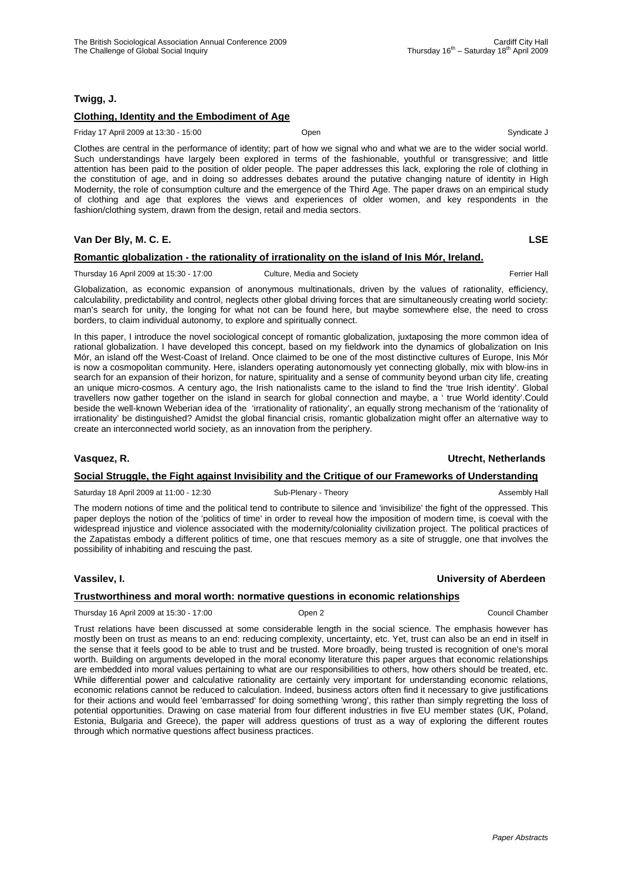### Twigg, J.

**Clothing, Identity and the Embodiment of Age**

Friday 17 April 2009 at 13:30 - 15:00 | Open | Syndicate J

Clothes are central in the performance of identity; part of how we signal who and what we are to the wider social world. Such understandings have largely been explored in terms of the fashionable, youthful or transgressive; and little attention has been paid to the position of older people. The paper addresses this lack, exploring the role of clothing in the constitution of age, and in doing so addresses debates around the putative changing nature of identity in High Modernity, the role of consumption culture and the emergence of the Third Age. The paper draws on an empirical study of clothing and age that explores the views and experiences of older women, and key respondents in the fashion/clothing system, drawn from the design, retail and media sectors.

### Van Der Bly, M. C. E. — LSE

**Romantic globalization - the rationality of irrationality on the island of Inis Mór, Ireland.**

Thursday 16 April 2009 at 15:30 - 17:00 | Culture, Media and Society | Ferrier Hall

Globalization, as economic expansion of anonymous multinationals, driven by the values of rationality, efficiency, calculability, predictability and control, neglects other global driving forces that are simultaneously creating world society: man's search for unity, the longing for what not can be found here, but maybe somewhere else, the need to cross borders, to claim individual autonomy, to explore and spiritually connect.

In this paper, I introduce the novel sociological concept of romantic globalization, juxtaposing the more common idea of rational globalization. I have developed this concept, based on my fieldwork into the dynamics of globalization on Inis Mór, an island off the West-Coast of Ireland. Once claimed to be one of the most distinctive cultures of Europe, Inis Mór is now a cosmopolitan community. Here, islanders operating autonomously yet connecting globally, mix with blow-ins in search for an expansion of their horizon, for nature, spirituality and a sense of community beyond urban city life, creating an unique micro-cosmos. A century ago, the Irish nationalists came to the island to find the 'true Irish identity'. Global travellers now gather together on the island in search for global connection and maybe, a ' true World identity'.Could beside the well-known Weberian idea of the 'irrationality of rationality', an equally strong mechanism of the 'rationality of irrationality' be distinguished? Amidst the global financial crisis, romantic globalization might offer an alternative way to create an interconnected world society, as an innovation from the periphery.

### Vasquez, R. — Utrecht, Netherlands

**Social Struggle, the Fight against Invisibility and the Critique of our Frameworks of Understanding**

Saturday 18 April 2009 at 11:00 - 12:30 | Sub-Plenary - Theory | Assembly Hall

The modern notions of time and the political tend to contribute to silence and 'invisibilize' the fight of the oppressed. This paper deploys the notion of the 'politics of time' in order to reveal how the imposition of modern time, is coeval with the widespread injustice and violence associated with the modernity/coloniality civilization project. The political practices of the Zapatistas embody a different politics of time, one that rescues memory as a site of struggle, one that involves the possibility of inhabiting and rescuing the past.

### Vassilev, I. — University of Aberdeen

**Trustworthiness and moral worth: normative questions in economic relationships**

Thursday 16 April 2009 at 15:30 - 17:00 | Open 2 | Council Chamber

Trust relations have been discussed at some considerable length in the social science. The emphasis however has mostly been on trust as means to an end: reducing complexity, uncertainty, etc. Yet, trust can also be an end in itself in the sense that it feels good to be able to trust and be trusted. More broadly, being trusted is recognition of one's moral worth. Building on arguments developed in the moral economy literature this paper argues that economic relationships are embedded into moral values pertaining to what are our responsibilities to others, how others should be treated, etc. While differential power and calculative rationality are certainly very important for understanding economic relations, economic relations cannot be reduced to calculation. Indeed, business actors often find it necessary to give justifications for their actions and would feel 'embarrassed' for doing something 'wrong', this rather than simply regretting the loss of potential opportunities. Drawing on case material from four different industries in five EU member states (UK, Poland, Estonia, Bulgaria and Greece), the paper will address questions of trust as a way of exploring the different routes through which normative questions affect business practices.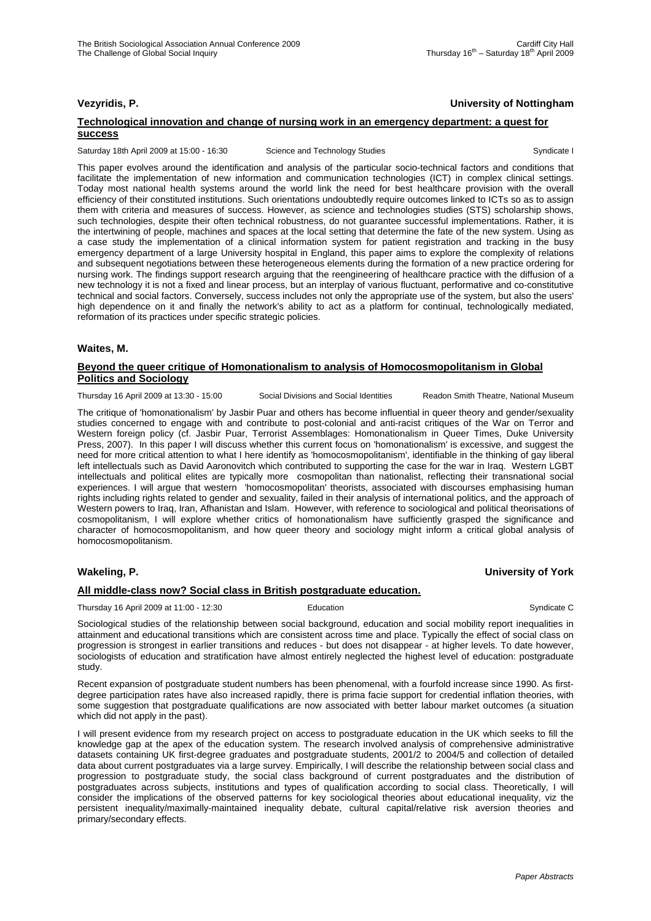**Vezyridis, P.** **University of Nottingham**

**Technological innovation and change of nursing work in an emergency department: a quest for success**

Saturday 18th April 2009 at 15:00 - 16:30 Science and Technology Studies Syndicate I

This paper evolves around the identification and analysis of the particular socio-technical factors and conditions that facilitate the implementation of new information and communication technologies (ICT) in complex clinical settings. Today most national health systems around the world link the need for best healthcare provision with the overall efficiency of their constituted institutions. Such orientations undoubtedly require outcomes linked to ICTs so as to assign them with criteria and measures of success. However, as science and technologies studies (STS) scholarship shows, such technologies, despite their often technical robustness, do not guarantee successful implementations. Rather, it is the intertwining of people, machines and spaces at the local setting that determine the fate of the new system. Using as a case study the implementation of a clinical information system for patient registration and tracking in the busy emergency department of a large University hospital in England, this paper aims to explore the complexity of relations and subsequent negotiations between these heterogeneous elements during the formation of a new practice ordering for nursing work. The findings support research arguing that the reengineering of healthcare practice with the diffusion of a new technology it is not a fixed and linear process, but an interplay of various fluctuant, performative and co-constitutive technical and social factors. Conversely, success includes not only the appropriate use of the system, but also the users' high dependence on it and finally the network's ability to act as a platform for continual, technologically mediated, reformation of its practices under specific strategic policies.

**Waites, M.**

**Beyond the queer critique of Homonationalism to analysis of Homocosmopolitanism in Global Politics and Sociology**

Thursday 16 April 2009 at 13:30 - 15:00 Social Divisions and Social Identities Readon Smith Theatre, National Museum

The critique of 'homonationalism' by Jasbir Puar and others has become influential in queer theory and gender/sexuality studies concerned to engage with and contribute to post-colonial and anti-racist critiques of the War on Terror and Western foreign policy (cf. Jasbir Puar, Terrorist Assemblages: Homonationalism in Queer Times, Duke University Press, 2007). In this paper I will discuss whether this current focus on 'homonationalism' is excessive, and suggest the need for more critical attention to what I here identify as 'homocosmopolitanism', identifiable in the thinking of gay liberal left intellectuals such as David Aaronovitch which contributed to supporting the case for the war in Iraq. Western LGBT intellectuals and political elites are typically more cosmopolitan than nationalist, reflecting their transnational social experiences. I will argue that western 'homocosmopolitan' theorists, associated with discourses emphasising human rights including rights related to gender and sexuality, failed in their analysis of international politics, and the approach of Western powers to Iraq, Iran, Afhanistan and Islam. However, with reference to sociological and political theorisations of cosmopolitanism, I will explore whether critics of homonationalism have sufficiently grasped the significance and character of homocosmopolitanism, and how queer theory and sociology might inform a critical global analysis of homocosmopolitanism.

**Wakeling, P.** **University of York**

**All middle-class now? Social class in British postgraduate education.**

Thursday 16 April 2009 at 11:00 - 12:30 Education Syndicate C

Sociological studies of the relationship between social background, education and social mobility report inequalities in attainment and educational transitions which are consistent across time and place. Typically the effect of social class on progression is strongest in earlier transitions and reduces - but does not disappear - at higher levels. To date however, sociologists of education and stratification have almost entirely neglected the highest level of education: postgraduate study.

Recent expansion of postgraduate student numbers has been phenomenal, with a fourfold increase since 1990. As first-degree participation rates have also increased rapidly, there is prima facie support for credential inflation theories, with some suggestion that postgraduate qualifications are now associated with better labour market outcomes (a situation which did not apply in the past).

I will present evidence from my research project on access to postgraduate education in the UK which seeks to fill the knowledge gap at the apex of the education system. The research involved analysis of comprehensive administrative datasets containing UK first-degree graduates and postgraduate students, 2001/2 to 2004/5 and collection of detailed data about current postgraduates via a large survey. Empirically, I will describe the relationship between social class and progression to postgraduate study, the social class background of current postgraduates and the distribution of postgraduates across subjects, institutions and types of qualification according to social class. Theoretically, I will consider the implications of the observed patterns for key sociological theories about educational inequality, viz the persistent inequality/maximally-maintained inequality debate, cultural capital/relative risk aversion theories and primary/secondary effects.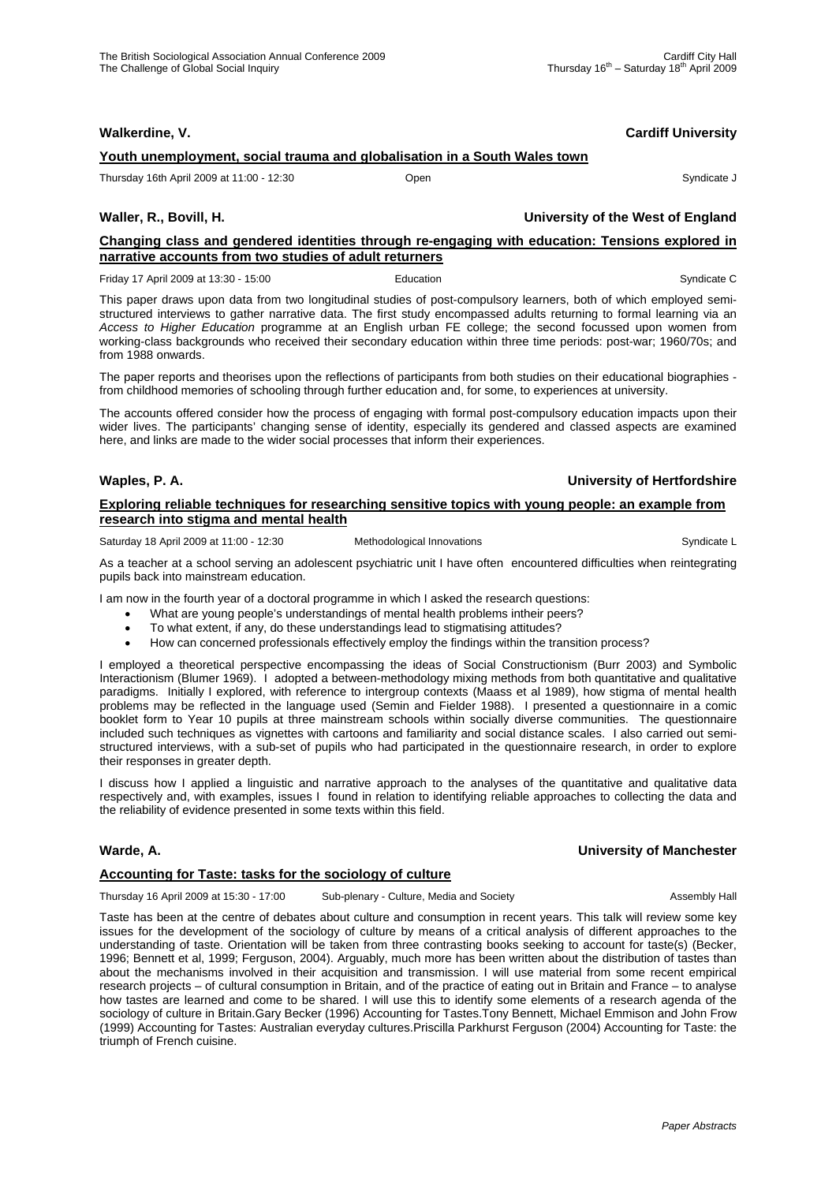**Walkerdine, V.** **Cardiff University**

**Youth unemployment, social trauma and globalisation in a South Wales town**

Thursday 16th April 2009 at 11:00 - 12:30 Open Syndicate J

**Waller, R., Bovill, H.** **University of the West of England**

**Changing class and gendered identities through re-engaging with education: Tensions explored in narrative accounts from two studies of adult returners**

Friday 17 April 2009 at 13:30 - 15:00 Education Syndicate C

This paper draws upon data from two longitudinal studies of post-compulsory learners, both of which employed semi-structured interviews to gather narrative data. The first study encompassed adults returning to formal learning via an *Access to Higher Education* programme at an English urban FE college; the second focussed upon women from working-class backgrounds who received their secondary education within three time periods: post-war; 1960/70s; and from 1988 onwards.

The paper reports and theorises upon the reflections of participants from both studies on their educational biographies - from childhood memories of schooling through further education and, for some, to experiences at university.

The accounts offered consider how the process of engaging with formal post-compulsory education impacts upon their wider lives. The participants' changing sense of identity, especially its gendered and classed aspects are examined here, and links are made to the wider social processes that inform their experiences.

**Waples, P. A.** **University of Hertfordshire**

**Exploring reliable techniques for researching sensitive topics with young people: an example from research into stigma and mental health**

Saturday 18 April 2009 at 11:00 - 12:30 Methodological Innovations Syndicate L

As a teacher at a school serving an adolescent psychiatric unit I have often encountered difficulties when reintegrating pupils back into mainstream education.

I am now in the fourth year of a doctoral programme in which I asked the research questions:

- What are young people's understandings of mental health problems intheir peers?
- To what extent, if any, do these understandings lead to stigmatising attitudes?
- How can concerned professionals effectively employ the findings within the transition process?

I employed a theoretical perspective encompassing the ideas of Social Constructionism (Burr 2003) and Symbolic Interactionism (Blumer 1969). I adopted a between-methodology mixing methods from both quantitative and qualitative paradigms. Initially I explored, with reference to intergroup contexts (Maass et al 1989), how stigma of mental health problems may be reflected in the language used (Semin and Fielder 1988). I presented a questionnaire in a comic booklet form to Year 10 pupils at three mainstream schools within socially diverse communities. The questionnaire included such techniques as vignettes with cartoons and familiarity and social distance scales. I also carried out semi-structured interviews, with a sub-set of pupils who had participated in the questionnaire research, in order to explore their responses in greater depth.

I discuss how I applied a linguistic and narrative approach to the analyses of the quantitative and qualitative data respectively and, with examples, issues I found in relation to identifying reliable approaches to collecting the data and the reliability of evidence presented in some texts within this field.

**Warde, A.** **University of Manchester**

**Accounting for Taste: tasks for the sociology of culture**

Thursday 16 April 2009 at 15:30 - 17:00 Sub-plenary - Culture, Media and Society Assembly Hall

Taste has been at the centre of debates about culture and consumption in recent years. This talk will review some key issues for the development of the sociology of culture by means of a critical analysis of different approaches to the understanding of taste. Orientation will be taken from three contrasting books seeking to account for taste(s) (Becker, 1996; Bennett et al, 1999; Ferguson, 2004). Arguably, much more has been written about the distribution of tastes than about the mechanisms involved in their acquisition and transmission. I will use material from some recent empirical research projects – of cultural consumption in Britain, and of the practice of eating out in Britain and France – to analyse how tastes are learned and come to be shared. I will use this to identify some elements of a research agenda of the sociology of culture in Britain.Gary Becker (1996) Accounting for Tastes.Tony Bennett, Michael Emmison and John Frow (1999) Accounting for Tastes: Australian everyday cultures.Priscilla Parkhurst Ferguson (2004) Accounting for Taste: the triumph of French cuisine.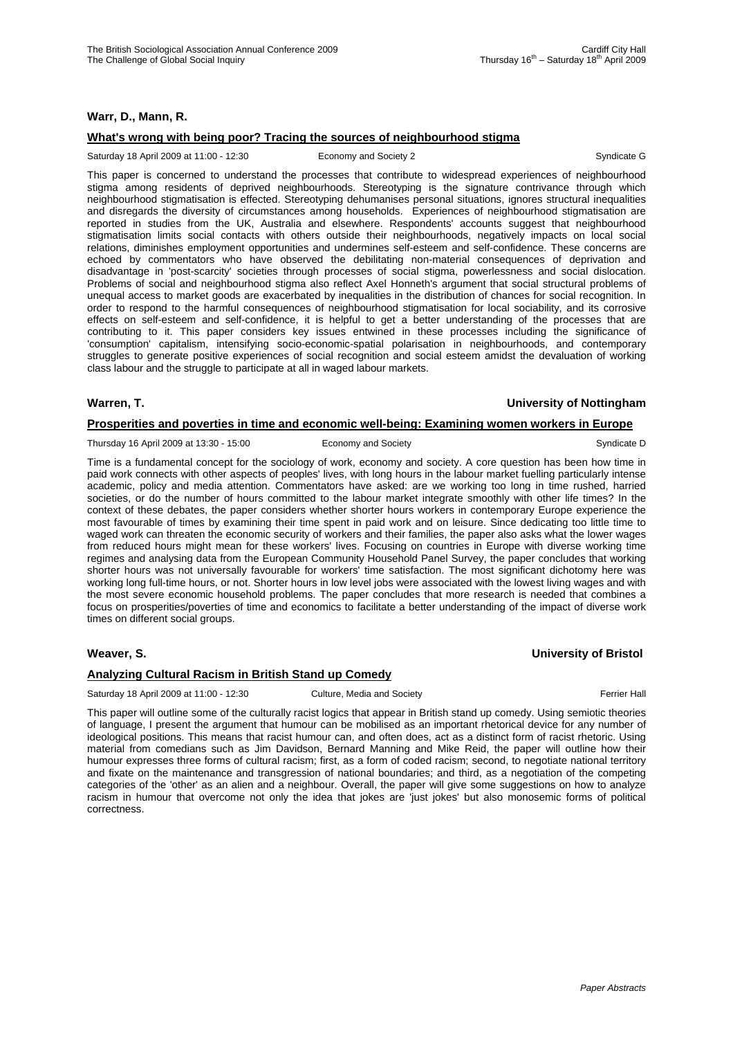**Warr, D., Mann, R.**

**What's wrong with being poor? Tracing the sources of neighbourhood stigma**

Saturday 18 April 2009 at 11:00 - 12:30 Economy and Society 2 Syndicate G

This paper is concerned to understand the processes that contribute to widespread experiences of neighbourhood stigma among residents of deprived neighbourhoods. Stereotyping is the signature contrivance through which neighbourhood stigmatisation is effected. Stereotyping dehumanises personal situations, ignores structural inequalities and disregards the diversity of circumstances among households. Experiences of neighbourhood stigmatisation are reported in studies from the UK, Australia and elsewhere. Respondents' accounts suggest that neighbourhood stigmatisation limits social contacts with others outside their neighbourhoods, negatively impacts on local social relations, diminishes employment opportunities and undermines self-esteem and self-confidence. These concerns are echoed by commentators who have observed the debilitating non-material consequences of deprivation and disadvantage in 'post-scarcity' societies through processes of social stigma, powerlessness and social dislocation. Problems of social and neighbourhood stigma also reflect Axel Honneth's argument that social structural problems of unequal access to market goods are exacerbated by inequalities in the distribution of chances for social recognition. In order to respond to the harmful consequences of neighbourhood stigmatisation for local sociability, and its corrosive effects on self-esteem and self-confidence, it is helpful to get a better understanding of the processes that are contributing to it. This paper considers key issues entwined in these processes including the significance of 'consumption' capitalism, intensifying socio-economic-spatial polarisation in neighbourhoods, and contemporary struggles to generate positive experiences of social recognition and social esteem amidst the devaluation of working class labour and the struggle to participate at all in waged labour markets.

**Warren, T.** **University of Nottingham**

**Prosperities and poverties in time and economic well-being: Examining women workers in Europe**

Thursday 16 April 2009 at 13:30 - 15:00 Economy and Society Syndicate D

Time is a fundamental concept for the sociology of work, economy and society. A core question has been how time in paid work connects with other aspects of peoples' lives, with long hours in the labour market fuelling particularly intense academic, policy and media attention. Commentators have asked: are we working too long in time rushed, harried societies, or do the number of hours committed to the labour market integrate smoothly with other life times? In the context of these debates, the paper considers whether shorter hours workers in contemporary Europe experience the most favourable of times by examining their time spent in paid work and on leisure. Since dedicating too little time to waged work can threaten the economic security of workers and their families, the paper also asks what the lower wages from reduced hours might mean for these workers' lives. Focusing on countries in Europe with diverse working time regimes and analysing data from the European Community Household Panel Survey, the paper concludes that working shorter hours was not universally favourable for workers' time satisfaction. The most significant dichotomy here was working long full-time hours, or not. Shorter hours in low level jobs were associated with the lowest living wages and with the most severe economic household problems. The paper concludes that more research is needed that combines a focus on prosperities/poverties of time and economics to facilitate a better understanding of the impact of diverse work times on different social groups.

**Weaver, S.** **University of Bristol**

**Analyzing Cultural Racism in British Stand up Comedy**

Saturday 18 April 2009 at 11:00 - 12:30 Culture, Media and Society Ferrier Hall

This paper will outline some of the culturally racist logics that appear in British stand up comedy. Using semiotic theories of language, I present the argument that humour can be mobilised as an important rhetorical device for any number of ideological positions. This means that racist humour can, and often does, act as a distinct form of racist rhetoric. Using material from comedians such as Jim Davidson, Bernard Manning and Mike Reid, the paper will outline how their humour expresses three forms of cultural racism; first, as a form of coded racism; second, to negotiate national territory and fixate on the maintenance and transgression of national boundaries; and third, as a negotiation of the competing categories of the 'other' as an alien and a neighbour. Overall, the paper will give some suggestions on how to analyze racism in humour that overcome not only the idea that jokes are 'just jokes' but also monosemic forms of political correctness.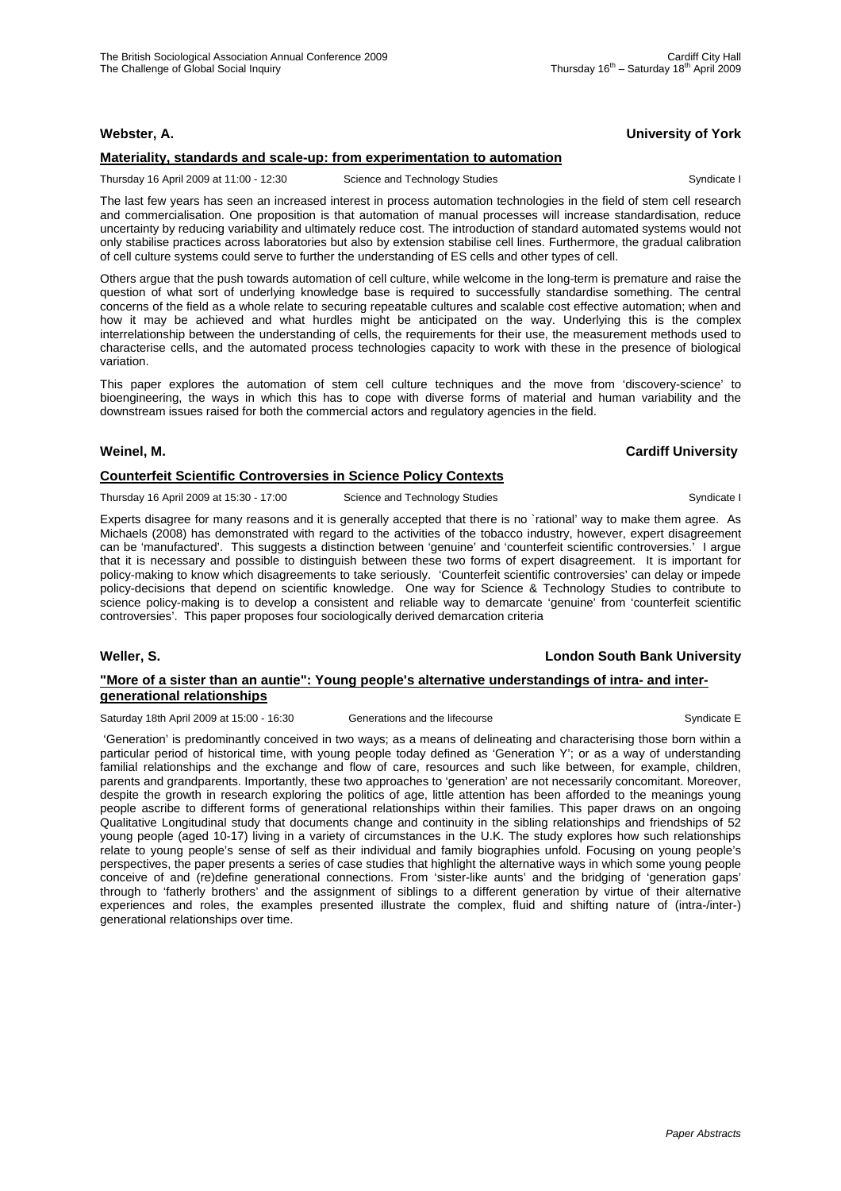**Webster, A.** **University of York**

**Materiality, standards and scale-up: from experimentation to automation**

Thursday 16 April 2009 at 11:00 - 12:30 Science and Technology Studies Syndicate I

The last few years has seen an increased interest in process automation technologies in the field of stem cell research and commercialisation. One proposition is that automation of manual processes will increase standardisation, reduce uncertainty by reducing variability and ultimately reduce cost. The introduction of standard automated systems would not only stabilise practices across laboratories but also by extension stabilise cell lines. Furthermore, the gradual calibration of cell culture systems could serve to further the understanding of ES cells and other types of cell.

Others argue that the push towards automation of cell culture, while welcome in the long-term is premature and raise the question of what sort of underlying knowledge base is required to successfully standardise something. The central concerns of the field as a whole relate to securing repeatable cultures and scalable cost effective automation; when and how it may be achieved and what hurdles might be anticipated on the way. Underlying this is the complex interrelationship between the understanding of cells, the requirements for their use, the measurement methods used to characterise cells, and the automated process technologies capacity to work with these in the presence of biological variation.

This paper explores the automation of stem cell culture techniques and the move from 'discovery-science' to bioengineering, the ways in which this has to cope with diverse forms of material and human variability and the downstream issues raised for both the commercial actors and regulatory agencies in the field.

**Weinel, M.** **Cardiff University**

**Counterfeit Scientific Controversies in Science Policy Contexts**

Thursday 16 April 2009 at 15:30 - 17:00 Science and Technology Studies Syndicate I

Experts disagree for many reasons and it is generally accepted that there is no `rational' way to make them agree. As Michaels (2008) has demonstrated with regard to the activities of the tobacco industry, however, expert disagreement can be 'manufactured'. This suggests a distinction between 'genuine' and 'counterfeit scientific controversies.' I argue that it is necessary and possible to distinguish between these two forms of expert disagreement. It is important for policy-making to know which disagreements to take seriously. 'Counterfeit scientific controversies' can delay or impede policy-decisions that depend on scientific knowledge. One way for Science & Technology Studies to contribute to science policy-making is to develop a consistent and reliable way to demarcate 'genuine' from 'counterfeit scientific controversies'. This paper proposes four sociologically derived demarcation criteria

**Weller, S.** **London South Bank University**

**"More of a sister than an auntie": Young people's alternative understandings of intra- and inter-generational relationships**

Saturday 18th April 2009 at 15:00 - 16:30 Generations and the lifecourse Syndicate E

'Generation' is predominantly conceived in two ways; as a means of delineating and characterising those born within a particular period of historical time, with young people today defined as 'Generation Y'; or as a way of understanding familial relationships and the exchange and flow of care, resources and such like between, for example, children, parents and grandparents. Importantly, these two approaches to 'generation' are not necessarily concomitant. Moreover, despite the growth in research exploring the politics of age, little attention has been afforded to the meanings young people ascribe to different forms of generational relationships within their families. This paper draws on an ongoing Qualitative Longitudinal study that documents change and continuity in the sibling relationships and friendships of 52 young people (aged 10-17) living in a variety of circumstances in the U.K. The study explores how such relationships relate to young people's sense of self as their individual and family biographies unfold. Focusing on young people's perspectives, the paper presents a series of case studies that highlight the alternative ways in which some young people conceive of and (re)define generational connections. From 'sister-like aunts' and the bridging of 'generation gaps' through to 'fatherly brothers' and the assignment of siblings to a different generation by virtue of their alternative experiences and roles, the examples presented illustrate the complex, fluid and shifting nature of (intra-/inter-) generational relationships over time.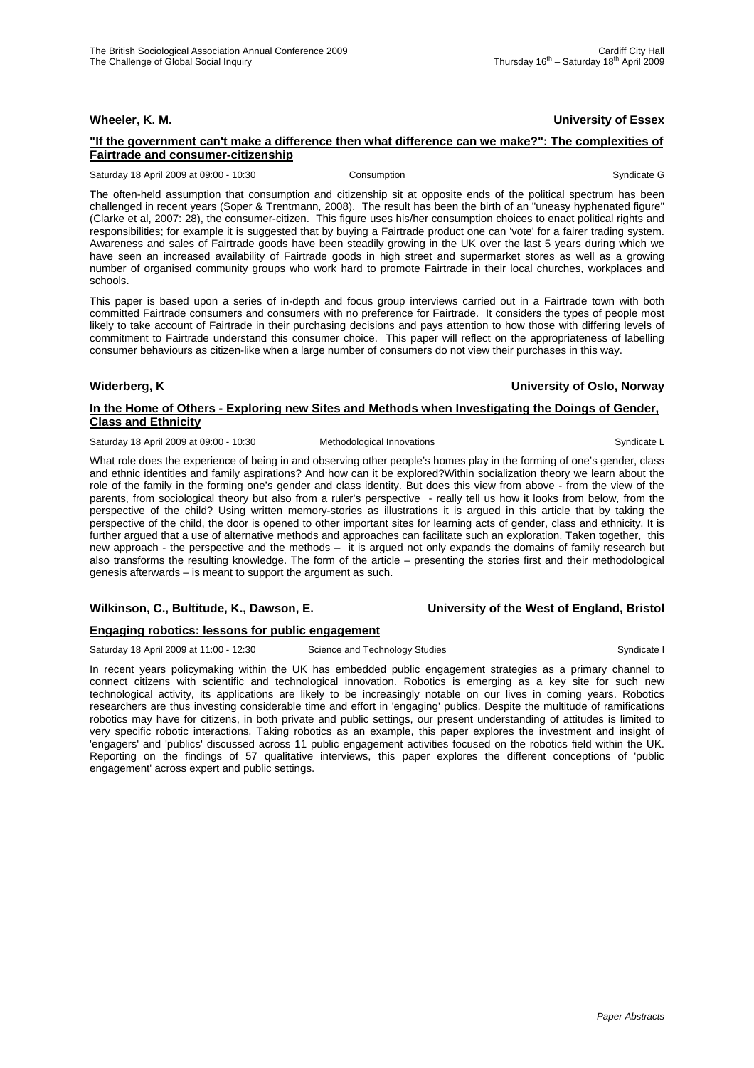**Wheeler, K. M.** **University of Essex**

### "If the government can't make a difference then what difference can we make?": The complexities of Fairtrade and consumer-citizenship

Saturday 18 April 2009 at 09:00 - 10:30 Consumption Syndicate G

The often-held assumption that consumption and citizenship sit at opposite ends of the political spectrum has been challenged in recent years (Soper & Trentmann, 2008). The result has been the birth of an "uneasy hyphenated figure" (Clarke et al, 2007: 28), the consumer-citizen. This figure uses his/her consumption choices to enact political rights and responsibilities; for example it is suggested that by buying a Fairtrade product one can 'vote' for a fairer trading system. Awareness and sales of Fairtrade goods have been steadily growing in the UK over the last 5 years during which we have seen an increased availability of Fairtrade goods in high street and supermarket stores as well as a growing number of organised community groups who work hard to promote Fairtrade in their local churches, workplaces and schools.

This paper is based upon a series of in-depth and focus group interviews carried out in a Fairtrade town with both committed Fairtrade consumers and consumers with no preference for Fairtrade. It considers the types of people most likely to take account of Fairtrade in their purchasing decisions and pays attention to how those with differing levels of commitment to Fairtrade understand this consumer choice. This paper will reflect on the appropriateness of labelling consumer behaviours as citizen-like when a large number of consumers do not view their purchases in this way.

**Widerberg, K** **University of Oslo, Norway**

### In the Home of Others - Exploring new Sites and Methods when Investigating the Doings of Gender, Class and Ethnicity

Saturday 18 April 2009 at 09:00 - 10:30 Methodological Innovations Syndicate L

What role does the experience of being in and observing other people's homes play in the forming of one's gender, class and ethnic identities and family aspirations? And how can it be explored?Within socialization theory we learn about the role of the family in the forming one's gender and class identity. But does this view from above - from the view of the parents, from sociological theory but also from a ruler's perspective - really tell us how it looks from below, from the perspective of the child? Using written memory-stories as illustrations it is argued in this article that by taking the perspective of the child, the door is opened to other important sites for learning acts of gender, class and ethnicity. It is further argued that a use of alternative methods and approaches can facilitate such an exploration. Taken together, this new approach - the perspective and the methods – it is argued not only expands the domains of family research but also transforms the resulting knowledge. The form of the article – presenting the stories first and their methodological genesis afterwards – is meant to support the argument as such.

**Wilkinson, C., Bultitude, K., Dawson, E.** **University of the West of England, Bristol**

### Engaging robotics: lessons for public engagement

Saturday 18 April 2009 at 11:00 - 12:30 Science and Technology Studies Syndicate I

In recent years policymaking within the UK has embedded public engagement strategies as a primary channel to connect citizens with scientific and technological innovation. Robotics is emerging as a key site for such new technological activity, its applications are likely to be increasingly notable on our lives in coming years. Robotics researchers are thus investing considerable time and effort in 'engaging' publics. Despite the multitude of ramifications robotics may have for citizens, in both private and public settings, our present understanding of attitudes is limited to very specific robotic interactions. Taking robotics as an example, this paper explores the investment and insight of 'engagers' and 'publics' discussed across 11 public engagement activities focused on the robotics field within the UK. Reporting on the findings of 57 qualitative interviews, this paper explores the different conceptions of 'public engagement' across expert and public settings.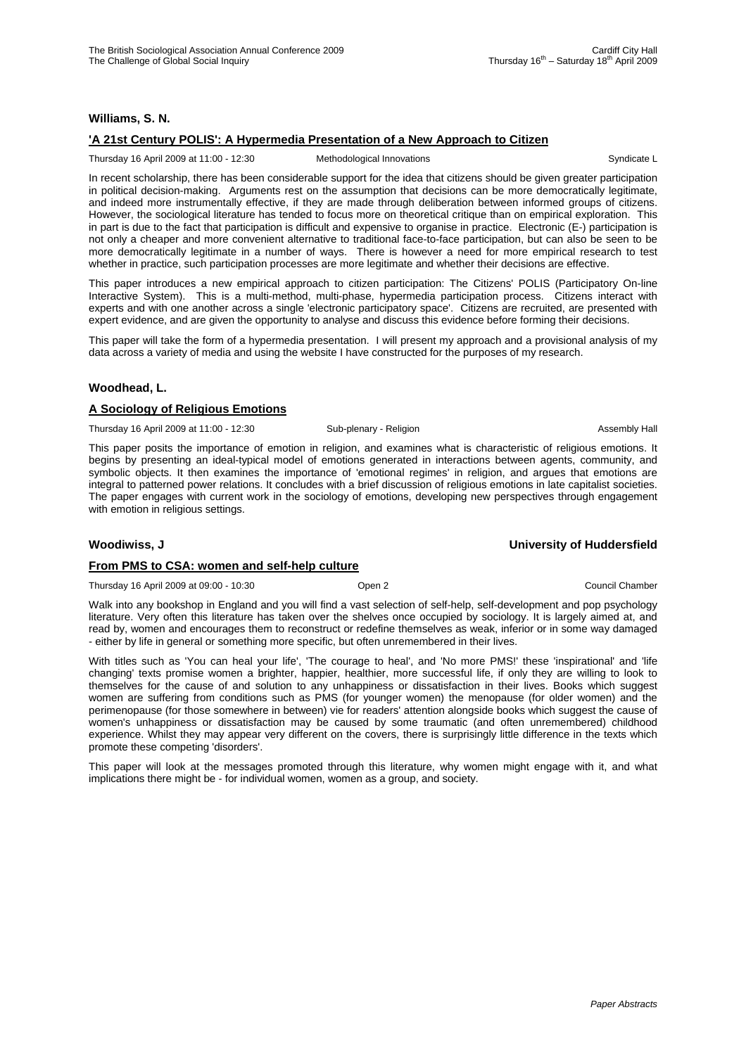**Williams, S. N.**

**'A 21st Century POLIS': A Hypermedia Presentation of a New Approach to Citizen**

Thursday 16 April 2009 at 11:00 - 12:30 | Methodological Innovations | Syndicate L

In recent scholarship, there has been considerable support for the idea that citizens should be given greater participation in political decision-making. Arguments rest on the assumption that decisions can be more democratically legitimate, and indeed more instrumentally effective, if they are made through deliberation between informed groups of citizens. However, the sociological literature has tended to focus more on theoretical critique than on empirical exploration. This in part is due to the fact that participation is difficult and expensive to organise in practice. Electronic (E-) participation is not only a cheaper and more convenient alternative to traditional face-to-face participation, but can also be seen to be more democratically legitimate in a number of ways. There is however a need for more empirical research to test whether in practice, such participation processes are more legitimate and whether their decisions are effective.

This paper introduces a new empirical approach to citizen participation: The Citizens' POLIS (Participatory On-line Interactive System). This is a multi-method, multi-phase, hypermedia participation process. Citizens interact with experts and with one another across a single 'electronic participatory space'. Citizens are recruited, are presented with expert evidence, and are given the opportunity to analyse and discuss this evidence before forming their decisions.

This paper will take the form of a hypermedia presentation. I will present my approach and a provisional analysis of my data across a variety of media and using the website I have constructed for the purposes of my research.

**Woodhead, L.**

**A Sociology of Religious Emotions**

Thursday 16 April 2009 at 11:00 - 12:30 | Sub-plenary - Religion | Assembly Hall

This paper posits the importance of emotion in religion, and examines what is characteristic of religious emotions. It begins by presenting an ideal-typical model of emotions generated in interactions between agents, community, and symbolic objects. It then examines the importance of 'emotional regimes' in religion, and argues that emotions are integral to patterned power relations. It concludes with a brief discussion of religious emotions in late capitalist societies. The paper engages with current work in the sociology of emotions, developing new perspectives through engagement with emotion in religious settings.

**Woodiwiss, J** | **University of Huddersfield**

**From PMS to CSA: women and self-help culture**

Thursday 16 April 2009 at 09:00 - 10:30 | Open 2 | Council Chamber

Walk into any bookshop in England and you will find a vast selection of self-help, self-development and pop psychology literature. Very often this literature has taken over the shelves once occupied by sociology. It is largely aimed at, and read by, women and encourages them to reconstruct or redefine themselves as weak, inferior or in some way damaged - either by life in general or something more specific, but often unremembered in their lives.

With titles such as 'You can heal your life', 'The courage to heal', and 'No more PMS!' these 'inspirational' and 'life changing' texts promise women a brighter, happier, healthier, more successful life, if only they are willing to look to themselves for the cause of and solution to any unhappiness or dissatisfaction in their lives. Books which suggest women are suffering from conditions such as PMS (for younger women) the menopause (for older women) and the perimenopause (for those somewhere in between) vie for readers' attention alongside books which suggest the cause of women's unhappiness or dissatisfaction may be caused by some traumatic (and often unremembered) childhood experience. Whilst they may appear very different on the covers, there is surprisingly little difference in the texts which promote these competing 'disorders'.

This paper will look at the messages promoted through this literature, why women might engage with it, and what implications there might be - for individual women, women as a group, and society.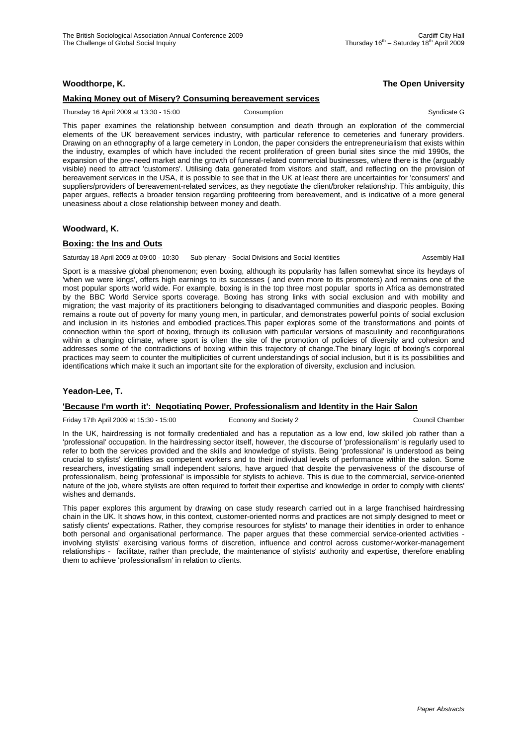**Woodthorpe, K.** **The Open University**

**Making Money out of Misery? Consuming bereavement services**

Thursday 16 April 2009 at 13:30 - 15:00 Consumption Syndicate G

This paper examines the relationship between consumption and death through an exploration of the commercial elements of the UK bereavement services industry, with particular reference to cemeteries and funerary providers. Drawing on an ethnography of a large cemetery in London, the paper considers the entrepreneurialism that exists within the industry, examples of which have included the recent proliferation of green burial sites since the mid 1990s, the expansion of the pre-need market and the growth of funeral-related commercial businesses, where there is the (arguably visible) need to attract 'customers'. Utilising data generated from visitors and staff, and reflecting on the provision of bereavement services in the USA, it is possible to see that in the UK at least there are uncertainties for 'consumers' and suppliers/providers of bereavement-related services, as they negotiate the client/broker relationship. This ambiguity, this paper argues, reflects a broader tension regarding profiteering from bereavement, and is indicative of a more general uneasiness about a close relationship between money and death.

**Woodward, K.**

**Boxing: the Ins and Outs**

Saturday 18 April 2009 at 09:00 - 10:30 Sub-plenary - Social Divisions and Social Identities Assembly Hall

Sport is a massive global phenomenon; even boxing, although its popularity has fallen somewhat since its heydays of 'when we were kings', offers high earnings to its successes ( and even more to its promoters) and remains one of the most popular sports world wide. For example, boxing is in the top three most popular sports in Africa as demonstrated by the BBC World Service sports coverage. Boxing has strong links with social exclusion and with mobility and migration; the vast majority of its practitioners belonging to disadvantaged communities and diasporic peoples. Boxing remains a route out of poverty for many young men, in particular, and demonstrates powerful points of social exclusion and inclusion in its histories and embodied practices.This paper explores some of the transformations and points of connection within the sport of boxing, through its collusion with particular versions of masculinity and reconfigurations within a changing climate, where sport is often the site of the promotion of policies of diversity and cohesion and addresses some of the contradictions of boxing within this trajectory of change.The binary logic of boxing's corporeal practices may seem to counter the multiplicities of current understandings of social inclusion, but it is its possibilities and identifications which make it such an important site for the exploration of diversity, exclusion and inclusion.

**Yeadon-Lee, T.**

**'Because I'm worth it': Negotiating Power, Professionalism and Identity in the Hair Salon**

Friday 17th April 2009 at 15:30 - 15:00 Economy and Society 2 Council Chamber

In the UK, hairdressing is not formally credentialed and has a reputation as a low end, low skilled job rather than a 'professional' occupation. In the hairdressing sector itself, however, the discourse of 'professionalism' is regularly used to refer to both the services provided and the skills and knowledge of stylists. Being 'professional' is understood as being crucial to stylists' identities as competent workers and to their individual levels of performance within the salon. Some researchers, investigating small independent salons, have argued that despite the pervasiveness of the discourse of professionalism, being 'professional' is impossible for stylists to achieve. This is due to the commercial, service-oriented nature of the job, where stylists are often required to forfeit their expertise and knowledge in order to comply with clients' wishes and demands.

This paper explores this argument by drawing on case study research carried out in a large franchised hairdressing chain in the UK. It shows how, in this context, customer-oriented norms and practices are not simply designed to meet or satisfy clients' expectations. Rather, they comprise resources for stylists' to manage their identities in order to enhance both personal and organisational performance. The paper argues that these commercial service-oriented activities - involving stylists' exercising various forms of discretion, influence and control across customer-worker-management relationships - facilitate, rather than preclude, the maintenance of stylists' authority and expertise, therefore enabling them to achieve 'professionalism' in relation to clients.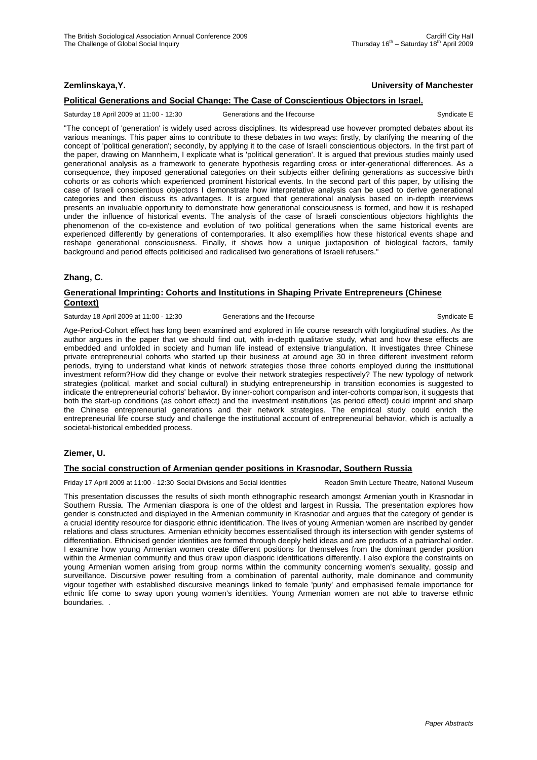**Zemlinskaya,Y.** **University of Manchester**

**Political Generations and Social Change: The Case of Conscientious Objectors in Israel.**

Saturday 18 April 2009 at 11:00 - 12:30 Generations and the lifecourse Syndicate E

"The concept of 'generation' is widely used across disciplines. Its widespread use however prompted debates about its various meanings. This paper aims to contribute to these debates in two ways: firstly, by clarifying the meaning of the concept of 'political generation'; secondly, by applying it to the case of Israeli conscientious objectors. In the first part of the paper, drawing on Mannheim, I explicate what is 'political generation'. It is argued that previous studies mainly used generational analysis as a framework to generate hypothesis regarding cross or inter-generational differences. As a consequence, they imposed generational categories on their subjects either defining generations as successive birth cohorts or as cohorts which experienced prominent historical events. In the second part of this paper, by utilising the case of Israeli conscientious objectors I demonstrate how interpretative analysis can be used to derive generational categories and then discuss its advantages. It is argued that generational analysis based on in-depth interviews presents an invaluable opportunity to demonstrate how generational consciousness is formed, and how it is reshaped under the influence of historical events. The analysis of the case of Israeli conscientious objectors highlights the phenomenon of the co-existence and evolution of two political generations when the same historical events are experienced differently by generations of contemporaries. It also exemplifies how these historical events shape and reshape generational consciousness. Finally, it shows how a unique juxtaposition of biological factors, family background and period effects politicised and radicalised two generations of Israeli refusers."

**Zhang, C.**

**Generational Imprinting: Cohorts and Institutions in Shaping Private Entrepreneurs (Chinese Context)**

Saturday 18 April 2009 at 11:00 - 12:30 Generations and the lifecourse Syndicate E

Age-Period-Cohort effect has long been examined and explored in life course research with longitudinal studies. As the author argues in the paper that we should find out, with in-depth qualitative study, what and how these effects are embedded and unfolded in society and human life instead of extensive triangulation. It investigates three Chinese private entrepreneurial cohorts who started up their business at around age 30 in three different investment reform periods, trying to understand what kinds of network strategies those three cohorts employed during the institutional investment reform?How did they change or evolve their network strategies respectively? The new typology of network strategies (political, market and social cultural) in studying entrepreneurship in transition economies is suggested to indicate the entrepreneurial cohorts' behavior. By inner-cohort comparison and inter-cohorts comparison, it suggests that both the start-up conditions (as cohort effect) and the investment institutions (as period effect) could imprint and sharp the Chinese entrepreneurial generations and their network strategies. The empirical study could enrich the entrepreneurial life course study and challenge the institutional account of entrepreneurial behavior, which is actually a societal-historical embedded process.

**Ziemer, U.**

**The social construction of Armenian gender positions in Krasnodar, Southern Russia**

Friday 17 April 2009 at 11:00 - 12:30 Social Divisions and Social Identities Readon Smith Lecture Theatre, National Museum

This presentation discusses the results of sixth month ethnographic research amongst Armenian youth in Krasnodar in Southern Russia. The Armenian diaspora is one of the oldest and largest in Russia. The presentation explores how gender is constructed and displayed in the Armenian community in Krasnodar and argues that the category of gender is a crucial identity resource for diasporic ethnic identification. The lives of young Armenian women are inscribed by gender relations and class structures. Armenian ethnicity becomes essentialised through its intersection with gender systems of differentiation. Ethnicised gender identities are formed through deeply held ideas and are products of a patriarchal order. I examine how young Armenian women create different positions for themselves from the dominant gender position within the Armenian community and thus draw upon diasporic identifications differently. I also explore the constraints on young Armenian women arising from group norms within the community concerning women's sexuality, gossip and surveillance. Discursive power resulting from a combination of parental authority, male dominance and community vigour together with established discursive meanings linked to female 'purity' and emphasised female importance for ethnic life come to sway upon young women's identities. Young Armenian women are not able to traverse ethnic boundaries. .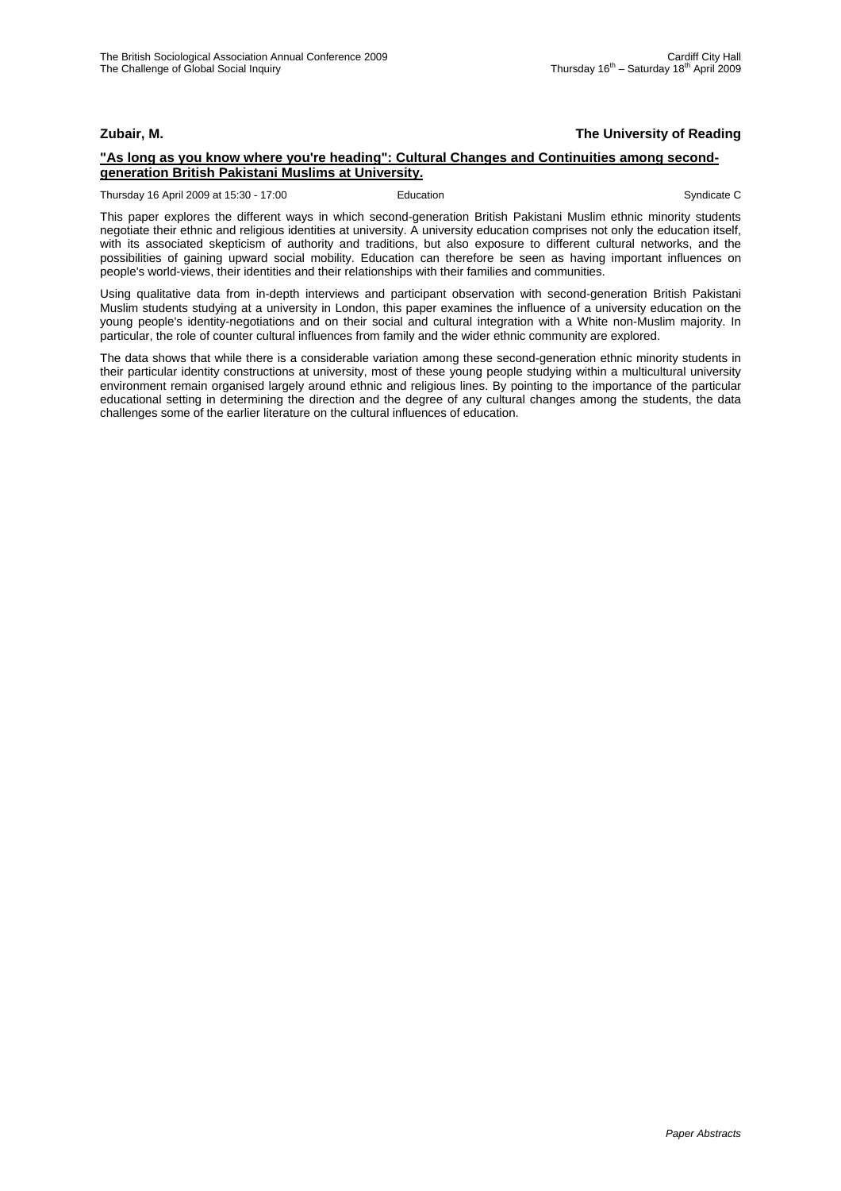**Zubair, M.** **The University of Reading**

**"As long as you know where you're heading": Cultural Changes and Continuities among second-generation British Pakistani Muslims at University.**

Thursday 16 April 2009 at 15:30 - 17:00 Education Syndicate C

This paper explores the different ways in which second-generation British Pakistani Muslim ethnic minority students negotiate their ethnic and religious identities at university. A university education comprises not only the education itself, with its associated skepticism of authority and traditions, but also exposure to different cultural networks, and the possibilities of gaining upward social mobility. Education can therefore be seen as having important influences on people's world-views, their identities and their relationships with their families and communities.

Using qualitative data from in-depth interviews and participant observation with second-generation British Pakistani Muslim students studying at a university in London, this paper examines the influence of a university education on the young people's identity-negotiations and on their social and cultural integration with a White non-Muslim majority. In particular, the role of counter cultural influences from family and the wider ethnic community are explored.

The data shows that while there is a considerable variation among these second-generation ethnic minority students in their particular identity constructions at university, most of these young people studying within a multicultural university environment remain organised largely around ethnic and religious lines. By pointing to the importance of the particular educational setting in determining the direction and the degree of any cultural changes among the students, the data challenges some of the earlier literature on the cultural influences of education.